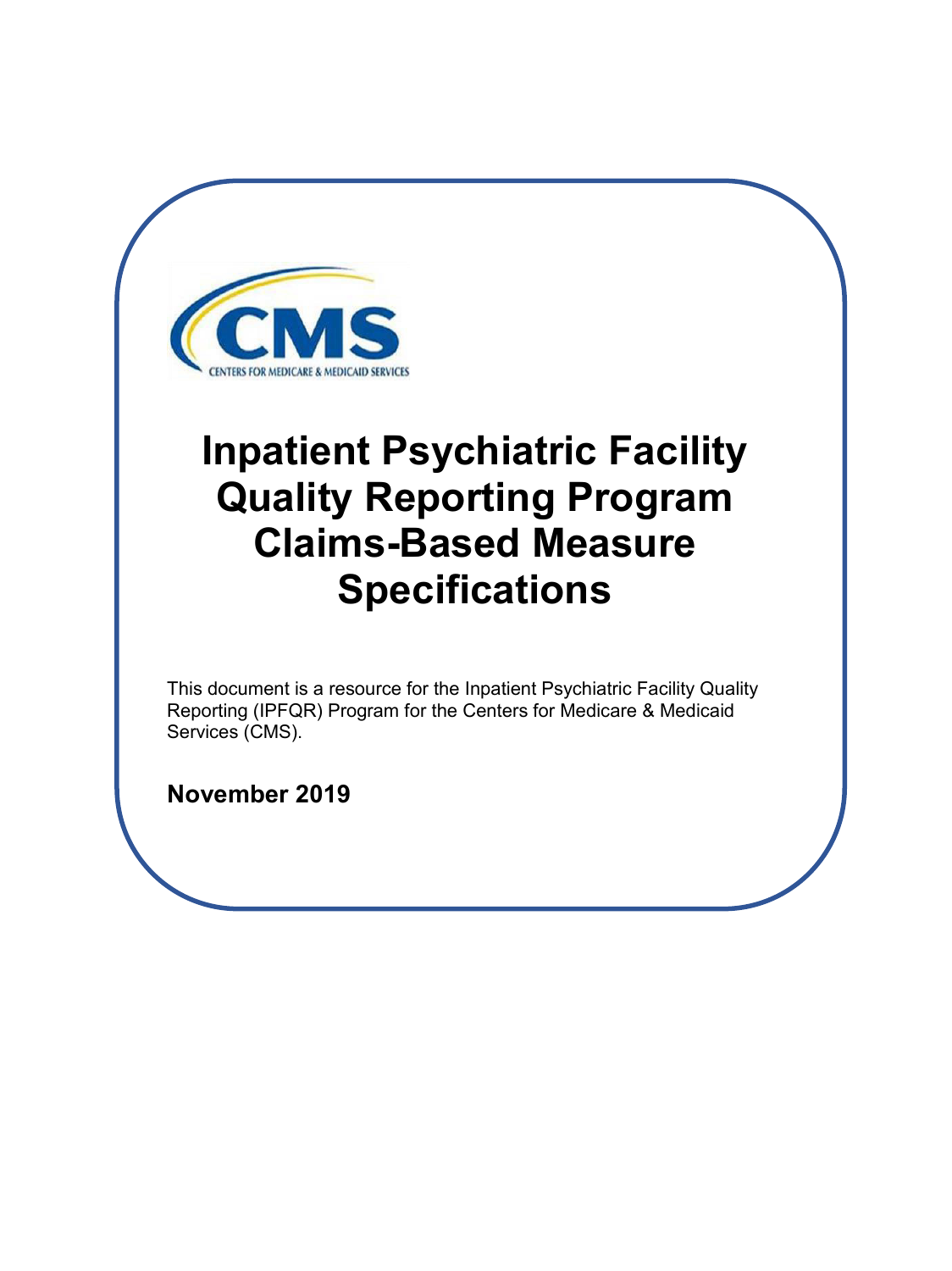CMS

CENTERS FOR MEDICARE & MEDICAID SERVICES

# Inpatient Psychiatric Facility Quality Reporting Program Claims-Based Measure Specifications

This document is a resource for the Inpatient Psychiatric Facility Quality Reporting (IPFQR) Program for the Centers for Medicare & Medicaid Services (CMS).

**November 2019**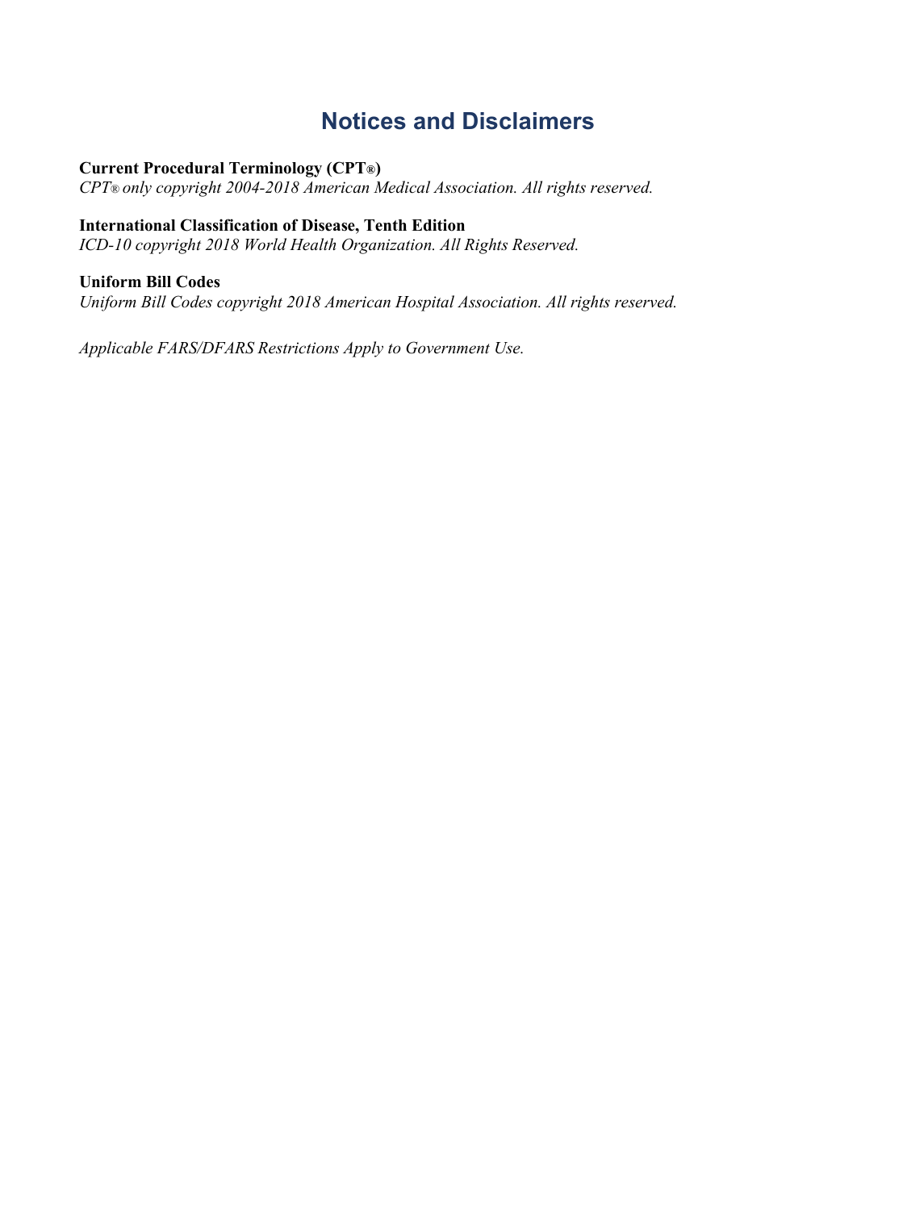# Notices and Disclaimers

**Current Procedural Terminology (CPT®)**
*CPT® only copyright 2004-2018 American Medical Association. All rights reserved.*

**International Classification of Disease, Tenth Edition**
*ICD-10 copyright 2018 World Health Organization. All Rights Reserved.*

**Uniform Bill Codes**
*Uniform Bill Codes copyright 2018 American Hospital Association. All rights reserved.*

*Applicable FARS/DFARS Restrictions Apply to Government Use.*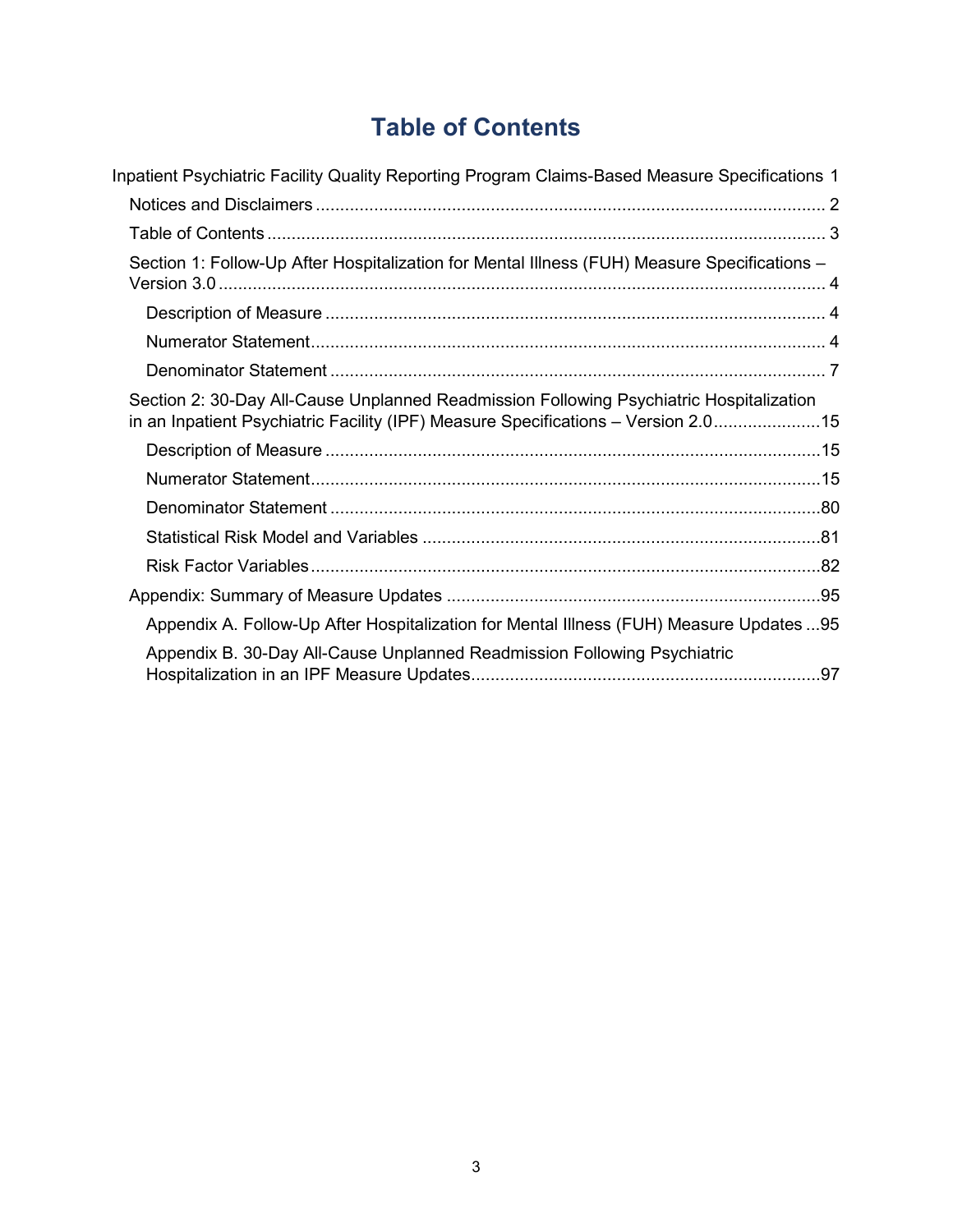# Table of Contents

Inpatient Psychiatric Facility Quality Reporting Program Claims-Based Measure Specifications 1

- Notices and Disclaimers ........ 2
- Table of Contents ........ 3
- Section 1: Follow-Up After Hospitalization for Mental Illness (FUH) Measure Specifications – Version 3.0 ........ 4
  - Description of Measure ........ 4
  - Numerator Statement ........ 4
  - Denominator Statement ........ 7
- Section 2: 30-Day All-Cause Unplanned Readmission Following Psychiatric Hospitalization in an Inpatient Psychiatric Facility (IPF) Measure Specifications – Version 2.0 ........ 15
  - Description of Measure ........ 15
  - Numerator Statement ........ 15
  - Denominator Statement ........ 80
  - Statistical Risk Model and Variables ........ 81
  - Risk Factor Variables ........ 82
- Appendix: Summary of Measure Updates ........ 95
  - Appendix A. Follow-Up After Hospitalization for Mental Illness (FUH) Measure Updates ... 95
  - Appendix B. 30-Day All-Cause Unplanned Readmission Following Psychiatric Hospitalization in an IPF Measure Updates ........ 97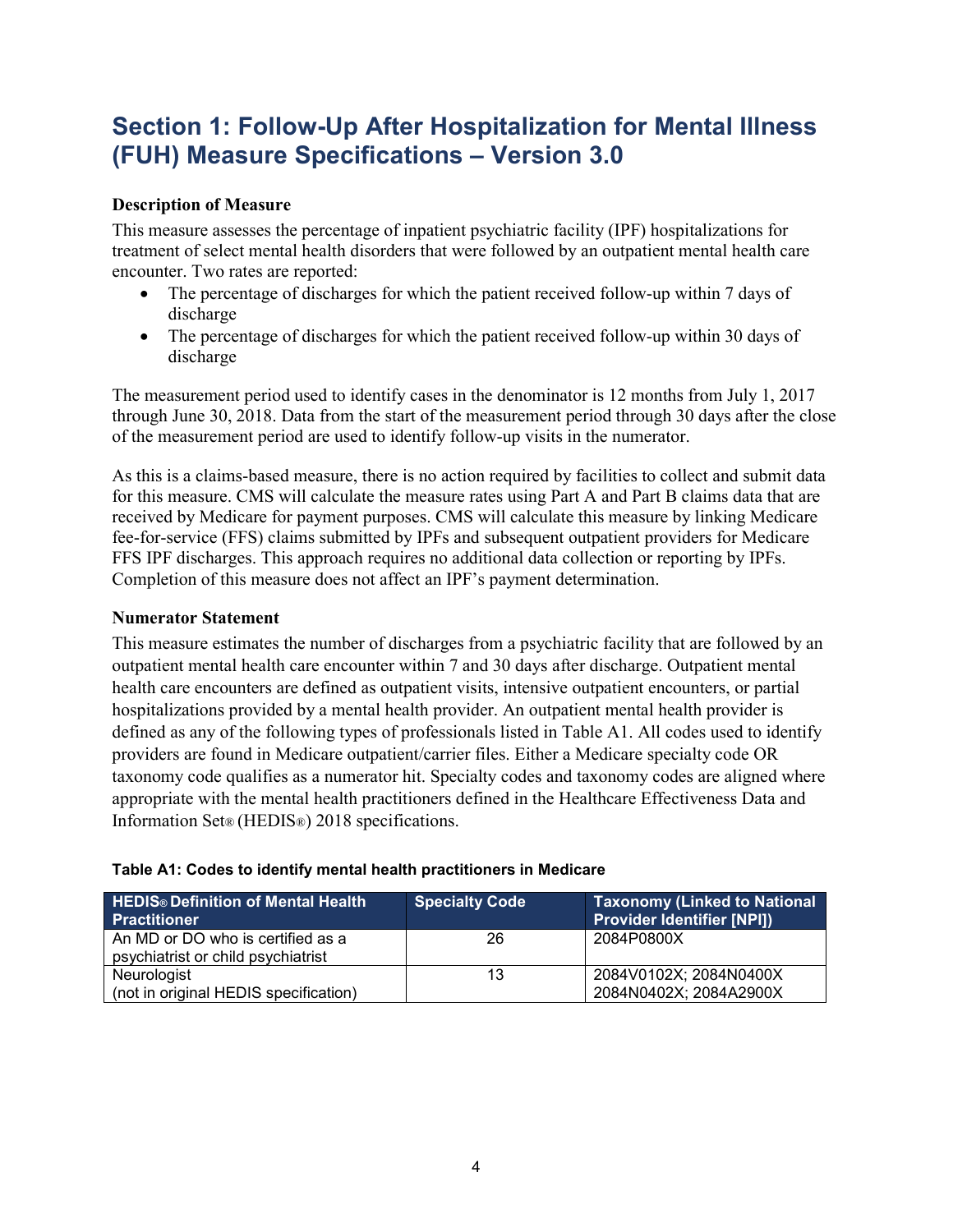# Section 1: Follow-Up After Hospitalization for Mental Illness (FUH) Measure Specifications – Version 3.0

**Description of Measure**

This measure assesses the percentage of inpatient psychiatric facility (IPF) hospitalizations for treatment of select mental health disorders that were followed by an outpatient mental health care encounter. Two rates are reported:

- The percentage of discharges for which the patient received follow-up within 7 days of discharge
- The percentage of discharges for which the patient received follow-up within 30 days of discharge

The measurement period used to identify cases in the denominator is 12 months from July 1, 2017 through June 30, 2018. Data from the start of the measurement period through 30 days after the close of the measurement period are used to identify follow-up visits in the numerator.

As this is a claims-based measure, there is no action required by facilities to collect and submit data for this measure. CMS will calculate the measure rates using Part A and Part B claims data that are received by Medicare for payment purposes. CMS will calculate this measure by linking Medicare fee-for-service (FFS) claims submitted by IPFs and subsequent outpatient providers for Medicare FFS IPF discharges. This approach requires no additional data collection or reporting by IPFs. Completion of this measure does not affect an IPF's payment determination.

**Numerator Statement**

This measure estimates the number of discharges from a psychiatric facility that are followed by an outpatient mental health care encounter within 7 and 30 days after discharge. Outpatient mental health care encounters are defined as outpatient visits, intensive outpatient encounters, or partial hospitalizations provided by a mental health provider. An outpatient mental health provider is defined as any of the following types of professionals listed in Table A1. All codes used to identify providers are found in Medicare outpatient/carrier files. Either a Medicare specialty code OR taxonomy code qualifies as a numerator hit. Specialty codes and taxonomy codes are aligned where appropriate with the mental health practitioners defined in the Healthcare Effectiveness Data and Information Set® (HEDIS®) 2018 specifications.

**Table A1: Codes to identify mental health practitioners in Medicare**

| HEDIS® Definition of Mental Health Practitioner | Specialty Code | Taxonomy (Linked to National Provider Identifier [NPI]) |
|---|---|---|
| An MD or DO who is certified as a psychiatrist or child psychiatrist | 26 | 2084P0800X |
| Neurologist (not in original HEDIS specification) | 13 | 2084V0102X; 2084N0400X 2084N0402X; 2084A2900X |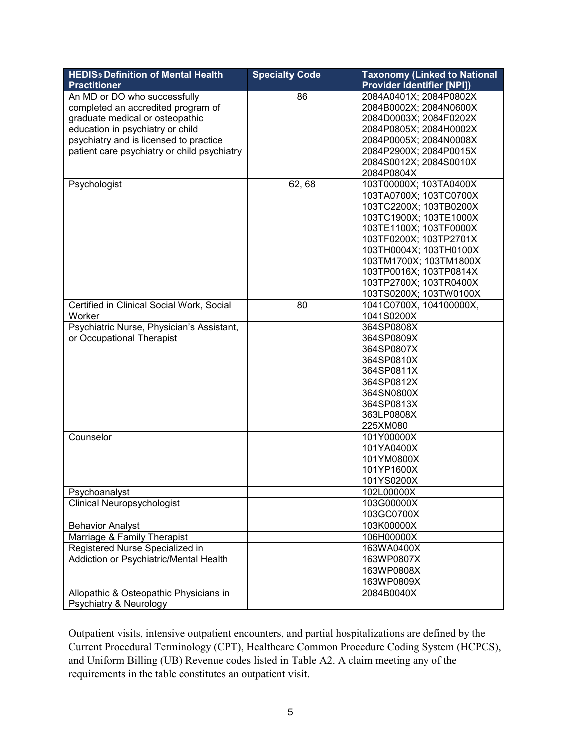| HEDIS® Definition of Mental Health Practitioner | Specialty Code | Taxonomy (Linked to National Provider Identifier [NPI]) |
|---|---|---|
| An MD or DO who successfully completed an accredited program of graduate medical or osteopathic education in psychiatry or child psychiatry and is licensed to practice patient care psychiatry or child psychiatry | 86 | 2084A0401X; 2084P0802X 2084B0002X; 2084N0600X 2084D0003X; 2084F0202X 2084P0805X; 2084H0002X 2084P0005X; 2084N0008X 2084P2900X; 2084P0015X 2084S0012X; 2084S0010X 2084P0804X |
| Psychologist | 62, 68 | 103T00000X; 103TA0400X 103TA0700X; 103TC0700X 103TC2200X; 103TB0200X 103TC1900X; 103TE1000X 103TE1100X; 103TF0000X 103TF0200X; 103TP2701X 103TH0004X; 103TH0100X 103TM1700X; 103TM1800X 103TP0016X; 103TP0814X 103TP2700X; 103TR0400X 103TS0200X; 103TW0100X |
| Certified in Clinical Social Work, Social Worker | 80 | 1041C0700X, 104100000X, 1041S0200X |
| Psychiatric Nurse, Physician's Assistant, or Occupational Therapist | | 364SP0808X 364SP0809X 364SP0807X 364SP0810X 364SP0811X 364SP0812X 364SN0800X 364SP0813X 363LP0808X 225XM080 |
| Counselor | | 101Y00000X 101YA0400X 101YM0800X 101YP1600X 101YS0200X |
| Psychoanalyst | | 102L00000X |
| Clinical Neuropsychologist | | 103G00000X 103GC0700X |
| Behavior Analyst | | 103K00000X |
| Marriage & Family Therapist | | 106H00000X |
| Registered Nurse Specialized in Addiction or Psychiatric/Mental Health | | 163WA0400X 163WP0807X 163WP0808X 163WP0809X |
| Allopathic & Osteopathic Physicians in Psychiatry & Neurology | | 2084B0040X |

Outpatient visits, intensive outpatient encounters, and partial hospitalizations are defined by the Current Procedural Terminology (CPT), Healthcare Common Procedure Coding System (HCPCS), and Uniform Billing (UB) Revenue codes listed in Table A2. A claim meeting any of the requirements in the table constitutes an outpatient visit.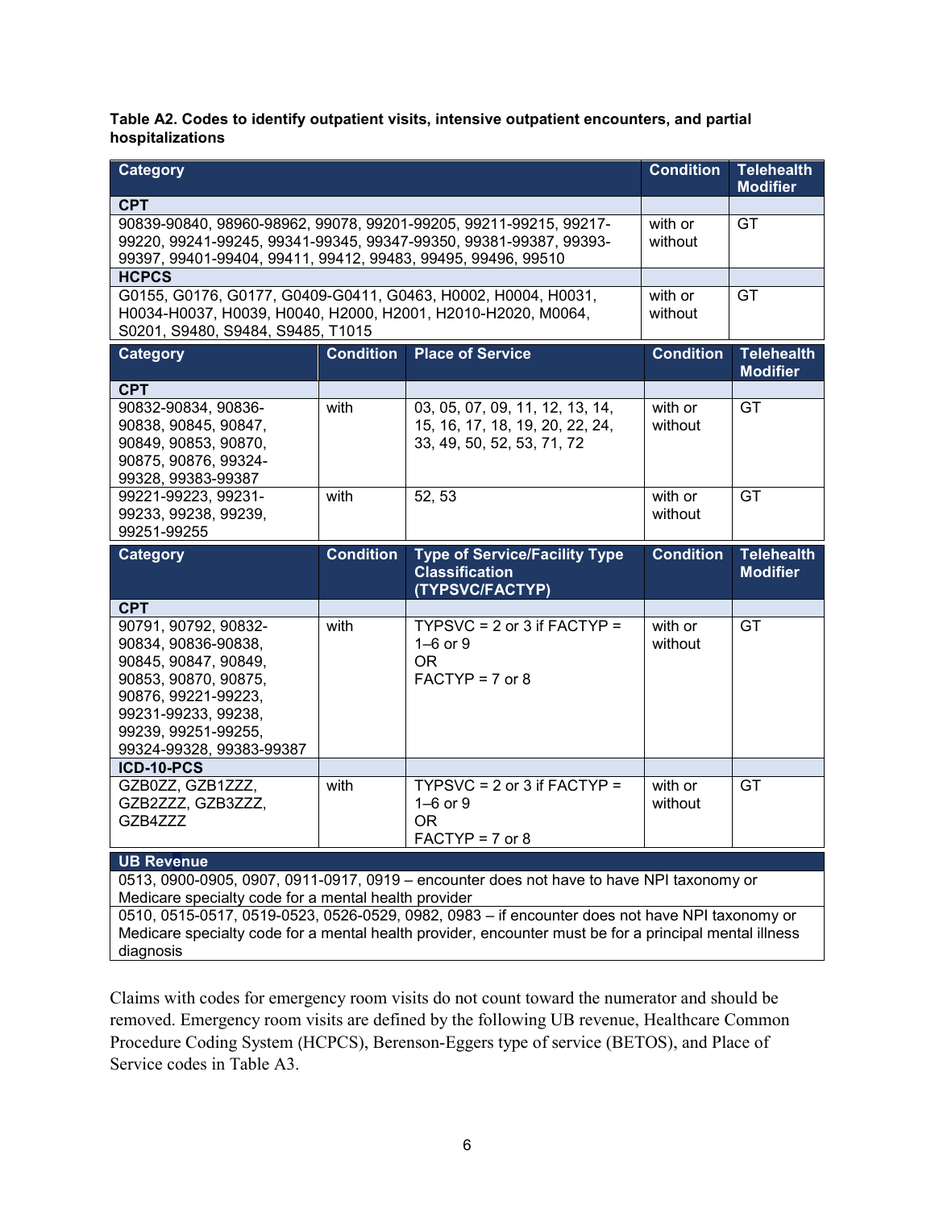**Table A2. Codes to identify outpatient visits, intensive outpatient encounters, and partial hospitalizations**

| Category | Condition | Telehealth Modifier |
|---|---|---|
| **CPT** | | |
| 90839-90840, 98960-98962, 99078, 99201-99205, 99211-99215, 99217-99220, 99241-99245, 99341-99345, 99347-99350, 99381-99387, 99393-99397, 99401-99404, 99411, 99412, 99483, 99495, 99496, 99510 | with or without | GT |
| **HCPCS** | | |
| G0155, G0176, G0177, G0409-G0411, G0463, H0002, H0004, H0031, H0034-H0037, H0039, H0040, H2000, H2001, H2010-H2020, M0064, S0201, S9480, S9484, S9485, T1015 | with or without | GT |

| Category | Condition | Place of Service | Condition | Telehealth Modifier |
|---|---|---|---|---|
| **CPT** | | | | |
| 90832-90834, 90836-90838, 90845, 90847, 90849, 90853, 90870, 90875, 90876, 99324-99328, 99383-99387 | with | 03, 05, 07, 09, 11, 12, 13, 14, 15, 16, 17, 18, 19, 20, 22, 24, 33, 49, 50, 52, 53, 71, 72 | with or without | GT |
| 99221-99223, 99231-99233, 99238, 99239, 99251-99255 | with | 52, 53 | with or without | GT |

| Category | Condition | Type of Service/Facility Type Classification (TYPSVC/FACTYP) | Condition | Telehealth Modifier |
|---|---|---|---|---|
| **CPT** | | | | |
| 90791, 90792, 90832-90834, 90836-90838, 90845, 90847, 90849, 90853, 90870, 90875, 90876, 99221-99223, 99231-99233, 99238, 99239, 99251-99255, 99324-99328, 99383-99387 | with | TYPSVC = 2 or 3 if FACTYP = 1–6 or 9 OR FACTYP = 7 or 8 | with or without | GT |
| **ICD-10-PCS** | | | | |
| GZB0ZZ, GZB1ZZZ, GZB2ZZZ, GZB3ZZZ, GZB4ZZZ | with | TYPSVC = 2 or 3 if FACTYP = 1–6 or 9 OR FACTYP = 7 or 8 | with or without | GT |

| UB Revenue |
|---|
| 0513, 0900-0905, 0907, 0911-0917, 0919 – encounter does not have to have NPI taxonomy or Medicare specialty code for a mental health provider |
| 0510, 0515-0517, 0519-0523, 0526-0529, 0982, 0983 – if encounter does not have NPI taxonomy or Medicare specialty code for a mental health provider, encounter must be for a principal mental illness diagnosis |

Claims with codes for emergency room visits do not count toward the numerator and should be removed. Emergency room visits are defined by the following UB revenue, Healthcare Common Procedure Coding System (HCPCS), Berenson-Eggers type of service (BETOS), and Place of Service codes in Table A3.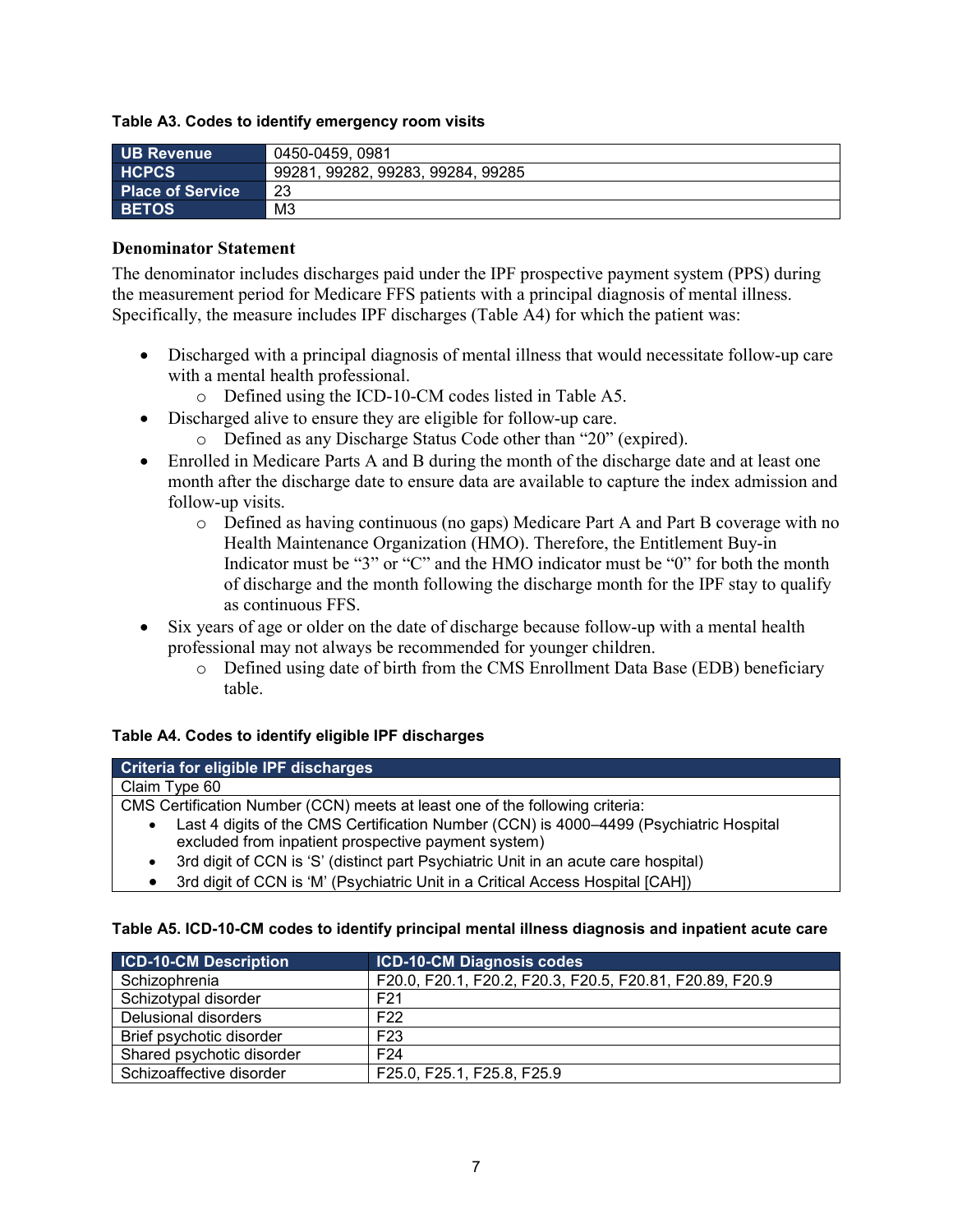**Table A3. Codes to identify emergency room visits**

| | |
|---|---|
| **UB Revenue** | 0450-0459, 0981 |
| **HCPCS** | 99281, 99282, 99283, 99284, 99285 |
| **Place of Service** | 23 |
| **BETOS** | M3 |

**Denominator Statement**

The denominator includes discharges paid under the IPF prospective payment system (PPS) during the measurement period for Medicare FFS patients with a principal diagnosis of mental illness. Specifically, the measure includes IPF discharges (Table A4) for which the patient was:

- Discharged with a principal diagnosis of mental illness that would necessitate follow-up care with a mental health professional.
  - Defined using the ICD-10-CM codes listed in Table A5.
- Discharged alive to ensure they are eligible for follow-up care.
  - Defined as any Discharge Status Code other than "20" (expired).
- Enrolled in Medicare Parts A and B during the month of the discharge date and at least one month after the discharge date to ensure data are available to capture the index admission and follow-up visits.
  - Defined as having continuous (no gaps) Medicare Part A and Part B coverage with no Health Maintenance Organization (HMO). Therefore, the Entitlement Buy-in Indicator must be "3" or "C" and the HMO indicator must be "0" for both the month of discharge and the month following the discharge month for the IPF stay to qualify as continuous FFS.
- Six years of age or older on the date of discharge because follow-up with a mental health professional may not always be recommended for younger children.
  - Defined using date of birth from the CMS Enrollment Data Base (EDB) beneficiary table.

**Table A4. Codes to identify eligible IPF discharges**

| Criteria for eligible IPF discharges |
|---|
| Claim Type 60 |
| CMS Certification Number (CCN) meets at least one of the following criteria: <br>• Last 4 digits of the CMS Certification Number (CCN) is 4000–4499 (Psychiatric Hospital excluded from inpatient prospective payment system) <br>• 3rd digit of CCN is 'S' (distinct part Psychiatric Unit in an acute care hospital) <br>• 3rd digit of CCN is 'M' (Psychiatric Unit in a Critical Access Hospital [CAH]) |

**Table A5. ICD-10-CM codes to identify principal mental illness diagnosis and inpatient acute care**

| ICD-10-CM Description | ICD-10-CM Diagnosis codes |
|---|---|
| Schizophrenia | F20.0, F20.1, F20.2, F20.3, F20.5, F20.81, F20.89, F20.9 |
| Schizotypal disorder | F21 |
| Delusional disorders | F22 |
| Brief psychotic disorder | F23 |
| Shared psychotic disorder | F24 |
| Schizoaffective disorder | F25.0, F25.1, F25.8, F25.9 |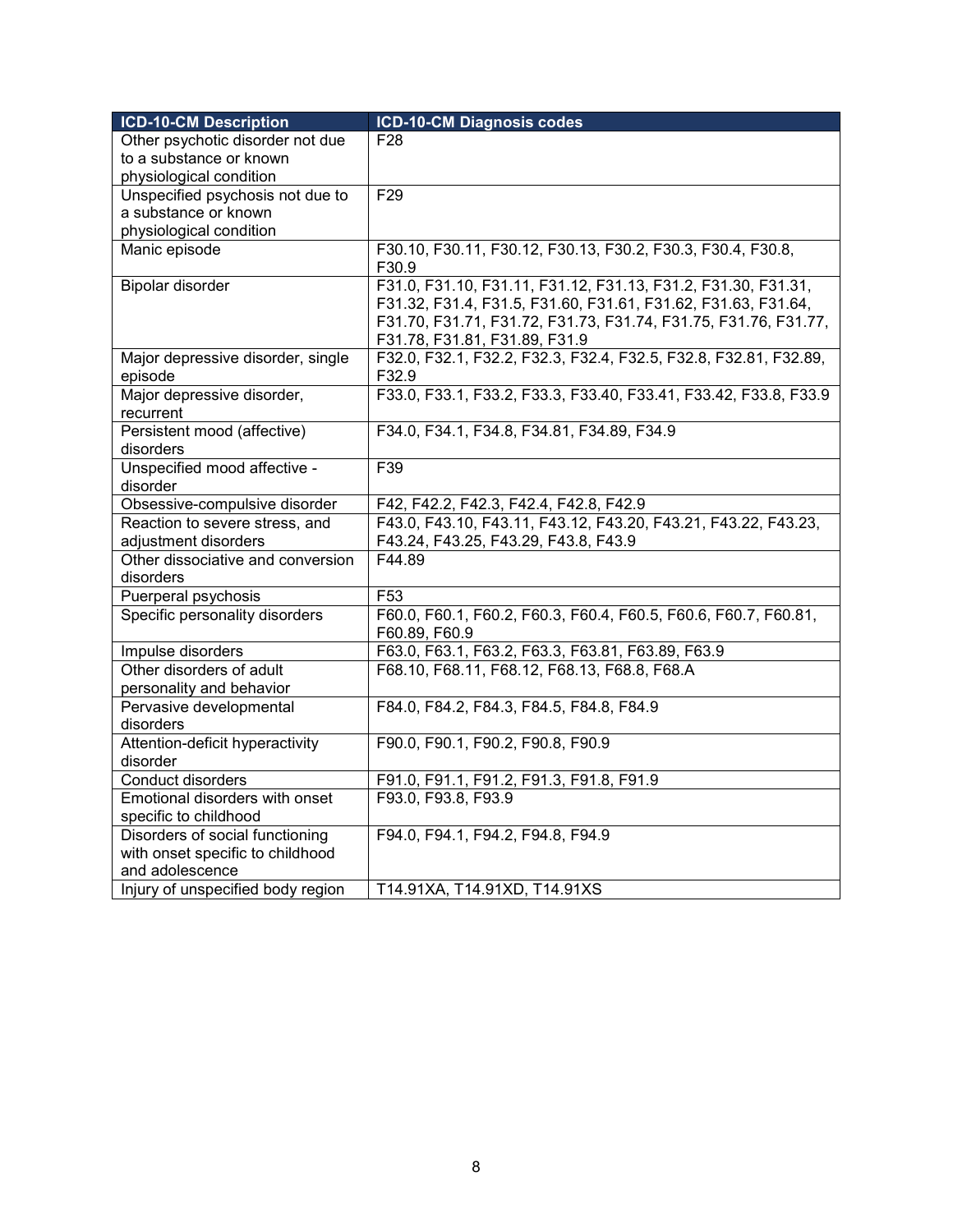| ICD-10-CM Description | ICD-10-CM Diagnosis codes |
|---|---|
| Other psychotic disorder not due to a substance or known physiological condition | F28 |
| Unspecified psychosis not due to a substance or known physiological condition | F29 |
| Manic episode | F30.10, F30.11, F30.12, F30.13, F30.2, F30.3, F30.4, F30.8, F30.9 |
| Bipolar disorder | F31.0, F31.10, F31.11, F31.12, F31.13, F31.2, F31.30, F31.31, F31.32, F31.4, F31.5, F31.60, F31.61, F31.62, F31.63, F31.64, F31.70, F31.71, F31.72, F31.73, F31.74, F31.75, F31.76, F31.77, F31.78, F31.81, F31.89, F31.9 |
| Major depressive disorder, single episode | F32.0, F32.1, F32.2, F32.3, F32.4, F32.5, F32.8, F32.81, F32.89, F32.9 |
| Major depressive disorder, recurrent | F33.0, F33.1, F33.2, F33.3, F33.40, F33.41, F33.42, F33.8, F33.9 |
| Persistent mood (affective) disorders | F34.0, F34.1, F34.8, F34.81, F34.89, F34.9 |
| Unspecified mood affective - disorder | F39 |
| Obsessive-compulsive disorder | F42, F42.2, F42.3, F42.4, F42.8, F42.9 |
| Reaction to severe stress, and adjustment disorders | F43.0, F43.10, F43.11, F43.12, F43.20, F43.21, F43.22, F43.23, F43.24, F43.25, F43.29, F43.8, F43.9 |
| Other dissociative and conversion disorders | F44.89 |
| Puerperal psychosis | F53 |
| Specific personality disorders | F60.0, F60.1, F60.2, F60.3, F60.4, F60.5, F60.6, F60.7, F60.81, F60.89, F60.9 |
| Impulse disorders | F63.0, F63.1, F63.2, F63.3, F63.81, F63.89, F63.9 |
| Other disorders of adult personality and behavior | F68.10, F68.11, F68.12, F68.13, F68.8, F68.A |
| Pervasive developmental disorders | F84.0, F84.2, F84.3, F84.5, F84.8, F84.9 |
| Attention-deficit hyperactivity disorder | F90.0, F90.1, F90.2, F90.8, F90.9 |
| Conduct disorders | F91.0, F91.1, F91.2, F91.3, F91.8, F91.9 |
| Emotional disorders with onset specific to childhood | F93.0, F93.8, F93.9 |
| Disorders of social functioning with onset specific to childhood and adolescence | F94.0, F94.1, F94.2, F94.8, F94.9 |
| Injury of unspecified body region | T14.91XA, T14.91XD, T14.91XS |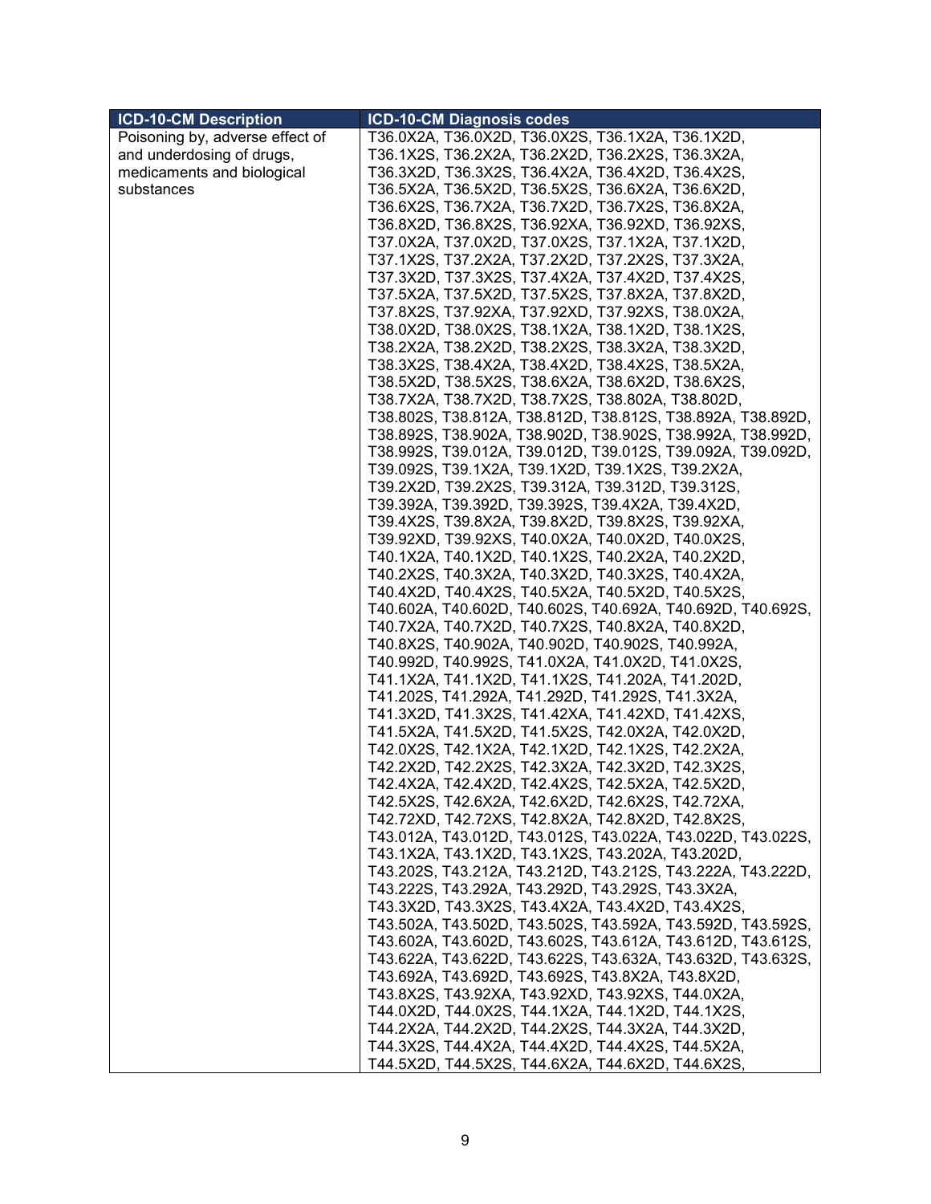| ICD-10-CM Description | ICD-10-CM Diagnosis codes |
|---|---|
| Poisoning by, adverse effect of and underdosing of drugs, medicaments and biological substances | T36.0X2A, T36.0X2D, T36.0X2S, T36.1X2A, T36.1X2D, T36.1X2S, T36.2X2A, T36.2X2D, T36.2X2S, T36.3X2A, T36.3X2D, T36.3X2S, T36.4X2A, T36.4X2D, T36.4X2S, T36.5X2A, T36.5X2D, T36.5X2S, T36.6X2A, T36.6X2D, T36.6X2S, T36.7X2A, T36.7X2D, T36.7X2S, T36.8X2A, T36.8X2D, T36.8X2S, T36.92XA, T36.92XD, T36.92XS, T37.0X2A, T37.0X2D, T37.0X2S, T37.1X2A, T37.1X2D, T37.1X2S, T37.2X2A, T37.2X2D, T37.2X2S, T37.3X2A, T37.3X2D, T37.3X2S, T37.4X2A, T37.4X2D, T37.4X2S, T37.5X2A, T37.5X2D, T37.5X2S, T37.8X2A, T37.8X2D, T37.8X2S, T37.92XA, T37.92XD, T37.92XS, T38.0X2A, T38.0X2D, T38.0X2S, T38.1X2A, T38.1X2D, T38.1X2S, T38.2X2A, T38.2X2D, T38.2X2S, T38.3X2A, T38.3X2D, T38.3X2S, T38.4X2A, T38.4X2D, T38.4X2S, T38.5X2A, T38.5X2D, T38.5X2S, T38.6X2A, T38.6X2D, T38.6X2S, T38.7X2A, T38.7X2D, T38.7X2S, T38.802A, T38.802D, T38.802S, T38.812A, T38.812D, T38.812S, T38.892A, T38.892D, T38.892S, T38.902A, T38.902D, T38.902S, T38.992A, T38.992D, T38.992S, T39.012A, T39.012D, T39.012S, T39.092A, T39.092D, T39.092S, T39.1X2A, T39.1X2D, T39.1X2S, T39.2X2A, T39.2X2D, T39.2X2S, T39.312A, T39.312D, T39.312S, T39.392A, T39.392D, T39.392S, T39.4X2A, T39.4X2D, T39.4X2S, T39.8X2A, T39.8X2D, T39.8X2S, T39.92XA, T39.92XD, T39.92XS, T40.0X2A, T40.0X2D, T40.0X2S, T40.1X2A, T40.1X2D, T40.1X2S, T40.2X2A, T40.2X2D, T40.2X2S, T40.3X2A, T40.3X2D, T40.3X2S, T40.4X2A, T40.4X2D, T40.4X2S, T40.5X2A, T40.5X2D, T40.5X2S, T40.602A, T40.602D, T40.602S, T40.692A, T40.692D, T40.692S, T40.7X2A, T40.7X2D, T40.7X2S, T40.8X2A, T40.8X2D, T40.8X2S, T40.902A, T40.902D, T40.902S, T40.992A, T40.992D, T40.992S, T41.0X2A, T41.0X2D, T41.0X2S, T41.1X2A, T41.1X2D, T41.1X2S, T41.202A, T41.202D, T41.202S, T41.292A, T41.292D, T41.292S, T41.3X2A, T41.3X2D, T41.3X2S, T41.42XA, T41.42XD, T41.42XS, T41.5X2A, T41.5X2D, T41.5X2S, T42.0X2A, T42.0X2D, T42.0X2S, T42.1X2A, T42.1X2D, T42.1X2S, T42.2X2A, T42.2X2D, T42.2X2S, T42.3X2A, T42.3X2D, T42.3X2S, T42.4X2A, T42.4X2D, T42.4X2S, T42.5X2A, T42.5X2D, T42.5X2S, T42.6X2A, T42.6X2D, T42.6X2S, T42.72XA, T42.72XD, T42.72XS, T42.8X2A, T42.8X2D, T42.8X2S, T43.012A, T43.012D, T43.012S, T43.022A, T43.022D, T43.022S, T43.1X2A, T43.1X2D, T43.1X2S, T43.202A, T43.202D, T43.202S, T43.212A, T43.212D, T43.212S, T43.222A, T43.222D, T43.222S, T43.292A, T43.292D, T43.292S, T43.3X2A, T43.3X2D, T43.3X2S, T43.4X2A, T43.4X2D, T43.4X2S, T43.502A, T43.502D, T43.502S, T43.592A, T43.592D, T43.592S, T43.602A, T43.602D, T43.602S, T43.612A, T43.612D, T43.612S, T43.622A, T43.622D, T43.622S, T43.632A, T43.632D, T43.632S, T43.692A, T43.692D, T43.692S, T43.8X2A, T43.8X2D, T43.8X2S, T43.92XA, T43.92XD, T43.92XS, T44.0X2A, T44.0X2D, T44.0X2S, T44.1X2A, T44.1X2D, T44.1X2S, T44.2X2A, T44.2X2D, T44.2X2S, T44.3X2A, T44.3X2D, T44.3X2S, T44.4X2A, T44.4X2D, T44.4X2S, T44.5X2A, T44.5X2D, T44.5X2S, T44.6X2A, T44.6X2D, T44.6X2S, |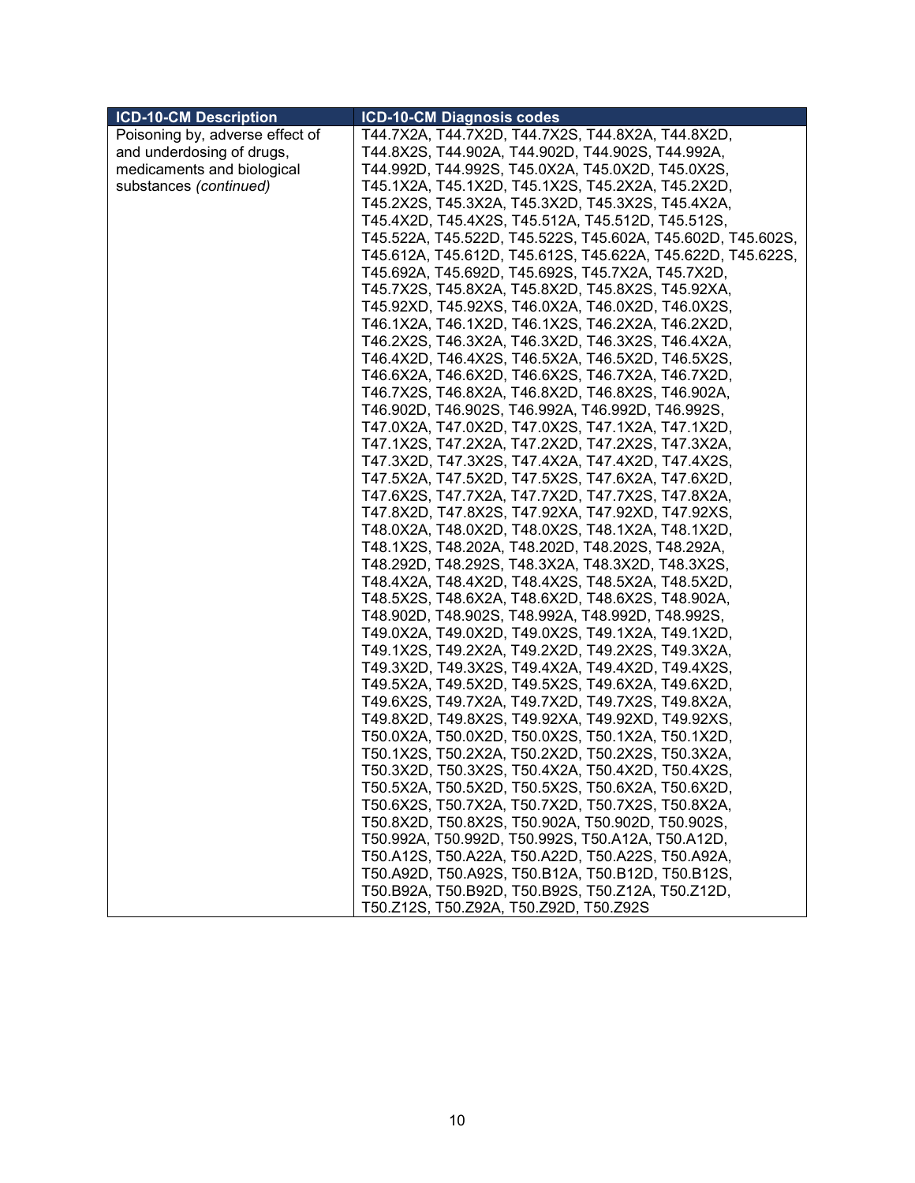| ICD-10-CM Description | ICD-10-CM Diagnosis codes |
|---|---|
| Poisoning by, adverse effect of and underdosing of drugs, medicaments and biological substances *(continued)* | T44.7X2A, T44.7X2D, T44.7X2S, T44.8X2A, T44.8X2D, T44.8X2S, T44.902A, T44.902D, T44.902S, T44.992A, T44.992D, T44.992S, T45.0X2A, T45.0X2D, T45.0X2S, T45.1X2A, T45.1X2D, T45.1X2S, T45.2X2A, T45.2X2D, T45.2X2S, T45.3X2A, T45.3X2D, T45.3X2S, T45.4X2A, T45.4X2D, T45.4X2S, T45.512A, T45.512D, T45.512S, T45.522A, T45.522D, T45.522S, T45.602A, T45.602D, T45.602S, T45.612A, T45.612D, T45.612S, T45.622A, T45.622D, T45.622S, T45.692A, T45.692D, T45.692S, T45.7X2A, T45.7X2D, T45.7X2S, T45.8X2A, T45.8X2D, T45.8X2S, T45.92XA, T45.92XD, T45.92XS, T46.0X2A, T46.0X2D, T46.0X2S, T46.1X2A, T46.1X2D, T46.1X2S, T46.2X2A, T46.2X2D, T46.2X2S, T46.3X2A, T46.3X2D, T46.3X2S, T46.4X2A, T46.4X2D, T46.4X2S, T46.5X2A, T46.5X2D, T46.5X2S, T46.6X2A, T46.6X2D, T46.6X2S, T46.7X2A, T46.7X2D, T46.7X2S, T46.8X2A, T46.8X2D, T46.8X2S, T46.902A, T46.902D, T46.902S, T46.992A, T46.992D, T46.992S, T47.0X2A, T47.0X2D, T47.0X2S, T47.1X2A, T47.1X2D, T47.1X2S, T47.2X2A, T47.2X2D, T47.2X2S, T47.3X2A, T47.3X2D, T47.3X2S, T47.4X2A, T47.4X2D, T47.4X2S, T47.5X2A, T47.5X2D, T47.5X2S, T47.6X2A, T47.6X2D, T47.6X2S, T47.7X2A, T47.7X2D, T47.7X2S, T47.8X2A, T47.8X2D, T47.8X2S, T47.92XA, T47.92XD, T47.92XS, T48.0X2A, T48.0X2D, T48.0X2S, T48.1X2A, T48.1X2D, T48.1X2S, T48.202A, T48.202D, T48.202S, T48.292A, T48.292D, T48.292S, T48.3X2A, T48.3X2D, T48.3X2S, T48.4X2A, T48.4X2D, T48.4X2S, T48.5X2A, T48.5X2D, T48.5X2S, T48.6X2A, T48.6X2D, T48.6X2S, T48.902A, T48.902D, T48.902S, T48.992A, T48.992D, T48.992S, T49.0X2A, T49.0X2D, T49.0X2S, T49.1X2A, T49.1X2D, T49.1X2S, T49.2X2A, T49.2X2D, T49.2X2S, T49.3X2A, T49.3X2D, T49.3X2S, T49.4X2A, T49.4X2D, T49.4X2S, T49.5X2A, T49.5X2D, T49.5X2S, T49.6X2A, T49.6X2D, T49.6X2S, T49.7X2A, T49.7X2D, T49.7X2S, T49.8X2A, T49.8X2D, T49.8X2S, T49.92XA, T49.92XD, T49.92XS, T50.0X2A, T50.0X2D, T50.0X2S, T50.1X2A, T50.1X2D, T50.1X2S, T50.2X2A, T50.2X2D, T50.2X2S, T50.3X2A, T50.3X2D, T50.3X2S, T50.4X2A, T50.4X2D, T50.4X2S, T50.5X2A, T50.5X2D, T50.5X2S, T50.6X2A, T50.6X2D, T50.6X2S, T50.7X2A, T50.7X2D, T50.7X2S, T50.8X2A, T50.8X2D, T50.8X2S, T50.902A, T50.902D, T50.902S, T50.992A, T50.992D, T50.992S, T50.A12A, T50.A12D, T50.A12S, T50.A22A, T50.A22D, T50.A22S, T50.A92A, T50.A92D, T50.A92S, T50.B12A, T50.B12D, T50.B12S, T50.B92A, T50.B92D, T50.B92S, T50.Z12A, T50.Z12D, T50.Z12S, T50.Z92A, T50.Z92D, T50.Z92S |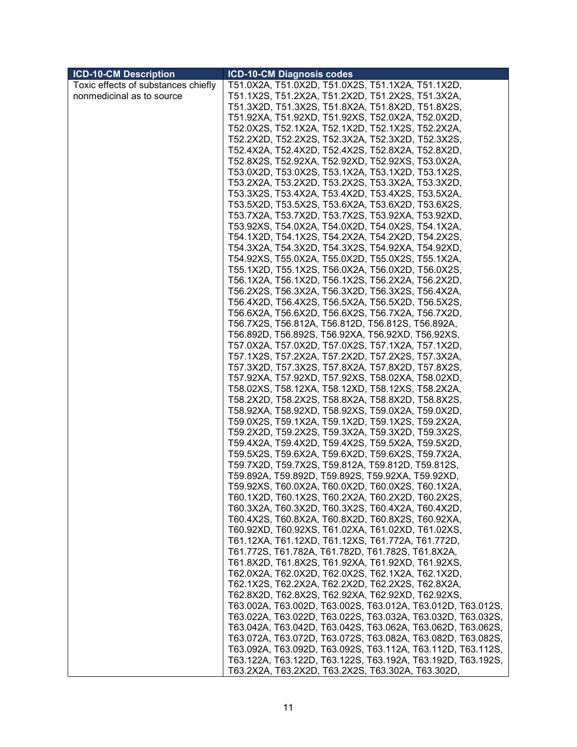| ICD-10-CM Description | ICD-10-CM Diagnosis codes |
| --- | --- |
| Toxic effects of substances chiefly nonmedicinal as to source | T51.0X2A, T51.0X2D, T51.0X2S, T51.1X2A, T51.1X2D, T51.1X2S, T51.2X2A, T51.2X2D, T51.2X2S, T51.3X2A, T51.3X2D, T51.3X2S, T51.8X2A, T51.8X2D, T51.8X2S, T51.92XA, T51.92XD, T51.92XS, T52.0X2A, T52.0X2D, T52.0X2S, T52.1X2A, T52.1X2D, T52.1X2S, T52.2X2A, T52.2X2D, T52.2X2S, T52.3X2A, T52.3X2D, T52.3X2S, T52.4X2A, T52.4X2D, T52.4X2S, T52.8X2A, T52.8X2D, T52.8X2S, T52.92XA, T52.92XD, T52.92XS, T53.0X2A, T53.0X2D, T53.0X2S, T53.1X2A, T53.1X2D, T53.1X2S, T53.2X2A, T53.2X2D, T53.2X2S, T53.3X2A, T53.3X2D, T53.3X2S, T53.4X2A, T53.4X2D, T53.4X2S, T53.5X2A, T53.5X2D, T53.5X2S, T53.6X2A, T53.6X2D, T53.6X2S, T53.7X2A, T53.7X2D, T53.7X2S, T53.92XA, T53.92XD, T53.92XS, T54.0X2A, T54.0X2D, T54.0X2S, T54.1X2A, T54.1X2D, T54.1X2S, T54.2X2A, T54.2X2D, T54.2X2S, T54.3X2A, T54.3X2D, T54.3X2S, T54.92XA, T54.92XD, T54.92XS, T55.0X2A, T55.0X2D, T55.0X2S, T55.1X2A, T55.1X2D, T55.1X2S, T56.0X2A, T56.0X2D, T56.0X2S, T56.1X2A, T56.1X2D, T56.1X2S, T56.2X2A, T56.2X2D, T56.2X2S, T56.3X2A, T56.3X2D, T56.3X2S, T56.4X2A, T56.4X2D, T56.4X2S, T56.5X2A, T56.5X2D, T56.5X2S, T56.6X2A, T56.6X2D, T56.6X2S, T56.7X2A, T56.7X2D, T56.7X2S, T56.812A, T56.812D, T56.812S, T56.892A, T56.892D, T56.892S, T56.92XA, T56.92XD, T56.92XS, T57.0X2A, T57.0X2D, T57.0X2S, T57.1X2A, T57.1X2D, T57.1X2S, T57.2X2A, T57.2X2D, T57.2X2S, T57.3X2A, T57.3X2D, T57.3X2S, T57.8X2A, T57.8X2D, T57.8X2S, T57.92XA, T57.92XD, T57.92XS, T58.02XA, T58.02XD, T58.02XS, T58.12XA, T58.12XD, T58.12XS, T58.2X2A, T58.2X2D, T58.2X2S, T58.8X2A, T58.8X2D, T58.8X2S, T58.92XA, T58.92XD, T58.92XS, T59.0X2A, T59.0X2D, T59.0X2S, T59.1X2A, T59.1X2D, T59.1X2S, T59.2X2A, T59.2X2D, T59.2X2S, T59.3X2A, T59.3X2D, T59.3X2S, T59.4X2A, T59.4X2D, T59.4X2S, T59.5X2A, T59.5X2D, T59.5X2S, T59.6X2A, T59.6X2D, T59.6X2S, T59.7X2A, T59.7X2D, T59.7X2S, T59.812A, T59.812D, T59.812S, T59.892A, T59.892D, T59.892S, T59.92XA, T59.92XD, T59.92XS, T60.0X2A, T60.0X2D, T60.0X2S, T60.1X2A, T60.1X2D, T60.1X2S, T60.2X2A, T60.2X2D, T60.2X2S, T60.3X2A, T60.3X2D, T60.3X2S, T60.4X2A, T60.4X2D, T60.4X2S, T60.8X2A, T60.8X2D, T60.8X2S, T60.92XA, T60.92XD, T60.92XS, T61.02XA, T61.02XD, T61.02XS, T61.12XA, T61.12XD, T61.12XS, T61.772A, T61.772D, T61.772S, T61.782A, T61.782D, T61.782S, T61.8X2A, T61.8X2D, T61.8X2S, T61.92XA, T61.92XD, T61.92XS, T62.0X2A, T62.0X2D, T62.0X2S, T62.1X2A, T62.1X2D, T62.1X2S, T62.2X2A, T62.2X2D, T62.2X2S, T62.8X2A, T62.8X2D, T62.8X2S, T62.92XA, T62.92XD, T62.92XS, T63.002A, T63.002D, T63.002S, T63.012A, T63.012D, T63.012S, T63.022A, T63.022D, T63.022S, T63.032A, T63.032D, T63.032S, T63.042A, T63.042D, T63.042S, T63.062A, T63.062D, T63.062S, T63.072A, T63.072D, T63.072S, T63.082A, T63.082D, T63.082S, T63.092A, T63.092D, T63.092S, T63.112A, T63.112D, T63.112S, T63.122A, T63.122D, T63.122S, T63.192A, T63.192D, T63.192S, T63.2X2A, T63.2X2D, T63.2X2S, T63.302A, T63.302D, |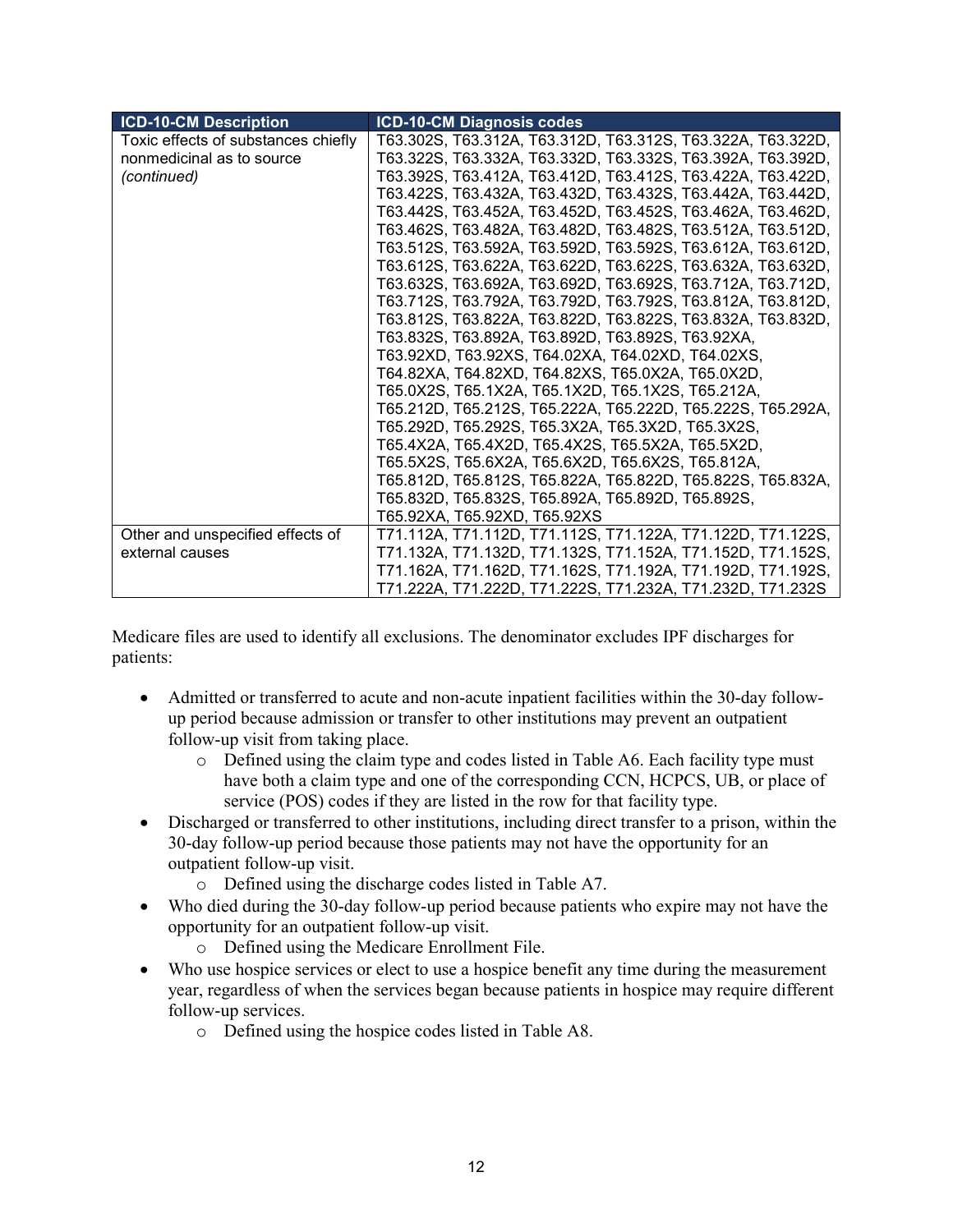| ICD-10-CM Description | ICD-10-CM Diagnosis codes |
|---|---|
| Toxic effects of substances chiefly nonmedicinal as to source *(continued)* | T63.302S, T63.312A, T63.312D, T63.312S, T63.322A, T63.322D, T63.322S, T63.332A, T63.332D, T63.332S, T63.392A, T63.392D, T63.392S, T63.412A, T63.412D, T63.412S, T63.422A, T63.422D, T63.422S, T63.432A, T63.432D, T63.432S, T63.442A, T63.442D, T63.442S, T63.452A, T63.452D, T63.452S, T63.462A, T63.462D, T63.462S, T63.482A, T63.482D, T63.482S, T63.512A, T63.512D, T63.512S, T63.592A, T63.592D, T63.592S, T63.612A, T63.612D, T63.612S, T63.622A, T63.622D, T63.622S, T63.632A, T63.632D, T63.632S, T63.692A, T63.692D, T63.692S, T63.712A, T63.712D, T63.712S, T63.792A, T63.792D, T63.792S, T63.812A, T63.812D, T63.812S, T63.822A, T63.822D, T63.822S, T63.832A, T63.832D, T63.832S, T63.892A, T63.892D, T63.892S, T63.92XA, T63.92XD, T63.92XS, T64.02XA, T64.02XD, T64.02XS, T64.82XA, T64.82XD, T64.82XS, T65.0X2A, T65.0X2D, T65.0X2S, T65.1X2A, T65.1X2D, T65.1X2S, T65.212A, T65.212D, T65.212S, T65.222A, T65.222D, T65.222S, T65.292A, T65.292D, T65.292S, T65.3X2A, T65.3X2D, T65.3X2S, T65.4X2A, T65.4X2D, T65.4X2S, T65.5X2A, T65.5X2D, T65.5X2S, T65.6X2A, T65.6X2D, T65.6X2S, T65.812A, T65.812D, T65.812S, T65.822A, T65.822D, T65.822S, T65.832A, T65.832D, T65.832S, T65.892A, T65.892D, T65.892S, T65.92XA, T65.92XD, T65.92XS |
| Other and unspecified effects of external causes | T71.112A, T71.112D, T71.112S, T71.122A, T71.122D, T71.122S, T71.132A, T71.132D, T71.132S, T71.152A, T71.152D, T71.152S, T71.162A, T71.162D, T71.162S, T71.192A, T71.192D, T71.192S, T71.222A, T71.222D, T71.222S, T71.232A, T71.232D, T71.232S |

Medicare files are used to identify all exclusions. The denominator excludes IPF discharges for patients:

- Admitted or transferred to acute and non-acute inpatient facilities within the 30-day follow-up period because admission or transfer to other institutions may prevent an outpatient follow-up visit from taking place.
    - Defined using the claim type and codes listed in Table A6. Each facility type must have both a claim type and one of the corresponding CCN, HCPCS, UB, or place of service (POS) codes if they are listed in the row for that facility type.
- Discharged or transferred to other institutions, including direct transfer to a prison, within the 30-day follow-up period because those patients may not have the opportunity for an outpatient follow-up visit.
    - Defined using the discharge codes listed in Table A7.
- Who died during the 30-day follow-up period because patients who expire may not have the opportunity for an outpatient follow-up visit.
    - Defined using the Medicare Enrollment File.
- Who use hospice services or elect to use a hospice benefit any time during the measurement year, regardless of when the services began because patients in hospice may require different follow-up services.
    - Defined using the hospice codes listed in Table A8.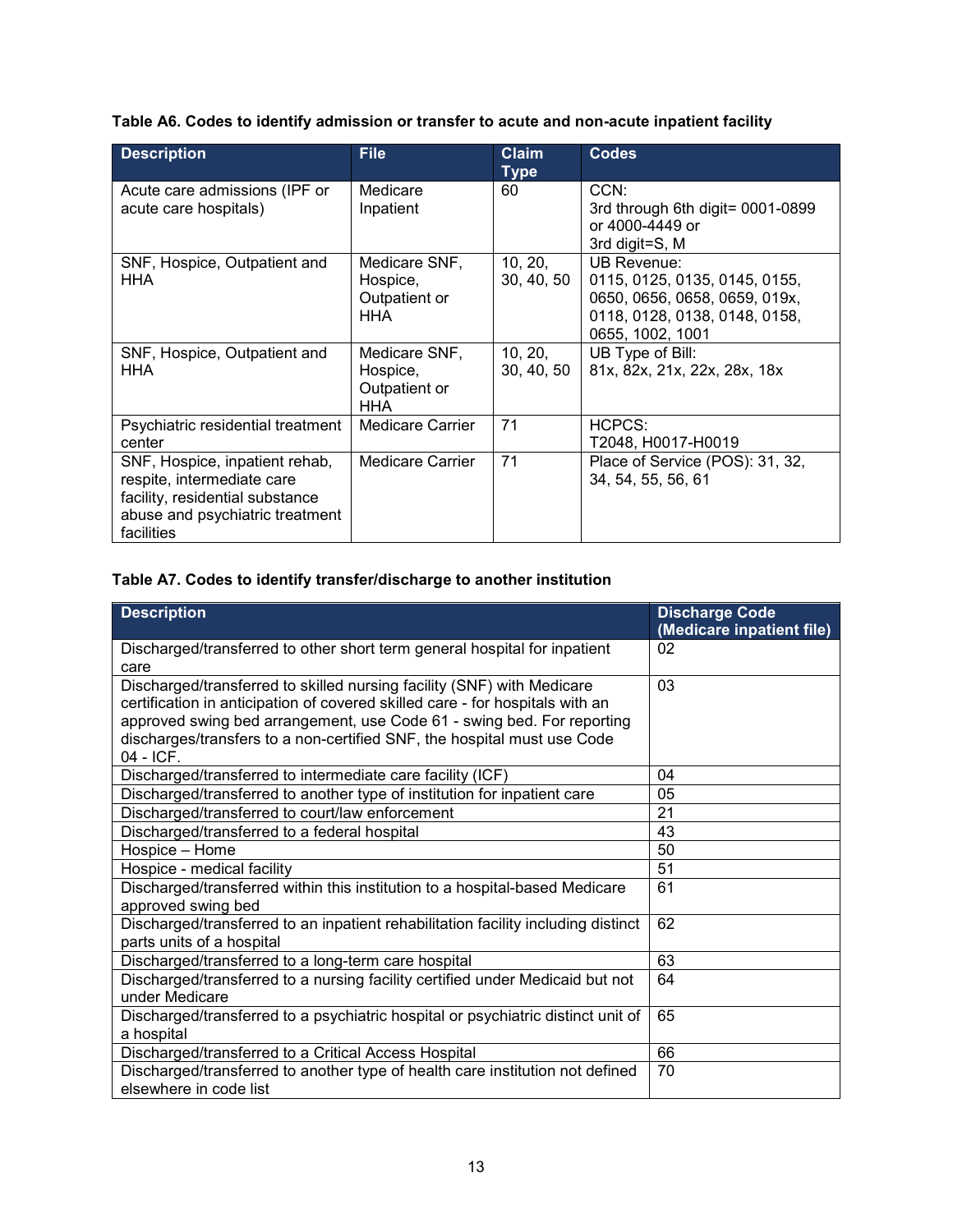**Table A6. Codes to identify admission or transfer to acute and non-acute inpatient facility**

| Description | File | Claim Type | Codes |
|---|---|---|---|
| Acute care admissions (IPF or acute care hospitals) | Medicare Inpatient | 60 | CCN:<br>3rd through 6th digit= 0001-0899 or 4000-4449 or<br>3rd digit=S, M |
| SNF, Hospice, Outpatient and HHA | Medicare SNF, Hospice, Outpatient or HHA | 10, 20, 30, 40, 50 | UB Revenue:<br>0115, 0125, 0135, 0145, 0155, 0650, 0656, 0658, 0659, 019x, 0118, 0128, 0138, 0148, 0158, 0655, 1002, 1001 |
| SNF, Hospice, Outpatient and HHA | Medicare SNF, Hospice, Outpatient or HHA | 10, 20, 30, 40, 50 | UB Type of Bill:<br>81x, 82x, 21x, 22x, 28x, 18x |
| Psychiatric residential treatment center | Medicare Carrier | 71 | HCPCS:<br>T2048, H0017-H0019 |
| SNF, Hospice, inpatient rehab, respite, intermediate care facility, residential substance abuse and psychiatric treatment facilities | Medicare Carrier | 71 | Place of Service (POS): 31, 32, 34, 54, 55, 56, 61 |

**Table A7. Codes to identify transfer/discharge to another institution**

| Description | Discharge Code (Medicare inpatient file) |
|---|---|
| Discharged/transferred to other short term general hospital for inpatient care | 02 |
| Discharged/transferred to skilled nursing facility (SNF) with Medicare certification in anticipation of covered skilled care - for hospitals with an approved swing bed arrangement, use Code 61 - swing bed. For reporting discharges/transfers to a non-certified SNF, the hospital must use Code 04 - ICF. | 03 |
| Discharged/transferred to intermediate care facility (ICF) | 04 |
| Discharged/transferred to another type of institution for inpatient care | 05 |
| Discharged/transferred to court/law enforcement | 21 |
| Discharged/transferred to a federal hospital | 43 |
| Hospice – Home | 50 |
| Hospice - medical facility | 51 |
| Discharged/transferred within this institution to a hospital-based Medicare approved swing bed | 61 |
| Discharged/transferred to an inpatient rehabilitation facility including distinct parts units of a hospital | 62 |
| Discharged/transferred to a long-term care hospital | 63 |
| Discharged/transferred to a nursing facility certified under Medicaid but not under Medicare | 64 |
| Discharged/transferred to a psychiatric hospital or psychiatric distinct unit of a hospital | 65 |
| Discharged/transferred to a Critical Access Hospital | 66 |
| Discharged/transferred to another type of health care institution not defined elsewhere in code list | 70 |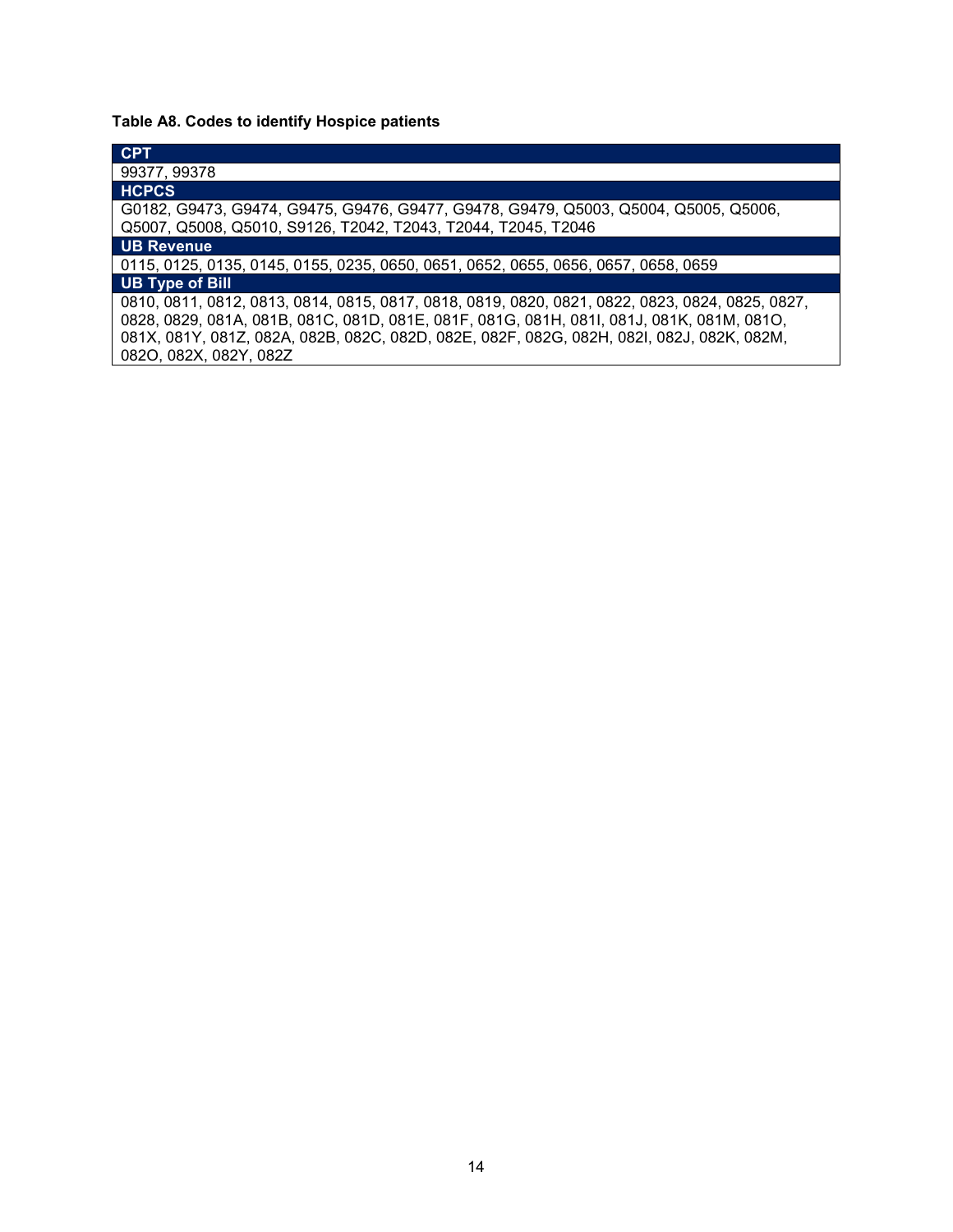**Table A8. Codes to identify Hospice patients**

| CPT |
| --- |
| 99377, 99378 |
| **HCPCS** |
| G0182, G9473, G9474, G9475, G9476, G9477, G9478, G9479, Q5003, Q5004, Q5005, Q5006, Q5007, Q5008, Q5010, S9126, T2042, T2043, T2044, T2045, T2046 |
| **UB Revenue** |
| 0115, 0125, 0135, 0145, 0155, 0235, 0650, 0651, 0652, 0655, 0656, 0657, 0658, 0659 |
| **UB Type of Bill** |
| 0810, 0811, 0812, 0813, 0814, 0815, 0817, 0818, 0819, 0820, 0821, 0822, 0823, 0824, 0825, 0827, 0828, 0829, 081A, 081B, 081C, 081D, 081E, 081F, 081G, 081H, 081I, 081J, 081K, 081M, 081O, 081X, 081Y, 081Z, 082A, 082B, 082C, 082D, 082E, 082F, 082G, 082H, 082I, 082J, 082K, 082M, 082O, 082X, 082Y, 082Z |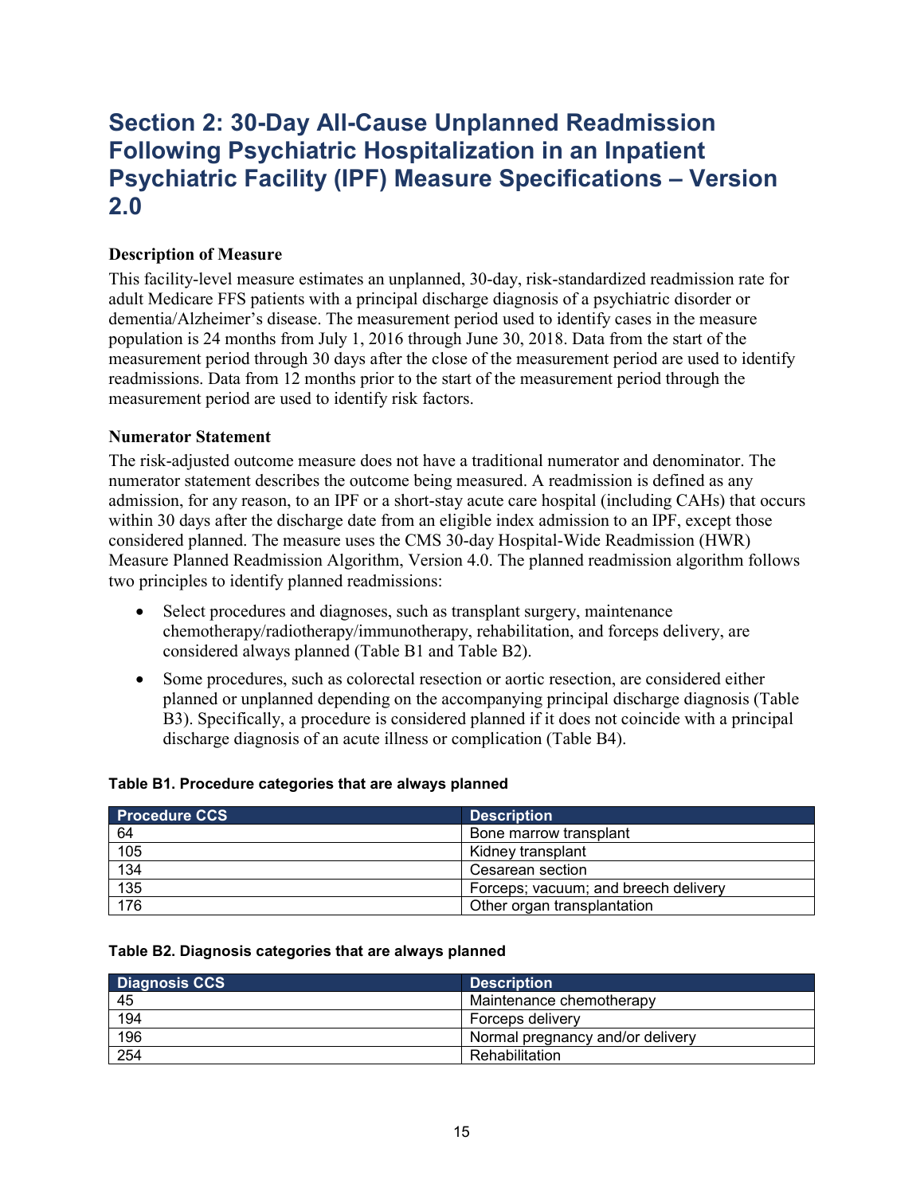# Section 2: 30-Day All-Cause Unplanned Readmission Following Psychiatric Hospitalization in an Inpatient Psychiatric Facility (IPF) Measure Specifications – Version 2.0

### Description of Measure

This facility-level measure estimates an unplanned, 30-day, risk-standardized readmission rate for adult Medicare FFS patients with a principal discharge diagnosis of a psychiatric disorder or dementia/Alzheimer's disease. The measurement period used to identify cases in the measure population is 24 months from July 1, 2016 through June 30, 2018. Data from the start of the measurement period through 30 days after the close of the measurement period are used to identify readmissions. Data from 12 months prior to the start of the measurement period through the measurement period are used to identify risk factors.

### Numerator Statement

The risk-adjusted outcome measure does not have a traditional numerator and denominator. The numerator statement describes the outcome being measured. A readmission is defined as any admission, for any reason, to an IPF or a short-stay acute care hospital (including CAHs) that occurs within 30 days after the discharge date from an eligible index admission to an IPF, except those considered planned. The measure uses the CMS 30-day Hospital-Wide Readmission (HWR) Measure Planned Readmission Algorithm, Version 4.0. The planned readmission algorithm follows two principles to identify planned readmissions:

- Select procedures and diagnoses, such as transplant surgery, maintenance chemotherapy/radiotherapy/immunotherapy, rehabilitation, and forceps delivery, are considered always planned (Table B1 and Table B2).
- Some procedures, such as colorectal resection or aortic resection, are considered either planned or unplanned depending on the accompanying principal discharge diagnosis (Table B3). Specifically, a procedure is considered planned if it does not coincide with a principal discharge diagnosis of an acute illness or complication (Table B4).

**Table B1. Procedure categories that are always planned**

| Procedure CCS | Description |
| --- | --- |
| 64 | Bone marrow transplant |
| 105 | Kidney transplant |
| 134 | Cesarean section |
| 135 | Forceps; vacuum; and breech delivery |
| 176 | Other organ transplantation |

**Table B2. Diagnosis categories that are always planned**

| Diagnosis CCS | Description |
| --- | --- |
| 45 | Maintenance chemotherapy |
| 194 | Forceps delivery |
| 196 | Normal pregnancy and/or delivery |
| 254 | Rehabilitation |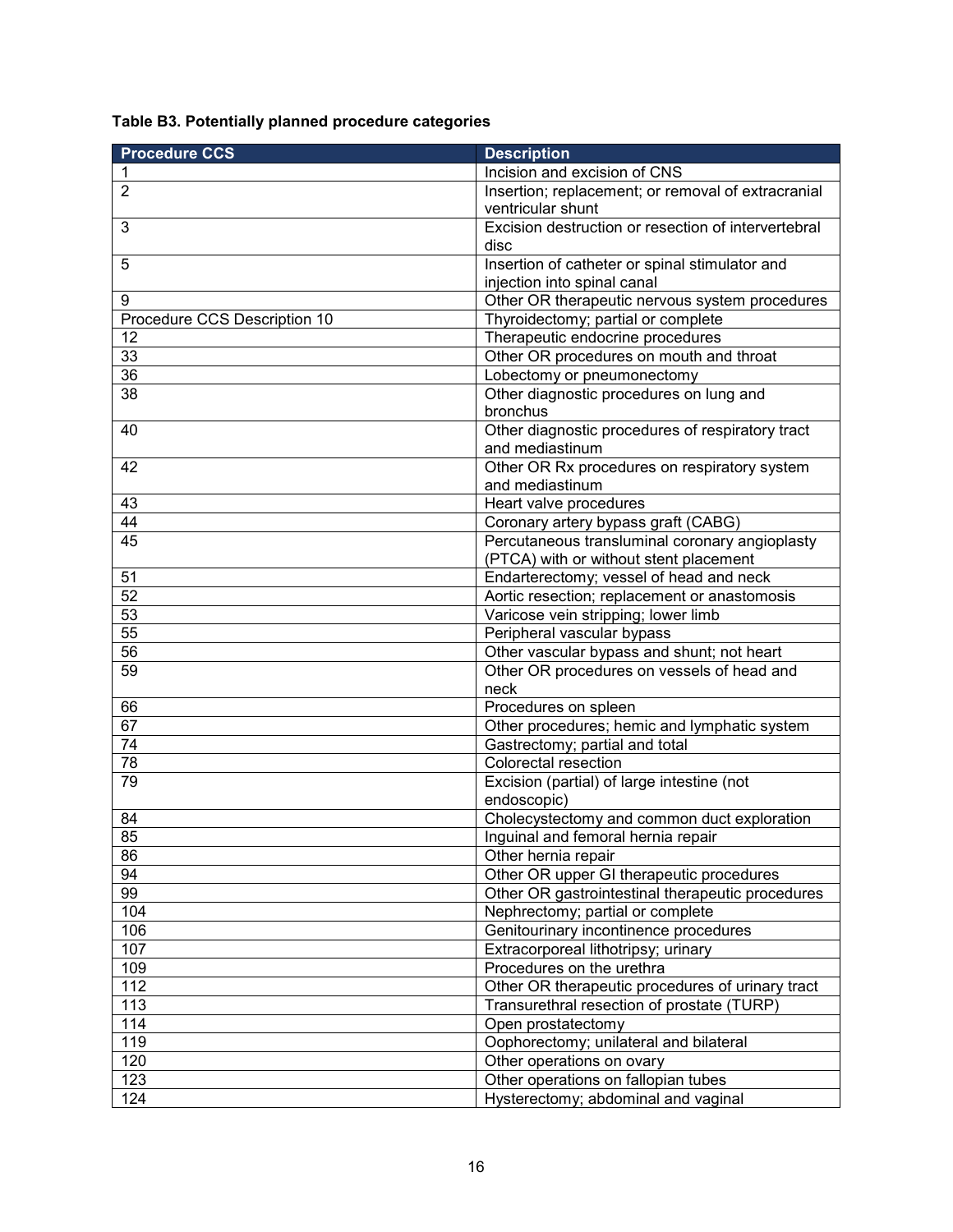**Table B3. Potentially planned procedure categories**

| Procedure CCS | Description |
|---|---|
| 1 | Incision and excision of CNS |
| 2 | Insertion; replacement; or removal of extracranial ventricular shunt |
| 3 | Excision destruction or resection of intervertebral disc |
| 5 | Insertion of catheter or spinal stimulator and injection into spinal canal |
| 9 | Other OR therapeutic nervous system procedures |
| Procedure CCS Description 10 | Thyroidectomy; partial or complete |
| 12 | Therapeutic endocrine procedures |
| 33 | Other OR procedures on mouth and throat |
| 36 | Lobectomy or pneumonectomy |
| 38 | Other diagnostic procedures on lung and bronchus |
| 40 | Other diagnostic procedures of respiratory tract and mediastinum |
| 42 | Other OR Rx procedures on respiratory system and mediastinum |
| 43 | Heart valve procedures |
| 44 | Coronary artery bypass graft (CABG) |
| 45 | Percutaneous transluminal coronary angioplasty (PTCA) with or without stent placement |
| 51 | Endarterectomy; vessel of head and neck |
| 52 | Aortic resection; replacement or anastomosis |
| 53 | Varicose vein stripping; lower limb |
| 55 | Peripheral vascular bypass |
| 56 | Other vascular bypass and shunt; not heart |
| 59 | Other OR procedures on vessels of head and neck |
| 66 | Procedures on spleen |
| 67 | Other procedures; hemic and lymphatic system |
| 74 | Gastrectomy; partial and total |
| 78 | Colorectal resection |
| 79 | Excision (partial) of large intestine (not endoscopic) |
| 84 | Cholecystectomy and common duct exploration |
| 85 | Inguinal and femoral hernia repair |
| 86 | Other hernia repair |
| 94 | Other OR upper GI therapeutic procedures |
| 99 | Other OR gastrointestinal therapeutic procedures |
| 104 | Nephrectomy; partial or complete |
| 106 | Genitourinary incontinence procedures |
| 107 | Extracorporeal lithotripsy; urinary |
| 109 | Procedures on the urethra |
| 112 | Other OR therapeutic procedures of urinary tract |
| 113 | Transurethral resection of prostate (TURP) |
| 114 | Open prostatectomy |
| 119 | Oophorectomy; unilateral and bilateral |
| 120 | Other operations on ovary |
| 123 | Other operations on fallopian tubes |
| 124 | Hysterectomy; abdominal and vaginal |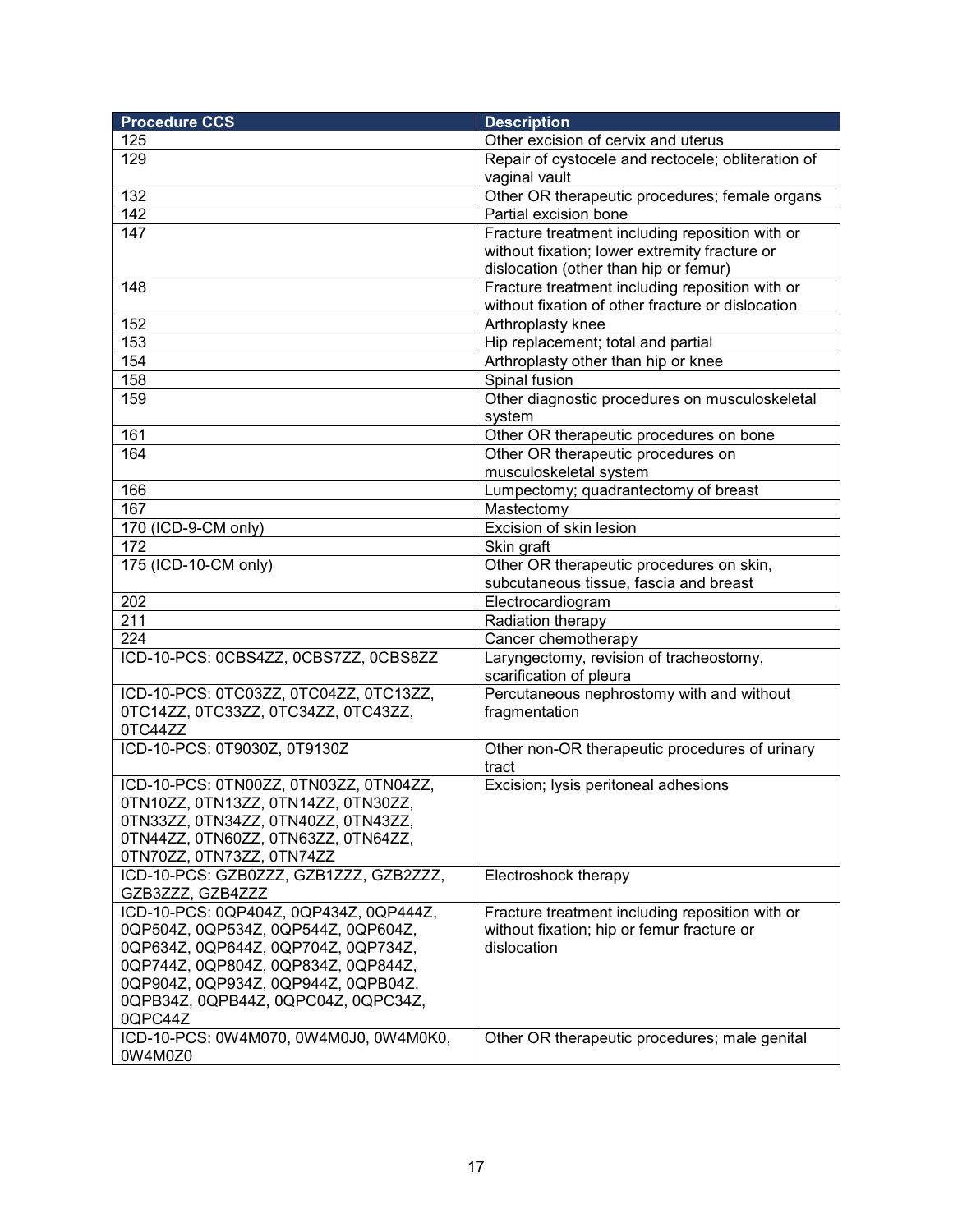| Procedure CCS | Description |
|---|---|
| 125 | Other excision of cervix and uterus |
| 129 | Repair of cystocele and rectocele; obliteration of vaginal vault |
| 132 | Other OR therapeutic procedures; female organs |
| 142 | Partial excision bone |
| 147 | Fracture treatment including reposition with or without fixation; lower extremity fracture or dislocation (other than hip or femur) |
| 148 | Fracture treatment including reposition with or without fixation of other fracture or dislocation |
| 152 | Arthroplasty knee |
| 153 | Hip replacement; total and partial |
| 154 | Arthroplasty other than hip or knee |
| 158 | Spinal fusion |
| 159 | Other diagnostic procedures on musculoskeletal system |
| 161 | Other OR therapeutic procedures on bone |
| 164 | Other OR therapeutic procedures on musculoskeletal system |
| 166 | Lumpectomy; quadrantectomy of breast |
| 167 | Mastectomy |
| 170 (ICD-9-CM only) | Excision of skin lesion |
| 172 | Skin graft |
| 175 (ICD-10-CM only) | Other OR therapeutic procedures on skin, subcutaneous tissue, fascia and breast |
| 202 | Electrocardiogram |
| 211 | Radiation therapy |
| 224 | Cancer chemotherapy |
| ICD-10-PCS: 0CBS4ZZ, 0CBS7ZZ, 0CBS8ZZ | Laryngectomy, revision of tracheostomy, scarification of pleura |
| ICD-10-PCS: 0TC03ZZ, 0TC04ZZ, 0TC13ZZ, 0TC14ZZ, 0TC33ZZ, 0TC34ZZ, 0TC43ZZ, 0TC44ZZ | Percutaneous nephrostomy with and without fragmentation |
| ICD-10-PCS: 0T9030Z, 0T9130Z | Other non-OR therapeutic procedures of urinary tract |
| ICD-10-PCS: 0TN00ZZ, 0TN03ZZ, 0TN04ZZ, 0TN10ZZ, 0TN13ZZ, 0TN14ZZ, 0TN30ZZ, 0TN33ZZ, 0TN34ZZ, 0TN40ZZ, 0TN43ZZ, 0TN44ZZ, 0TN60ZZ, 0TN63ZZ, 0TN64ZZ, 0TN70ZZ, 0TN73ZZ, 0TN74ZZ | Excision; lysis peritoneal adhesions |
| ICD-10-PCS: GZB0ZZZ, GZB1ZZZ, GZB2ZZZ, GZB3ZZZ, GZB4ZZZ | Electroshock therapy |
| ICD-10-PCS: 0QP404Z, 0QP434Z, 0QP444Z, 0QP504Z, 0QP534Z, 0QP544Z, 0QP604Z, 0QP634Z, 0QP644Z, 0QP704Z, 0QP734Z, 0QP744Z, 0QP804Z, 0QP834Z, 0QP844Z, 0QP904Z, 0QP934Z, 0QP944Z, 0QPB04Z, 0QPB34Z, 0QPB44Z, 0QPC04Z, 0QPC34Z, 0QPC44Z | Fracture treatment including reposition with or without fixation; hip or femur fracture or dislocation |
| ICD-10-PCS: 0W4M070, 0W4M0J0, 0W4M0K0, 0W4M0Z0 | Other OR therapeutic procedures; male genital |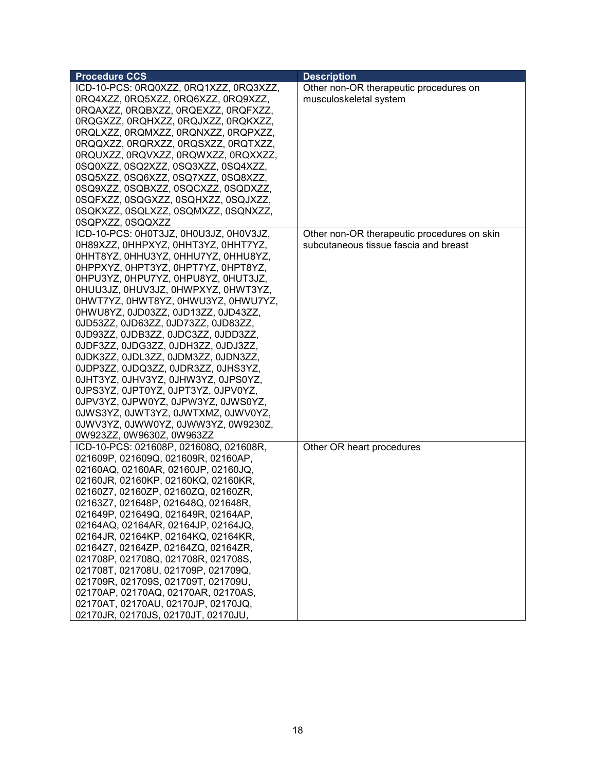| Procedure CCS | Description |
|---|---|
| ICD-10-PCS: 0RQ0XZZ, 0RQ1XZZ, 0RQ3XZZ, 0RQ4XZZ, 0RQ5XZZ, 0RQ6XZZ, 0RQ9XZZ, 0RQAXZZ, 0RQBXZZ, 0RQEXZZ, 0RQFXZZ, 0RQGXZZ, 0RQHXZZ, 0RQJXZZ, 0RQKXZZ, 0RQLXZZ, 0RQMXZZ, 0RQNXZZ, 0RQPXZZ, 0RQQXZZ, 0RQRXZZ, 0RQSXZZ, 0RQTXZZ, 0RQUXZZ, 0RQVXZZ, 0RQWXZZ, 0RQXXZZ, 0SQ0XZZ, 0SQ2XZZ, 0SQ3XZZ, 0SQ4XZZ, 0SQ5XZZ, 0SQ6XZZ, 0SQ7XZZ, 0SQ8XZZ, 0SQ9XZZ, 0SQBXZZ, 0SQCXZZ, 0SQDXZZ, 0SQFXZZ, 0SQGXZZ, 0SQHXZZ, 0SQJXZZ, 0SQKXZZ, 0SQLXZZ, 0SQMXZZ, 0SQNXZZ, 0SQPXZZ, 0SQQXZZ | Other non-OR therapeutic procedures on musculoskeletal system |
| ICD-10-PCS: 0H0T3JZ, 0H0U3JZ, 0H0V3JZ, 0H89XZZ, 0HHPXYZ, 0HHT3YZ, 0HHT7YZ, 0HHT8YZ, 0HHU3YZ, 0HHU7YZ, 0HHU8YZ, 0HPPXYZ, 0HPT3YZ, 0HPT7YZ, 0HPT8YZ, 0HPU3YZ, 0HPU7YZ, 0HPU8YZ, 0HUT3JZ, 0HUU3JZ, 0HUV3JZ, 0HWPXYZ, 0HWT3YZ, 0HWT7YZ, 0HWT8YZ, 0HWU3YZ, 0HWU7YZ, 0HWU8YZ, 0JD03ZZ, 0JD13ZZ, 0JD43ZZ, 0JD53ZZ, 0JD63ZZ, 0JD73ZZ, 0JD83ZZ, 0JD93ZZ, 0JDB3ZZ, 0JDC3ZZ, 0JDD3ZZ, 0JDF3ZZ, 0JDG3ZZ, 0JDH3ZZ, 0JDJ3ZZ, 0JDK3ZZ, 0JDL3ZZ, 0JDM3ZZ, 0JDN3ZZ, 0JDP3ZZ, 0JDQ3ZZ, 0JDR3ZZ, 0JHS3YZ, 0JHT3YZ, 0JHV3YZ, 0JHW3YZ, 0JPS0YZ, 0JPS3YZ, 0JPT0YZ, 0JPT3YZ, 0JPV0YZ, 0JPV3YZ, 0JPW0YZ, 0JPW3YZ, 0JWS0YZ, 0JWS3YZ, 0JWT3YZ, 0JWTXMZ, 0JWV0YZ, 0JWV3YZ, 0JWW0YZ, 0JWW3YZ, 0W9230Z, 0W923ZZ, 0W9630Z, 0W963ZZ | Other non-OR therapeutic procedures on skin subcutaneous tissue fascia and breast |
| ICD-10-PCS: 021608P, 021608Q, 021608R, 021609P, 021609Q, 021609R, 02160AP, 02160AQ, 02160AR, 02160JP, 02160JQ, 02160JR, 02160KP, 02160KQ, 02160KR, 02160Z7, 02160ZP, 02160ZQ, 02160ZR, 02163Z7, 021648P, 021648Q, 021648R, 021649P, 021649Q, 021649R, 02164AP, 02164AQ, 02164AR, 02164JP, 02164JQ, 02164JR, 02164KP, 02164KQ, 02164KR, 02164Z7, 02164ZP, 02164ZQ, 02164ZR, 021708P, 021708Q, 021708R, 021708S, 021708T, 021708U, 021709P, 021709Q, 021709R, 021709S, 021709T, 021709U, 02170AP, 02170AQ, 02170AR, 02170AS, 02170AT, 02170AU, 02170JP, 02170JQ, 02170JR, 02170JS, 02170JT, 02170JU, | Other OR heart procedures |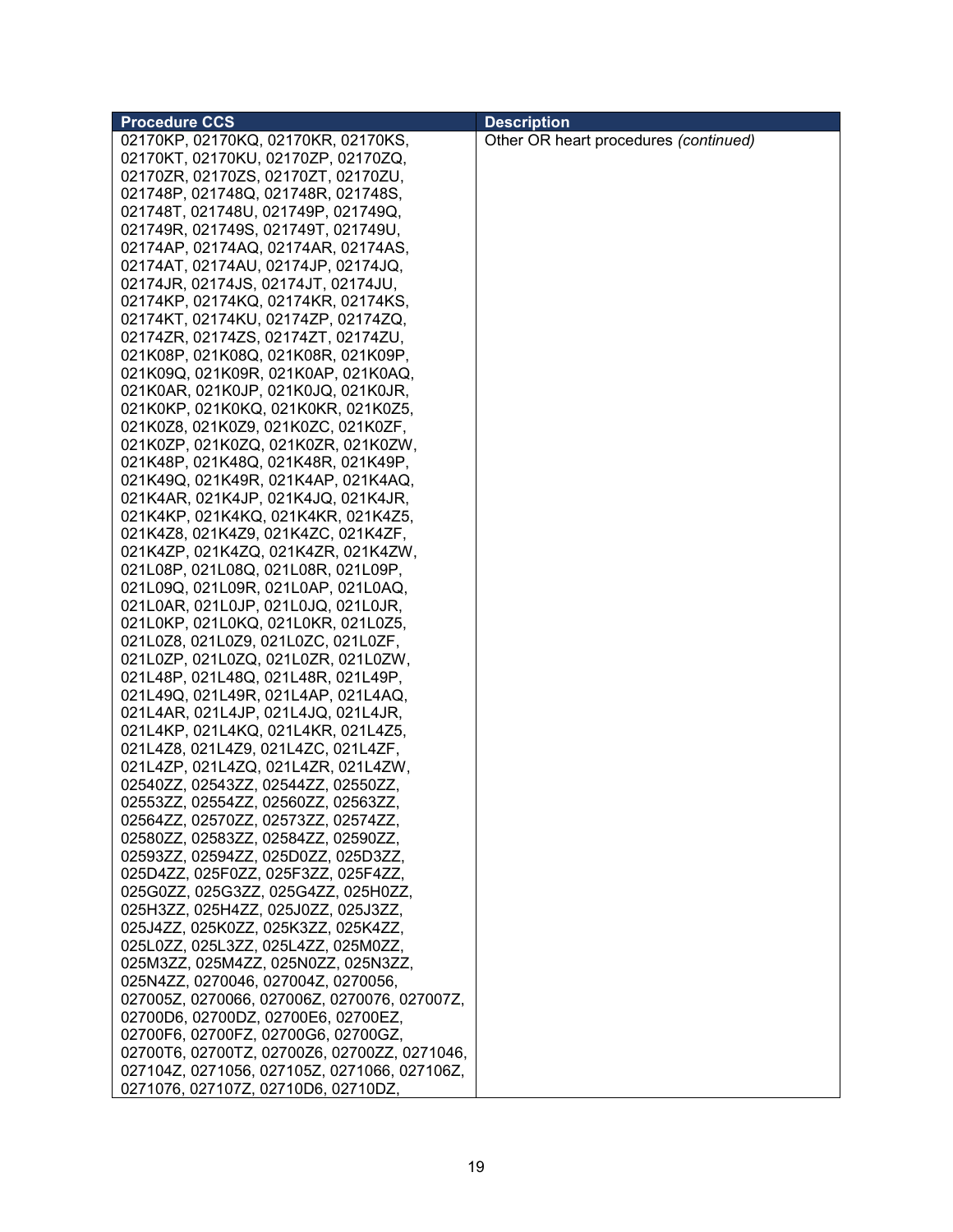| Procedure CCS | Description |
|---|---|
| 02170KP, 02170KQ, 02170KR, 02170KS, 02170KT, 02170KU, 02170ZP, 02170ZQ, 02170ZR, 02170ZS, 02170ZT, 02170ZU, 021748P, 021748Q, 021748R, 021748S, 021748T, 021748U, 021749P, 021749Q, 021749R, 021749S, 021749T, 021749U, 02174AP, 02174AQ, 02174AR, 02174AS, 02174AT, 02174AU, 02174JP, 02174JQ, 02174JR, 02174JS, 02174JT, 02174JU, 02174KP, 02174KQ, 02174KR, 02174KS, 02174KT, 02174KU, 02174ZP, 02174ZQ, 02174ZR, 02174ZS, 02174ZT, 02174ZU, 021K08P, 021K08Q, 021K08R, 021K09P, 021K09Q, 021K09R, 021K0AP, 021K0AQ, 021K0AR, 021K0JP, 021K0JQ, 021K0JR, 021K0KP, 021K0KQ, 021K0KR, 021K0Z5, 021K0Z8, 021K0Z9, 021K0ZC, 021K0ZF, 021K0ZP, 021K0ZQ, 021K0ZR, 021K0ZW, 021K48P, 021K48Q, 021K48R, 021K49P, 021K49Q, 021K49R, 021K4AP, 021K4AQ, 021K4AR, 021K4JP, 021K4JQ, 021K4JR, 021K4KP, 021K4KQ, 021K4KR, 021K4Z5, 021K4Z8, 021K4Z9, 021K4ZC, 021K4ZF, 021K4ZP, 021K4ZQ, 021K4ZR, 021K4ZW, 021L08P, 021L08Q, 021L08R, 021L09P, 021L09Q, 021L09R, 021L0AP, 021L0AQ, 021L0AR, 021L0JP, 021L0JQ, 021L0JR, 021L0KP, 021L0KQ, 021L0KR, 021L0Z5, 021L0Z8, 021L0Z9, 021L0ZC, 021L0ZF, 021L0ZP, 021L0ZQ, 021L0ZR, 021L0ZW, 021L48P, 021L48Q, 021L48R, 021L49P, 021L49Q, 021L49R, 021L4AP, 021L4AQ, 021L4AR, 021L4JP, 021L4JQ, 021L4JR, 021L4KP, 021L4KQ, 021L4KR, 021L4Z5, 021L4Z8, 021L4Z9, 021L4ZC, 021L4ZF, 021L4ZP, 021L4ZQ, 021L4ZR, 021L4ZW, 02540ZZ, 02543ZZ, 02544ZZ, 02550ZZ, 02553ZZ, 02554ZZ, 02560ZZ, 02563ZZ, 02564ZZ, 02570ZZ, 02573ZZ, 02574ZZ, 02580ZZ, 02583ZZ, 02584ZZ, 02590ZZ, 02593ZZ, 02594ZZ, 025D0ZZ, 025D3ZZ, 025D4ZZ, 025F0ZZ, 025F3ZZ, 025F4ZZ, 025G0ZZ, 025G3ZZ, 025G4ZZ, 025H0ZZ, 025H3ZZ, 025H4ZZ, 025J0ZZ, 025J3ZZ, 025J4ZZ, 025K0ZZ, 025K3ZZ, 025K4ZZ, 025L0ZZ, 025L3ZZ, 025L4ZZ, 025M0ZZ, 025M3ZZ, 025M4ZZ, 025N0ZZ, 025N3ZZ, 025N4ZZ, 0270046, 027004Z, 0270056, 027005Z, 0270066, 027006Z, 0270076, 027007Z, 02700D6, 02700DZ, 02700E6, 02700EZ, 02700F6, 02700FZ, 02700G6, 02700GZ, 02700T6, 02700TZ, 02700Z6, 02700ZZ, 0271046, 027104Z, 0271056, 027105Z, 0271066, 027106Z, 0271076, 027107Z, 02710D6, 02710DZ, | Other OR heart procedures *(continued)* |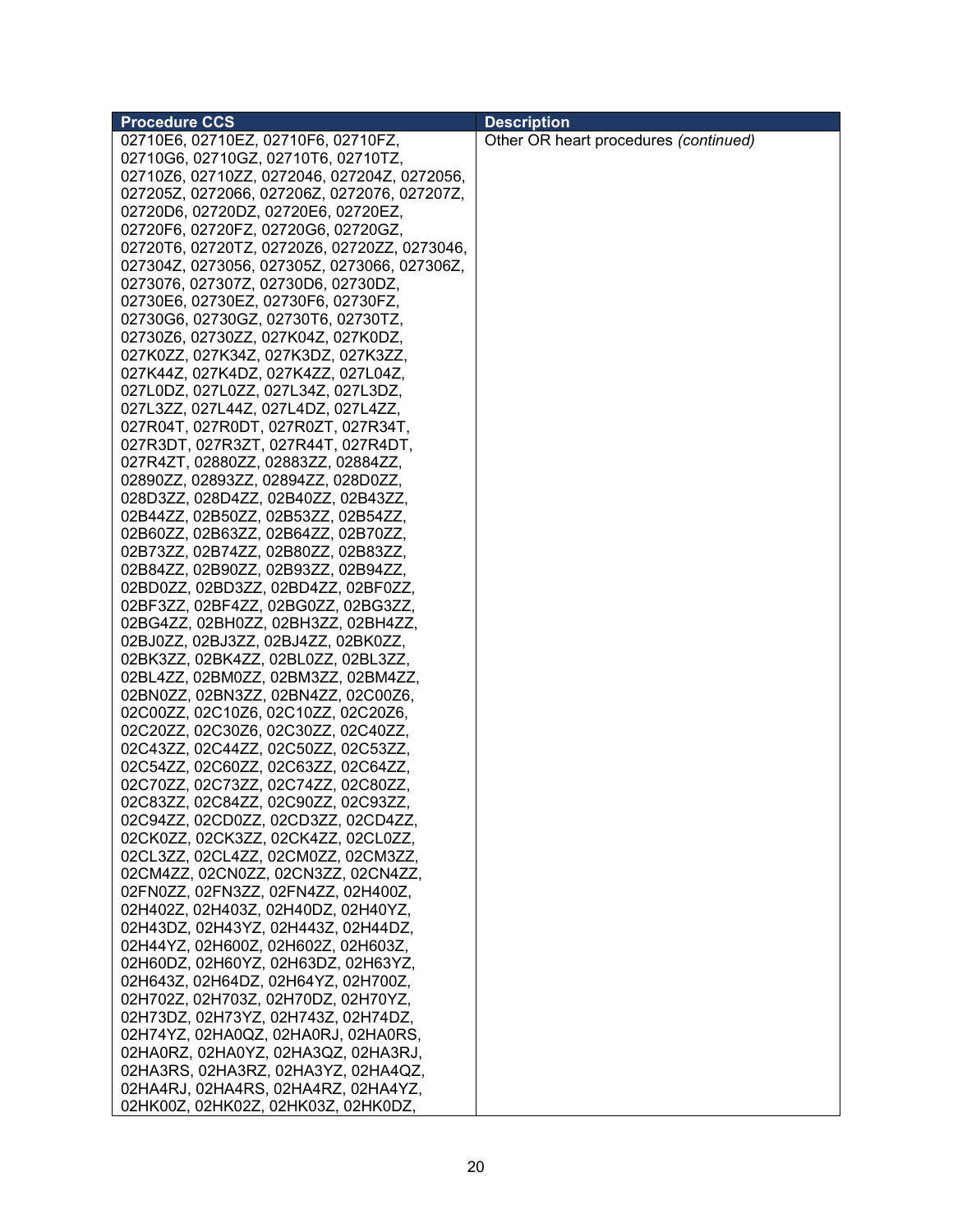| Procedure CCS | Description |
|---|---|
| 02710E6, 02710EZ, 02710F6, 02710FZ, 02710G6, 02710GZ, 02710T6, 02710TZ, 02710Z6, 02710ZZ, 0272046, 027204Z, 0272056, 027205Z, 0272066, 027206Z, 0272076, 027207Z, 02720D6, 02720DZ, 02720E6, 02720EZ, 02720F6, 02720FZ, 02720G6, 02720GZ, 02720T6, 02720TZ, 02720Z6, 02720ZZ, 0273046, 027304Z, 0273056, 027305Z, 0273066, 027306Z, 0273076, 027307Z, 02730D6, 02730DZ, 02730E6, 02730EZ, 02730F6, 02730FZ, 02730G6, 02730GZ, 02730T6, 02730TZ, 02730Z6, 02730ZZ, 027K04Z, 027K0DZ, 027K0ZZ, 027K34Z, 027K3DZ, 027K3ZZ, 027K44Z, 027K4DZ, 027K4ZZ, 027L04Z, 027L0DZ, 027L0ZZ, 027L34Z, 027L3DZ, 027L3ZZ, 027L44Z, 027L4DZ, 027L4ZZ, 027R04T, 027R0DT, 027R0ZT, 027R34T, 027R3DT, 027R3ZT, 027R44T, 027R4DT, 027R4ZT, 02880ZZ, 02883ZZ, 02884ZZ, 02890ZZ, 02893ZZ, 02894ZZ, 028D0ZZ, 028D3ZZ, 028D4ZZ, 02B40ZZ, 02B43ZZ, 02B44ZZ, 02B50ZZ, 02B53ZZ, 02B54ZZ, 02B60ZZ, 02B63ZZ, 02B64ZZ, 02B70ZZ, 02B73ZZ, 02B74ZZ, 02B80ZZ, 02B83ZZ, 02B84ZZ, 02B90ZZ, 02B93ZZ, 02B94ZZ, 02BD0ZZ, 02BD3ZZ, 02BD4ZZ, 02BF0ZZ, 02BF3ZZ, 02BF4ZZ, 02BG0ZZ, 02BG3ZZ, 02BG4ZZ, 02BH0ZZ, 02BH3ZZ, 02BH4ZZ, 02BJ0ZZ, 02BJ3ZZ, 02BJ4ZZ, 02BK0ZZ, 02BK3ZZ, 02BK4ZZ, 02BL0ZZ, 02BL3ZZ, 02BL4ZZ, 02BM0ZZ, 02BM3ZZ, 02BM4ZZ, 02BN0ZZ, 02BN3ZZ, 02BN4ZZ, 02C00Z6, 02C00ZZ, 02C10Z6, 02C10ZZ, 02C20Z6, 02C20ZZ, 02C30Z6, 02C30ZZ, 02C40ZZ, 02C43ZZ, 02C44ZZ, 02C50ZZ, 02C53ZZ, 02C54ZZ, 02C60ZZ, 02C63ZZ, 02C64ZZ, 02C70ZZ, 02C73ZZ, 02C74ZZ, 02C80ZZ, 02C83ZZ, 02C84ZZ, 02C90ZZ, 02C93ZZ, 02C94ZZ, 02CD0ZZ, 02CD3ZZ, 02CD4ZZ, 02CK0ZZ, 02CK3ZZ, 02CK4ZZ, 02CL0ZZ, 02CL3ZZ, 02CL4ZZ, 02CM0ZZ, 02CM3ZZ, 02CM4ZZ, 02CN0ZZ, 02CN3ZZ, 02CN4ZZ, 02FN0ZZ, 02FN3ZZ, 02FN4ZZ, 02H400Z, 02H402Z, 02H403Z, 02H40DZ, 02H40YZ, 02H43DZ, 02H43YZ, 02H443Z, 02H44DZ, 02H44YZ, 02H600Z, 02H602Z, 02H603Z, 02H60DZ, 02H60YZ, 02H63DZ, 02H63YZ, 02H643Z, 02H64DZ, 02H64YZ, 02H700Z, 02H702Z, 02H703Z, 02H70DZ, 02H70YZ, 02H73DZ, 02H73YZ, 02H743Z, 02H74DZ, 02H74YZ, 02HA0QZ, 02HA0RJ, 02HA0RS, 02HA0RZ, 02HA0YZ, 02HA3QZ, 02HA3RJ, 02HA3RS, 02HA3RZ, 02HA3YZ, 02HA4QZ, 02HA4RJ, 02HA4RS, 02HA4RZ, 02HA4YZ, 02HK00Z, 02HK02Z, 02HK03Z, 02HK0DZ, | Other OR heart procedures *(continued)* |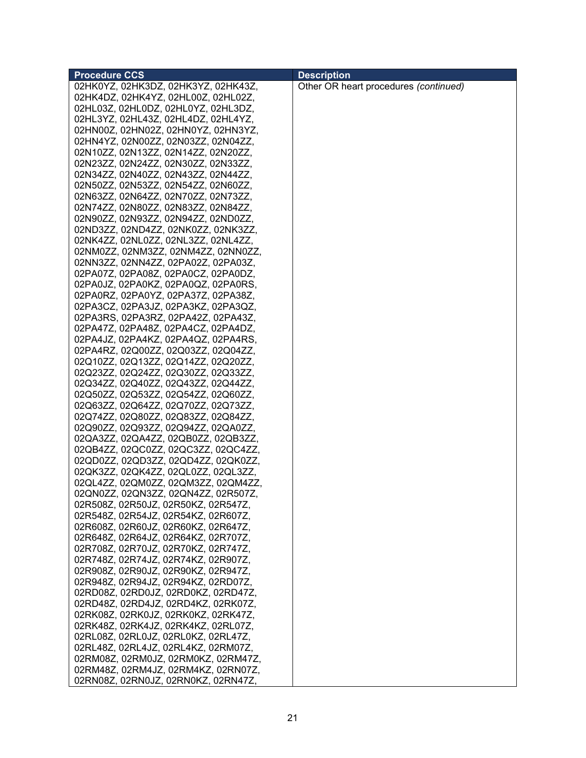| Procedure CCS | Description |
| --- | --- |
| 02HK0YZ, 02HK3DZ, 02HK3YZ, 02HK43Z, 02HK4DZ, 02HK4YZ, 02HL00Z, 02HL02Z, 02HL03Z, 02HL0DZ, 02HL0YZ, 02HL3DZ, 02HL3YZ, 02HL43Z, 02HL4DZ, 02HL4YZ, 02HN00Z, 02HN02Z, 02HN0YZ, 02HN3YZ, 02HN4YZ, 02N00ZZ, 02N03ZZ, 02N04ZZ, 02N10ZZ, 02N13ZZ, 02N14ZZ, 02N20ZZ, 02N23ZZ, 02N24ZZ, 02N30ZZ, 02N33ZZ, 02N34ZZ, 02N40ZZ, 02N43ZZ, 02N44ZZ, 02N50ZZ, 02N53ZZ, 02N54ZZ, 02N60ZZ, 02N63ZZ, 02N64ZZ, 02N70ZZ, 02N73ZZ, 02N74ZZ, 02N80ZZ, 02N83ZZ, 02N84ZZ, 02N90ZZ, 02N93ZZ, 02N94ZZ, 02ND0ZZ, 02ND3ZZ, 02ND4ZZ, 02NK0ZZ, 02NK3ZZ, 02NK4ZZ, 02NL0ZZ, 02NL3ZZ, 02NL4ZZ, 02NM0ZZ, 02NM3ZZ, 02NM4ZZ, 02NN0ZZ, 02NN3ZZ, 02NN4ZZ, 02PA02Z, 02PA03Z, 02PA07Z, 02PA08Z, 02PA0CZ, 02PA0DZ, 02PA0JZ, 02PA0KZ, 02PA0QZ, 02PA0RS, 02PA0RZ, 02PA0YZ, 02PA37Z, 02PA38Z, 02PA3CZ, 02PA3JZ, 02PA3KZ, 02PA3QZ, 02PA3RS, 02PA3RZ, 02PA42Z, 02PA43Z, 02PA47Z, 02PA48Z, 02PA4CZ, 02PA4DZ, 02PA4JZ, 02PA4KZ, 02PA4QZ, 02PA4RS, 02PA4RZ, 02Q00ZZ, 02Q03ZZ, 02Q04ZZ, 02Q10ZZ, 02Q13ZZ, 02Q14ZZ, 02Q20ZZ, 02Q23ZZ, 02Q24ZZ, 02Q30ZZ, 02Q33ZZ, 02Q34ZZ, 02Q40ZZ, 02Q43ZZ, 02Q44ZZ, 02Q50ZZ, 02Q53ZZ, 02Q54ZZ, 02Q60ZZ, 02Q63ZZ, 02Q64ZZ, 02Q70ZZ, 02Q73ZZ, 02Q74ZZ, 02Q80ZZ, 02Q83ZZ, 02Q84ZZ, 02Q90ZZ, 02Q93ZZ, 02Q94ZZ, 02QA0ZZ, 02QA3ZZ, 02QA4ZZ, 02QB0ZZ, 02QB3ZZ, 02QB4ZZ, 02QC0ZZ, 02QC3ZZ, 02QC4ZZ, 02QD0ZZ, 02QD3ZZ, 02QD4ZZ, 02QK0ZZ, 02QK3ZZ, 02QK4ZZ, 02QL0ZZ, 02QL3ZZ, 02QL4ZZ, 02QM0ZZ, 02QM3ZZ, 02QM4ZZ, 02QN0ZZ, 02QN3ZZ, 02QN4ZZ, 02R507Z, 02R508Z, 02R50JZ, 02R50KZ, 02R547Z, 02R548Z, 02R54JZ, 02R54KZ, 02R607Z, 02R608Z, 02R60JZ, 02R60KZ, 02R647Z, 02R648Z, 02R64JZ, 02R64KZ, 02R707Z, 02R708Z, 02R70JZ, 02R70KZ, 02R747Z, 02R748Z, 02R74JZ, 02R74KZ, 02R907Z, 02R908Z, 02R90JZ, 02R90KZ, 02R947Z, 02R948Z, 02R94JZ, 02R94KZ, 02RD07Z, 02RD08Z, 02RD0JZ, 02RD0KZ, 02RD47Z, 02RD48Z, 02RD4JZ, 02RD4KZ, 02RK07Z, 02RK08Z, 02RK0JZ, 02RK0KZ, 02RK47Z, 02RK48Z, 02RK4JZ, 02RK4KZ, 02RL07Z, 02RL08Z, 02RL0JZ, 02RL0KZ, 02RL47Z, 02RL48Z, 02RL4JZ, 02RL4KZ, 02RM07Z, 02RM08Z, 02RM0JZ, 02RM0KZ, 02RM47Z, 02RM48Z, 02RM4JZ, 02RM4KZ, 02RN07Z, 02RN08Z, 02RN0JZ, 02RN0KZ, 02RN47Z, | Other OR heart procedures *(continued)* |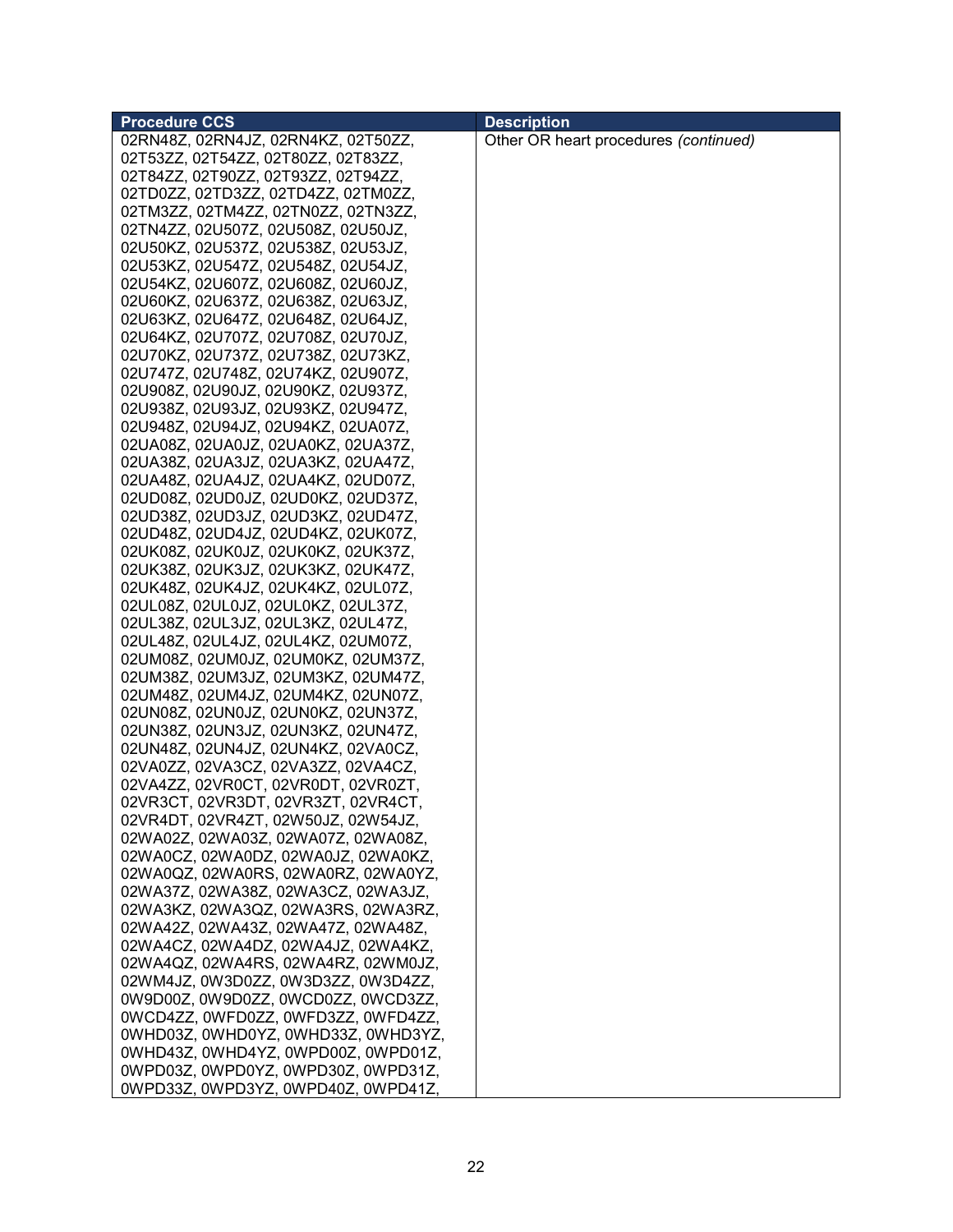| Procedure CCS | Description |
|---|---|
| 02RN48Z, 02RN4JZ, 02RN4KZ, 02T50ZZ, 02T53ZZ, 02T54ZZ, 02T80ZZ, 02T83ZZ, 02T84ZZ, 02T90ZZ, 02T93ZZ, 02T94ZZ, 02TD0ZZ, 02TD3ZZ, 02TD4ZZ, 02TM0ZZ, 02TM3ZZ, 02TM4ZZ, 02TN0ZZ, 02TN3ZZ, 02TN4ZZ, 02U507Z, 02U508Z, 02U50JZ, 02U50KZ, 02U537Z, 02U538Z, 02U53JZ, 02U53KZ, 02U547Z, 02U548Z, 02U54JZ, 02U54KZ, 02U607Z, 02U608Z, 02U60JZ, 02U60KZ, 02U637Z, 02U638Z, 02U63JZ, 02U63KZ, 02U647Z, 02U648Z, 02U64JZ, 02U64KZ, 02U707Z, 02U708Z, 02U70JZ, 02U70KZ, 02U737Z, 02U738Z, 02U73KZ, 02U747Z, 02U748Z, 02U74KZ, 02U907Z, 02U908Z, 02U90JZ, 02U90KZ, 02U937Z, 02U938Z, 02U93JZ, 02U93KZ, 02U947Z, 02U948Z, 02U94JZ, 02U94KZ, 02UA07Z, 02UA08Z, 02UA0JZ, 02UA0KZ, 02UA37Z, 02UA38Z, 02UA3JZ, 02UA3KZ, 02UA47Z, 02UA48Z, 02UA4JZ, 02UA4KZ, 02UD07Z, 02UD08Z, 02UD0JZ, 02UD0KZ, 02UD37Z, 02UD38Z, 02UD3JZ, 02UD3KZ, 02UD47Z, 02UD48Z, 02UD4JZ, 02UD4KZ, 02UK07Z, 02UK08Z, 02UK0JZ, 02UK0KZ, 02UK37Z, 02UK38Z, 02UK3JZ, 02UK3KZ, 02UK47Z, 02UK48Z, 02UK4JZ, 02UK4KZ, 02UL07Z, 02UL08Z, 02UL0JZ, 02UL0KZ, 02UL37Z, 02UL38Z, 02UL3JZ, 02UL3KZ, 02UL47Z, 02UL48Z, 02UL4JZ, 02UL4KZ, 02UM07Z, 02UM08Z, 02UM0JZ, 02UM0KZ, 02UM37Z, 02UM38Z, 02UM3JZ, 02UM3KZ, 02UM47Z, 02UM48Z, 02UM4JZ, 02UM4KZ, 02UN07Z, 02UN08Z, 02UN0JZ, 02UN0KZ, 02UN37Z, 02UN38Z, 02UN3JZ, 02UN3KZ, 02UN47Z, 02UN48Z, 02UN4JZ, 02UN4KZ, 02VA0CZ, 02VA0ZZ, 02VA3CZ, 02VA3ZZ, 02VA4CZ, 02VA4ZZ, 02VR0CT, 02VR0DT, 02VR0ZT, 02VR3CT, 02VR3DT, 02VR3ZT, 02VR4CT, 02VR4DT, 02VR4ZT, 02W50JZ, 02W54JZ, 02WA02Z, 02WA03Z, 02WA07Z, 02WA08Z, 02WA0CZ, 02WA0DZ, 02WA0JZ, 02WA0KZ, 02WA0QZ, 02WA0RS, 02WA0RZ, 02WA0YZ, 02WA37Z, 02WA38Z, 02WA3CZ, 02WA3JZ, 02WA3KZ, 02WA3QZ, 02WA3RS, 02WA3RZ, 02WA42Z, 02WA43Z, 02WA47Z, 02WA48Z, 02WA4CZ, 02WA4DZ, 02WA4JZ, 02WA4KZ, 02WA4QZ, 02WA4RS, 02WA4RZ, 02WM0JZ, 02WM4JZ, 0W3D0ZZ, 0W3D3ZZ, 0W3D4ZZ, 0W9D00Z, 0W9D0ZZ, 0WCD0ZZ, 0WCD3ZZ, 0WCD4ZZ, 0WFD0ZZ, 0WFD3ZZ, 0WFD4ZZ, 0WHD03Z, 0WHD0YZ, 0WHD33Z, 0WHD3YZ, 0WHD43Z, 0WHD4YZ, 0WPD00Z, 0WPD01Z, 0WPD03Z, 0WPD0YZ, 0WPD30Z, 0WPD31Z, 0WPD33Z, 0WPD3YZ, 0WPD40Z, 0WPD41Z, | Other OR heart procedures *(continued)* |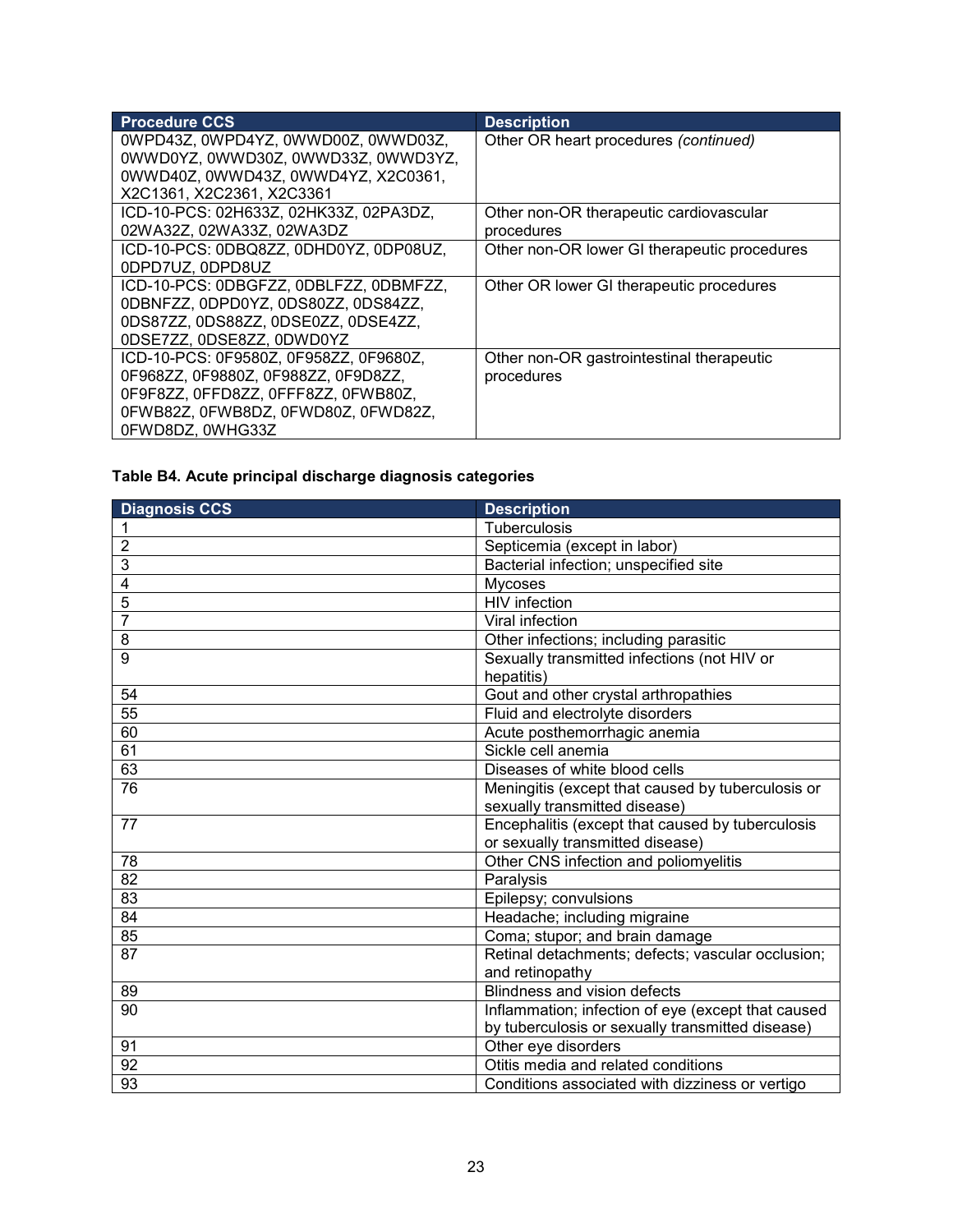| Procedure CCS | Description |
|---|---|
| 0WPD43Z, 0WPD4YZ, 0WWD00Z, 0WWD03Z, 0WWD0YZ, 0WWD30Z, 0WWD33Z, 0WWD3YZ, 0WWD40Z, 0WWD43Z, 0WWD4YZ, X2C0361, X2C1361, X2C2361, X2C3361 | Other OR heart procedures *(continued)* |
| ICD-10-PCS: 02H633Z, 02HK33Z, 02PA3DZ, 02WA32Z, 02WA33Z, 02WA3DZ | Other non-OR therapeutic cardiovascular procedures |
| ICD-10-PCS: 0DBQ8ZZ, 0DHD0YZ, 0DP08UZ, 0DPD7UZ, 0DPD8UZ | Other non-OR lower GI therapeutic procedures |
| ICD-10-PCS: 0DBGFZZ, 0DBLFZZ, 0DBMFZZ, 0DBNFZZ, 0DPD0YZ, 0DS80ZZ, 0DS84ZZ, 0DS87ZZ, 0DS88ZZ, 0DSE0ZZ, 0DSE4ZZ, 0DSE7ZZ, 0DSE8ZZ, 0DWD0YZ | Other OR lower GI therapeutic procedures |
| ICD-10-PCS: 0F9580Z, 0F958ZZ, 0F9680Z, 0F968ZZ, 0F9880Z, 0F988ZZ, 0F9D8ZZ, 0F9F8ZZ, 0FFD8ZZ, 0FFF8ZZ, 0FWB80Z, 0FWB82Z, 0FWB8DZ, 0FWD80Z, 0FWD82Z, 0FWD8DZ, 0WHG33Z | Other non-OR gastrointestinal therapeutic procedures |

**Table B4. Acute principal discharge diagnosis categories**

| Diagnosis CCS | Description |
|---|---|
| 1 | Tuberculosis |
| 2 | Septicemia (except in labor) |
| 3 | Bacterial infection; unspecified site |
| 4 | Mycoses |
| 5 | HIV infection |
| 7 | Viral infection |
| 8 | Other infections; including parasitic |
| 9 | Sexually transmitted infections (not HIV or hepatitis) |
| 54 | Gout and other crystal arthropathies |
| 55 | Fluid and electrolyte disorders |
| 60 | Acute posthemorrhagic anemia |
| 61 | Sickle cell anemia |
| 63 | Diseases of white blood cells |
| 76 | Meningitis (except that caused by tuberculosis or sexually transmitted disease) |
| 77 | Encephalitis (except that caused by tuberculosis or sexually transmitted disease) |
| 78 | Other CNS infection and poliomyelitis |
| 82 | Paralysis |
| 83 | Epilepsy; convulsions |
| 84 | Headache; including migraine |
| 85 | Coma; stupor; and brain damage |
| 87 | Retinal detachments; defects; vascular occlusion; and retinopathy |
| 89 | Blindness and vision defects |
| 90 | Inflammation; infection of eye (except that caused by tuberculosis or sexually transmitted disease) |
| 91 | Other eye disorders |
| 92 | Otitis media and related conditions |
| 93 | Conditions associated with dizziness or vertigo |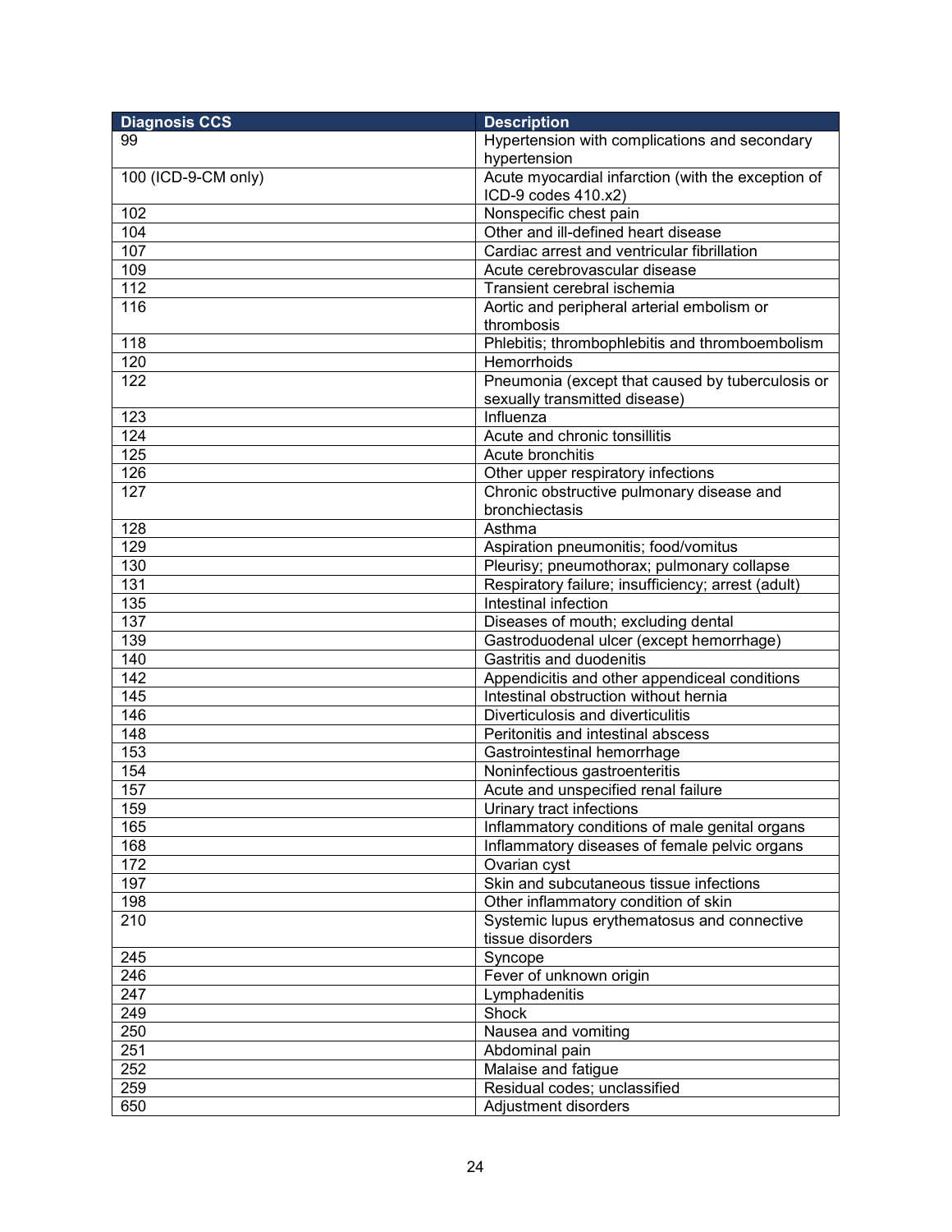| Diagnosis CCS | Description |
| --- | --- |
| 99 | Hypertension with complications and secondary hypertension |
| 100 (ICD-9-CM only) | Acute myocardial infarction (with the exception of ICD-9 codes 410.x2) |
| 102 | Nonspecific chest pain |
| 104 | Other and ill-defined heart disease |
| 107 | Cardiac arrest and ventricular fibrillation |
| 109 | Acute cerebrovascular disease |
| 112 | Transient cerebral ischemia |
| 116 | Aortic and peripheral arterial embolism or thrombosis |
| 118 | Phlebitis; thrombophlebitis and thromboembolism |
| 120 | Hemorrhoids |
| 122 | Pneumonia (except that caused by tuberculosis or sexually transmitted disease) |
| 123 | Influenza |
| 124 | Acute and chronic tonsillitis |
| 125 | Acute bronchitis |
| 126 | Other upper respiratory infections |
| 127 | Chronic obstructive pulmonary disease and bronchiectasis |
| 128 | Asthma |
| 129 | Aspiration pneumonitis; food/vomitus |
| 130 | Pleurisy; pneumothorax; pulmonary collapse |
| 131 | Respiratory failure; insufficiency; arrest (adult) |
| 135 | Intestinal infection |
| 137 | Diseases of mouth; excluding dental |
| 139 | Gastroduodenal ulcer (except hemorrhage) |
| 140 | Gastritis and duodenitis |
| 142 | Appendicitis and other appendiceal conditions |
| 145 | Intestinal obstruction without hernia |
| 146 | Diverticulosis and diverticulitis |
| 148 | Peritonitis and intestinal abscess |
| 153 | Gastrointestinal hemorrhage |
| 154 | Noninfectious gastroenteritis |
| 157 | Acute and unspecified renal failure |
| 159 | Urinary tract infections |
| 165 | Inflammatory conditions of male genital organs |
| 168 | Inflammatory diseases of female pelvic organs |
| 172 | Ovarian cyst |
| 197 | Skin and subcutaneous tissue infections |
| 198 | Other inflammatory condition of skin |
| 210 | Systemic lupus erythematosus and connective tissue disorders |
| 245 | Syncope |
| 246 | Fever of unknown origin |
| 247 | Lymphadenitis |
| 249 | Shock |
| 250 | Nausea and vomiting |
| 251 | Abdominal pain |
| 252 | Malaise and fatigue |
| 259 | Residual codes; unclassified |
| 650 | Adjustment disorders |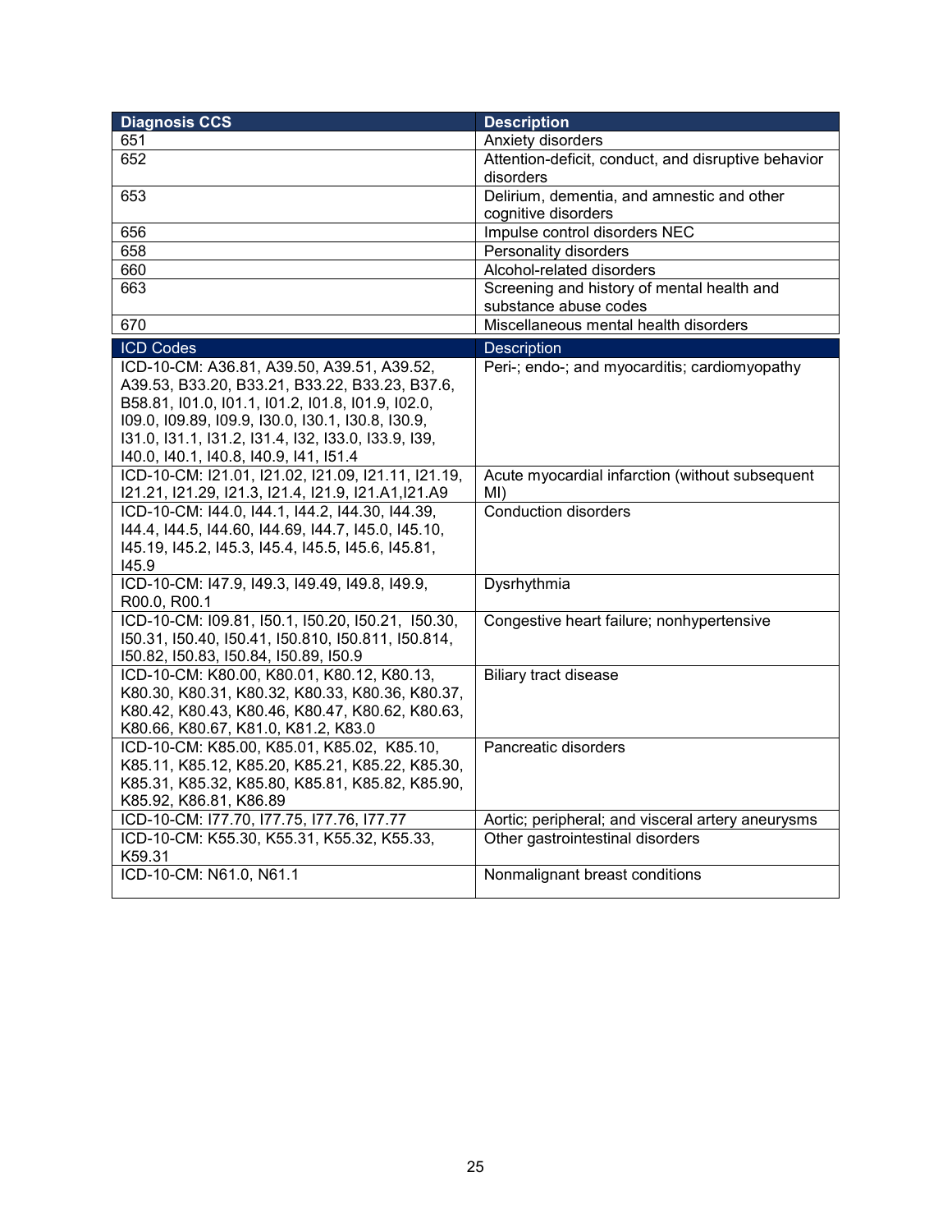| Diagnosis CCS | Description |
|---|---|
| 651 | Anxiety disorders |
| 652 | Attention-deficit, conduct, and disruptive behavior disorders |
| 653 | Delirium, dementia, and amnestic and other cognitive disorders |
| 656 | Impulse control disorders NEC |
| 658 | Personality disorders |
| 660 | Alcohol-related disorders |
| 663 | Screening and history of mental health and substance abuse codes |
| 670 | Miscellaneous mental health disorders |

| ICD Codes | Description |
|---|---|
| ICD-10-CM: A36.81, A39.50, A39.51, A39.52, A39.53, B33.20, B33.21, B33.22, B33.23, B37.6, B58.81, I01.0, I01.1, I01.2, I01.8, I01.9, I02.0, I09.0, I09.89, I09.9, I30.0, I30.1, I30.8, I30.9, I31.0, I31.1, I31.2, I31.4, I32, I33.0, I33.9, I39, I40.0, I40.1, I40.8, I40.9, I41, I51.4 | Peri-; endo-; and myocarditis; cardiomyopathy |
| ICD-10-CM: I21.01, I21.02, I21.09, I21.11, I21.19, I21.21, I21.29, I21.3, I21.4, I21.9, I21.A1,I21.A9 | Acute myocardial infarction (without subsequent MI) |
| ICD-10-CM: I44.0, I44.1, I44.2, I44.30, I44.39, I44.4, I44.5, I44.60, I44.69, I44.7, I45.0, I45.10, I45.19, I45.2, I45.3, I45.4, I45.5, I45.6, I45.81, I45.9 | Conduction disorders |
| ICD-10-CM: I47.9, I49.3, I49.49, I49.8, I49.9, R00.0, R00.1 | Dysrhythmia |
| ICD-10-CM: I09.81, I50.1, I50.20, I50.21, I50.30, I50.31, I50.40, I50.41, I50.810, I50.811, I50.814, I50.82, I50.83, I50.84, I50.89, I50.9 | Congestive heart failure; nonhypertensive |
| ICD-10-CM: K80.00, K80.01, K80.12, K80.13, K80.30, K80.31, K80.32, K80.33, K80.36, K80.37, K80.42, K80.43, K80.46, K80.47, K80.62, K80.63, K80.66, K80.67, K81.0, K81.2, K83.0 | Biliary tract disease |
| ICD-10-CM: K85.00, K85.01, K85.02, K85.10, K85.11, K85.12, K85.20, K85.21, K85.22, K85.30, K85.31, K85.32, K85.80, K85.81, K85.82, K85.90, K85.92, K86.81, K86.89 | Pancreatic disorders |
| ICD-10-CM: I77.70, I77.75, I77.76, I77.77 | Aortic; peripheral; and visceral artery aneurysms |
| ICD-10-CM: K55.30, K55.31, K55.32, K55.33, K59.31 | Other gastrointestinal disorders |
| ICD-10-CM: N61.0, N61.1 | Nonmalignant breast conditions |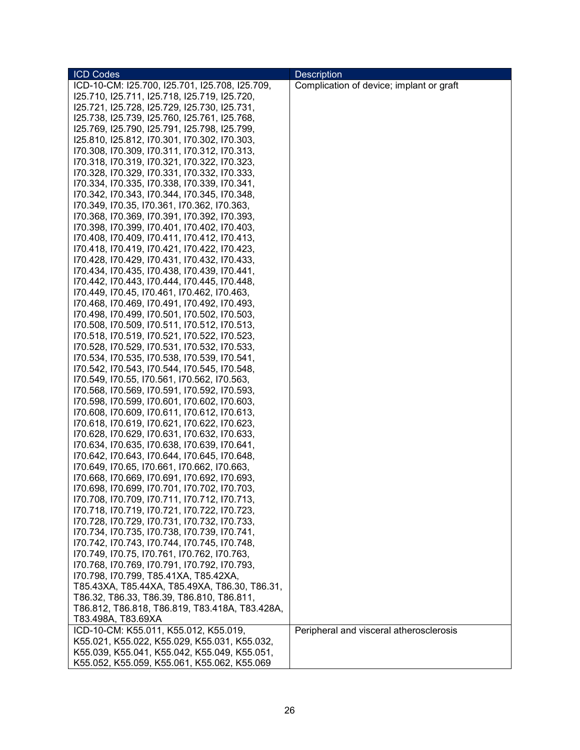| ICD Codes | Description |
|---|---|
| ICD-10-CM: I25.700, I25.701, I25.708, I25.709, I25.710, I25.711, I25.718, I25.719, I25.720, I25.721, I25.728, I25.729, I25.730, I25.731, I25.738, I25.739, I25.760, I25.761, I25.768, I25.769, I25.790, I25.791, I25.798, I25.799, I25.810, I25.812, I70.301, I70.302, I70.303, I70.308, I70.309, I70.311, I70.312, I70.313, I70.318, I70.319, I70.321, I70.322, I70.323, I70.328, I70.329, I70.331, I70.332, I70.333, I70.334, I70.335, I70.338, I70.339, I70.341, I70.342, I70.343, I70.344, I70.345, I70.348, I70.349, I70.35, I70.361, I70.362, I70.363, I70.368, I70.369, I70.391, I70.392, I70.393, I70.398, I70.399, I70.401, I70.402, I70.403, I70.408, I70.409, I70.411, I70.412, I70.413, I70.418, I70.419, I70.421, I70.422, I70.423, I70.428, I70.429, I70.431, I70.432, I70.433, I70.434, I70.435, I70.438, I70.439, I70.441, I70.442, I70.443, I70.444, I70.445, I70.448, I70.449, I70.45, I70.461, I70.462, I70.463, I70.468, I70.469, I70.491, I70.492, I70.493, I70.498, I70.499, I70.501, I70.502, I70.503, I70.508, I70.509, I70.511, I70.512, I70.513, I70.518, I70.519, I70.521, I70.522, I70.523, I70.528, I70.529, I70.531, I70.532, I70.533, I70.534, I70.535, I70.538, I70.539, I70.541, I70.542, I70.543, I70.544, I70.545, I70.548, I70.549, I70.55, I70.561, I70.562, I70.563, I70.568, I70.569, I70.591, I70.592, I70.593, I70.598, I70.599, I70.601, I70.602, I70.603, I70.608, I70.609, I70.611, I70.612, I70.613, I70.618, I70.619, I70.621, I70.622, I70.623, I70.628, I70.629, I70.631, I70.632, I70.633, I70.634, I70.635, I70.638, I70.639, I70.641, I70.642, I70.643, I70.644, I70.645, I70.648, I70.649, I70.65, I70.661, I70.662, I70.663, I70.668, I70.669, I70.691, I70.692, I70.693, I70.698, I70.699, I70.701, I70.702, I70.703, I70.708, I70.709, I70.711, I70.712, I70.713, I70.718, I70.719, I70.721, I70.722, I70.723, I70.728, I70.729, I70.731, I70.732, I70.733, I70.734, I70.735, I70.738, I70.739, I70.741, I70.742, I70.743, I70.744, I70.745, I70.748, I70.749, I70.75, I70.761, I70.762, I70.763, I70.768, I70.769, I70.791, I70.792, I70.793, I70.798, I70.799, T85.41XA, T85.42XA, T85.43XA, T85.44XA, T85.49XA, T86.30, T86.31, T86.32, T86.33, T86.39, T86.810, T86.811, T86.812, T86.818, T86.819, T83.418A, T83.428A, T83.498A, T83.69XA | Complication of device; implant or graft |
| ICD-10-CM: K55.011, K55.012, K55.019, K55.021, K55.022, K55.029, K55.031, K55.032, K55.039, K55.041, K55.042, K55.049, K55.051, K55.052, K55.059, K55.061, K55.062, K55.069 | Peripheral and visceral atherosclerosis |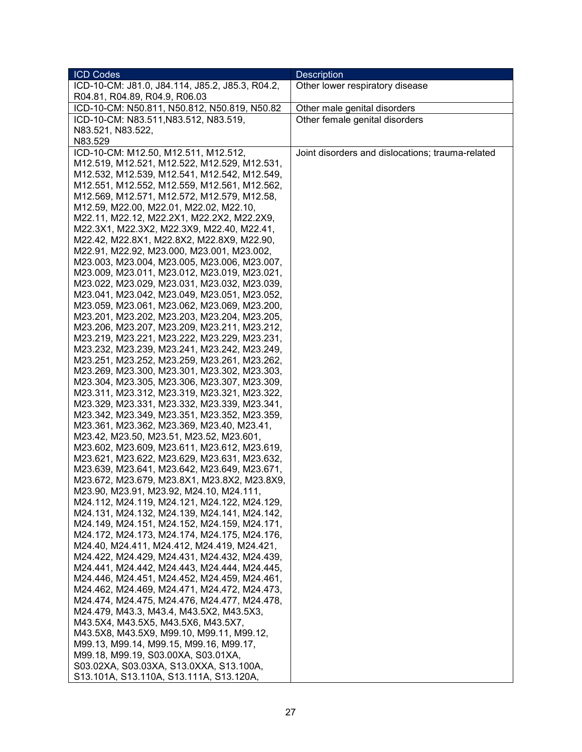| ICD Codes | Description |
|---|---|
| ICD-10-CM: J81.0, J84.114, J85.2, J85.3, R04.2, R04.81, R04.89, R04.9, R06.03 | Other lower respiratory disease |
| ICD-10-CM: N50.811, N50.812, N50.819, N50.82 | Other male genital disorders |
| ICD-10-CM: N83.511,N83.512, N83.519, N83.521, N83.522, N83.529 | Other female genital disorders |
| ICD-10-CM: M12.50, M12.511, M12.512, M12.519, M12.521, M12.522, M12.529, M12.531, M12.532, M12.539, M12.541, M12.542, M12.549, M12.551, M12.552, M12.559, M12.561, M12.562, M12.569, M12.571, M12.572, M12.579, M12.58, M12.59, M22.00, M22.01, M22.02, M22.10, M22.11, M22.12, M22.2X1, M22.2X2, M22.2X9, M22.3X1, M22.3X2, M22.3X9, M22.40, M22.41, M22.42, M22.8X1, M22.8X2, M22.8X9, M22.90, M22.91, M22.92, M23.000, M23.001, M23.002, M23.003, M23.004, M23.005, M23.006, M23.007, M23.009, M23.011, M23.012, M23.019, M23.021, M23.022, M23.029, M23.031, M23.032, M23.039, M23.041, M23.042, M23.049, M23.051, M23.052, M23.059, M23.061, M23.062, M23.069, M23.200, M23.201, M23.202, M23.203, M23.204, M23.205, M23.206, M23.207, M23.209, M23.211, M23.212, M23.219, M23.221, M23.222, M23.229, M23.231, M23.232, M23.239, M23.241, M23.242, M23.249, M23.251, M23.252, M23.259, M23.261, M23.262, M23.269, M23.300, M23.301, M23.302, M23.303, M23.304, M23.305, M23.306, M23.307, M23.309, M23.311, M23.312, M23.319, M23.321, M23.322, M23.329, M23.331, M23.332, M23.339, M23.341, M23.342, M23.349, M23.351, M23.352, M23.359, M23.361, M23.362, M23.369, M23.40, M23.41, M23.42, M23.50, M23.51, M23.52, M23.601, M23.602, M23.609, M23.611, M23.612, M23.619, M23.621, M23.622, M23.629, M23.631, M23.632, M23.639, M23.641, M23.642, M23.649, M23.671, M23.672, M23.679, M23.8X1, M23.8X2, M23.8X9, M23.90, M23.91, M23.92, M24.10, M24.111, M24.112, M24.119, M24.121, M24.122, M24.129, M24.131, M24.132, M24.139, M24.141, M24.142, M24.149, M24.151, M24.152, M24.159, M24.171, M24.172, M24.173, M24.174, M24.175, M24.176, M24.40, M24.411, M24.412, M24.419, M24.421, M24.422, M24.429, M24.431, M24.432, M24.439, M24.441, M24.442, M24.443, M24.444, M24.445, M24.446, M24.451, M24.452, M24.459, M24.461, M24.462, M24.469, M24.471, M24.472, M24.473, M24.474, M24.475, M24.476, M24.477, M24.478, M24.479, M43.3, M43.4, M43.5X2, M43.5X3, M43.5X4, M43.5X5, M43.5X6, M43.5X7, M43.5X8, M43.5X9, M99.10, M99.11, M99.12, M99.13, M99.14, M99.15, M99.16, M99.17, M99.18, M99.19, S03.00XA, S03.01XA, S03.02XA, S03.03XA, S13.0XXA, S13.100A, S13.101A, S13.110A, S13.111A, S13.120A, | Joint disorders and dislocations; trauma-related |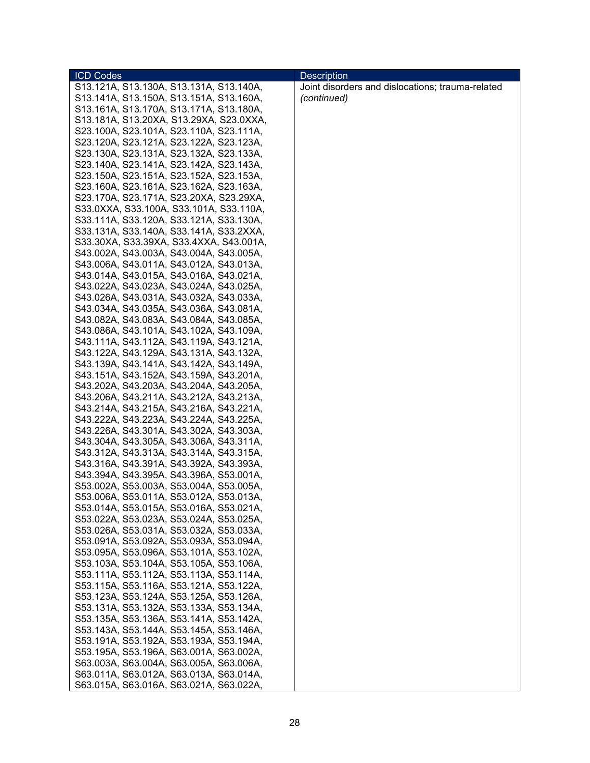| ICD Codes | Description |
|---|---|
| S13.121A, S13.130A, S13.131A, S13.140A, S13.141A, S13.150A, S13.151A, S13.160A, S13.161A, S13.170A, S13.171A, S13.180A, S13.181A, S13.20XA, S13.29XA, S23.0XXA, S23.100A, S23.101A, S23.110A, S23.111A, S23.120A, S23.121A, S23.122A, S23.123A, S23.130A, S23.131A, S23.132A, S23.133A, S23.140A, S23.141A, S23.142A, S23.143A, S23.150A, S23.151A, S23.152A, S23.153A, S23.160A, S23.161A, S23.162A, S23.163A, S23.170A, S23.171A, S23.20XA, S23.29XA, S33.0XXA, S33.100A, S33.101A, S33.110A, S33.111A, S33.120A, S33.121A, S33.130A, S33.131A, S33.140A, S33.141A, S33.2XXA, S33.30XA, S33.39XA, S33.4XXA, S43.001A, S43.002A, S43.003A, S43.004A, S43.005A, S43.006A, S43.011A, S43.012A, S43.013A, S43.014A, S43.015A, S43.016A, S43.021A, S43.022A, S43.023A, S43.024A, S43.025A, S43.026A, S43.031A, S43.032A, S43.033A, S43.034A, S43.035A, S43.036A, S43.081A, S43.082A, S43.083A, S43.084A, S43.085A, S43.086A, S43.101A, S43.102A, S43.109A, S43.111A, S43.112A, S43.119A, S43.121A, S43.122A, S43.129A, S43.131A, S43.132A, S43.139A, S43.141A, S43.142A, S43.149A, S43.151A, S43.152A, S43.159A, S43.201A, S43.202A, S43.203A, S43.204A, S43.205A, S43.206A, S43.211A, S43.212A, S43.213A, S43.214A, S43.215A, S43.216A, S43.221A, S43.222A, S43.223A, S43.224A, S43.225A, S43.226A, S43.301A, S43.302A, S43.303A, S43.304A, S43.305A, S43.306A, S43.311A, S43.312A, S43.313A, S43.314A, S43.315A, S43.316A, S43.391A, S43.392A, S43.393A, S43.394A, S43.395A, S43.396A, S53.001A, S53.002A, S53.003A, S53.004A, S53.005A, S53.006A, S53.011A, S53.012A, S53.013A, S53.014A, S53.015A, S53.016A, S53.021A, S53.022A, S53.023A, S53.024A, S53.025A, S53.026A, S53.031A, S53.032A, S53.033A, S53.091A, S53.092A, S53.093A, S53.094A, S53.095A, S53.096A, S53.101A, S53.102A, S53.103A, S53.104A, S53.105A, S53.106A, S53.111A, S53.112A, S53.113A, S53.114A, S53.115A, S53.116A, S53.121A, S53.122A, S53.123A, S53.124A, S53.125A, S53.126A, S53.131A, S53.132A, S53.133A, S53.134A, S53.135A, S53.136A, S53.141A, S53.142A, S53.143A, S53.144A, S53.145A, S53.146A, S53.191A, S53.192A, S53.193A, S53.194A, S53.195A, S53.196A, S63.001A, S63.002A, S63.003A, S63.004A, S63.005A, S63.006A, S63.011A, S63.012A, S63.013A, S63.014A, S63.015A, S63.016A, S63.021A, S63.022A, | Joint disorders and dislocations; trauma-related *(continued)* |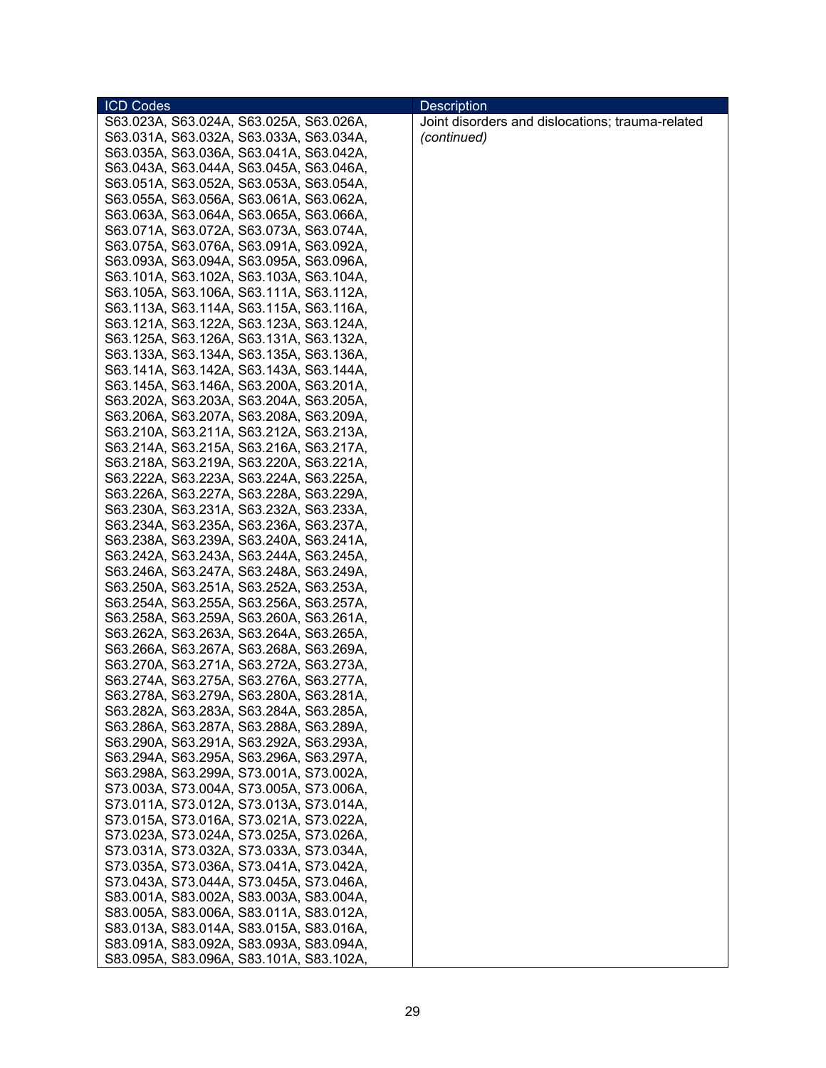| ICD Codes | Description |
| --- | --- |
| S63.023A, S63.024A, S63.025A, S63.026A, S63.031A, S63.032A, S63.033A, S63.034A, S63.035A, S63.036A, S63.041A, S63.042A, S63.043A, S63.044A, S63.045A, S63.046A, S63.051A, S63.052A, S63.053A, S63.054A, S63.055A, S63.056A, S63.061A, S63.062A, S63.063A, S63.064A, S63.065A, S63.066A, S63.071A, S63.072A, S63.073A, S63.074A, S63.075A, S63.076A, S63.091A, S63.092A, S63.093A, S63.094A, S63.095A, S63.096A, S63.101A, S63.102A, S63.103A, S63.104A, S63.105A, S63.106A, S63.111A, S63.112A, S63.113A, S63.114A, S63.115A, S63.116A, S63.121A, S63.122A, S63.123A, S63.124A, S63.125A, S63.126A, S63.131A, S63.132A, S63.133A, S63.134A, S63.135A, S63.136A, S63.141A, S63.142A, S63.143A, S63.144A, S63.145A, S63.146A, S63.200A, S63.201A, S63.202A, S63.203A, S63.204A, S63.205A, S63.206A, S63.207A, S63.208A, S63.209A, S63.210A, S63.211A, S63.212A, S63.213A, S63.214A, S63.215A, S63.216A, S63.217A, S63.218A, S63.219A, S63.220A, S63.221A, S63.222A, S63.223A, S63.224A, S63.225A, S63.226A, S63.227A, S63.228A, S63.229A, S63.230A, S63.231A, S63.232A, S63.233A, S63.234A, S63.235A, S63.236A, S63.237A, S63.238A, S63.239A, S63.240A, S63.241A, S63.242A, S63.243A, S63.244A, S63.245A, S63.246A, S63.247A, S63.248A, S63.249A, S63.250A, S63.251A, S63.252A, S63.253A, S63.254A, S63.255A, S63.256A, S63.257A, S63.258A, S63.259A, S63.260A, S63.261A, S63.262A, S63.263A, S63.264A, S63.265A, S63.266A, S63.267A, S63.268A, S63.269A, S63.270A, S63.271A, S63.272A, S63.273A, S63.274A, S63.275A, S63.276A, S63.277A, S63.278A, S63.279A, S63.280A, S63.281A, S63.282A, S63.283A, S63.284A, S63.285A, S63.286A, S63.287A, S63.288A, S63.289A, S63.290A, S63.291A, S63.292A, S63.293A, S63.294A, S63.295A, S63.296A, S63.297A, S63.298A, S63.299A, S73.001A, S73.002A, S73.003A, S73.004A, S73.005A, S73.006A, S73.011A, S73.012A, S73.013A, S73.014A, S73.015A, S73.016A, S73.021A, S73.022A, S73.023A, S73.024A, S73.025A, S73.026A, S73.031A, S73.032A, S73.033A, S73.034A, S73.035A, S73.036A, S73.041A, S73.042A, S73.043A, S73.044A, S73.045A, S73.046A, S83.001A, S83.002A, S83.003A, S83.004A, S83.005A, S83.006A, S83.011A, S83.012A, S83.013A, S83.014A, S83.015A, S83.016A, S83.091A, S83.092A, S83.093A, S83.094A, S83.095A, S83.096A, S83.101A, S83.102A, | Joint disorders and dislocations; trauma-related *(continued)* |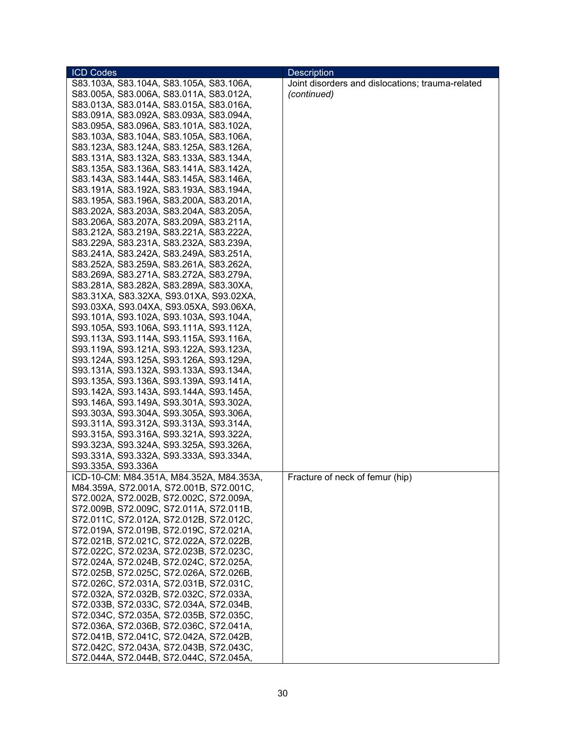| ICD Codes | Description |
|---|---|
| S83.103A, S83.104A, S83.105A, S83.106A, S83.005A, S83.006A, S83.011A, S83.012A, S83.013A, S83.014A, S83.015A, S83.016A, S83.091A, S83.092A, S83.093A, S83.094A, S83.095A, S83.096A, S83.101A, S83.102A, S83.103A, S83.104A, S83.105A, S83.106A, S83.123A, S83.124A, S83.125A, S83.126A, S83.131A, S83.132A, S83.133A, S83.134A, S83.135A, S83.136A, S83.141A, S83.142A, S83.143A, S83.144A, S83.145A, S83.146A, S83.191A, S83.192A, S83.193A, S83.194A, S83.195A, S83.196A, S83.200A, S83.201A, S83.202A, S83.203A, S83.204A, S83.205A, S83.206A, S83.207A, S83.209A, S83.211A, S83.212A, S83.219A, S83.221A, S83.222A, S83.229A, S83.231A, S83.232A, S83.239A, S83.241A, S83.242A, S83.249A, S83.251A, S83.252A, S83.259A, S83.261A, S83.262A, S83.269A, S83.271A, S83.272A, S83.279A, S83.281A, S83.282A, S83.289A, S83.30XA, S83.31XA, S83.32XA, S93.01XA, S93.02XA, S93.03XA, S93.04XA, S93.05XA, S93.06XA, S93.101A, S93.102A, S93.103A, S93.104A, S93.105A, S93.106A, S93.111A, S93.112A, S93.113A, S93.114A, S93.115A, S93.116A, S93.119A, S93.121A, S93.122A, S93.123A, S93.124A, S93.125A, S93.126A, S93.129A, S93.131A, S93.132A, S93.133A, S93.134A, S93.135A, S93.136A, S93.139A, S93.141A, S93.142A, S93.143A, S93.144A, S93.145A, S93.146A, S93.149A, S93.301A, S93.302A, S93.303A, S93.304A, S93.305A, S93.306A, S93.311A, S93.312A, S93.313A, S93.314A, S93.315A, S93.316A, S93.321A, S93.322A, S93.323A, S93.324A, S93.325A, S93.326A, S93.331A, S93.332A, S93.333A, S93.334A, S93.335A, S93.336A | Joint disorders and dislocations; trauma-related *(continued)* |
| ICD-10-CM: M84.351A, M84.352A, M84.353A, M84.359A, S72.001A, S72.001B, S72.001C, S72.002A, S72.002B, S72.002C, S72.009A, S72.009B, S72.009C, S72.011A, S72.011B, S72.011C, S72.012A, S72.012B, S72.012C, S72.019A, S72.019B, S72.019C, S72.021A, S72.021B, S72.021C, S72.022A, S72.022B, S72.022C, S72.023A, S72.023B, S72.023C, S72.024A, S72.024B, S72.024C, S72.025A, S72.025B, S72.025C, S72.026A, S72.026B, S72.026C, S72.031A, S72.031B, S72.031C, S72.032A, S72.032B, S72.032C, S72.033A, S72.033B, S72.033C, S72.034A, S72.034B, S72.034C, S72.035A, S72.035B, S72.035C, S72.036A, S72.036B, S72.036C, S72.041A, S72.041B, S72.041C, S72.042A, S72.042B, S72.042C, S72.043A, S72.043B, S72.043C, S72.044A, S72.044B, S72.044C, S72.045A, | Fracture of neck of femur (hip) |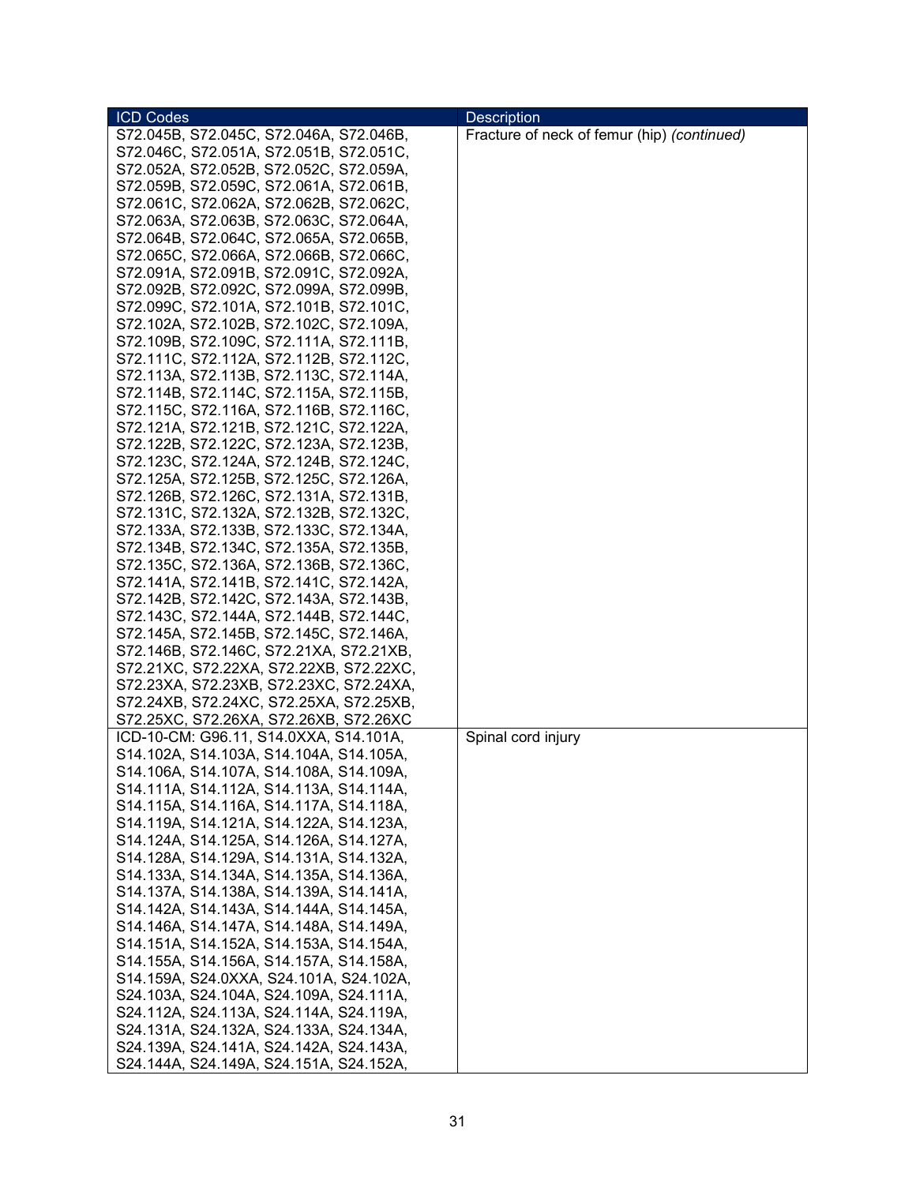| ICD Codes | Description |
| --- | --- |
| S72.045B, S72.045C, S72.046A, S72.046B, S72.046C, S72.051A, S72.051B, S72.051C, S72.052A, S72.052B, S72.052C, S72.059A, S72.059B, S72.059C, S72.061A, S72.061B, S72.061C, S72.062A, S72.062B, S72.062C, S72.063A, S72.063B, S72.063C, S72.064A, S72.064B, S72.064C, S72.065A, S72.065B, S72.065C, S72.066A, S72.066B, S72.066C, S72.091A, S72.091B, S72.091C, S72.092A, S72.092B, S72.092C, S72.099A, S72.099B, S72.099C, S72.101A, S72.101B, S72.101C, S72.102A, S72.102B, S72.102C, S72.109A, S72.109B, S72.109C, S72.111A, S72.111B, S72.111C, S72.112A, S72.112B, S72.112C, S72.113A, S72.113B, S72.113C, S72.114A, S72.114B, S72.114C, S72.115A, S72.115B, S72.115C, S72.116A, S72.116B, S72.116C, S72.121A, S72.121B, S72.121C, S72.122A, S72.122B, S72.122C, S72.123A, S72.123B, S72.123C, S72.124A, S72.124B, S72.124C, S72.125A, S72.125B, S72.125C, S72.126A, S72.126B, S72.126C, S72.131A, S72.131B, S72.131C, S72.132A, S72.132B, S72.132C, S72.133A, S72.133B, S72.133C, S72.134A, S72.134B, S72.134C, S72.135A, S72.135B, S72.135C, S72.136A, S72.136B, S72.136C, S72.141A, S72.141B, S72.141C, S72.142A, S72.142B, S72.142C, S72.143A, S72.143B, S72.143C, S72.144A, S72.144B, S72.144C, S72.145A, S72.145B, S72.145C, S72.146A, S72.146B, S72.146C, S72.21XA, S72.21XB, S72.21XC, S72.22XA, S72.22XB, S72.22XC, S72.23XA, S72.23XB, S72.23XC, S72.24XA, S72.24XB, S72.24XC, S72.25XA, S72.25XB, S72.25XC, S72.26XA, S72.26XB, S72.26XC | Fracture of neck of femur (hip) *(continued)* |
| ICD-10-CM: G96.11, S14.0XXA, S14.101A, S14.102A, S14.103A, S14.104A, S14.105A, S14.106A, S14.107A, S14.108A, S14.109A, S14.111A, S14.112A, S14.113A, S14.114A, S14.115A, S14.116A, S14.117A, S14.118A, S14.119A, S14.121A, S14.122A, S14.123A, S14.124A, S14.125A, S14.126A, S14.127A, S14.128A, S14.129A, S14.131A, S14.132A, S14.133A, S14.134A, S14.135A, S14.136A, S14.137A, S14.138A, S14.139A, S14.141A, S14.142A, S14.143A, S14.144A, S14.145A, S14.146A, S14.147A, S14.148A, S14.149A, S14.151A, S14.152A, S14.153A, S14.154A, S14.155A, S14.156A, S14.157A, S14.158A, S14.159A, S24.0XXA, S24.101A, S24.102A, S24.103A, S24.104A, S24.109A, S24.111A, S24.112A, S24.113A, S24.114A, S24.119A, S24.131A, S24.132A, S24.133A, S24.134A, S24.139A, S24.141A, S24.142A, S24.143A, S24.144A, S24.149A, S24.151A, S24.152A, | Spinal cord injury |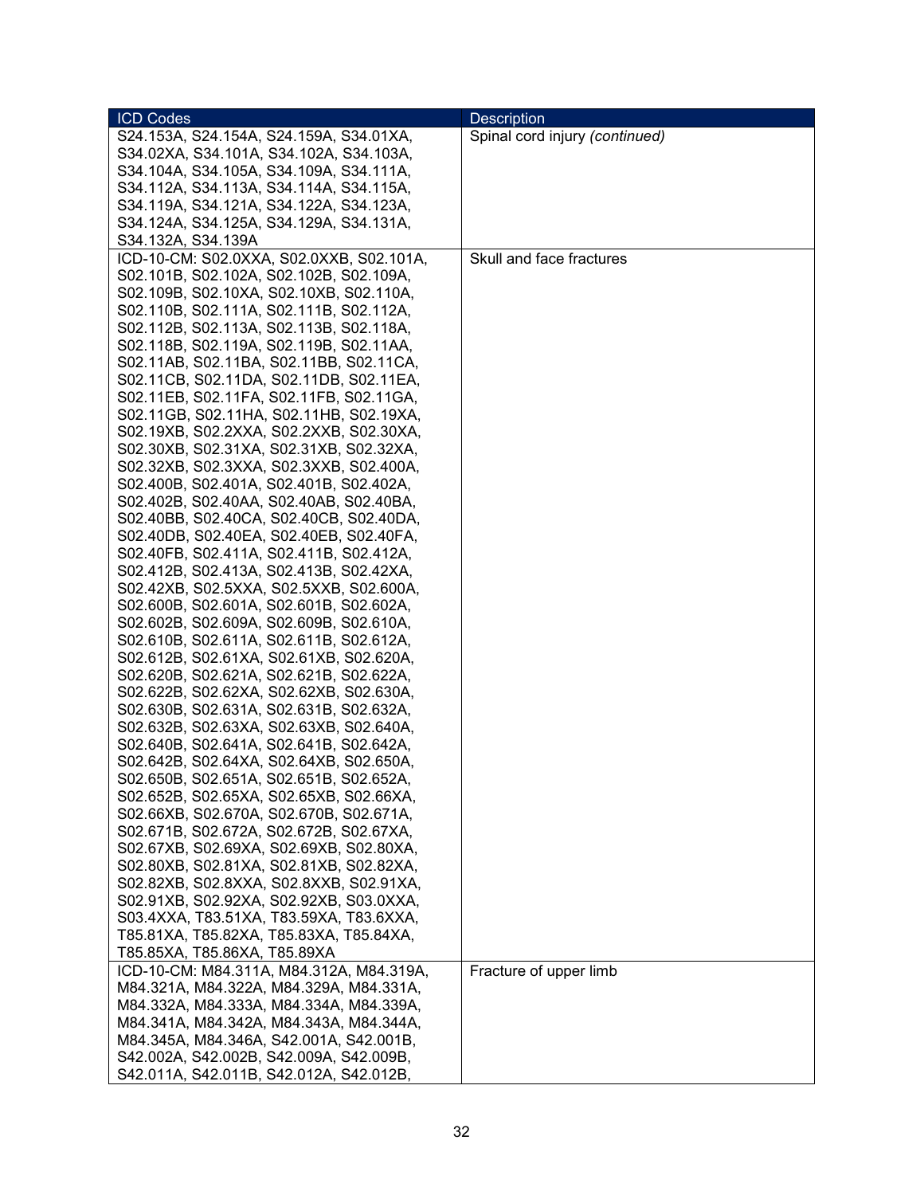| ICD Codes | Description |
| --- | --- |
| S24.153A, S24.154A, S24.159A, S34.01XA, S34.02XA, S34.101A, S34.102A, S34.103A, S34.104A, S34.105A, S34.109A, S34.111A, S34.112A, S34.113A, S34.114A, S34.115A, S34.119A, S34.121A, S34.122A, S34.123A, S34.124A, S34.125A, S34.129A, S34.131A, S34.132A, S34.139A | Spinal cord injury *(continued)* |
| ICD-10-CM: S02.0XXA, S02.0XXB, S02.101A, S02.101B, S02.102A, S02.102B, S02.109A, S02.109B, S02.10XA, S02.10XB, S02.110A, S02.110B, S02.111A, S02.111B, S02.112A, S02.112B, S02.113A, S02.113B, S02.118A, S02.118B, S02.119A, S02.119B, S02.11AA, S02.11AB, S02.11BA, S02.11BB, S02.11CA, S02.11CB, S02.11DA, S02.11DB, S02.11EA, S02.11EB, S02.11FA, S02.11FB, S02.11GA, S02.11GB, S02.11HA, S02.11HB, S02.19XA, S02.19XB, S02.2XXA, S02.2XXB, S02.30XA, S02.30XB, S02.31XA, S02.31XB, S02.32XA, S02.32XB, S02.3XXA, S02.3XXB, S02.400A, S02.400B, S02.401A, S02.401B, S02.402A, S02.402B, S02.40AA, S02.40AB, S02.40BA, S02.40BB, S02.40CA, S02.40CB, S02.40DA, S02.40DB, S02.40EA, S02.40EB, S02.40FA, S02.40FB, S02.411A, S02.411B, S02.412A, S02.412B, S02.413A, S02.413B, S02.42XA, S02.42XB, S02.5XXA, S02.5XXB, S02.600A, S02.600B, S02.601A, S02.601B, S02.602A, S02.602B, S02.609A, S02.609B, S02.610A, S02.610B, S02.611A, S02.611B, S02.612A, S02.612B, S02.61XA, S02.61XB, S02.620A, S02.620B, S02.621A, S02.621B, S02.622A, S02.622B, S02.62XA, S02.62XB, S02.630A, S02.630B, S02.631A, S02.631B, S02.632A, S02.632B, S02.63XA, S02.63XB, S02.640A, S02.640B, S02.641A, S02.641B, S02.642A, S02.642B, S02.64XA, S02.64XB, S02.650A, S02.650B, S02.651A, S02.651B, S02.652A, S02.652B, S02.65XA, S02.65XB, S02.66XA, S02.66XB, S02.670A, S02.670B, S02.671A, S02.671B, S02.672A, S02.672B, S02.67XA, S02.67XB, S02.69XA, S02.69XB, S02.80XA, S02.80XB, S02.81XA, S02.81XB, S02.82XA, S02.82XB, S02.8XXA, S02.8XXB, S02.91XA, S02.91XB, S02.92XA, S02.92XB, S03.0XXA, S03.4XXA, T83.51XA, T83.59XA, T83.6XXA, T85.81XA, T85.82XA, T85.83XA, T85.84XA, T85.85XA, T85.86XA, T85.89XA | Skull and face fractures |
| ICD-10-CM: M84.311A, M84.312A, M84.319A, M84.321A, M84.322A, M84.329A, M84.331A, M84.332A, M84.333A, M84.334A, M84.339A, M84.341A, M84.342A, M84.343A, M84.344A, M84.345A, M84.346A, S42.001A, S42.001B, S42.002A, S42.002B, S42.009A, S42.009B, S42.011A, S42.011B, S42.012A, S42.012B, | Fracture of upper limb |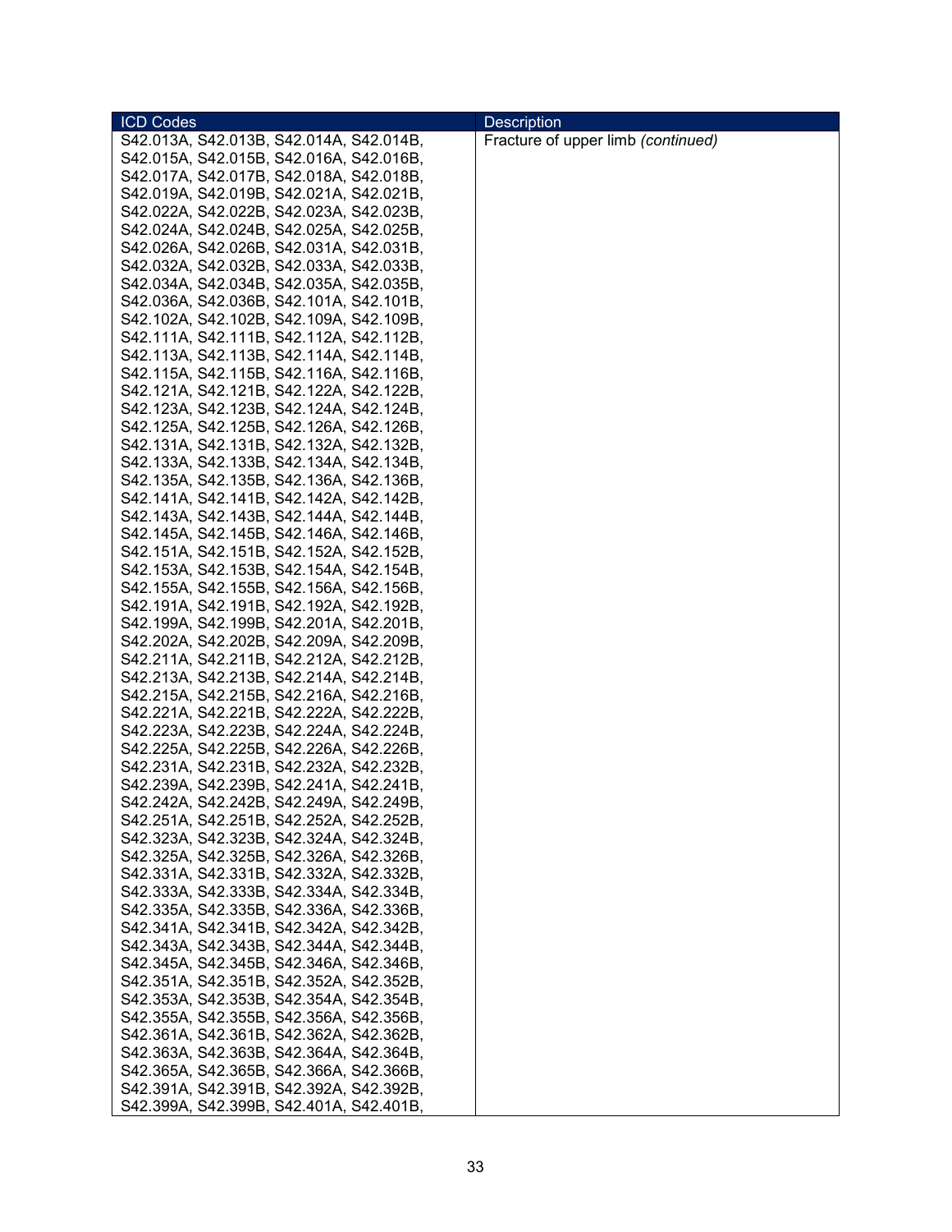| ICD Codes | Description |
|---|---|
| S42.013A, S42.013B, S42.014A, S42.014B, S42.015A, S42.015B, S42.016A, S42.016B, S42.017A, S42.017B, S42.018A, S42.018B, S42.019A, S42.019B, S42.021A, S42.021B, S42.022A, S42.022B, S42.023A, S42.023B, S42.024A, S42.024B, S42.025A, S42.025B, S42.026A, S42.026B, S42.031A, S42.031B, S42.032A, S42.032B, S42.033A, S42.033B, S42.034A, S42.034B, S42.035A, S42.035B, S42.036A, S42.036B, S42.101A, S42.101B, S42.102A, S42.102B, S42.109A, S42.109B, S42.111A, S42.111B, S42.112A, S42.112B, S42.113A, S42.113B, S42.114A, S42.114B, S42.115A, S42.115B, S42.116A, S42.116B, S42.121A, S42.121B, S42.122A, S42.122B, S42.123A, S42.123B, S42.124A, S42.124B, S42.125A, S42.125B, S42.126A, S42.126B, S42.131A, S42.131B, S42.132A, S42.132B, S42.133A, S42.133B, S42.134A, S42.134B, S42.135A, S42.135B, S42.136A, S42.136B, S42.141A, S42.141B, S42.142A, S42.142B, S42.143A, S42.143B, S42.144A, S42.144B, S42.145A, S42.145B, S42.146A, S42.146B, S42.151A, S42.151B, S42.152A, S42.152B, S42.153A, S42.153B, S42.154A, S42.154B, S42.155A, S42.155B, S42.156A, S42.156B, S42.191A, S42.191B, S42.192A, S42.192B, S42.199A, S42.199B, S42.201A, S42.201B, S42.202A, S42.202B, S42.209A, S42.209B, S42.211A, S42.211B, S42.212A, S42.212B, S42.213A, S42.213B, S42.214A, S42.214B, S42.215A, S42.215B, S42.216A, S42.216B, S42.221A, S42.221B, S42.222A, S42.222B, S42.223A, S42.223B, S42.224A, S42.224B, S42.225A, S42.225B, S42.226A, S42.226B, S42.231A, S42.231B, S42.232A, S42.232B, S42.239A, S42.239B, S42.241A, S42.241B, S42.242A, S42.242B, S42.249A, S42.249B, S42.251A, S42.251B, S42.252A, S42.252B, S42.323A, S42.323B, S42.324A, S42.324B, S42.325A, S42.325B, S42.326A, S42.326B, S42.331A, S42.331B, S42.332A, S42.332B, S42.333A, S42.333B, S42.334A, S42.334B, S42.335A, S42.335B, S42.336A, S42.336B, S42.341A, S42.341B, S42.342A, S42.342B, S42.343A, S42.343B, S42.344A, S42.344B, S42.345A, S42.345B, S42.346A, S42.346B, S42.351A, S42.351B, S42.352A, S42.352B, S42.353A, S42.353B, S42.354A, S42.354B, S42.355A, S42.355B, S42.356A, S42.356B, S42.361A, S42.361B, S42.362A, S42.362B, S42.363A, S42.363B, S42.364A, S42.364B, S42.365A, S42.365B, S42.366A, S42.366B, S42.391A, S42.391B, S42.392A, S42.392B, S42.399A, S42.399B, S42.401A, S42.401B, | Fracture of upper limb *(continued)* |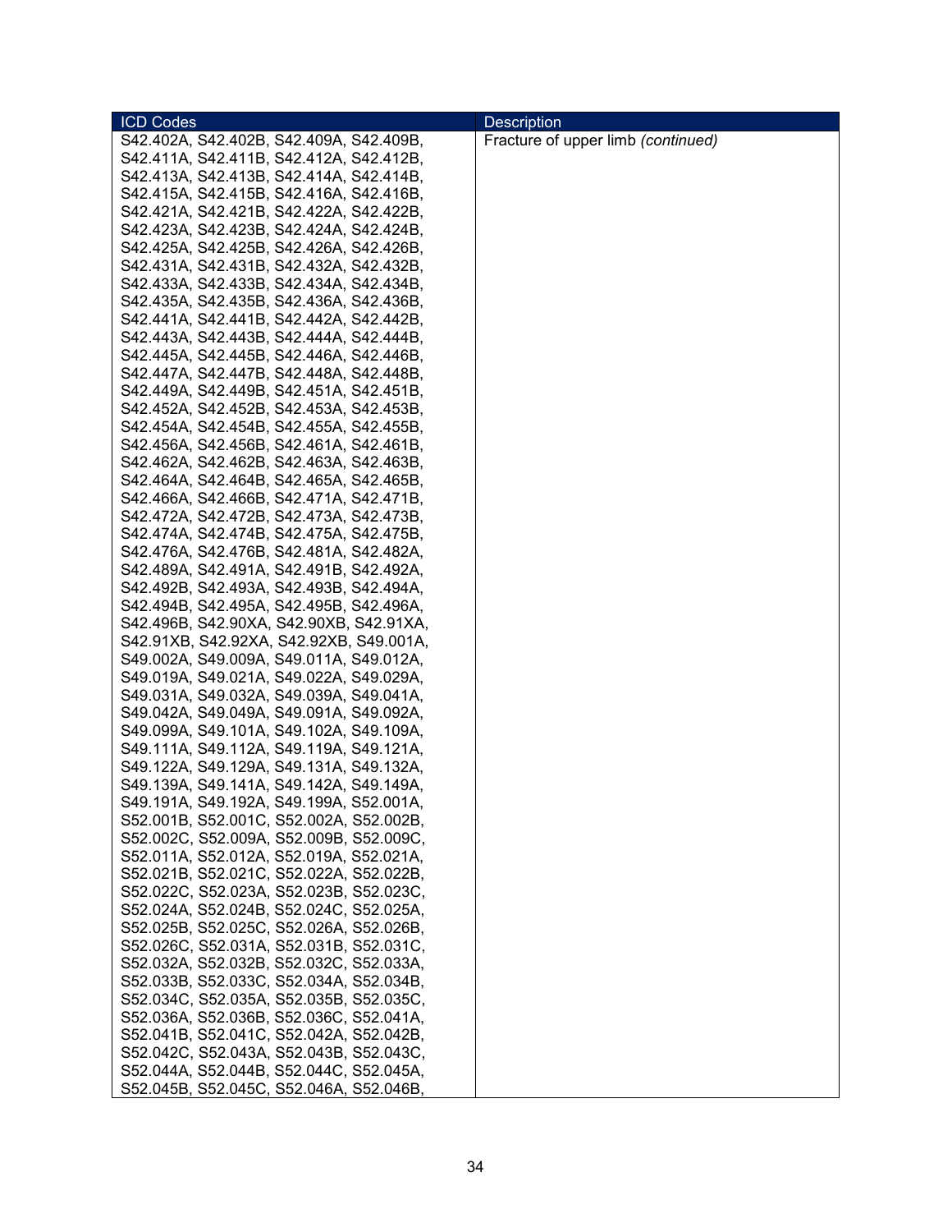| ICD Codes | Description |
|---|---|
| S42.402A, S42.402B, S42.409A, S42.409B, S42.411A, S42.411B, S42.412A, S42.412B, S42.413A, S42.413B, S42.414A, S42.414B, S42.415A, S42.415B, S42.416A, S42.416B, S42.421A, S42.421B, S42.422A, S42.422B, S42.423A, S42.423B, S42.424A, S42.424B, S42.425A, S42.425B, S42.426A, S42.426B, S42.431A, S42.431B, S42.432A, S42.432B, S42.433A, S42.433B, S42.434A, S42.434B, S42.435A, S42.435B, S42.436A, S42.436B, S42.441A, S42.441B, S42.442A, S42.442B, S42.443A, S42.443B, S42.444A, S42.444B, S42.445A, S42.445B, S42.446A, S42.446B, S42.447A, S42.447B, S42.448A, S42.448B, S42.449A, S42.449B, S42.451A, S42.451B, S42.452A, S42.452B, S42.453A, S42.453B, S42.454A, S42.454B, S42.455A, S42.455B, S42.456A, S42.456B, S42.461A, S42.461B, S42.462A, S42.462B, S42.463A, S42.463B, S42.464A, S42.464B, S42.465A, S42.465B, S42.466A, S42.466B, S42.471A, S42.471B, S42.472A, S42.472B, S42.473A, S42.473B, S42.474A, S42.474B, S42.475A, S42.475B, S42.476A, S42.476B, S42.481A, S42.482A, S42.489A, S42.491A, S42.491B, S42.492A, S42.492B, S42.493A, S42.493B, S42.494A, S42.494B, S42.495A, S42.495B, S42.496A, S42.496B, S42.90XA, S42.90XB, S42.91XA, S42.91XB, S42.92XA, S42.92XB, S49.001A, S49.002A, S49.009A, S49.011A, S49.012A, S49.019A, S49.021A, S49.022A, S49.029A, S49.031A, S49.032A, S49.039A, S49.041A, S49.042A, S49.049A, S49.091A, S49.092A, S49.099A, S49.101A, S49.102A, S49.109A, S49.111A, S49.112A, S49.119A, S49.121A, S49.122A, S49.129A, S49.131A, S49.132A, S49.139A, S49.141A, S49.142A, S49.149A, S49.191A, S49.192A, S49.199A, S52.001A, S52.001B, S52.001C, S52.002A, S52.002B, S52.002C, S52.009A, S52.009B, S52.009C, S52.011A, S52.012A, S52.019A, S52.021A, S52.021B, S52.021C, S52.022A, S52.022B, S52.022C, S52.023A, S52.023B, S52.023C, S52.024A, S52.024B, S52.024C, S52.025A, S52.025B, S52.025C, S52.026A, S52.026B, S52.026C, S52.031A, S52.031B, S52.031C, S52.032A, S52.032B, S52.032C, S52.033A, S52.033B, S52.033C, S52.034A, S52.034B, S52.034C, S52.035A, S52.035B, S52.035C, S52.036A, S52.036B, S52.036C, S52.041A, S52.041B, S52.041C, S52.042A, S52.042B, S52.042C, S52.043A, S52.043B, S52.043C, S52.044A, S52.044B, S52.044C, S52.045A, S52.045B, S52.045C, S52.046A, S52.046B, | Fracture of upper limb *(continued)* |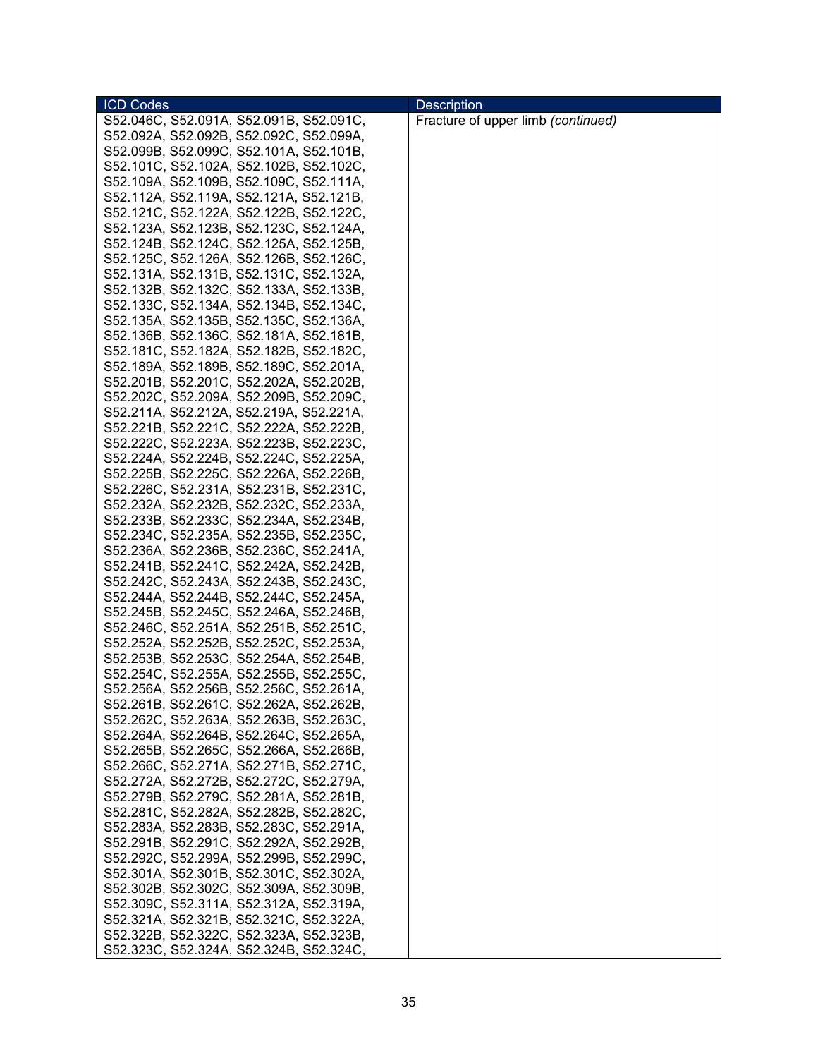| ICD Codes | Description |
|---|---|
| S52.046C, S52.091A, S52.091B, S52.091C, S52.092A, S52.092B, S52.092C, S52.099A, S52.099B, S52.099C, S52.101A, S52.101B, S52.101C, S52.102A, S52.102B, S52.102C, S52.109A, S52.109B, S52.109C, S52.111A, S52.112A, S52.119A, S52.121A, S52.121B, S52.121C, S52.122A, S52.122B, S52.122C, S52.123A, S52.123B, S52.123C, S52.124A, S52.124B, S52.124C, S52.125A, S52.125B, S52.125C, S52.126A, S52.126B, S52.126C, S52.131A, S52.131B, S52.131C, S52.132A, S52.132B, S52.132C, S52.133A, S52.133B, S52.133C, S52.134A, S52.134B, S52.134C, S52.135A, S52.135B, S52.135C, S52.136A, S52.136B, S52.136C, S52.181A, S52.181B, S52.181C, S52.182A, S52.182B, S52.182C, S52.189A, S52.189B, S52.189C, S52.201A, S52.201B, S52.201C, S52.202A, S52.202B, S52.202C, S52.209A, S52.209B, S52.209C, S52.211A, S52.212A, S52.219A, S52.221A, S52.221B, S52.221C, S52.222A, S52.222B, S52.222C, S52.223A, S52.223B, S52.223C, S52.224A, S52.224B, S52.224C, S52.225A, S52.225B, S52.225C, S52.226A, S52.226B, S52.226C, S52.231A, S52.231B, S52.231C, S52.232A, S52.232B, S52.232C, S52.233A, S52.233B, S52.233C, S52.234A, S52.234B, S52.234C, S52.235A, S52.235B, S52.235C, S52.236A, S52.236B, S52.236C, S52.241A, S52.241B, S52.241C, S52.242A, S52.242B, S52.242C, S52.243A, S52.243B, S52.243C, S52.244A, S52.244B, S52.244C, S52.245A, S52.245B, S52.245C, S52.246A, S52.246B, S52.246C, S52.251A, S52.251B, S52.251C, S52.252A, S52.252B, S52.252C, S52.253A, S52.253B, S52.253C, S52.254A, S52.254B, S52.254C, S52.255A, S52.255B, S52.255C, S52.256A, S52.256B, S52.256C, S52.261A, S52.261B, S52.261C, S52.262A, S52.262B, S52.262C, S52.263A, S52.263B, S52.263C, S52.264A, S52.264B, S52.264C, S52.265A, S52.265B, S52.265C, S52.266A, S52.266B, S52.266C, S52.271A, S52.271B, S52.271C, S52.272A, S52.272B, S52.272C, S52.279A, S52.279B, S52.279C, S52.281A, S52.281B, S52.281C, S52.282A, S52.282B, S52.282C, S52.283A, S52.283B, S52.283C, S52.291A, S52.291B, S52.291C, S52.292A, S52.292B, S52.292C, S52.299A, S52.299B, S52.299C, S52.301A, S52.301B, S52.301C, S52.302A, S52.302B, S52.302C, S52.309A, S52.309B, S52.309C, S52.311A, S52.312A, S52.319A, S52.321A, S52.321B, S52.321C, S52.322A, S52.322B, S52.322C, S52.323A, S52.323B, S52.323C, S52.324A, S52.324B, S52.324C, | Fracture of upper limb *(continued)* |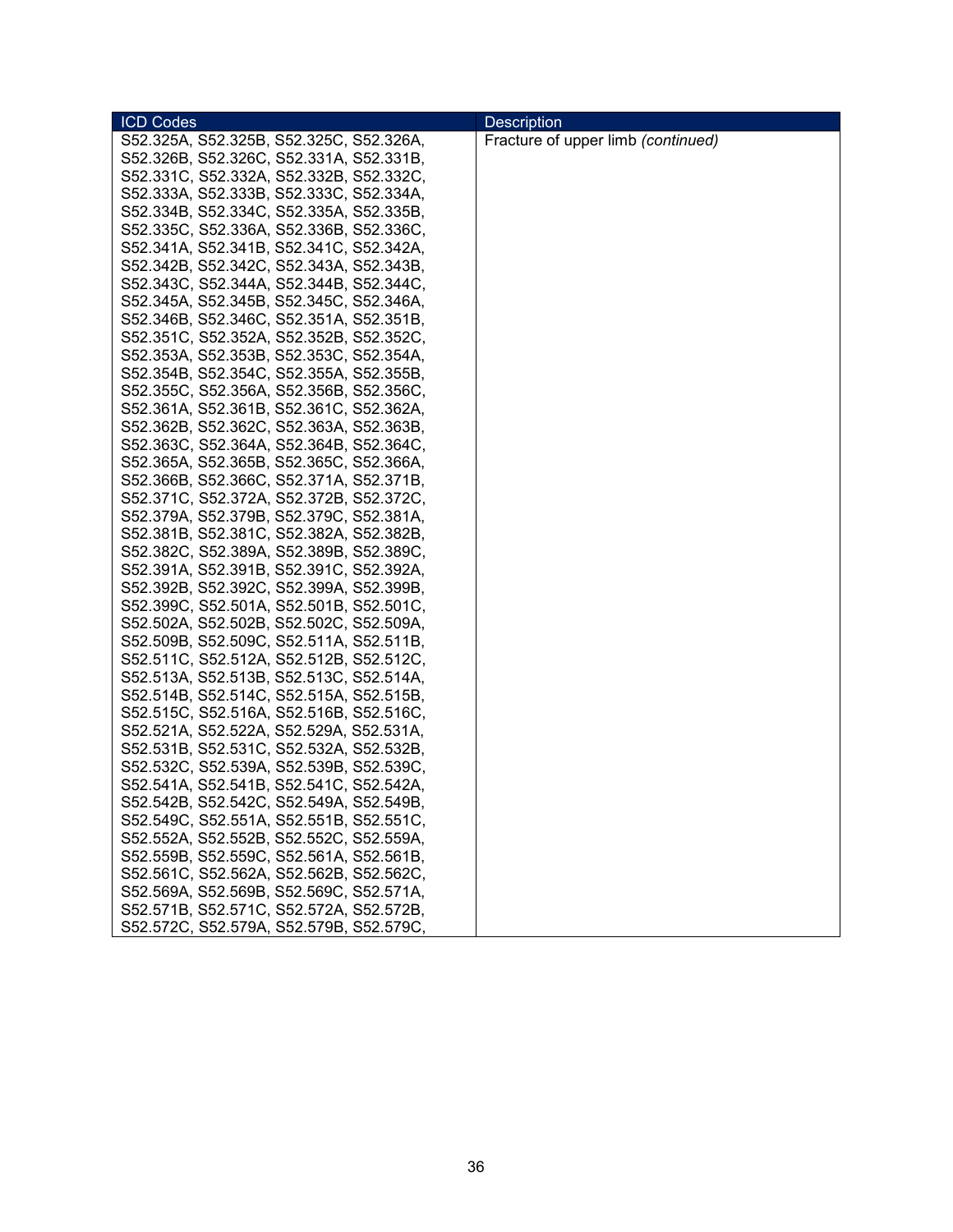| ICD Codes | Description |
|---|---|
| S52.325A, S52.325B, S52.325C, S52.326A, S52.326B, S52.326C, S52.331A, S52.331B, S52.331C, S52.332A, S52.332B, S52.332C, S52.333A, S52.333B, S52.333C, S52.334A, S52.334B, S52.334C, S52.335A, S52.335B, S52.335C, S52.336A, S52.336B, S52.336C, S52.341A, S52.341B, S52.341C, S52.342A, S52.342B, S52.342C, S52.343A, S52.343B, S52.343C, S52.344A, S52.344B, S52.344C, S52.345A, S52.345B, S52.345C, S52.346A, S52.346B, S52.346C, S52.351A, S52.351B, S52.351C, S52.352A, S52.352B, S52.352C, S52.353A, S52.353B, S52.353C, S52.354A, S52.354B, S52.354C, S52.355A, S52.355B, S52.355C, S52.356A, S52.356B, S52.356C, S52.361A, S52.361B, S52.361C, S52.362A, S52.362B, S52.362C, S52.363A, S52.363B, S52.363C, S52.364A, S52.364B, S52.364C, S52.365A, S52.365B, S52.365C, S52.366A, S52.366B, S52.366C, S52.371A, S52.371B, S52.371C, S52.372A, S52.372B, S52.372C, S52.379A, S52.379B, S52.379C, S52.381A, S52.381B, S52.381C, S52.382A, S52.382B, S52.382C, S52.389A, S52.389B, S52.389C, S52.391A, S52.391B, S52.391C, S52.392A, S52.392B, S52.392C, S52.399A, S52.399B, S52.399C, S52.501A, S52.501B, S52.501C, S52.502A, S52.502B, S52.502C, S52.509A, S52.509B, S52.509C, S52.511A, S52.511B, S52.511C, S52.512A, S52.512B, S52.512C, S52.513A, S52.513B, S52.513C, S52.514A, S52.514B, S52.514C, S52.515A, S52.515B, S52.515C, S52.516A, S52.516B, S52.516C, S52.521A, S52.522A, S52.529A, S52.531A, S52.531B, S52.531C, S52.532A, S52.532B, S52.532C, S52.539A, S52.539B, S52.539C, S52.541A, S52.541B, S52.541C, S52.542A, S52.542B, S52.542C, S52.549A, S52.549B, S52.549C, S52.551A, S52.551B, S52.551C, S52.552A, S52.552B, S52.552C, S52.559A, S52.559B, S52.559C, S52.561A, S52.561B, S52.561C, S52.562A, S52.562B, S52.562C, S52.569A, S52.569B, S52.569C, S52.571A, S52.571B, S52.571C, S52.572A, S52.572B, S52.572C, S52.579A, S52.579B, S52.579C, | Fracture of upper limb *(continued)* |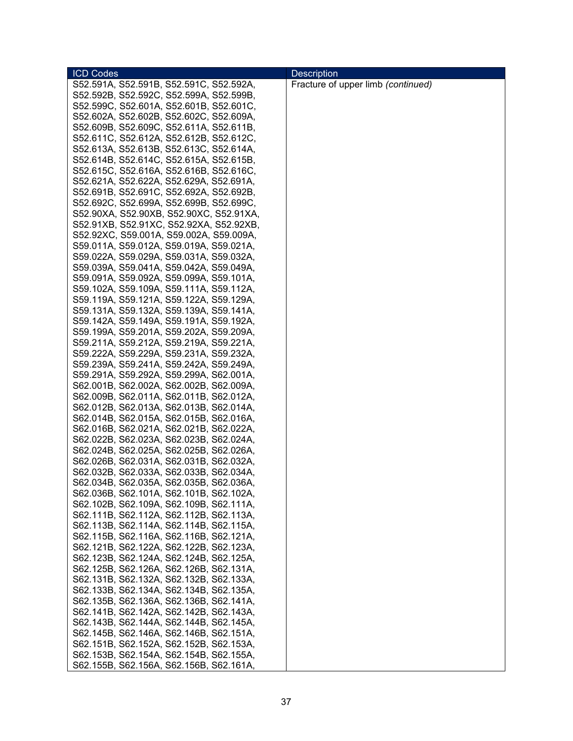| ICD Codes | Description |
|---|---|
| S52.591A, S52.591B, S52.591C, S52.592A, S52.592B, S52.592C, S52.599A, S52.599B, S52.599C, S52.601A, S52.601B, S52.601C, S52.602A, S52.602B, S52.602C, S52.609A, S52.609B, S52.609C, S52.611A, S52.611B, S52.611C, S52.612A, S52.612B, S52.612C, S52.613A, S52.613B, S52.613C, S52.614A, S52.614B, S52.614C, S52.615A, S52.615B, S52.615C, S52.616A, S52.616B, S52.616C, S52.621A, S52.622A, S52.629A, S52.691A, S52.691B, S52.691C, S52.692A, S52.692B, S52.692C, S52.699A, S52.699B, S52.699C, S52.90XA, S52.90XB, S52.90XC, S52.91XA, S52.91XB, S52.91XC, S52.92XA, S52.92XB, S52.92XC, S59.001A, S59.002A, S59.009A, S59.011A, S59.012A, S59.019A, S59.021A, S59.022A, S59.029A, S59.031A, S59.032A, S59.039A, S59.041A, S59.042A, S59.049A, S59.091A, S59.092A, S59.099A, S59.101A, S59.102A, S59.109A, S59.111A, S59.112A, S59.119A, S59.121A, S59.122A, S59.129A, S59.131A, S59.132A, S59.139A, S59.141A, S59.142A, S59.149A, S59.191A, S59.192A, S59.199A, S59.201A, S59.202A, S59.209A, S59.211A, S59.212A, S59.219A, S59.221A, S59.222A, S59.229A, S59.231A, S59.232A, S59.239A, S59.241A, S59.242A, S59.249A, S59.291A, S59.292A, S59.299A, S62.001A, S62.001B, S62.002A, S62.002B, S62.009A, S62.009B, S62.011A, S62.011B, S62.012A, S62.012B, S62.013A, S62.013B, S62.014A, S62.014B, S62.015A, S62.015B, S62.016A, S62.016B, S62.021A, S62.021B, S62.022A, S62.022B, S62.023A, S62.023B, S62.024A, S62.024B, S62.025A, S62.025B, S62.026A, S62.026B, S62.031A, S62.031B, S62.032A, S62.032B, S62.033A, S62.033B, S62.034A, S62.034B, S62.035A, S62.035B, S62.036A, S62.036B, S62.101A, S62.101B, S62.102A, S62.102B, S62.109A, S62.109B, S62.111A, S62.111B, S62.112A, S62.112B, S62.113A, S62.113B, S62.114A, S62.114B, S62.115A, S62.115B, S62.116A, S62.116B, S62.121A, S62.121B, S62.122A, S62.122B, S62.123A, S62.123B, S62.124A, S62.124B, S62.125A, S62.125B, S62.126A, S62.126B, S62.131A, S62.131B, S62.132A, S62.132B, S62.133A, S62.133B, S62.134A, S62.134B, S62.135A, S62.135B, S62.136A, S62.136B, S62.141A, S62.141B, S62.142A, S62.142B, S62.143A, S62.143B, S62.144A, S62.144B, S62.145A, S62.145B, S62.146A, S62.146B, S62.151A, S62.151B, S62.152A, S62.152B, S62.153A, S62.153B, S62.154A, S62.154B, S62.155A, S62.155B, S62.156A, S62.156B, S62.161A, | Fracture of upper limb *(continued)* |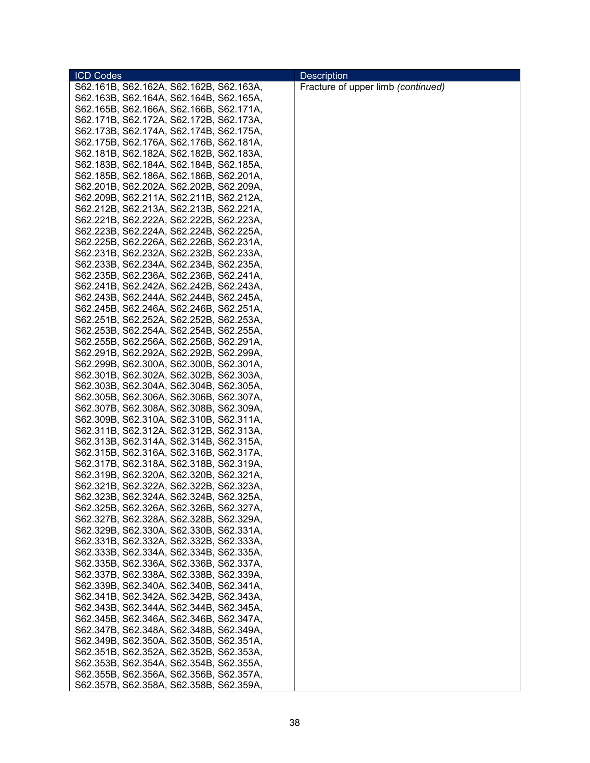| ICD Codes | Description |
|---|---|
| S62.161B, S62.162A, S62.162B, S62.163A, S62.163B, S62.164A, S62.164B, S62.165A, S62.165B, S62.166A, S62.166B, S62.171A, S62.171B, S62.172A, S62.172B, S62.173A, S62.173B, S62.174A, S62.174B, S62.175A, S62.175B, S62.176A, S62.176B, S62.181A, S62.181B, S62.182A, S62.182B, S62.183A, S62.183B, S62.184A, S62.184B, S62.185A, S62.185B, S62.186A, S62.186B, S62.201A, S62.201B, S62.202A, S62.202B, S62.209A, S62.209B, S62.211A, S62.211B, S62.212A, S62.212B, S62.213A, S62.213B, S62.221A, S62.221B, S62.222A, S62.222B, S62.223A, S62.223B, S62.224A, S62.224B, S62.225A, S62.225B, S62.226A, S62.226B, S62.231A, S62.231B, S62.232A, S62.232B, S62.233A, S62.233B, S62.234A, S62.234B, S62.235A, S62.235B, S62.236A, S62.236B, S62.241A, S62.241B, S62.242A, S62.242B, S62.243A, S62.243B, S62.244A, S62.244B, S62.245A, S62.245B, S62.246A, S62.246B, S62.251A, S62.251B, S62.252A, S62.252B, S62.253A, S62.253B, S62.254A, S62.254B, S62.255A, S62.255B, S62.256A, S62.256B, S62.291A, S62.291B, S62.292A, S62.292B, S62.299A, S62.299B, S62.300A, S62.300B, S62.301A, S62.301B, S62.302A, S62.302B, S62.303A, S62.303B, S62.304A, S62.304B, S62.305A, S62.305B, S62.306A, S62.306B, S62.307A, S62.307B, S62.308A, S62.308B, S62.309A, S62.309B, S62.310A, S62.310B, S62.311A, S62.311B, S62.312A, S62.312B, S62.313A, S62.313B, S62.314A, S62.314B, S62.315A, S62.315B, S62.316A, S62.316B, S62.317A, S62.317B, S62.318A, S62.318B, S62.319A, S62.319B, S62.320A, S62.320B, S62.321A, S62.321B, S62.322A, S62.322B, S62.323A, S62.323B, S62.324A, S62.324B, S62.325A, S62.325B, S62.326A, S62.326B, S62.327A, S62.327B, S62.328A, S62.328B, S62.329A, S62.329B, S62.330A, S62.330B, S62.331A, S62.331B, S62.332A, S62.332B, S62.333A, S62.333B, S62.334A, S62.334B, S62.335A, S62.335B, S62.336A, S62.336B, S62.337A, S62.337B, S62.338A, S62.338B, S62.339A, S62.339B, S62.340A, S62.340B, S62.341A, S62.341B, S62.342A, S62.342B, S62.343A, S62.343B, S62.344A, S62.344B, S62.345A, S62.345B, S62.346A, S62.346B, S62.347A, S62.347B, S62.348A, S62.348B, S62.349A, S62.349B, S62.350A, S62.350B, S62.351A, S62.351B, S62.352A, S62.352B, S62.353A, S62.353B, S62.354A, S62.354B, S62.355A, S62.355B, S62.356A, S62.356B, S62.357A, S62.357B, S62.358A, S62.358B, S62.359A, | Fracture of upper limb *(continued)* |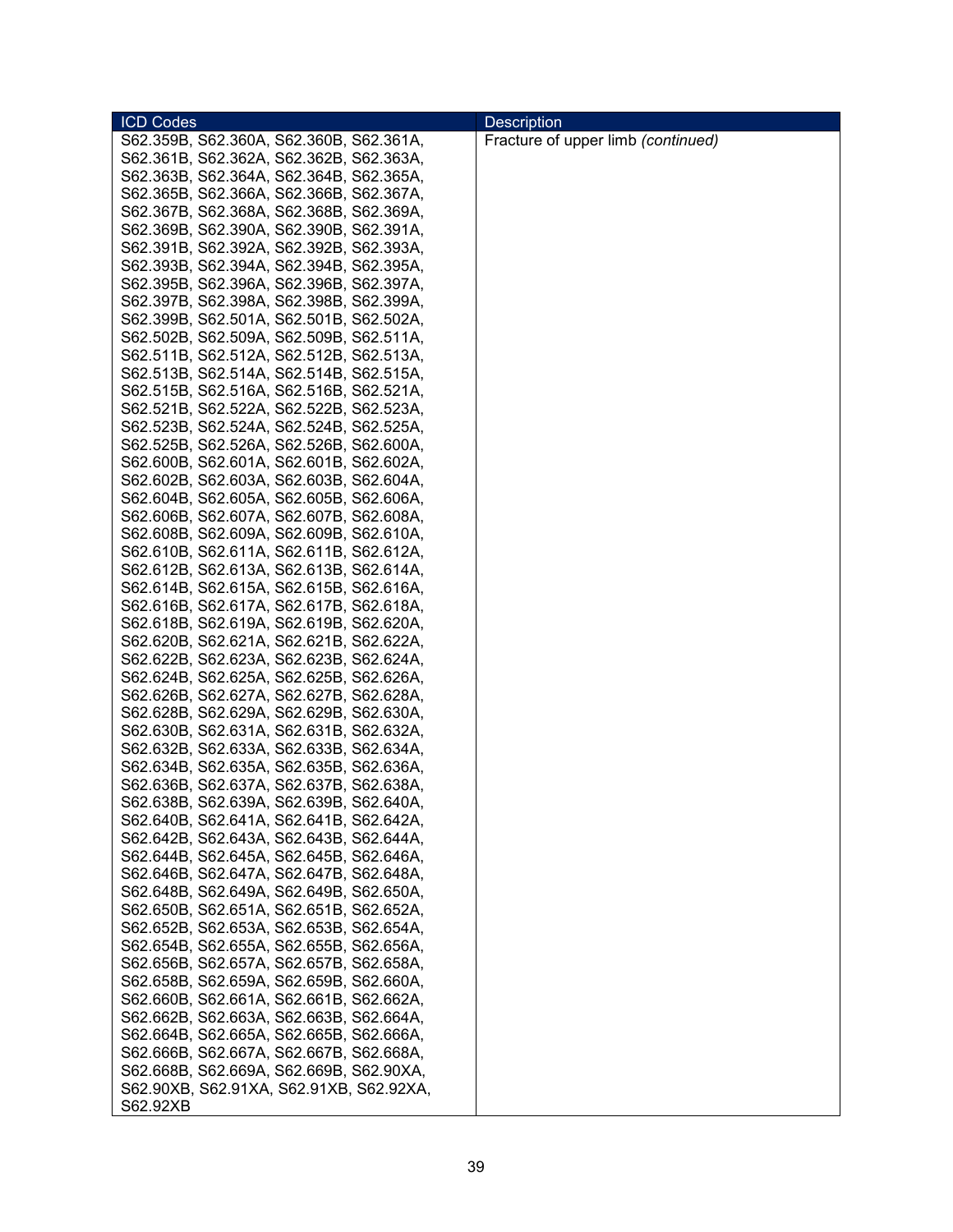| ICD Codes | Description |
|---|---|
| S62.359B, S62.360A, S62.360B, S62.361A, S62.361B, S62.362A, S62.362B, S62.363A, S62.363B, S62.364A, S62.364B, S62.365A, S62.365B, S62.366A, S62.366B, S62.367A, S62.367B, S62.368A, S62.368B, S62.369A, S62.369B, S62.390A, S62.390B, S62.391A, S62.391B, S62.392A, S62.392B, S62.393A, S62.393B, S62.394A, S62.394B, S62.395A, S62.395B, S62.396A, S62.396B, S62.397A, S62.397B, S62.398A, S62.398B, S62.399A, S62.399B, S62.501A, S62.501B, S62.502A, S62.502B, S62.509A, S62.509B, S62.511A, S62.511B, S62.512A, S62.512B, S62.513A, S62.513B, S62.514A, S62.514B, S62.515A, S62.515B, S62.516A, S62.516B, S62.521A, S62.521B, S62.522A, S62.522B, S62.523A, S62.523B, S62.524A, S62.524B, S62.525A, S62.525B, S62.526A, S62.526B, S62.600A, S62.600B, S62.601A, S62.601B, S62.602A, S62.602B, S62.603A, S62.603B, S62.604A, S62.604B, S62.605A, S62.605B, S62.606A, S62.606B, S62.607A, S62.607B, S62.608A, S62.608B, S62.609A, S62.609B, S62.610A, S62.610B, S62.611A, S62.611B, S62.612A, S62.612B, S62.613A, S62.613B, S62.614A, S62.614B, S62.615A, S62.615B, S62.616A, S62.616B, S62.617A, S62.617B, S62.618A, S62.618B, S62.619A, S62.619B, S62.620A, S62.620B, S62.621A, S62.621B, S62.622A, S62.622B, S62.623A, S62.623B, S62.624A, S62.624B, S62.625A, S62.625B, S62.626A, S62.626B, S62.627A, S62.627B, S62.628A, S62.628B, S62.629A, S62.629B, S62.630A, S62.630B, S62.631A, S62.631B, S62.632A, S62.632B, S62.633A, S62.633B, S62.634A, S62.634B, S62.635A, S62.635B, S62.636A, S62.636B, S62.637A, S62.637B, S62.638A, S62.638B, S62.639A, S62.639B, S62.640A, S62.640B, S62.641A, S62.641B, S62.642A, S62.642B, S62.643A, S62.643B, S62.644A, S62.644B, S62.645A, S62.645B, S62.646A, S62.646B, S62.647A, S62.647B, S62.648A, S62.648B, S62.649A, S62.649B, S62.650A, S62.650B, S62.651A, S62.651B, S62.652A, S62.652B, S62.653A, S62.653B, S62.654A, S62.654B, S62.655A, S62.655B, S62.656A, S62.656B, S62.657A, S62.657B, S62.658A, S62.658B, S62.659A, S62.659B, S62.660A, S62.660B, S62.661A, S62.661B, S62.662A, S62.662B, S62.663A, S62.663B, S62.664A, S62.664B, S62.665A, S62.665B, S62.666A, S62.666B, S62.667A, S62.667B, S62.668A, S62.668B, S62.669A, S62.669B, S62.90XA, S62.90XB, S62.91XA, S62.91XB, S62.92XA, S62.92XB | Fracture of upper limb *(continued)* |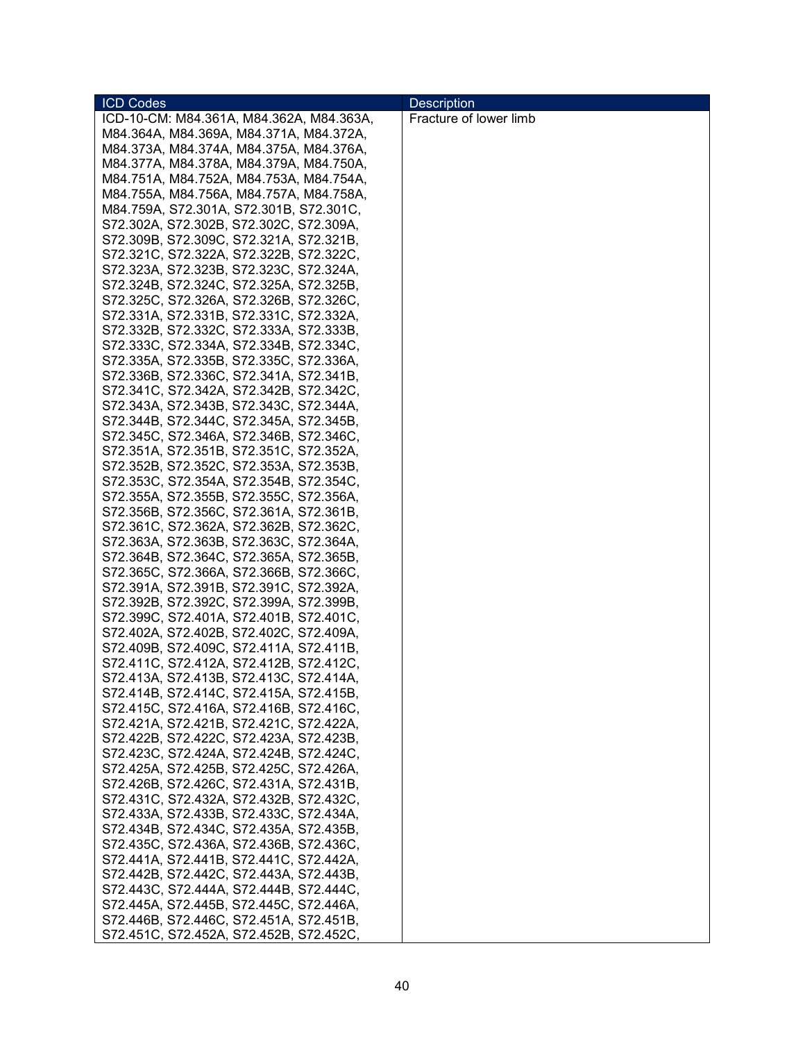| ICD Codes | Description |
|---|---|
| ICD-10-CM: M84.361A, M84.362A, M84.363A, M84.364A, M84.369A, M84.371A, M84.372A, M84.373A, M84.374A, M84.375A, M84.376A, M84.377A, M84.378A, M84.379A, M84.750A, M84.751A, M84.752A, M84.753A, M84.754A, M84.755A, M84.756A, M84.757A, M84.758A, M84.759A, S72.301A, S72.301B, S72.301C, S72.302A, S72.302B, S72.302C, S72.309A, S72.309B, S72.309C, S72.321A, S72.321B, S72.321C, S72.322A, S72.322B, S72.322C, S72.323A, S72.323B, S72.323C, S72.324A, S72.324B, S72.324C, S72.325A, S72.325B, S72.325C, S72.326A, S72.326B, S72.326C, S72.331A, S72.331B, S72.331C, S72.332A, S72.332B, S72.332C, S72.333A, S72.333B, S72.333C, S72.334A, S72.334B, S72.334C, S72.335A, S72.335B, S72.335C, S72.336A, S72.336B, S72.336C, S72.341A, S72.341B, S72.341C, S72.342A, S72.342B, S72.342C, S72.343A, S72.343B, S72.343C, S72.344A, S72.344B, S72.344C, S72.345A, S72.345B, S72.345C, S72.346A, S72.346B, S72.346C, S72.351A, S72.351B, S72.351C, S72.352A, S72.352B, S72.352C, S72.353A, S72.353B, S72.353C, S72.354A, S72.354B, S72.354C, S72.355A, S72.355B, S72.355C, S72.356A, S72.356B, S72.356C, S72.361A, S72.361B, S72.361C, S72.362A, S72.362B, S72.362C, S72.363A, S72.363B, S72.363C, S72.364A, S72.364B, S72.364C, S72.365A, S72.365B, S72.365C, S72.366A, S72.366B, S72.366C, S72.391A, S72.391B, S72.391C, S72.392A, S72.392B, S72.392C, S72.399A, S72.399B, S72.399C, S72.401A, S72.401B, S72.401C, S72.402A, S72.402B, S72.402C, S72.409A, S72.409B, S72.409C, S72.411A, S72.411B, S72.411C, S72.412A, S72.412B, S72.412C, S72.413A, S72.413B, S72.413C, S72.414A, S72.414B, S72.414C, S72.415A, S72.415B, S72.415C, S72.416A, S72.416B, S72.416C, S72.421A, S72.421B, S72.421C, S72.422A, S72.422B, S72.422C, S72.423A, S72.423B, S72.423C, S72.424A, S72.424B, S72.424C, S72.425A, S72.425B, S72.425C, S72.426A, S72.426B, S72.426C, S72.431A, S72.431B, S72.431C, S72.432A, S72.432B, S72.432C, S72.433A, S72.433B, S72.433C, S72.434A, S72.434B, S72.434C, S72.435A, S72.435B, S72.435C, S72.436A, S72.436B, S72.436C, S72.441A, S72.441B, S72.441C, S72.442A, S72.442B, S72.442C, S72.443A, S72.443B, S72.443C, S72.444A, S72.444B, S72.444C, S72.445A, S72.445B, S72.445C, S72.446A, S72.446B, S72.446C, S72.451A, S72.451B, S72.451C, S72.452A, S72.452B, S72.452C, | Fracture of lower limb |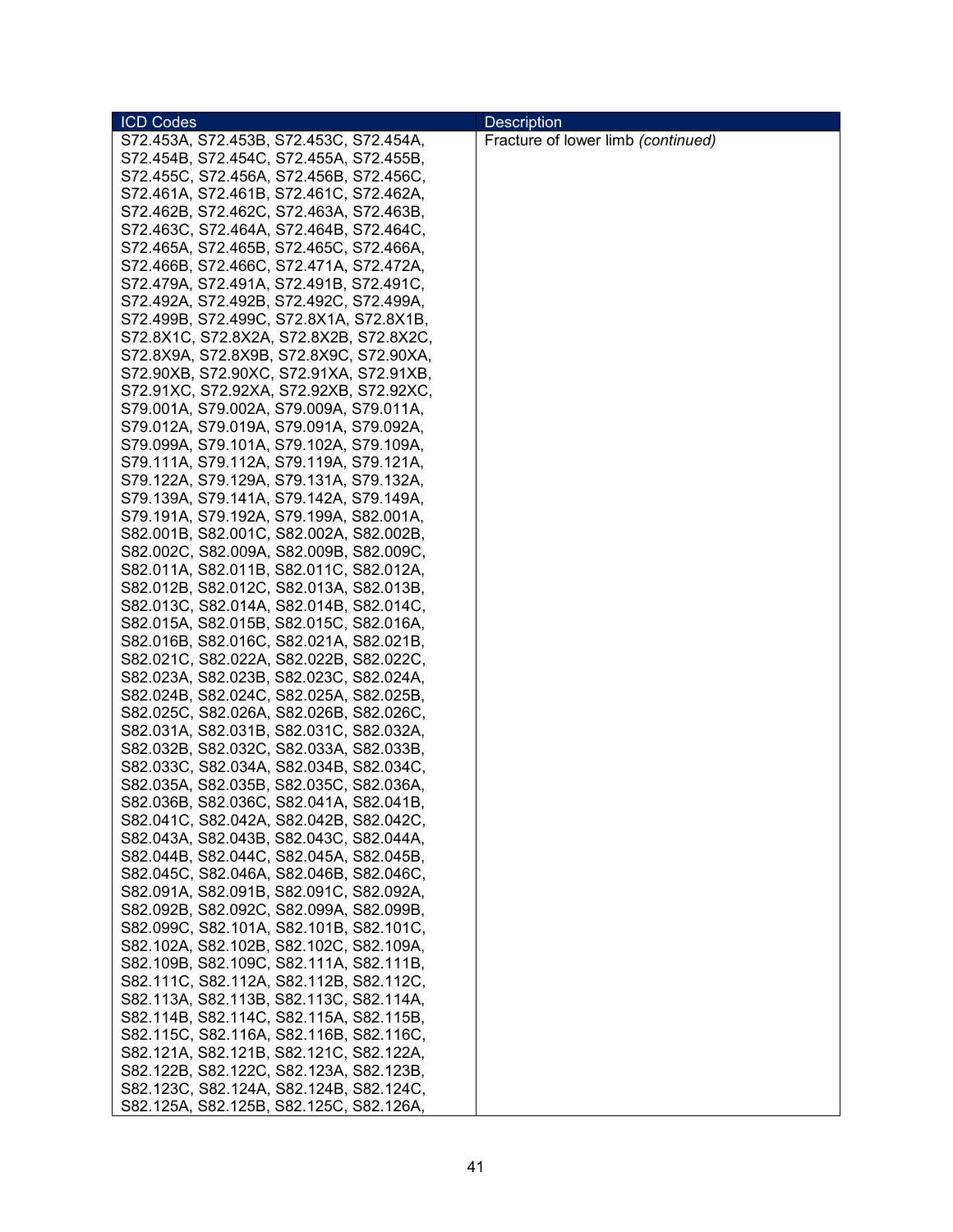| ICD Codes | Description |
| --- | --- |
| S72.453A, S72.453B, S72.453C, S72.454A, S72.454B, S72.454C, S72.455A, S72.455B, S72.455C, S72.456A, S72.456B, S72.456C, S72.461A, S72.461B, S72.461C, S72.462A, S72.462B, S72.462C, S72.463A, S72.463B, S72.463C, S72.464A, S72.464B, S72.464C, S72.465A, S72.465B, S72.465C, S72.466A, S72.466B, S72.466C, S72.471A, S72.472A, S72.479A, S72.491A, S72.491B, S72.491C, S72.492A, S72.492B, S72.492C, S72.499A, S72.499B, S72.499C, S72.8X1A, S72.8X1B, S72.8X1C, S72.8X2A, S72.8X2B, S72.8X2C, S72.8X9A, S72.8X9B, S72.8X9C, S72.90XA, S72.90XB, S72.90XC, S72.91XA, S72.91XB, S72.91XC, S72.92XA, S72.92XB, S72.92XC, S79.001A, S79.002A, S79.009A, S79.011A, S79.012A, S79.019A, S79.091A, S79.092A, S79.099A, S79.101A, S79.102A, S79.109A, S79.111A, S79.112A, S79.119A, S79.121A, S79.122A, S79.129A, S79.131A, S79.132A, S79.139A, S79.141A, S79.142A, S79.149A, S79.191A, S79.192A, S79.199A, S82.001A, S82.001B, S82.001C, S82.002A, S82.002B, S82.002C, S82.009A, S82.009B, S82.009C, S82.011A, S82.011B, S82.011C, S82.012A, S82.012B, S82.012C, S82.013A, S82.013B, S82.013C, S82.014A, S82.014B, S82.014C, S82.015A, S82.015B, S82.015C, S82.016A, S82.016B, S82.016C, S82.021A, S82.021B, S82.021C, S82.022A, S82.022B, S82.022C, S82.023A, S82.023B, S82.023C, S82.024A, S82.024B, S82.024C, S82.025A, S82.025B, S82.025C, S82.026A, S82.026B, S82.026C, S82.031A, S82.031B, S82.031C, S82.032A, S82.032B, S82.032C, S82.033A, S82.033B, S82.033C, S82.034A, S82.034B, S82.034C, S82.035A, S82.035B, S82.035C, S82.036A, S82.036B, S82.036C, S82.041A, S82.041B, S82.041C, S82.042A, S82.042B, S82.042C, S82.043A, S82.043B, S82.043C, S82.044A, S82.044B, S82.044C, S82.045A, S82.045B, S82.045C, S82.046A, S82.046B, S82.046C, S82.091A, S82.091B, S82.091C, S82.092A, S82.092B, S82.092C, S82.099A, S82.099B, S82.099C, S82.101A, S82.101B, S82.101C, S82.102A, S82.102B, S82.102C, S82.109A, S82.109B, S82.109C, S82.111A, S82.111B, S82.111C, S82.112A, S82.112B, S82.112C, S82.113A, S82.113B, S82.113C, S82.114A, S82.114B, S82.114C, S82.115A, S82.115B, S82.115C, S82.116A, S82.116B, S82.116C, S82.121A, S82.121B, S82.121C, S82.122A, S82.122B, S82.122C, S82.123A, S82.123B, S82.123C, S82.124A, S82.124B, S82.124C, S82.125A, S82.125B, S82.125C, S82.126A, | Fracture of lower limb *(continued)* |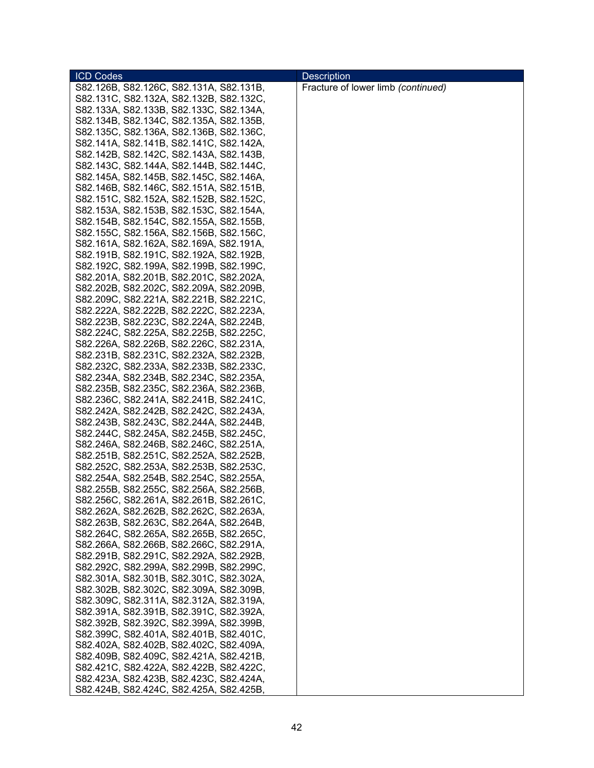| ICD Codes | Description |
|---|---|
| S82.126B, S82.126C, S82.131A, S82.131B, S82.131C, S82.132A, S82.132B, S82.132C, S82.133A, S82.133B, S82.133C, S82.134A, S82.134B, S82.134C, S82.135A, S82.135B, S82.135C, S82.136A, S82.136B, S82.136C, S82.141A, S82.141B, S82.141C, S82.142A, S82.142B, S82.142C, S82.143A, S82.143B, S82.143C, S82.144A, S82.144B, S82.144C, S82.145A, S82.145B, S82.145C, S82.146A, S82.146B, S82.146C, S82.151A, S82.151B, S82.151C, S82.152A, S82.152B, S82.152C, S82.153A, S82.153B, S82.153C, S82.154A, S82.154B, S82.154C, S82.155A, S82.155B, S82.155C, S82.156A, S82.156B, S82.156C, S82.161A, S82.162A, S82.169A, S82.191A, S82.191B, S82.191C, S82.192A, S82.192B, S82.192C, S82.199A, S82.199B, S82.199C, S82.201A, S82.201B, S82.201C, S82.202A, S82.202B, S82.202C, S82.209A, S82.209B, S82.209C, S82.221A, S82.221B, S82.221C, S82.222A, S82.222B, S82.222C, S82.223A, S82.223B, S82.223C, S82.224A, S82.224B, S82.224C, S82.225A, S82.225B, S82.225C, S82.226A, S82.226B, S82.226C, S82.231A, S82.231B, S82.231C, S82.232A, S82.232B, S82.232C, S82.233A, S82.233B, S82.233C, S82.234A, S82.234B, S82.234C, S82.235A, S82.235B, S82.235C, S82.236A, S82.236B, S82.236C, S82.241A, S82.241B, S82.241C, S82.242A, S82.242B, S82.242C, S82.243A, S82.243B, S82.243C, S82.244A, S82.244B, S82.244C, S82.245A, S82.245B, S82.245C, S82.246A, S82.246B, S82.246C, S82.251A, S82.251B, S82.251C, S82.252A, S82.252B, S82.252C, S82.253A, S82.253B, S82.253C, S82.254A, S82.254B, S82.254C, S82.255A, S82.255B, S82.255C, S82.256A, S82.256B, S82.256C, S82.261A, S82.261B, S82.261C, S82.262A, S82.262B, S82.262C, S82.263A, S82.263B, S82.263C, S82.264A, S82.264B, S82.264C, S82.265A, S82.265B, S82.265C, S82.266A, S82.266B, S82.266C, S82.291A, S82.291B, S82.291C, S82.292A, S82.292B, S82.292C, S82.299A, S82.299B, S82.299C, S82.301A, S82.301B, S82.301C, S82.302A, S82.302B, S82.302C, S82.309A, S82.309B, S82.309C, S82.311A, S82.312A, S82.319A, S82.391A, S82.391B, S82.391C, S82.392A, S82.392B, S82.392C, S82.399A, S82.399B, S82.399C, S82.401A, S82.401B, S82.401C, S82.402A, S82.402B, S82.402C, S82.409A, S82.409B, S82.409C, S82.421A, S82.421B, S82.421C, S82.422A, S82.422B, S82.422C, S82.423A, S82.423B, S82.423C, S82.424A, S82.424B, S82.424C, S82.425A, S82.425B, | Fracture of lower limb *(continued)* |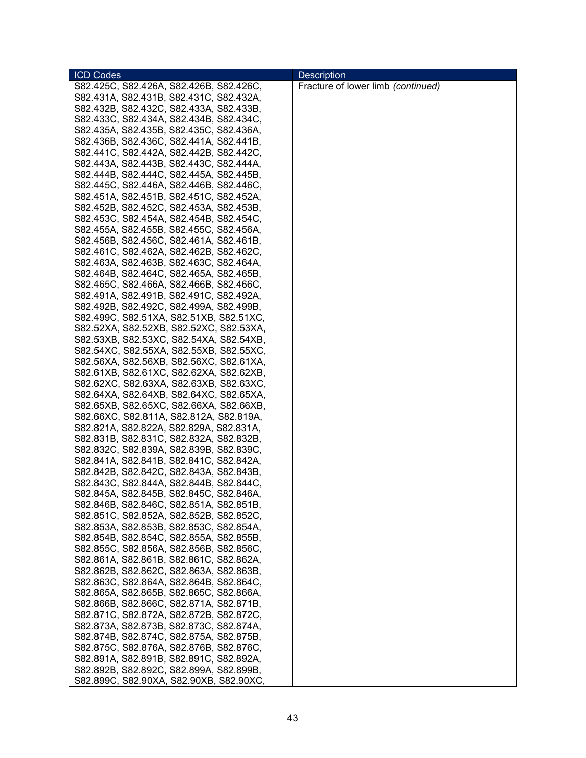| ICD Codes | Description |
| --- | --- |
| S82.425C, S82.426A, S82.426B, S82.426C, S82.431A, S82.431B, S82.431C, S82.432A, S82.432B, S82.432C, S82.433A, S82.433B, S82.433C, S82.434A, S82.434B, S82.434C, S82.435A, S82.435B, S82.435C, S82.436A, S82.436B, S82.436C, S82.441A, S82.441B, S82.441C, S82.442A, S82.442B, S82.442C, S82.443A, S82.443B, S82.443C, S82.444A, S82.444B, S82.444C, S82.445A, S82.445B, S82.445C, S82.446A, S82.446B, S82.446C, S82.451A, S82.451B, S82.451C, S82.452A, S82.452B, S82.452C, S82.453A, S82.453B, S82.453C, S82.454A, S82.454B, S82.454C, S82.455A, S82.455B, S82.455C, S82.456A, S82.456B, S82.456C, S82.461A, S82.461B, S82.461C, S82.462A, S82.462B, S82.462C, S82.463A, S82.463B, S82.463C, S82.464A, S82.464B, S82.464C, S82.465A, S82.465B, S82.465C, S82.466A, S82.466B, S82.466C, S82.491A, S82.491B, S82.491C, S82.492A, S82.492B, S82.492C, S82.499A, S82.499B, S82.499C, S82.51XA, S82.51XB, S82.51XC, S82.52XA, S82.52XB, S82.52XC, S82.53XA, S82.53XB, S82.53XC, S82.54XA, S82.54XB, S82.54XC, S82.55XA, S82.55XB, S82.55XC, S82.56XA, S82.56XB, S82.56XC, S82.61XA, S82.61XB, S82.61XC, S82.62XA, S82.62XB, S82.62XC, S82.63XA, S82.63XB, S82.63XC, S82.64XA, S82.64XB, S82.64XC, S82.65XA, S82.65XB, S82.65XC, S82.66XA, S82.66XB, S82.66XC, S82.811A, S82.812A, S82.819A, S82.821A, S82.822A, S82.829A, S82.831A, S82.831B, S82.831C, S82.832A, S82.832B, S82.832C, S82.839A, S82.839B, S82.839C, S82.841A, S82.841B, S82.841C, S82.842A, S82.842B, S82.842C, S82.843A, S82.843B, S82.843C, S82.844A, S82.844B, S82.844C, S82.845A, S82.845B, S82.845C, S82.846A, S82.846B, S82.846C, S82.851A, S82.851B, S82.851C, S82.852A, S82.852B, S82.852C, S82.853A, S82.853B, S82.853C, S82.854A, S82.854B, S82.854C, S82.855A, S82.855B, S82.855C, S82.856A, S82.856B, S82.856C, S82.861A, S82.861B, S82.861C, S82.862A, S82.862B, S82.862C, S82.863A, S82.863B, S82.863C, S82.864A, S82.864B, S82.864C, S82.865A, S82.865B, S82.865C, S82.866A, S82.866B, S82.866C, S82.871A, S82.871B, S82.871C, S82.872A, S82.872B, S82.872C, S82.873A, S82.873B, S82.873C, S82.874A, S82.874B, S82.874C, S82.875A, S82.875B, S82.875C, S82.876A, S82.876B, S82.876C, S82.891A, S82.891B, S82.891C, S82.892A, S82.892B, S82.892C, S82.899A, S82.899B, S82.899C, S82.90XA, S82.90XB, S82.90XC, | Fracture of lower limb *(continued)* |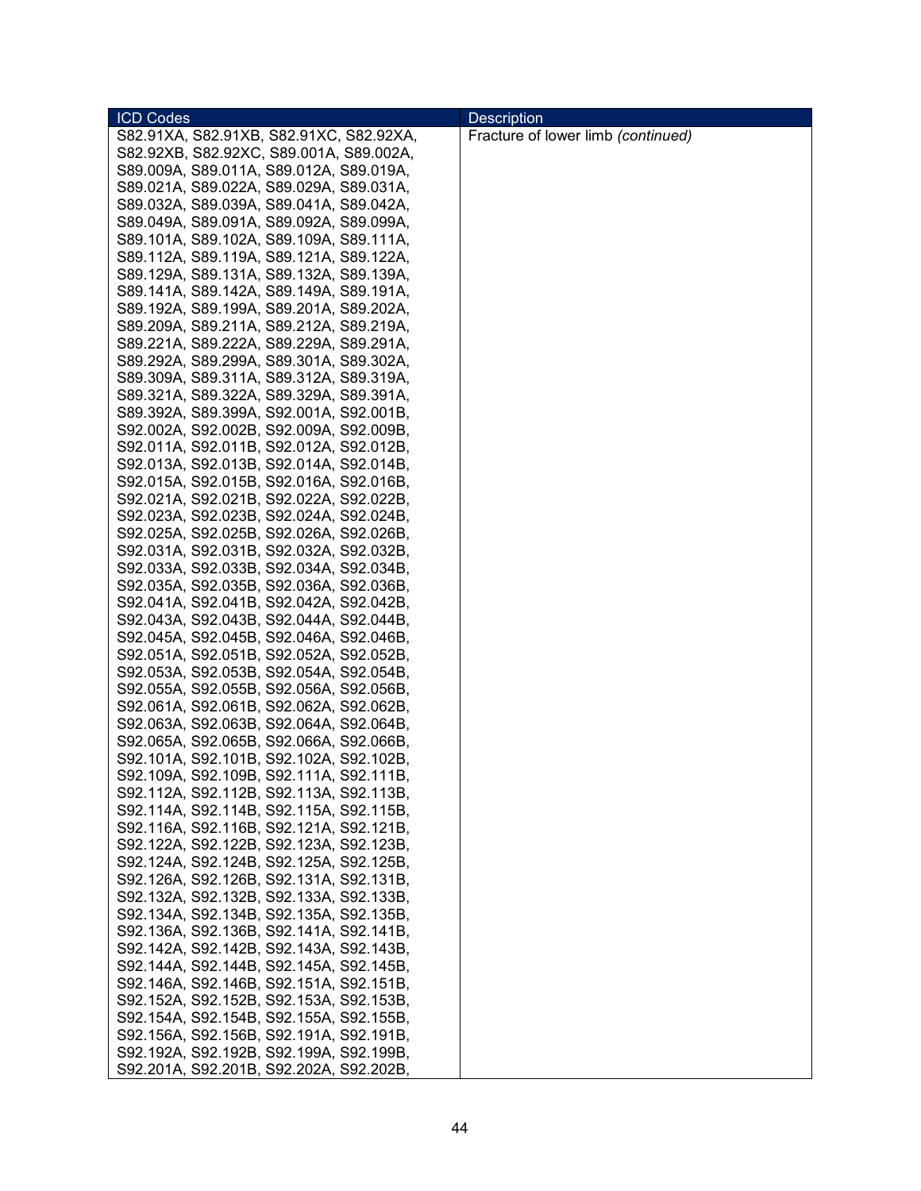| ICD Codes | Description |
|---|---|
| S82.91XA, S82.91XB, S82.91XC, S82.92XA, S82.92XB, S82.92XC, S89.001A, S89.002A, S89.009A, S89.011A, S89.012A, S89.019A, S89.021A, S89.022A, S89.029A, S89.031A, S89.032A, S89.039A, S89.041A, S89.042A, S89.049A, S89.091A, S89.092A, S89.099A, S89.101A, S89.102A, S89.109A, S89.111A, S89.112A, S89.119A, S89.121A, S89.122A, S89.129A, S89.131A, S89.132A, S89.139A, S89.141A, S89.142A, S89.149A, S89.191A, S89.192A, S89.199A, S89.201A, S89.202A, S89.209A, S89.211A, S89.212A, S89.219A, S89.221A, S89.222A, S89.229A, S89.291A, S89.292A, S89.299A, S89.301A, S89.302A, S89.309A, S89.311A, S89.312A, S89.319A, S89.321A, S89.322A, S89.329A, S89.391A, S89.392A, S89.399A, S92.001A, S92.001B, S92.002A, S92.002B, S92.009A, S92.009B, S92.011A, S92.011B, S92.012A, S92.012B, S92.013A, S92.013B, S92.014A, S92.014B, S92.015A, S92.015B, S92.016A, S92.016B, S92.021A, S92.021B, S92.022A, S92.022B, S92.023A, S92.023B, S92.024A, S92.024B, S92.025A, S92.025B, S92.026A, S92.026B, S92.031A, S92.031B, S92.032A, S92.032B, S92.033A, S92.033B, S92.034A, S92.034B, S92.035A, S92.035B, S92.036A, S92.036B, S92.041A, S92.041B, S92.042A, S92.042B, S92.043A, S92.043B, S92.044A, S92.044B, S92.045A, S92.045B, S92.046A, S92.046B, S92.051A, S92.051B, S92.052A, S92.052B, S92.053A, S92.053B, S92.054A, S92.054B, S92.055A, S92.055B, S92.056A, S92.056B, S92.061A, S92.061B, S92.062A, S92.062B, S92.063A, S92.063B, S92.064A, S92.064B, S92.065A, S92.065B, S92.066A, S92.066B, S92.101A, S92.101B, S92.102A, S92.102B, S92.109A, S92.109B, S92.111A, S92.111B, S92.112A, S92.112B, S92.113A, S92.113B, S92.114A, S92.114B, S92.115A, S92.115B, S92.116A, S92.116B, S92.121A, S92.121B, S92.122A, S92.122B, S92.123A, S92.123B, S92.124A, S92.124B, S92.125A, S92.125B, S92.126A, S92.126B, S92.131A, S92.131B, S92.132A, S92.132B, S92.133A, S92.133B, S92.134A, S92.134B, S92.135A, S92.135B, S92.136A, S92.136B, S92.141A, S92.141B, S92.142A, S92.142B, S92.143A, S92.143B, S92.144A, S92.144B, S92.145A, S92.145B, S92.146A, S92.146B, S92.151A, S92.151B, S92.152A, S92.152B, S92.153A, S92.153B, S92.154A, S92.154B, S92.155A, S92.155B, S92.156A, S92.156B, S92.191A, S92.191B, S92.192A, S92.192B, S92.199A, S92.199B, S92.201A, S92.201B, S92.202A, S92.202B, | Fracture of lower limb *(continued)* |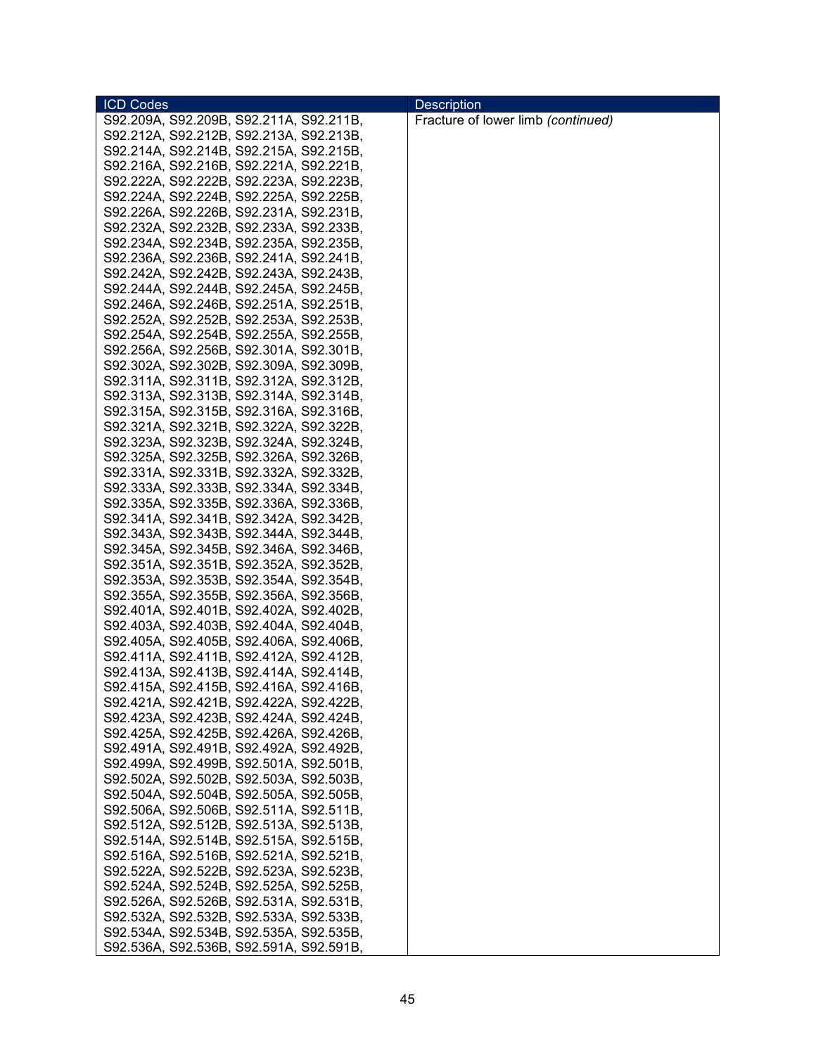| ICD Codes | Description |
|---|---|
| S92.209A, S92.209B, S92.211A, S92.211B, S92.212A, S92.212B, S92.213A, S92.213B, S92.214A, S92.214B, S92.215A, S92.215B, S92.216A, S92.216B, S92.221A, S92.221B, S92.222A, S92.222B, S92.223A, S92.223B, S92.224A, S92.224B, S92.225A, S92.225B, S92.226A, S92.226B, S92.231A, S92.231B, S92.232A, S92.232B, S92.233A, S92.233B, S92.234A, S92.234B, S92.235A, S92.235B, S92.236A, S92.236B, S92.241A, S92.241B, S92.242A, S92.242B, S92.243A, S92.243B, S92.244A, S92.244B, S92.245A, S92.245B, S92.246A, S92.246B, S92.251A, S92.251B, S92.252A, S92.252B, S92.253A, S92.253B, S92.254A, S92.254B, S92.255A, S92.255B, S92.256A, S92.256B, S92.301A, S92.301B, S92.302A, S92.302B, S92.309A, S92.309B, S92.311A, S92.311B, S92.312A, S92.312B, S92.313A, S92.313B, S92.314A, S92.314B, S92.315A, S92.315B, S92.316A, S92.316B, S92.321A, S92.321B, S92.322A, S92.322B, S92.323A, S92.323B, S92.324A, S92.324B, S92.325A, S92.325B, S92.326A, S92.326B, S92.331A, S92.331B, S92.332A, S92.332B, S92.333A, S92.333B, S92.334A, S92.334B, S92.335A, S92.335B, S92.336A, S92.336B, S92.341A, S92.341B, S92.342A, S92.342B, S92.343A, S92.343B, S92.344A, S92.344B, S92.345A, S92.345B, S92.346A, S92.346B, S92.351A, S92.351B, S92.352A, S92.352B, S92.353A, S92.353B, S92.354A, S92.354B, S92.355A, S92.355B, S92.356A, S92.356B, S92.401A, S92.401B, S92.402A, S92.402B, S92.403A, S92.403B, S92.404A, S92.404B, S92.405A, S92.405B, S92.406A, S92.406B, S92.411A, S92.411B, S92.412A, S92.412B, S92.413A, S92.413B, S92.414A, S92.414B, S92.415A, S92.415B, S92.416A, S92.416B, S92.421A, S92.421B, S92.422A, S92.422B, S92.423A, S92.423B, S92.424A, S92.424B, S92.425A, S92.425B, S92.426A, S92.426B, S92.491A, S92.491B, S92.492A, S92.492B, S92.499A, S92.499B, S92.501A, S92.501B, S92.502A, S92.502B, S92.503A, S92.503B, S92.504A, S92.504B, S92.505A, S92.505B, S92.506A, S92.506B, S92.511A, S92.511B, S92.512A, S92.512B, S92.513A, S92.513B, S92.514A, S92.514B, S92.515A, S92.515B, S92.516A, S92.516B, S92.521A, S92.521B, S92.522A, S92.522B, S92.523A, S92.523B, S92.524A, S92.524B, S92.525A, S92.525B, S92.526A, S92.526B, S92.531A, S92.531B, S92.532A, S92.532B, S92.533A, S92.533B, S92.534A, S92.534B, S92.535A, S92.535B, S92.536A, S92.536B, S92.591A, S92.591B, | Fracture of lower limb *(continued)* |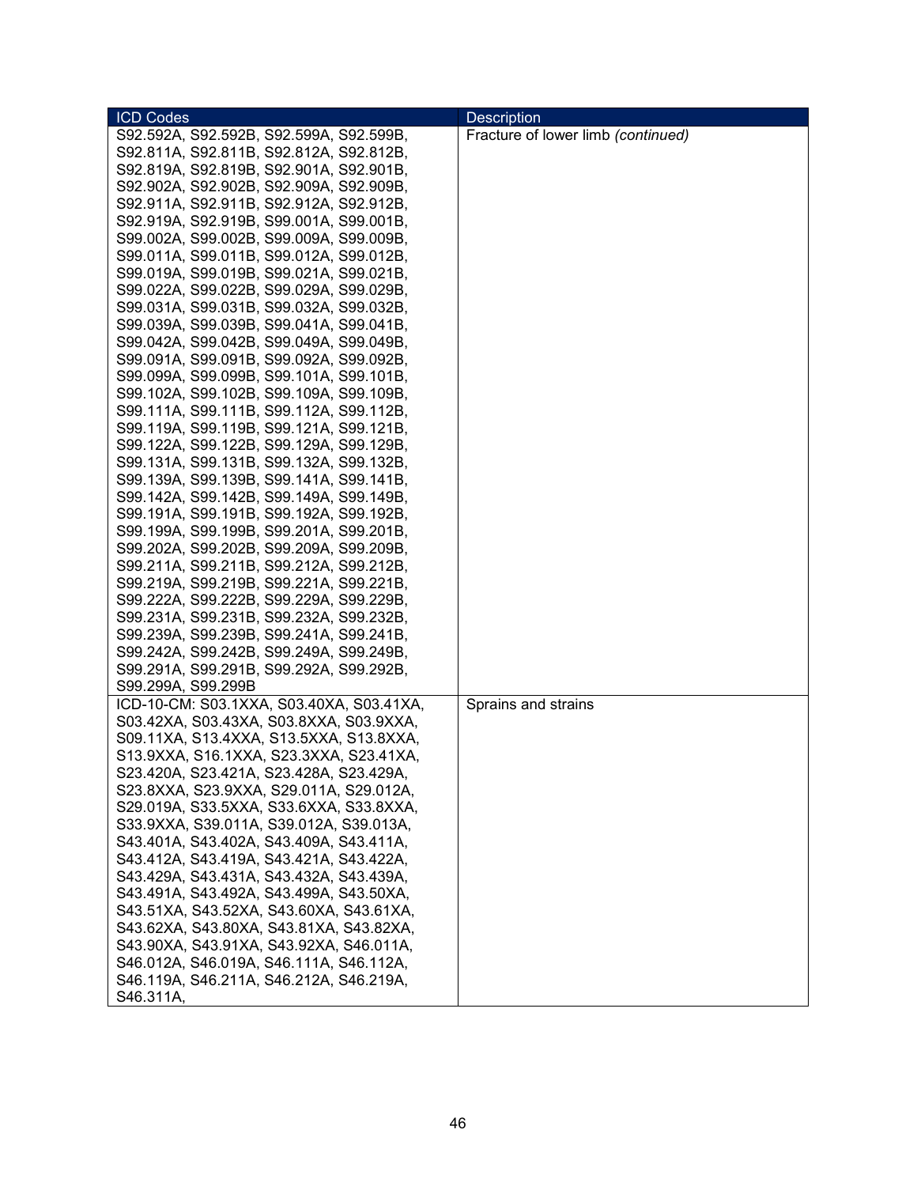| ICD Codes | Description |
| --- | --- |
| S92.592A, S92.592B, S92.599A, S92.599B, S92.811A, S92.811B, S92.812A, S92.812B, S92.819A, S92.819B, S92.901A, S92.901B, S92.902A, S92.902B, S92.909A, S92.909B, S92.911A, S92.911B, S92.912A, S92.912B, S92.919A, S92.919B, S99.001A, S99.001B, S99.002A, S99.002B, S99.009A, S99.009B, S99.011A, S99.011B, S99.012A, S99.012B, S99.019A, S99.019B, S99.021A, S99.021B, S99.022A, S99.022B, S99.029A, S99.029B, S99.031A, S99.031B, S99.032A, S99.032B, S99.039A, S99.039B, S99.041A, S99.041B, S99.042A, S99.042B, S99.049A, S99.049B, S99.091A, S99.091B, S99.092A, S99.092B, S99.099A, S99.099B, S99.101A, S99.101B, S99.102A, S99.102B, S99.109A, S99.109B, S99.111A, S99.111B, S99.112A, S99.112B, S99.119A, S99.119B, S99.121A, S99.121B, S99.122A, S99.122B, S99.129A, S99.129B, S99.131A, S99.131B, S99.132A, S99.132B, S99.139A, S99.139B, S99.141A, S99.141B, S99.142A, S99.142B, S99.149A, S99.149B, S99.191A, S99.191B, S99.192A, S99.192B, S99.199A, S99.199B, S99.201A, S99.201B, S99.202A, S99.202B, S99.209A, S99.209B, S99.211A, S99.211B, S99.212A, S99.212B, S99.219A, S99.219B, S99.221A, S99.221B, S99.222A, S99.222B, S99.229A, S99.229B, S99.231A, S99.231B, S99.232A, S99.232B, S99.239A, S99.239B, S99.241A, S99.241B, S99.242A, S99.242B, S99.249A, S99.249B, S99.291A, S99.291B, S99.292A, S99.292B, S99.299A, S99.299B | Fracture of lower limb *(continued)* |
| ICD-10-CM: S03.1XXA, S03.40XA, S03.41XA, S03.42XA, S03.43XA, S03.8XXA, S03.9XXA, S09.11XA, S13.4XXA, S13.5XXA, S13.8XXA, S13.9XXA, S16.1XXA, S23.3XXA, S23.41XA, S23.420A, S23.421A, S23.428A, S23.429A, S23.8XXA, S23.9XXA, S29.011A, S29.012A, S29.019A, S33.5XXA, S33.6XXA, S33.8XXA, S33.9XXA, S39.011A, S39.012A, S39.013A, S43.401A, S43.402A, S43.409A, S43.411A, S43.412A, S43.419A, S43.421A, S43.422A, S43.429A, S43.431A, S43.432A, S43.439A, S43.491A, S43.492A, S43.499A, S43.50XA, S43.51XA, S43.52XA, S43.60XA, S43.61XA, S43.62XA, S43.80XA, S43.81XA, S43.82XA, S43.90XA, S43.91XA, S43.92XA, S46.011A, S46.012A, S46.019A, S46.111A, S46.112A, S46.119A, S46.211A, S46.212A, S46.219A, S46.311A, | Sprains and strains |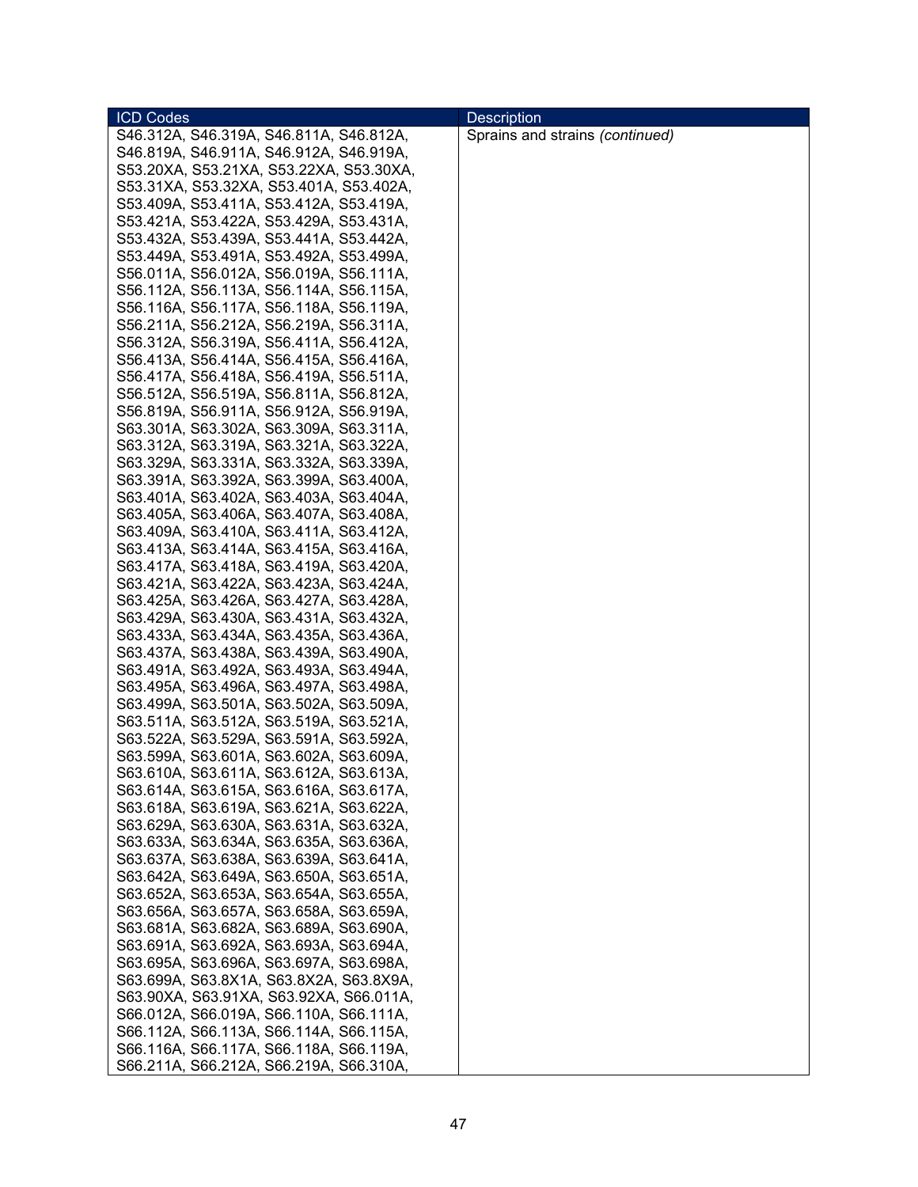| ICD Codes | Description |
| --- | --- |
| S46.312A, S46.319A, S46.811A, S46.812A, S46.819A, S46.911A, S46.912A, S46.919A, S53.20XA, S53.21XA, S53.22XA, S53.30XA, S53.31XA, S53.32XA, S53.401A, S53.402A, S53.409A, S53.411A, S53.412A, S53.419A, S53.421A, S53.422A, S53.429A, S53.431A, S53.432A, S53.439A, S53.441A, S53.442A, S53.449A, S53.491A, S53.492A, S53.499A, S56.011A, S56.012A, S56.019A, S56.111A, S56.112A, S56.113A, S56.114A, S56.115A, S56.116A, S56.117A, S56.118A, S56.119A, S56.211A, S56.212A, S56.219A, S56.311A, S56.312A, S56.319A, S56.411A, S56.412A, S56.413A, S56.414A, S56.415A, S56.416A, S56.417A, S56.418A, S56.419A, S56.511A, S56.512A, S56.519A, S56.811A, S56.812A, S56.819A, S56.911A, S56.912A, S56.919A, S63.301A, S63.302A, S63.309A, S63.311A, S63.312A, S63.319A, S63.321A, S63.322A, S63.329A, S63.331A, S63.332A, S63.339A, S63.391A, S63.392A, S63.399A, S63.400A, S63.401A, S63.402A, S63.403A, S63.404A, S63.405A, S63.406A, S63.407A, S63.408A, S63.409A, S63.410A, S63.411A, S63.412A, S63.413A, S63.414A, S63.415A, S63.416A, S63.417A, S63.418A, S63.419A, S63.420A, S63.421A, S63.422A, S63.423A, S63.424A, S63.425A, S63.426A, S63.427A, S63.428A, S63.429A, S63.430A, S63.431A, S63.432A, S63.433A, S63.434A, S63.435A, S63.436A, S63.437A, S63.438A, S63.439A, S63.490A, S63.491A, S63.492A, S63.493A, S63.494A, S63.495A, S63.496A, S63.497A, S63.498A, S63.499A, S63.501A, S63.502A, S63.509A, S63.511A, S63.512A, S63.519A, S63.521A, S63.522A, S63.529A, S63.591A, S63.592A, S63.599A, S63.601A, S63.602A, S63.609A, S63.610A, S63.611A, S63.612A, S63.613A, S63.614A, S63.615A, S63.616A, S63.617A, S63.618A, S63.619A, S63.621A, S63.622A, S63.629A, S63.630A, S63.631A, S63.632A, S63.633A, S63.634A, S63.635A, S63.636A, S63.637A, S63.638A, S63.639A, S63.641A, S63.642A, S63.649A, S63.650A, S63.651A, S63.652A, S63.653A, S63.654A, S63.655A, S63.656A, S63.657A, S63.658A, S63.659A, S63.681A, S63.682A, S63.689A, S63.690A, S63.691A, S63.692A, S63.693A, S63.694A, S63.695A, S63.696A, S63.697A, S63.698A, S63.699A, S63.8X1A, S63.8X2A, S63.8X9A, S63.90XA, S63.91XA, S63.92XA, S66.011A, S66.012A, S66.019A, S66.110A, S66.111A, S66.112A, S66.113A, S66.114A, S66.115A, S66.116A, S66.117A, S66.118A, S66.119A, S66.211A, S66.212A, S66.219A, S66.310A, | Sprains and strains *(continued)* |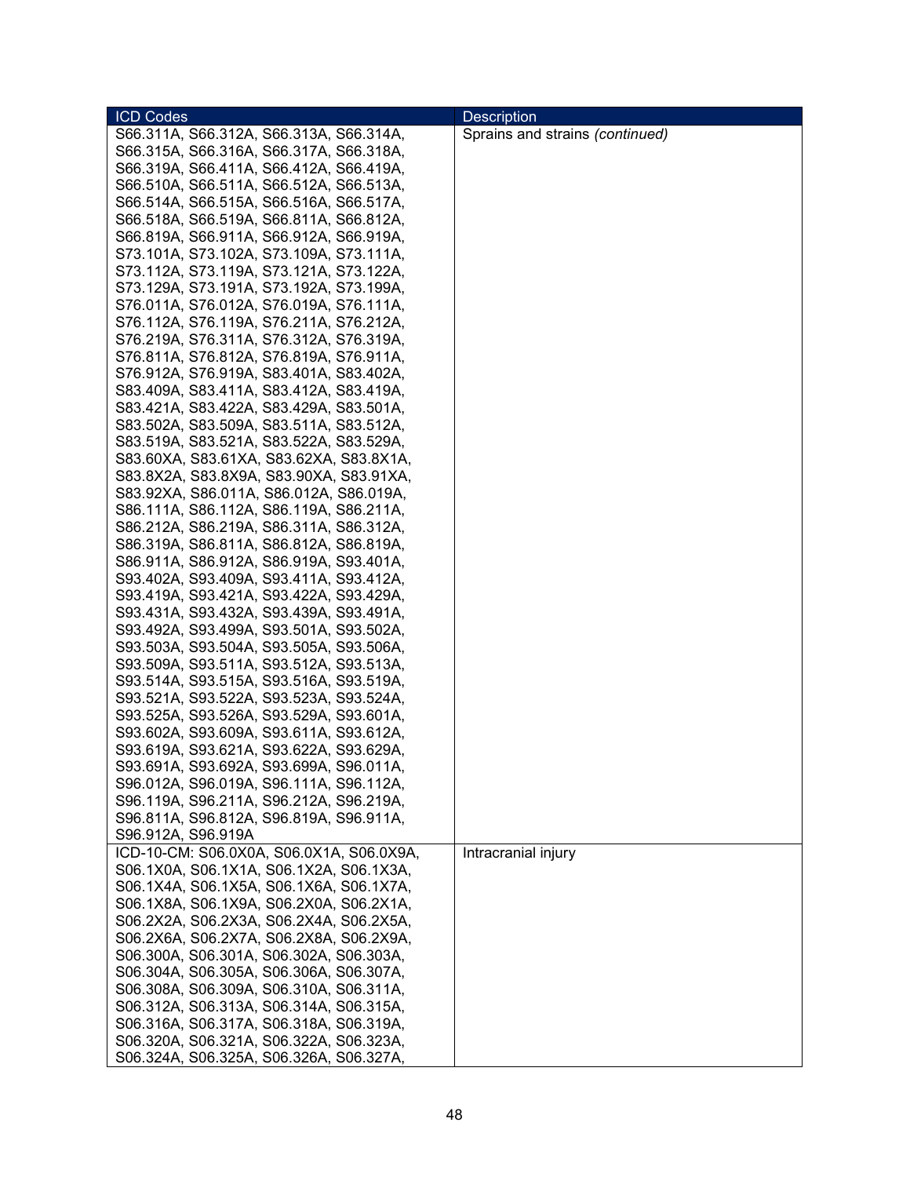| ICD Codes | Description |
|---|---|
| S66.311A, S66.312A, S66.313A, S66.314A, S66.315A, S66.316A, S66.317A, S66.318A, S66.319A, S66.411A, S66.412A, S66.419A, S66.510A, S66.511A, S66.512A, S66.513A, S66.514A, S66.515A, S66.516A, S66.517A, S66.518A, S66.519A, S66.811A, S66.812A, S66.819A, S66.911A, S66.912A, S66.919A, S73.101A, S73.102A, S73.109A, S73.111A, S73.112A, S73.119A, S73.121A, S73.122A, S73.129A, S73.191A, S73.192A, S73.199A, S76.011A, S76.012A, S76.019A, S76.111A, S76.112A, S76.119A, S76.211A, S76.212A, S76.219A, S76.311A, S76.312A, S76.319A, S76.811A, S76.812A, S76.819A, S76.911A, S76.912A, S76.919A, S83.401A, S83.402A, S83.409A, S83.411A, S83.412A, S83.419A, S83.421A, S83.422A, S83.429A, S83.501A, S83.502A, S83.509A, S83.511A, S83.512A, S83.519A, S83.521A, S83.522A, S83.529A, S83.60XA, S83.61XA, S83.62XA, S83.8X1A, S83.8X2A, S83.8X9A, S83.90XA, S83.91XA, S83.92XA, S86.011A, S86.012A, S86.019A, S86.111A, S86.112A, S86.119A, S86.211A, S86.212A, S86.219A, S86.311A, S86.312A, S86.319A, S86.811A, S86.812A, S86.819A, S86.911A, S86.912A, S86.919A, S93.401A, S93.402A, S93.409A, S93.411A, S93.412A, S93.419A, S93.421A, S93.422A, S93.429A, S93.431A, S93.432A, S93.439A, S93.491A, S93.492A, S93.499A, S93.501A, S93.502A, S93.503A, S93.504A, S93.505A, S93.506A, S93.509A, S93.511A, S93.512A, S93.513A, S93.514A, S93.515A, S93.516A, S93.519A, S93.521A, S93.522A, S93.523A, S93.524A, S93.525A, S93.526A, S93.529A, S93.601A, S93.602A, S93.609A, S93.611A, S93.612A, S93.619A, S93.621A, S93.622A, S93.629A, S93.691A, S93.692A, S93.699A, S96.011A, S96.012A, S96.019A, S96.111A, S96.112A, S96.119A, S96.211A, S96.212A, S96.219A, S96.811A, S96.812A, S96.819A, S96.911A, S96.912A, S96.919A | Sprains and strains *(continued)* |
| ICD-10-CM: S06.0X0A, S06.0X1A, S06.0X9A, S06.1X0A, S06.1X1A, S06.1X2A, S06.1X3A, S06.1X4A, S06.1X5A, S06.1X6A, S06.1X7A, S06.1X8A, S06.1X9A, S06.2X0A, S06.2X1A, S06.2X2A, S06.2X3A, S06.2X4A, S06.2X5A, S06.2X6A, S06.2X7A, S06.2X8A, S06.2X9A, S06.300A, S06.301A, S06.302A, S06.303A, S06.304A, S06.305A, S06.306A, S06.307A, S06.308A, S06.309A, S06.310A, S06.311A, S06.312A, S06.313A, S06.314A, S06.315A, S06.316A, S06.317A, S06.318A, S06.319A, S06.320A, S06.321A, S06.322A, S06.323A, S06.324A, S06.325A, S06.326A, S06.327A, | Intracranial injury |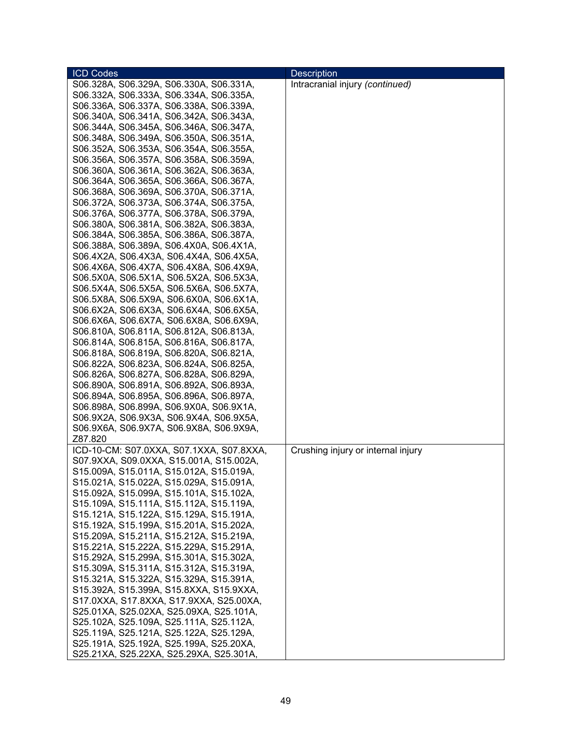| ICD Codes | Description |
|---|---|
| S06.328A, S06.329A, S06.330A, S06.331A, S06.332A, S06.333A, S06.334A, S06.335A, S06.336A, S06.337A, S06.338A, S06.339A, S06.340A, S06.341A, S06.342A, S06.343A, S06.344A, S06.345A, S06.346A, S06.347A, S06.348A, S06.349A, S06.350A, S06.351A, S06.352A, S06.353A, S06.354A, S06.355A, S06.356A, S06.357A, S06.358A, S06.359A, S06.360A, S06.361A, S06.362A, S06.363A, S06.364A, S06.365A, S06.366A, S06.367A, S06.368A, S06.369A, S06.370A, S06.371A, S06.372A, S06.373A, S06.374A, S06.375A, S06.376A, S06.377A, S06.378A, S06.379A, S06.380A, S06.381A, S06.382A, S06.383A, S06.384A, S06.385A, S06.386A, S06.387A, S06.388A, S06.389A, S06.4X0A, S06.4X1A, S06.4X2A, S06.4X3A, S06.4X4A, S06.4X5A, S06.4X6A, S06.4X7A, S06.4X8A, S06.4X9A, S06.5X0A, S06.5X1A, S06.5X2A, S06.5X3A, S06.5X4A, S06.5X5A, S06.5X6A, S06.5X7A, S06.5X8A, S06.5X9A, S06.6X0A, S06.6X1A, S06.6X2A, S06.6X3A, S06.6X4A, S06.6X5A, S06.6X6A, S06.6X7A, S06.6X8A, S06.6X9A, S06.810A, S06.811A, S06.812A, S06.813A, S06.814A, S06.815A, S06.816A, S06.817A, S06.818A, S06.819A, S06.820A, S06.821A, S06.822A, S06.823A, S06.824A, S06.825A, S06.826A, S06.827A, S06.828A, S06.829A, S06.890A, S06.891A, S06.892A, S06.893A, S06.894A, S06.895A, S06.896A, S06.897A, S06.898A, S06.899A, S06.9X0A, S06.9X1A, S06.9X2A, S06.9X3A, S06.9X4A, S06.9X5A, S06.9X6A, S06.9X7A, S06.9X8A, S06.9X9A, Z87.820 | Intracranial injury *(continued)* |
| ICD-10-CM: S07.0XXA, S07.1XXA, S07.8XXA, S07.9XXA, S09.0XXA, S15.001A, S15.002A, S15.009A, S15.011A, S15.012A, S15.019A, S15.021A, S15.022A, S15.029A, S15.091A, S15.092A, S15.099A, S15.101A, S15.102A, S15.109A, S15.111A, S15.112A, S15.119A, S15.121A, S15.122A, S15.129A, S15.191A, S15.192A, S15.199A, S15.201A, S15.202A, S15.209A, S15.211A, S15.212A, S15.219A, S15.221A, S15.222A, S15.229A, S15.291A, S15.292A, S15.299A, S15.301A, S15.302A, S15.309A, S15.311A, S15.312A, S15.319A, S15.321A, S15.322A, S15.329A, S15.391A, S15.392A, S15.399A, S15.8XXA, S15.9XXA, S17.0XXA, S17.8XXA, S17.9XXA, S25.00XA, S25.01XA, S25.02XA, S25.09XA, S25.101A, S25.102A, S25.109A, S25.111A, S25.112A, S25.119A, S25.121A, S25.122A, S25.129A, S25.191A, S25.192A, S25.199A, S25.20XA, S25.21XA, S25.22XA, S25.29XA, S25.301A, | Crushing injury or internal injury |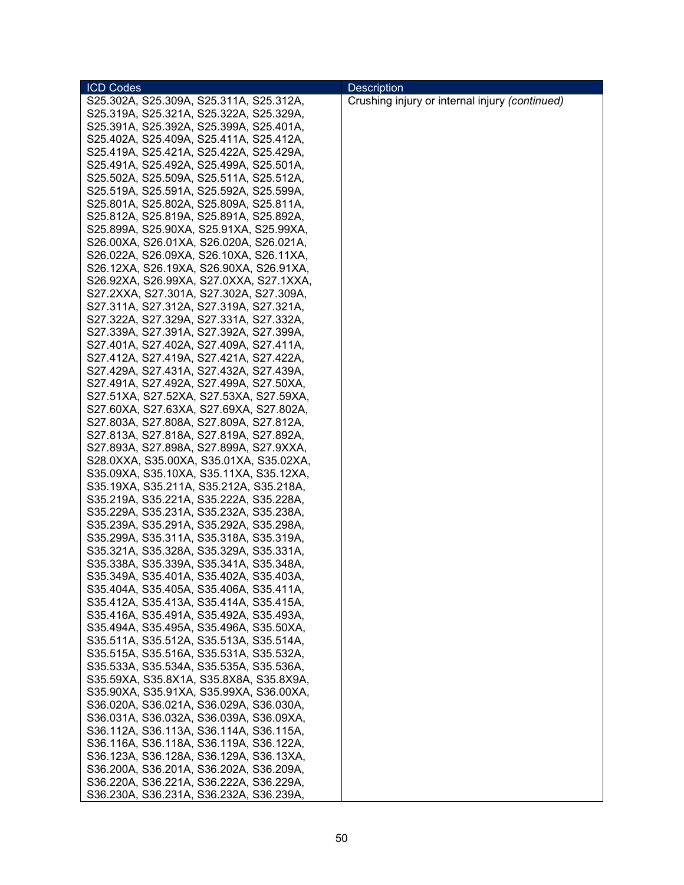| ICD Codes | Description |
| --- | --- |
| S25.302A, S25.309A, S25.311A, S25.312A, S25.319A, S25.321A, S25.322A, S25.329A, S25.391A, S25.392A, S25.399A, S25.401A, S25.402A, S25.409A, S25.411A, S25.412A, S25.419A, S25.421A, S25.422A, S25.429A, S25.491A, S25.492A, S25.499A, S25.501A, S25.502A, S25.509A, S25.511A, S25.512A, S25.519A, S25.591A, S25.592A, S25.599A, S25.801A, S25.802A, S25.809A, S25.811A, S25.812A, S25.819A, S25.891A, S25.892A, S25.899A, S25.90XA, S25.91XA, S25.99XA, S26.00XA, S26.01XA, S26.020A, S26.021A, S26.022A, S26.09XA, S26.10XA, S26.11XA, S26.12XA, S26.19XA, S26.90XA, S26.91XA, S26.92XA, S26.99XA, S27.0XXA, S27.1XXA, S27.2XXA, S27.301A, S27.302A, S27.309A, S27.311A, S27.312A, S27.319A, S27.321A, S27.322A, S27.329A, S27.331A, S27.332A, S27.339A, S27.391A, S27.392A, S27.399A, S27.401A, S27.402A, S27.409A, S27.411A, S27.412A, S27.419A, S27.421A, S27.422A, S27.429A, S27.431A, S27.432A, S27.439A, S27.491A, S27.492A, S27.499A, S27.50XA, S27.51XA, S27.52XA, S27.53XA, S27.59XA, S27.60XA, S27.63XA, S27.69XA, S27.802A, S27.803A, S27.808A, S27.809A, S27.812A, S27.813A, S27.818A, S27.819A, S27.892A, S27.893A, S27.898A, S27.899A, S27.9XXA, S28.0XXA, S35.00XA, S35.01XA, S35.02XA, S35.09XA, S35.10XA, S35.11XA, S35.12XA, S35.19XA, S35.211A, S35.212A, S35.218A, S35.219A, S35.221A, S35.222A, S35.228A, S35.229A, S35.231A, S35.232A, S35.238A, S35.239A, S35.291A, S35.292A, S35.298A, S35.299A, S35.311A, S35.318A, S35.319A, S35.321A, S35.328A, S35.329A, S35.331A, S35.338A, S35.339A, S35.341A, S35.348A, S35.349A, S35.401A, S35.402A, S35.403A, S35.404A, S35.405A, S35.406A, S35.411A, S35.412A, S35.413A, S35.414A, S35.415A, S35.416A, S35.491A, S35.492A, S35.493A, S35.494A, S35.495A, S35.496A, S35.50XA, S35.511A, S35.512A, S35.513A, S35.514A, S35.515A, S35.516A, S35.531A, S35.532A, S35.533A, S35.534A, S35.535A, S35.536A, S35.59XA, S35.8X1A, S35.8X8A, S35.8X9A, S35.90XA, S35.91XA, S35.99XA, S36.00XA, S36.020A, S36.021A, S36.029A, S36.030A, S36.031A, S36.032A, S36.039A, S36.09XA, S36.112A, S36.113A, S36.114A, S36.115A, S36.116A, S36.118A, S36.119A, S36.122A, S36.123A, S36.128A, S36.129A, S36.13XA, S36.200A, S36.201A, S36.202A, S36.209A, S36.220A, S36.221A, S36.222A, S36.229A, S36.230A, S36.231A, S36.232A, S36.239A, | Crushing injury or internal injury *(continued)* |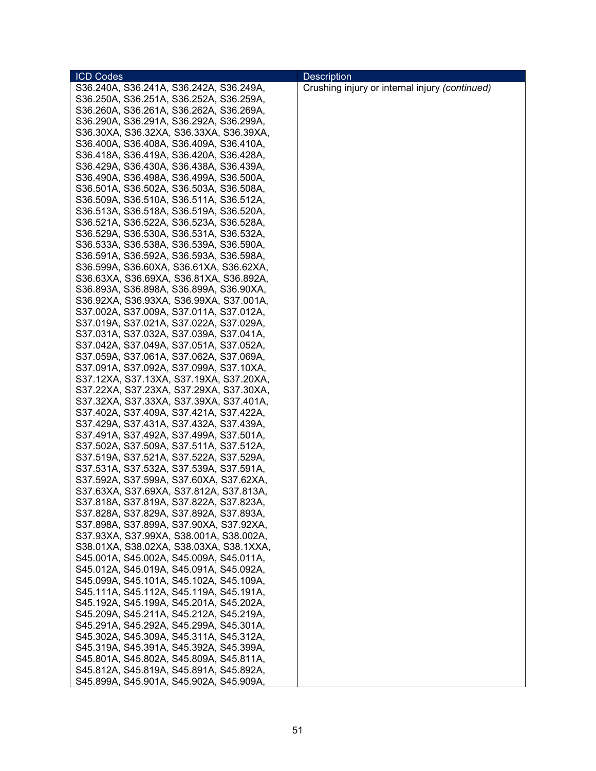| ICD Codes | Description |
|---|---|
| S36.240A, S36.241A, S36.242A, S36.249A, S36.250A, S36.251A, S36.252A, S36.259A, S36.260A, S36.261A, S36.262A, S36.269A, S36.290A, S36.291A, S36.292A, S36.299A, S36.30XA, S36.32XA, S36.33XA, S36.39XA, S36.400A, S36.408A, S36.409A, S36.410A, S36.418A, S36.419A, S36.420A, S36.428A, S36.429A, S36.430A, S36.438A, S36.439A, S36.490A, S36.498A, S36.499A, S36.500A, S36.501A, S36.502A, S36.503A, S36.508A, S36.509A, S36.510A, S36.511A, S36.512A, S36.513A, S36.518A, S36.519A, S36.520A, S36.521A, S36.522A, S36.523A, S36.528A, S36.529A, S36.530A, S36.531A, S36.532A, S36.533A, S36.538A, S36.539A, S36.590A, S36.591A, S36.592A, S36.593A, S36.598A, S36.599A, S36.60XA, S36.61XA, S36.62XA, S36.63XA, S36.69XA, S36.81XA, S36.892A, S36.893A, S36.898A, S36.899A, S36.90XA, S36.92XA, S36.93XA, S36.99XA, S37.001A, S37.002A, S37.009A, S37.011A, S37.012A, S37.019A, S37.021A, S37.022A, S37.029A, S37.031A, S37.032A, S37.039A, S37.041A, S37.042A, S37.049A, S37.051A, S37.052A, S37.059A, S37.061A, S37.062A, S37.069A, S37.091A, S37.092A, S37.099A, S37.10XA, S37.12XA, S37.13XA, S37.19XA, S37.20XA, S37.22XA, S37.23XA, S37.29XA, S37.30XA, S37.32XA, S37.33XA, S37.39XA, S37.401A, S37.402A, S37.409A, S37.421A, S37.422A, S37.429A, S37.431A, S37.432A, S37.439A, S37.491A, S37.492A, S37.499A, S37.501A, S37.502A, S37.509A, S37.511A, S37.512A, S37.519A, S37.521A, S37.522A, S37.529A, S37.531A, S37.532A, S37.539A, S37.591A, S37.592A, S37.599A, S37.60XA, S37.62XA, S37.63XA, S37.69XA, S37.812A, S37.813A, S37.818A, S37.819A, S37.822A, S37.823A, S37.828A, S37.829A, S37.892A, S37.893A, S37.898A, S37.899A, S37.90XA, S37.92XA, S37.93XA, S37.99XA, S38.001A, S38.002A, S38.01XA, S38.02XA, S38.03XA, S38.1XXA, S45.001A, S45.002A, S45.009A, S45.011A, S45.012A, S45.019A, S45.091A, S45.092A, S45.099A, S45.101A, S45.102A, S45.109A, S45.111A, S45.112A, S45.119A, S45.191A, S45.192A, S45.199A, S45.201A, S45.202A, S45.209A, S45.211A, S45.212A, S45.219A, S45.291A, S45.292A, S45.299A, S45.301A, S45.302A, S45.309A, S45.311A, S45.312A, S45.319A, S45.391A, S45.392A, S45.399A, S45.801A, S45.802A, S45.809A, S45.811A, S45.812A, S45.819A, S45.891A, S45.892A, S45.899A, S45.901A, S45.902A, S45.909A, | Crushing injury or internal injury *(continued)* |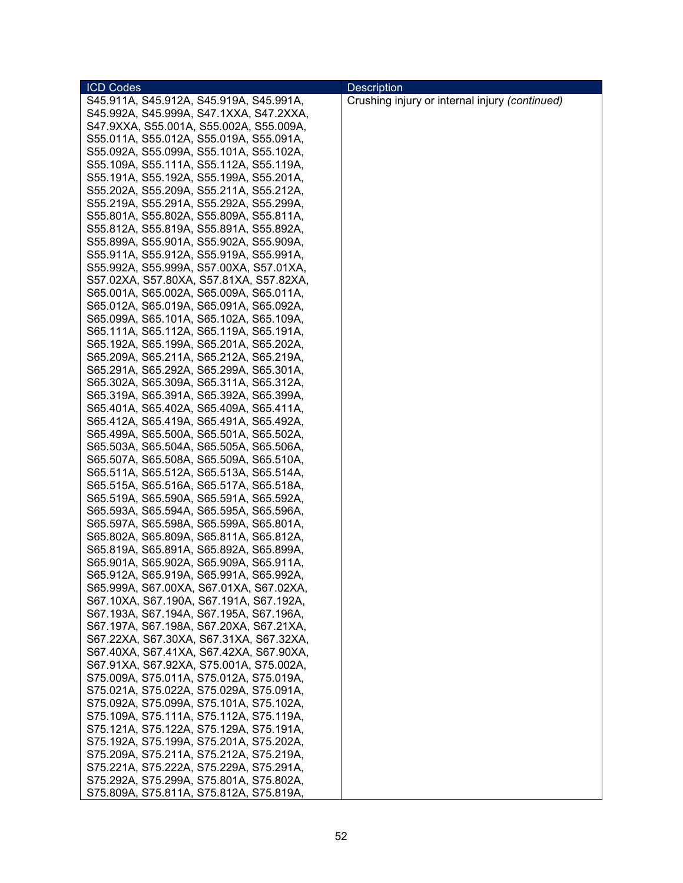| ICD Codes | Description |
|---|---|
| S45.911A, S45.912A, S45.919A, S45.991A, S45.992A, S45.999A, S47.1XXA, S47.2XXA, S47.9XXA, S55.001A, S55.002A, S55.009A, S55.011A, S55.012A, S55.019A, S55.091A, S55.092A, S55.099A, S55.101A, S55.102A, S55.109A, S55.111A, S55.112A, S55.119A, S55.191A, S55.192A, S55.199A, S55.201A, S55.202A, S55.209A, S55.211A, S55.212A, S55.219A, S55.291A, S55.292A, S55.299A, S55.801A, S55.802A, S55.809A, S55.811A, S55.812A, S55.819A, S55.891A, S55.892A, S55.899A, S55.901A, S55.902A, S55.909A, S55.911A, S55.912A, S55.919A, S55.991A, S55.992A, S55.999A, S57.00XA, S57.01XA, S57.02XA, S57.80XA, S57.81XA, S57.82XA, S65.001A, S65.002A, S65.009A, S65.011A, S65.012A, S65.019A, S65.091A, S65.092A, S65.099A, S65.101A, S65.102A, S65.109A, S65.111A, S65.112A, S65.119A, S65.191A, S65.192A, S65.199A, S65.201A, S65.202A, S65.209A, S65.211A, S65.212A, S65.219A, S65.291A, S65.292A, S65.299A, S65.301A, S65.302A, S65.309A, S65.311A, S65.312A, S65.319A, S65.391A, S65.392A, S65.399A, S65.401A, S65.402A, S65.409A, S65.411A, S65.412A, S65.419A, S65.491A, S65.492A, S65.499A, S65.500A, S65.501A, S65.502A, S65.503A, S65.504A, S65.505A, S65.506A, S65.507A, S65.508A, S65.509A, S65.510A, S65.511A, S65.512A, S65.513A, S65.514A, S65.515A, S65.516A, S65.517A, S65.518A, S65.519A, S65.590A, S65.591A, S65.592A, S65.593A, S65.594A, S65.595A, S65.596A, S65.597A, S65.598A, S65.599A, S65.801A, S65.802A, S65.809A, S65.811A, S65.812A, S65.819A, S65.891A, S65.892A, S65.899A, S65.901A, S65.902A, S65.909A, S65.911A, S65.912A, S65.919A, S65.991A, S65.992A, S65.999A, S67.00XA, S67.01XA, S67.02XA, S67.10XA, S67.190A, S67.191A, S67.192A, S67.193A, S67.194A, S67.195A, S67.196A, S67.197A, S67.198A, S67.20XA, S67.21XA, S67.22XA, S67.30XA, S67.31XA, S67.32XA, S67.40XA, S67.41XA, S67.42XA, S67.90XA, S67.91XA, S67.92XA, S75.001A, S75.002A, S75.009A, S75.011A, S75.012A, S75.019A, S75.021A, S75.022A, S75.029A, S75.091A, S75.092A, S75.099A, S75.101A, S75.102A, S75.109A, S75.111A, S75.112A, S75.119A, S75.121A, S75.122A, S75.129A, S75.191A, S75.192A, S75.199A, S75.201A, S75.202A, S75.209A, S75.211A, S75.212A, S75.219A, S75.221A, S75.222A, S75.229A, S75.291A, S75.292A, S75.299A, S75.801A, S75.802A, S75.809A, S75.811A, S75.812A, S75.819A, | Crushing injury or internal injury *(continued)* |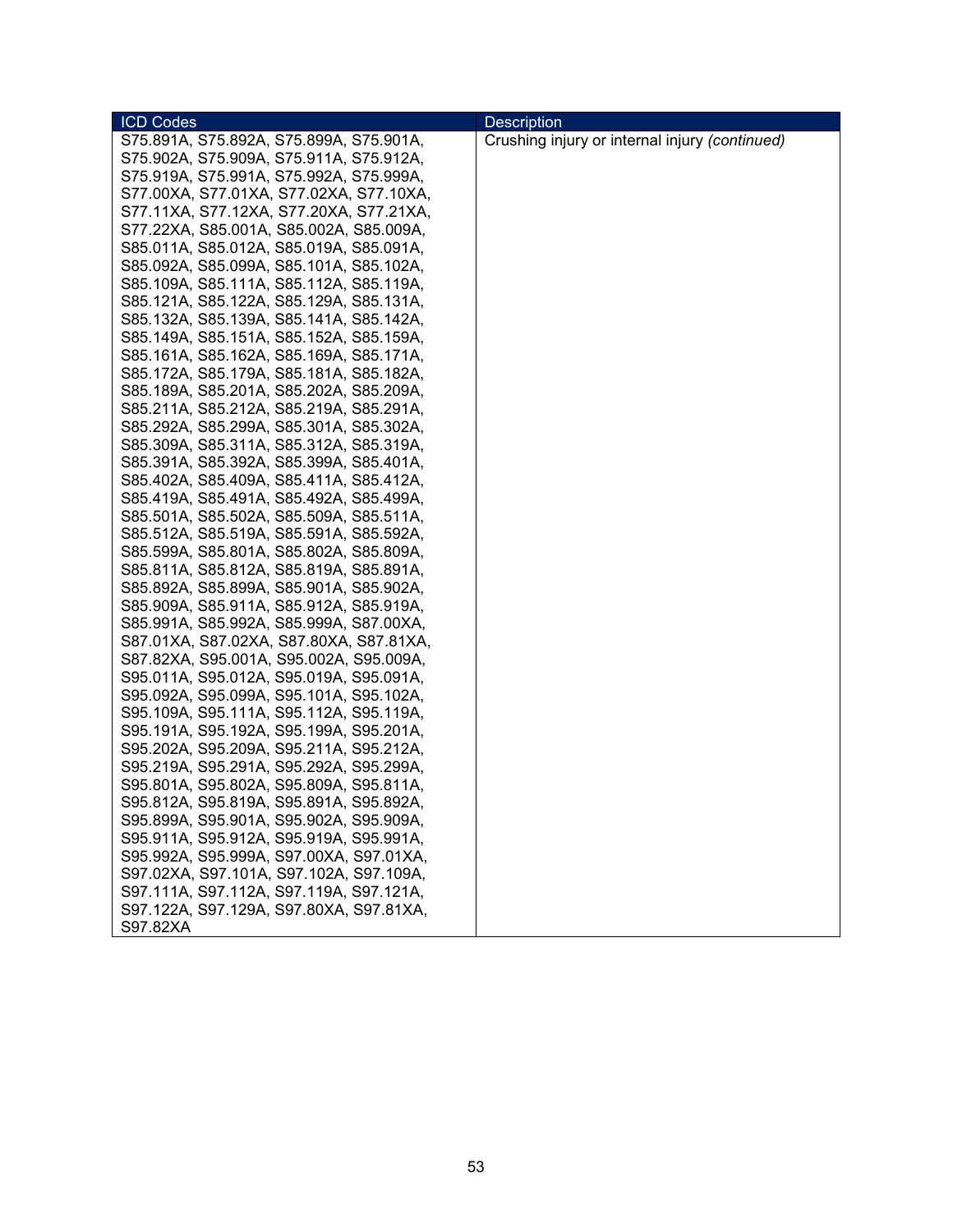| ICD Codes | Description |
|---|---|
| S75.891A, S75.892A, S75.899A, S75.901A, S75.902A, S75.909A, S75.911A, S75.912A, S75.919A, S75.991A, S75.992A, S75.999A, S77.00XA, S77.01XA, S77.02XA, S77.10XA, S77.11XA, S77.12XA, S77.20XA, S77.21XA, S77.22XA, S85.001A, S85.002A, S85.009A, S85.011A, S85.012A, S85.019A, S85.091A, S85.092A, S85.099A, S85.101A, S85.102A, S85.109A, S85.111A, S85.112A, S85.119A, S85.121A, S85.122A, S85.129A, S85.131A, S85.132A, S85.139A, S85.141A, S85.142A, S85.149A, S85.151A, S85.152A, S85.159A, S85.161A, S85.162A, S85.169A, S85.171A, S85.172A, S85.179A, S85.181A, S85.182A, S85.189A, S85.201A, S85.202A, S85.209A, S85.211A, S85.212A, S85.219A, S85.291A, S85.292A, S85.299A, S85.301A, S85.302A, S85.309A, S85.311A, S85.312A, S85.319A, S85.391A, S85.392A, S85.399A, S85.401A, S85.402A, S85.409A, S85.411A, S85.412A, S85.419A, S85.491A, S85.492A, S85.499A, S85.501A, S85.502A, S85.509A, S85.511A, S85.512A, S85.519A, S85.591A, S85.592A, S85.599A, S85.801A, S85.802A, S85.809A, S85.811A, S85.812A, S85.819A, S85.891A, S85.892A, S85.899A, S85.901A, S85.902A, S85.909A, S85.911A, S85.912A, S85.919A, S85.991A, S85.992A, S85.999A, S87.00XA, S87.01XA, S87.02XA, S87.80XA, S87.81XA, S87.82XA, S95.001A, S95.002A, S95.009A, S95.011A, S95.012A, S95.019A, S95.091A, S95.092A, S95.099A, S95.101A, S95.102A, S95.109A, S95.111A, S95.112A, S95.119A, S95.191A, S95.192A, S95.199A, S95.201A, S95.202A, S95.209A, S95.211A, S95.212A, S95.219A, S95.291A, S95.292A, S95.299A, S95.801A, S95.802A, S95.809A, S95.811A, S95.812A, S95.819A, S95.891A, S95.892A, S95.899A, S95.901A, S95.902A, S95.909A, S95.911A, S95.912A, S95.919A, S95.991A, S95.992A, S95.999A, S97.00XA, S97.01XA, S97.02XA, S97.101A, S97.102A, S97.109A, S97.111A, S97.112A, S97.119A, S97.121A, S97.122A, S97.129A, S97.80XA, S97.81XA, S97.82XA | Crushing injury or internal injury *(continued)* |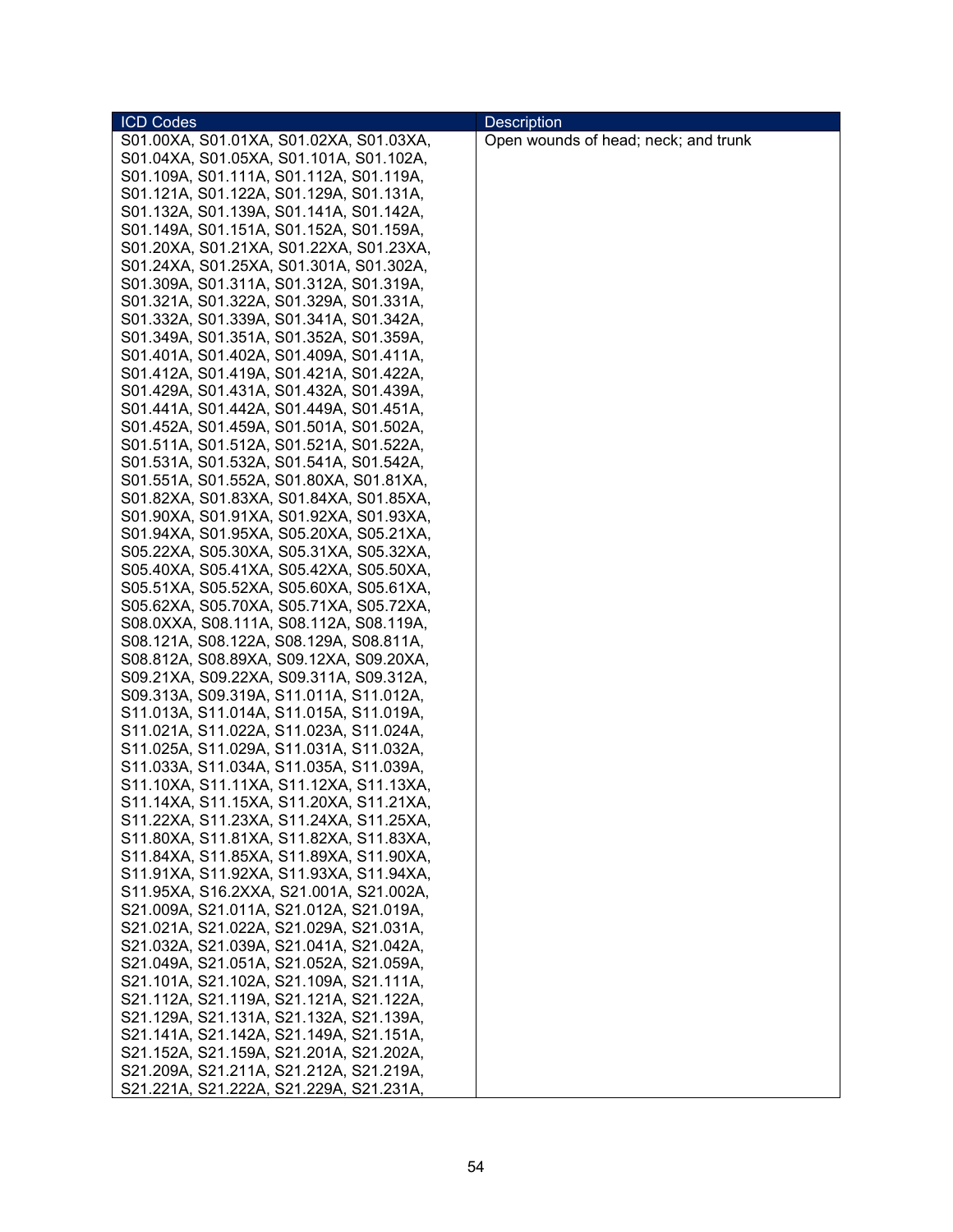| ICD Codes | Description |
| --- | --- |
| S01.00XA, S01.01XA, S01.02XA, S01.03XA, S01.04XA, S01.05XA, S01.101A, S01.102A, S01.109A, S01.111A, S01.112A, S01.119A, S01.121A, S01.122A, S01.129A, S01.131A, S01.132A, S01.139A, S01.141A, S01.142A, S01.149A, S01.151A, S01.152A, S01.159A, S01.20XA, S01.21XA, S01.22XA, S01.23XA, S01.24XA, S01.25XA, S01.301A, S01.302A, S01.309A, S01.311A, S01.312A, S01.319A, S01.321A, S01.322A, S01.329A, S01.331A, S01.332A, S01.339A, S01.341A, S01.342A, S01.349A, S01.351A, S01.352A, S01.359A, S01.401A, S01.402A, S01.409A, S01.411A, S01.412A, S01.419A, S01.421A, S01.422A, S01.429A, S01.431A, S01.432A, S01.439A, S01.441A, S01.442A, S01.449A, S01.451A, S01.452A, S01.459A, S01.501A, S01.502A, S01.511A, S01.512A, S01.521A, S01.522A, S01.531A, S01.532A, S01.541A, S01.542A, S01.551A, S01.552A, S01.80XA, S01.81XA, S01.82XA, S01.83XA, S01.84XA, S01.85XA, S01.90XA, S01.91XA, S01.92XA, S01.93XA, S01.94XA, S01.95XA, S05.20XA, S05.21XA, S05.22XA, S05.30XA, S05.31XA, S05.32XA, S05.40XA, S05.41XA, S05.42XA, S05.50XA, S05.51XA, S05.52XA, S05.60XA, S05.61XA, S05.62XA, S05.70XA, S05.71XA, S05.72XA, S08.0XXA, S08.111A, S08.112A, S08.119A, S08.121A, S08.122A, S08.129A, S08.811A, S08.812A, S08.89XA, S09.12XA, S09.20XA, S09.21XA, S09.22XA, S09.311A, S09.312A, S09.313A, S09.319A, S11.011A, S11.012A, S11.013A, S11.014A, S11.015A, S11.019A, S11.021A, S11.022A, S11.023A, S11.024A, S11.025A, S11.029A, S11.031A, S11.032A, S11.033A, S11.034A, S11.035A, S11.039A, S11.10XA, S11.11XA, S11.12XA, S11.13XA, S11.14XA, S11.15XA, S11.20XA, S11.21XA, S11.22XA, S11.23XA, S11.24XA, S11.25XA, S11.80XA, S11.81XA, S11.82XA, S11.83XA, S11.84XA, S11.85XA, S11.89XA, S11.90XA, S11.91XA, S11.92XA, S11.93XA, S11.94XA, S11.95XA, S16.2XXA, S21.001A, S21.002A, S21.009A, S21.011A, S21.012A, S21.019A, S21.021A, S21.022A, S21.029A, S21.031A, S21.032A, S21.039A, S21.041A, S21.042A, S21.049A, S21.051A, S21.052A, S21.059A, S21.101A, S21.102A, S21.109A, S21.111A, S21.112A, S21.119A, S21.121A, S21.122A, S21.129A, S21.131A, S21.132A, S21.139A, S21.141A, S21.142A, S21.149A, S21.151A, S21.152A, S21.159A, S21.201A, S21.202A, S21.209A, S21.211A, S21.212A, S21.219A, S21.221A, S21.222A, S21.229A, S21.231A, | Open wounds of head; neck; and trunk |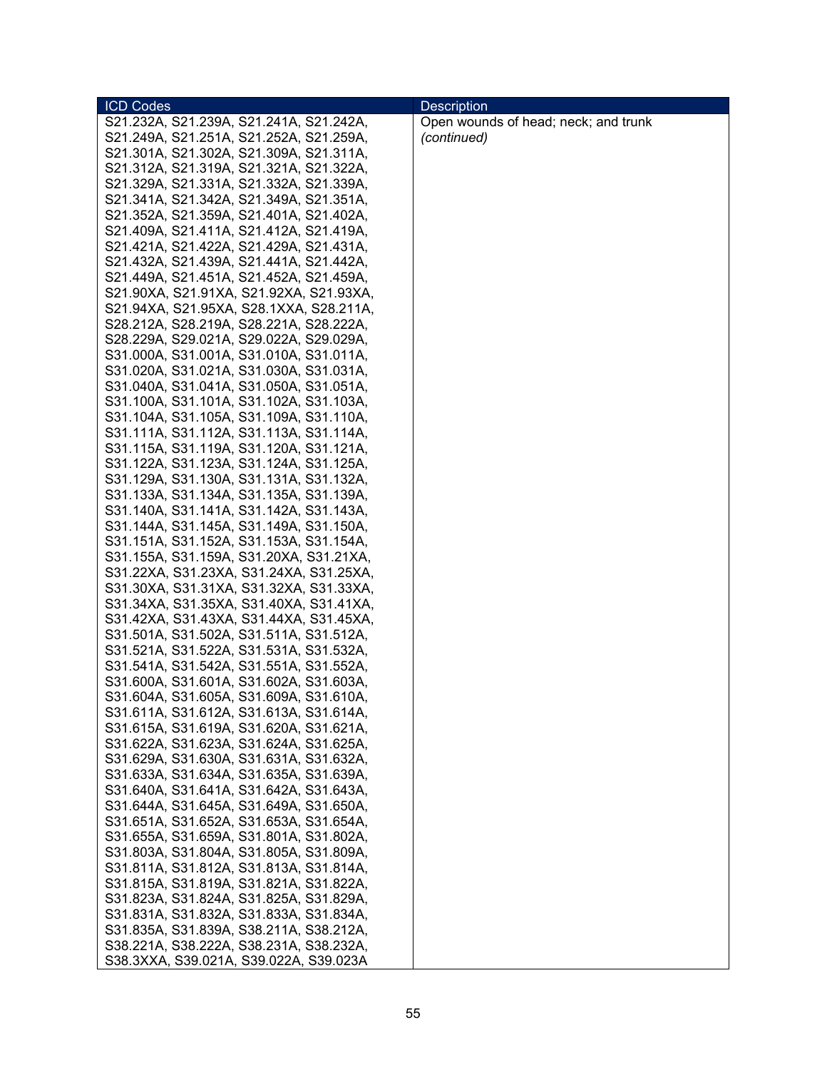| ICD Codes | Description |
| --- | --- |
| S21.232A, S21.239A, S21.241A, S21.242A, S21.249A, S21.251A, S21.252A, S21.259A, S21.301A, S21.302A, S21.309A, S21.311A, S21.312A, S21.319A, S21.321A, S21.322A, S21.329A, S21.331A, S21.332A, S21.339A, S21.341A, S21.342A, S21.349A, S21.351A, S21.352A, S21.359A, S21.401A, S21.402A, S21.409A, S21.411A, S21.412A, S21.419A, S21.421A, S21.422A, S21.429A, S21.431A, S21.432A, S21.439A, S21.441A, S21.442A, S21.449A, S21.451A, S21.452A, S21.459A, S21.90XA, S21.91XA, S21.92XA, S21.93XA, S21.94XA, S21.95XA, S28.1XXA, S28.211A, S28.212A, S28.219A, S28.221A, S28.222A, S28.229A, S29.021A, S29.022A, S29.029A, S31.000A, S31.001A, S31.010A, S31.011A, S31.020A, S31.021A, S31.030A, S31.031A, S31.040A, S31.041A, S31.050A, S31.051A, S31.100A, S31.101A, S31.102A, S31.103A, S31.104A, S31.105A, S31.109A, S31.110A, S31.111A, S31.112A, S31.113A, S31.114A, S31.115A, S31.119A, S31.120A, S31.121A, S31.122A, S31.123A, S31.124A, S31.125A, S31.129A, S31.130A, S31.131A, S31.132A, S31.133A, S31.134A, S31.135A, S31.139A, S31.140A, S31.141A, S31.142A, S31.143A, S31.144A, S31.145A, S31.149A, S31.150A, S31.151A, S31.152A, S31.153A, S31.154A, S31.155A, S31.159A, S31.20XA, S31.21XA, S31.22XA, S31.23XA, S31.24XA, S31.25XA, S31.30XA, S31.31XA, S31.32XA, S31.33XA, S31.34XA, S31.35XA, S31.40XA, S31.41XA, S31.42XA, S31.43XA, S31.44XA, S31.45XA, S31.501A, S31.502A, S31.511A, S31.512A, S31.521A, S31.522A, S31.531A, S31.532A, S31.541A, S31.542A, S31.551A, S31.552A, S31.600A, S31.601A, S31.602A, S31.603A, S31.604A, S31.605A, S31.609A, S31.610A, S31.611A, S31.612A, S31.613A, S31.614A, S31.615A, S31.619A, S31.620A, S31.621A, S31.622A, S31.623A, S31.624A, S31.625A, S31.629A, S31.630A, S31.631A, S31.632A, S31.633A, S31.634A, S31.635A, S31.639A, S31.640A, S31.641A, S31.642A, S31.643A, S31.644A, S31.645A, S31.649A, S31.650A, S31.651A, S31.652A, S31.653A, S31.654A, S31.655A, S31.659A, S31.801A, S31.802A, S31.803A, S31.804A, S31.805A, S31.809A, S31.811A, S31.812A, S31.813A, S31.814A, S31.815A, S31.819A, S31.821A, S31.822A, S31.823A, S31.824A, S31.825A, S31.829A, S31.831A, S31.832A, S31.833A, S31.834A, S31.835A, S31.839A, S38.211A, S38.212A, S38.221A, S38.222A, S38.231A, S38.232A, S38.3XXA, S39.021A, S39.022A, S39.023A | Open wounds of head; neck; and trunk *(continued)* |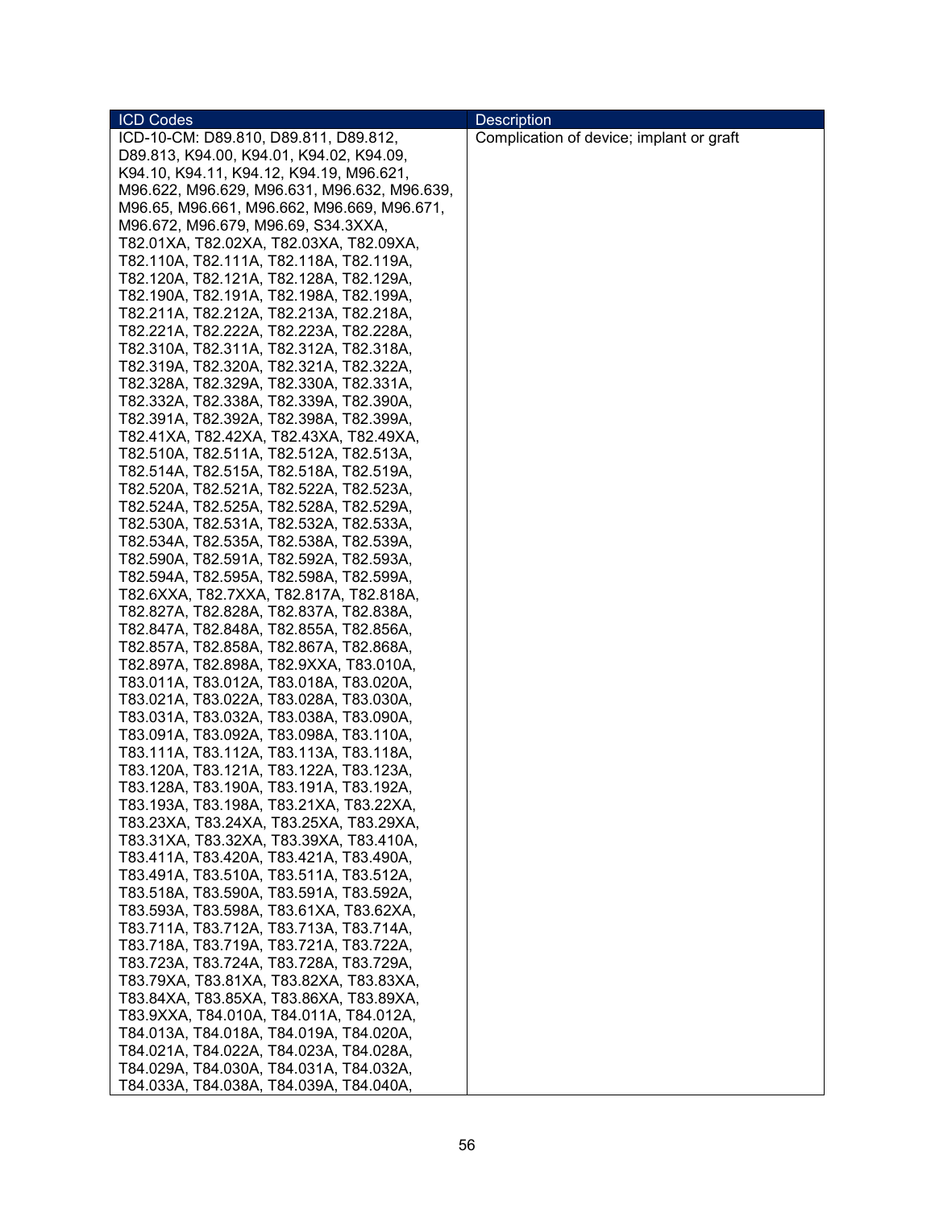| ICD Codes | Description |
| --- | --- |
| ICD-10-CM: D89.810, D89.811, D89.812, D89.813, K94.00, K94.01, K94.02, K94.09, K94.10, K94.11, K94.12, K94.19, M96.621, M96.622, M96.629, M96.631, M96.632, M96.639, M96.65, M96.661, M96.662, M96.669, M96.671, M96.672, M96.679, M96.69, S34.3XXA, T82.01XA, T82.02XA, T82.03XA, T82.09XA, T82.110A, T82.111A, T82.118A, T82.119A, T82.120A, T82.121A, T82.128A, T82.129A, T82.190A, T82.191A, T82.198A, T82.199A, T82.211A, T82.212A, T82.213A, T82.218A, T82.221A, T82.222A, T82.223A, T82.228A, T82.310A, T82.311A, T82.312A, T82.318A, T82.319A, T82.320A, T82.321A, T82.322A, T82.328A, T82.329A, T82.330A, T82.331A, T82.332A, T82.338A, T82.339A, T82.390A, T82.391A, T82.392A, T82.398A, T82.399A, T82.41XA, T82.42XA, T82.43XA, T82.49XA, T82.510A, T82.511A, T82.512A, T82.513A, T82.514A, T82.515A, T82.518A, T82.519A, T82.520A, T82.521A, T82.522A, T82.523A, T82.524A, T82.525A, T82.528A, T82.529A, T82.530A, T82.531A, T82.532A, T82.533A, T82.534A, T82.535A, T82.538A, T82.539A, T82.590A, T82.591A, T82.592A, T82.593A, T82.594A, T82.595A, T82.598A, T82.599A, T82.6XXA, T82.7XXA, T82.817A, T82.818A, T82.827A, T82.828A, T82.837A, T82.838A, T82.847A, T82.848A, T82.855A, T82.856A, T82.857A, T82.858A, T82.867A, T82.868A, T82.897A, T82.898A, T82.9XXA, T83.010A, T83.011A, T83.012A, T83.018A, T83.020A, T83.021A, T83.022A, T83.028A, T83.030A, T83.031A, T83.032A, T83.038A, T83.090A, T83.091A, T83.092A, T83.098A, T83.110A, T83.111A, T83.112A, T83.113A, T83.118A, T83.120A, T83.121A, T83.122A, T83.123A, T83.128A, T83.190A, T83.191A, T83.192A, T83.193A, T83.198A, T83.21XA, T83.22XA, T83.23XA, T83.24XA, T83.25XA, T83.29XA, T83.31XA, T83.32XA, T83.39XA, T83.410A, T83.411A, T83.420A, T83.421A, T83.490A, T83.491A, T83.510A, T83.511A, T83.512A, T83.518A, T83.590A, T83.591A, T83.592A, T83.593A, T83.598A, T83.61XA, T83.62XA, T83.711A, T83.712A, T83.713A, T83.714A, T83.718A, T83.719A, T83.721A, T83.722A, T83.723A, T83.724A, T83.728A, T83.729A, T83.79XA, T83.81XA, T83.82XA, T83.83XA, T83.84XA, T83.85XA, T83.86XA, T83.89XA, T83.9XXA, T84.010A, T84.011A, T84.012A, T84.013A, T84.018A, T84.019A, T84.020A, T84.021A, T84.022A, T84.023A, T84.028A, T84.029A, T84.030A, T84.031A, T84.032A, T84.033A, T84.038A, T84.039A, T84.040A, | Complication of device; implant or graft |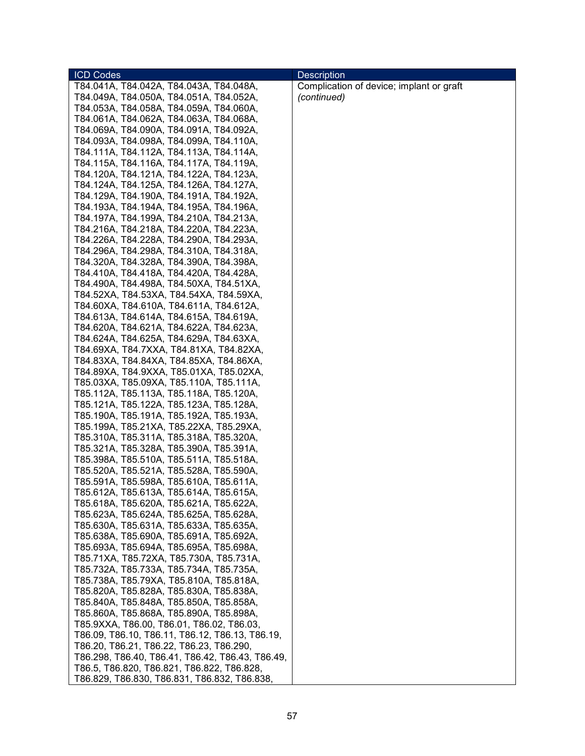| ICD Codes | Description |
|---|---|
| T84.041A, T84.042A, T84.043A, T84.048A, T84.049A, T84.050A, T84.051A, T84.052A, T84.053A, T84.058A, T84.059A, T84.060A, T84.061A, T84.062A, T84.063A, T84.068A, T84.069A, T84.090A, T84.091A, T84.092A, T84.093A, T84.098A, T84.099A, T84.110A, T84.111A, T84.112A, T84.113A, T84.114A, T84.115A, T84.116A, T84.117A, T84.119A, T84.120A, T84.121A, T84.122A, T84.123A, T84.124A, T84.125A, T84.126A, T84.127A, T84.129A, T84.190A, T84.191A, T84.192A, T84.193A, T84.194A, T84.195A, T84.196A, T84.197A, T84.199A, T84.210A, T84.213A, T84.216A, T84.218A, T84.220A, T84.223A, T84.226A, T84.228A, T84.290A, T84.293A, T84.296A, T84.298A, T84.310A, T84.318A, T84.320A, T84.328A, T84.390A, T84.398A, T84.410A, T84.418A, T84.420A, T84.428A, T84.490A, T84.498A, T84.50XA, T84.51XA, T84.52XA, T84.53XA, T84.54XA, T84.59XA, T84.60XA, T84.610A, T84.611A, T84.612A, T84.613A, T84.614A, T84.615A, T84.619A, T84.620A, T84.621A, T84.622A, T84.623A, T84.624A, T84.625A, T84.629A, T84.63XA, T84.69XA, T84.7XXA, T84.81XA, T84.82XA, T84.83XA, T84.84XA, T84.85XA, T84.86XA, T84.89XA, T84.9XXA, T85.01XA, T85.02XA, T85.03XA, T85.09XA, T85.110A, T85.111A, T85.112A, T85.113A, T85.118A, T85.120A, T85.121A, T85.122A, T85.123A, T85.128A, T85.190A, T85.191A, T85.192A, T85.193A, T85.199A, T85.21XA, T85.22XA, T85.29XA, T85.310A, T85.311A, T85.318A, T85.320A, T85.321A, T85.328A, T85.390A, T85.391A, T85.398A, T85.510A, T85.511A, T85.518A, T85.520A, T85.521A, T85.528A, T85.590A, T85.591A, T85.598A, T85.610A, T85.611A, T85.612A, T85.613A, T85.614A, T85.615A, T85.618A, T85.620A, T85.621A, T85.622A, T85.623A, T85.624A, T85.625A, T85.628A, T85.630A, T85.631A, T85.633A, T85.635A, T85.638A, T85.690A, T85.691A, T85.692A, T85.693A, T85.694A, T85.695A, T85.698A, T85.71XA, T85.72XA, T85.730A, T85.731A, T85.732A, T85.733A, T85.734A, T85.735A, T85.738A, T85.79XA, T85.810A, T85.818A, T85.820A, T85.828A, T85.830A, T85.838A, T85.840A, T85.848A, T85.850A, T85.858A, T85.860A, T85.868A, T85.890A, T85.898A, T85.9XXA, T86.00, T86.01, T86.02, T86.03, T86.09, T86.10, T86.11, T86.12, T86.13, T86.19, T86.20, T86.21, T86.22, T86.23, T86.290, T86.298, T86.40, T86.41, T86.42, T86.43, T86.49, T86.5, T86.820, T86.821, T86.822, T86.828, T86.829, T86.830, T86.831, T86.832, T86.838, | Complication of device; implant or graft *(continued)* |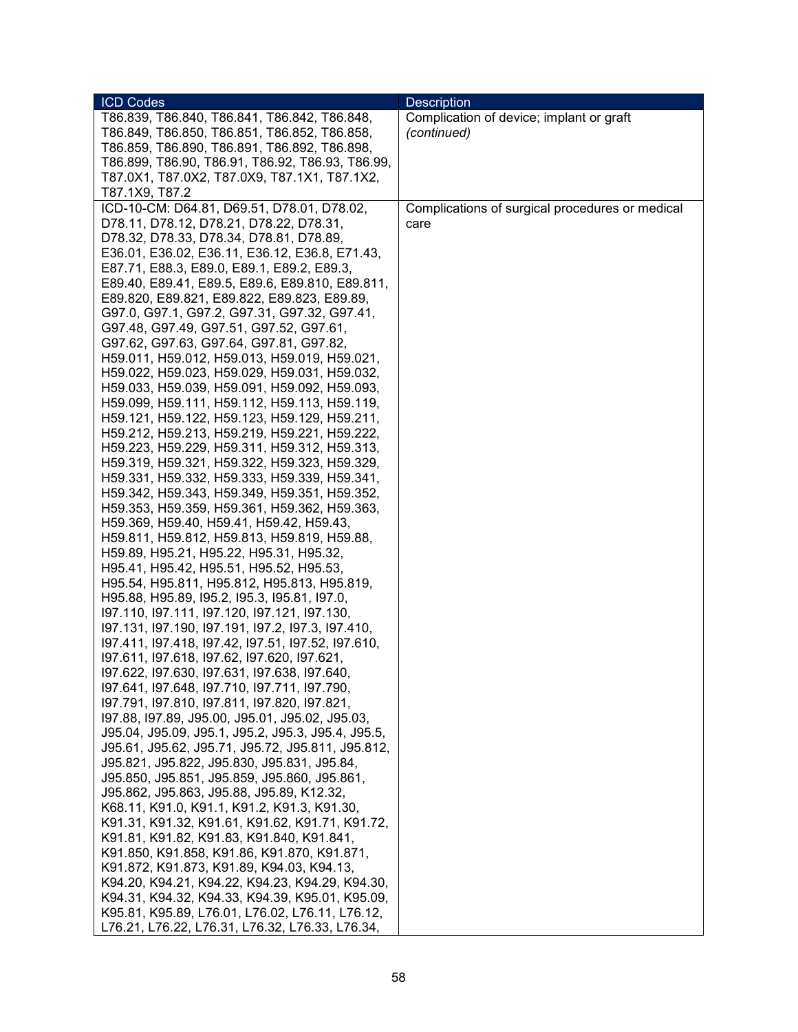| ICD Codes | Description |
|---|---|
| T86.839, T86.840, T86.841, T86.842, T86.848, T86.849, T86.850, T86.851, T86.852, T86.858, T86.859, T86.890, T86.891, T86.892, T86.898, T86.899, T86.90, T86.91, T86.92, T86.93, T86.99, T87.0X1, T87.0X2, T87.0X9, T87.1X1, T87.1X2, T87.1X9, T87.2 | Complication of device; implant or graft *(continued)* |
| ICD-10-CM: D64.81, D69.51, D78.01, D78.02, D78.11, D78.12, D78.21, D78.22, D78.31, D78.32, D78.33, D78.34, D78.81, D78.89, E36.01, E36.02, E36.11, E36.12, E36.8, E71.43, E87.71, E88.3, E89.0, E89.1, E89.2, E89.3, E89.40, E89.41, E89.5, E89.6, E89.810, E89.811, E89.820, E89.821, E89.822, E89.823, E89.89, G97.0, G97.1, G97.2, G97.31, G97.32, G97.41, G97.48, G97.49, G97.51, G97.52, G97.61, G97.62, G97.63, G97.64, G97.81, G97.82, H59.011, H59.012, H59.013, H59.019, H59.021, H59.022, H59.023, H59.029, H59.031, H59.032, H59.033, H59.039, H59.091, H59.092, H59.093, H59.099, H59.111, H59.112, H59.113, H59.119, H59.121, H59.122, H59.123, H59.129, H59.211, H59.212, H59.213, H59.219, H59.221, H59.222, H59.223, H59.229, H59.311, H59.312, H59.313, H59.319, H59.321, H59.322, H59.323, H59.329, H59.331, H59.332, H59.333, H59.339, H59.341, H59.342, H59.343, H59.349, H59.351, H59.352, H59.353, H59.359, H59.361, H59.362, H59.363, H59.369, H59.40, H59.41, H59.42, H59.43, H59.811, H59.812, H59.813, H59.819, H59.88, H59.89, H95.21, H95.22, H95.31, H95.32, H95.41, H95.42, H95.51, H95.52, H95.53, H95.54, H95.811, H95.812, H95.813, H95.819, H95.88, H95.89, I95.2, I95.3, I95.81, I97.0, I97.110, I97.111, I97.120, I97.121, I97.130, I97.131, I97.190, I97.191, I97.2, I97.3, I97.410, I97.411, I97.418, I97.42, I97.51, I97.52, I97.610, I97.611, I97.618, I97.62, I97.620, I97.621, I97.622, I97.630, I97.631, I97.638, I97.640, I97.641, I97.648, I97.710, I97.711, I97.790, I97.791, I97.810, I97.811, I97.820, I97.821, I97.88, I97.89, J95.00, J95.01, J95.02, J95.03, J95.04, J95.09, J95.1, J95.2, J95.3, J95.4, J95.5, J95.61, J95.62, J95.71, J95.72, J95.811, J95.812, J95.821, J95.822, J95.830, J95.831, J95.84, J95.850, J95.851, J95.859, J95.860, J95.861, J95.862, J95.863, J95.88, J95.89, K12.32, K68.11, K91.0, K91.1, K91.2, K91.3, K91.30, K91.31, K91.32, K91.61, K91.62, K91.71, K91.72, K91.81, K91.82, K91.83, K91.840, K91.841, K91.850, K91.858, K91.86, K91.870, K91.871, K91.872, K91.873, K91.89, K94.03, K94.13, K94.20, K94.21, K94.22, K94.23, K94.29, K94.30, K94.31, K94.32, K94.33, K94.39, K95.01, K95.09, K95.81, K95.89, L76.01, L76.02, L76.11, L76.12, L76.21, L76.22, L76.31, L76.32, L76.33, L76.34, | Complications of surgical procedures or medical care |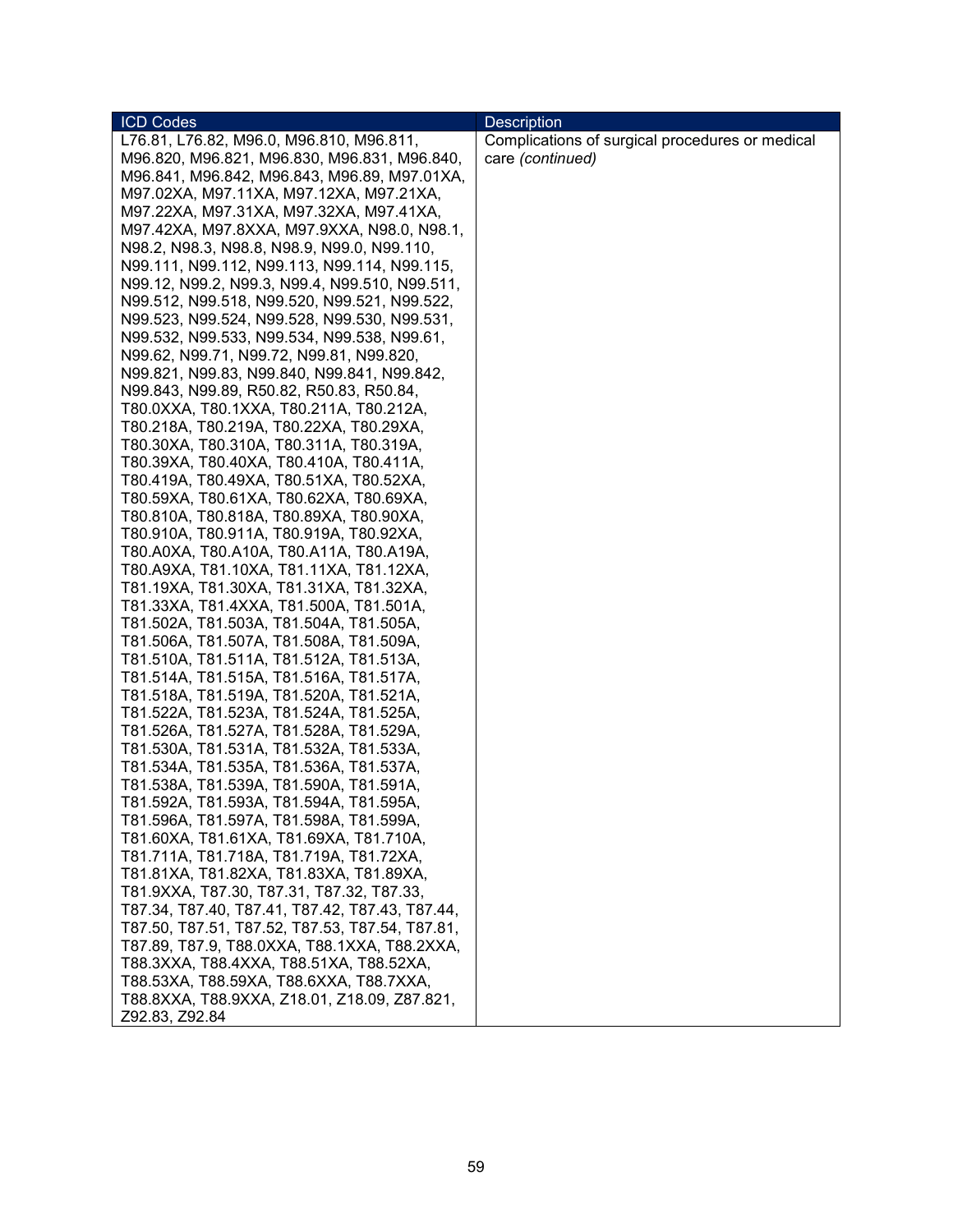| ICD Codes | Description |
| --- | --- |
| L76.81, L76.82, M96.0, M96.810, M96.811, M96.820, M96.821, M96.830, M96.831, M96.840, M96.841, M96.842, M96.843, M96.89, M97.01XA, M97.02XA, M97.11XA, M97.12XA, M97.21XA, M97.22XA, M97.31XA, M97.32XA, M97.41XA, M97.42XA, M97.8XXA, M97.9XXA, N98.0, N98.1, N98.2, N98.3, N98.8, N98.9, N99.0, N99.110, N99.111, N99.112, N99.113, N99.114, N99.115, N99.12, N99.2, N99.3, N99.4, N99.510, N99.511, N99.512, N99.518, N99.520, N99.521, N99.522, N99.523, N99.524, N99.528, N99.530, N99.531, N99.532, N99.533, N99.534, N99.538, N99.61, N99.62, N99.71, N99.72, N99.81, N99.820, N99.821, N99.83, N99.840, N99.841, N99.842, N99.843, N99.89, R50.82, R50.83, R50.84, T80.0XXA, T80.1XXA, T80.211A, T80.212A, T80.218A, T80.219A, T80.22XA, T80.29XA, T80.30XA, T80.310A, T80.311A, T80.319A, T80.39XA, T80.40XA, T80.410A, T80.411A, T80.419A, T80.49XA, T80.51XA, T80.52XA, T80.59XA, T80.61XA, T80.62XA, T80.69XA, T80.810A, T80.818A, T80.89XA, T80.90XA, T80.910A, T80.911A, T80.919A, T80.92XA, T80.A0XA, T80.A10A, T80.A11A, T80.A19A, T80.A9XA, T81.10XA, T81.11XA, T81.12XA, T81.19XA, T81.30XA, T81.31XA, T81.32XA, T81.33XA, T81.4XXA, T81.500A, T81.501A, T81.502A, T81.503A, T81.504A, T81.505A, T81.506A, T81.507A, T81.508A, T81.509A, T81.510A, T81.511A, T81.512A, T81.513A, T81.514A, T81.515A, T81.516A, T81.517A, T81.518A, T81.519A, T81.520A, T81.521A, T81.522A, T81.523A, T81.524A, T81.525A, T81.526A, T81.527A, T81.528A, T81.529A, T81.530A, T81.531A, T81.532A, T81.533A, T81.534A, T81.535A, T81.536A, T81.537A, T81.538A, T81.539A, T81.590A, T81.591A, T81.592A, T81.593A, T81.594A, T81.595A, T81.596A, T81.597A, T81.598A, T81.599A, T81.60XA, T81.61XA, T81.69XA, T81.710A, T81.711A, T81.718A, T81.719A, T81.72XA, T81.81XA, T81.82XA, T81.83XA, T81.89XA, T81.9XXA, T87.30, T87.31, T87.32, T87.33, T87.34, T87.40, T87.41, T87.42, T87.43, T87.44, T87.50, T87.51, T87.52, T87.53, T87.54, T87.81, T87.89, T87.9, T88.0XXA, T88.1XXA, T88.2XXA, T88.3XXA, T88.4XXA, T88.51XA, T88.52XA, T88.53XA, T88.59XA, T88.6XXA, T88.7XXA, T88.8XXA, T88.9XXA, Z18.01, Z18.09, Z87.821, Z92.83, Z92.84 | Complications of surgical procedures or medical care *(continued)* |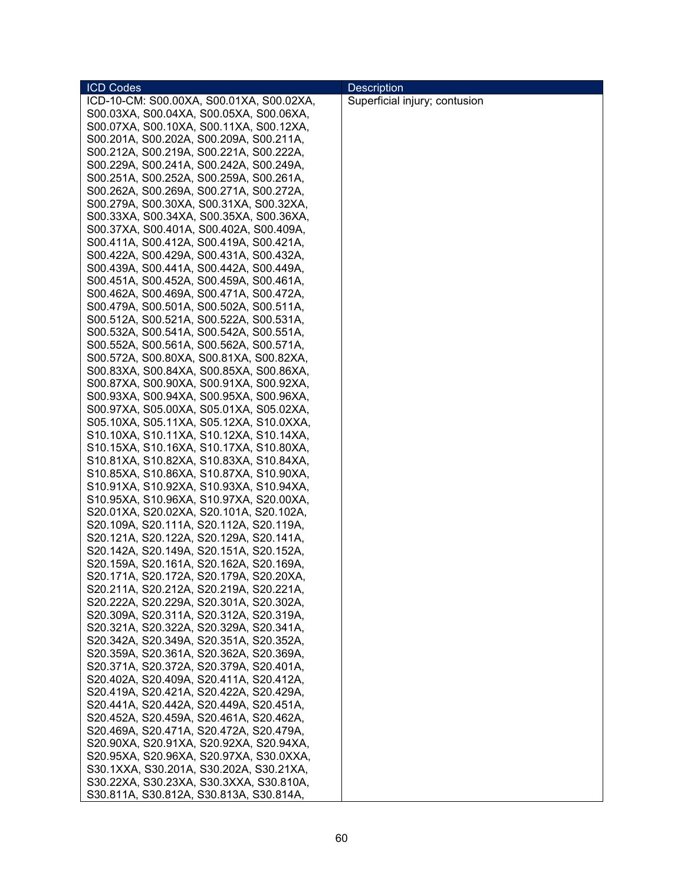| ICD Codes | Description |
|---|---|
| ICD-10-CM: S00.00XA, S00.01XA, S00.02XA, S00.03XA, S00.04XA, S00.05XA, S00.06XA, S00.07XA, S00.10XA, S00.11XA, S00.12XA, S00.201A, S00.202A, S00.209A, S00.211A, S00.212A, S00.219A, S00.221A, S00.222A, S00.229A, S00.241A, S00.242A, S00.249A, S00.251A, S00.252A, S00.259A, S00.261A, S00.262A, S00.269A, S00.271A, S00.272A, S00.279A, S00.30XA, S00.31XA, S00.32XA, S00.33XA, S00.34XA, S00.35XA, S00.36XA, S00.37XA, S00.401A, S00.402A, S00.409A, S00.411A, S00.412A, S00.419A, S00.421A, S00.422A, S00.429A, S00.431A, S00.432A, S00.439A, S00.441A, S00.442A, S00.449A, S00.451A, S00.452A, S00.459A, S00.461A, S00.462A, S00.469A, S00.471A, S00.472A, S00.479A, S00.501A, S00.502A, S00.511A, S00.512A, S00.521A, S00.522A, S00.531A, S00.532A, S00.541A, S00.542A, S00.551A, S00.552A, S00.561A, S00.562A, S00.571A, S00.572A, S00.80XA, S00.81XA, S00.82XA, S00.83XA, S00.84XA, S00.85XA, S00.86XA, S00.87XA, S00.90XA, S00.91XA, S00.92XA, S00.93XA, S00.94XA, S00.95XA, S00.96XA, S00.97XA, S05.00XA, S05.01XA, S05.02XA, S05.10XA, S05.11XA, S05.12XA, S10.0XXA, S10.10XA, S10.11XA, S10.12XA, S10.14XA, S10.15XA, S10.16XA, S10.17XA, S10.80XA, S10.81XA, S10.82XA, S10.83XA, S10.84XA, S10.85XA, S10.86XA, S10.87XA, S10.90XA, S10.91XA, S10.92XA, S10.93XA, S10.94XA, S10.95XA, S10.96XA, S10.97XA, S20.00XA, S20.01XA, S20.02XA, S20.101A, S20.102A, S20.109A, S20.111A, S20.112A, S20.119A, S20.121A, S20.122A, S20.129A, S20.141A, S20.142A, S20.149A, S20.151A, S20.152A, S20.159A, S20.161A, S20.162A, S20.169A, S20.171A, S20.172A, S20.179A, S20.20XA, S20.211A, S20.212A, S20.219A, S20.221A, S20.222A, S20.229A, S20.301A, S20.302A, S20.309A, S20.311A, S20.312A, S20.319A, S20.321A, S20.322A, S20.329A, S20.341A, S20.342A, S20.349A, S20.351A, S20.352A, S20.359A, S20.361A, S20.362A, S20.369A, S20.371A, S20.372A, S20.379A, S20.401A, S20.402A, S20.409A, S20.411A, S20.412A, S20.419A, S20.421A, S20.422A, S20.429A, S20.441A, S20.442A, S20.449A, S20.451A, S20.452A, S20.459A, S20.461A, S20.462A, S20.469A, S20.471A, S20.472A, S20.479A, S20.90XA, S20.91XA, S20.92XA, S20.94XA, S20.95XA, S20.96XA, S20.97XA, S30.0XXA, S30.1XXA, S30.201A, S30.202A, S30.21XA, S30.22XA, S30.23XA, S30.3XXA, S30.810A, S30.811A, S30.812A, S30.813A, S30.814A, | Superficial injury; contusion |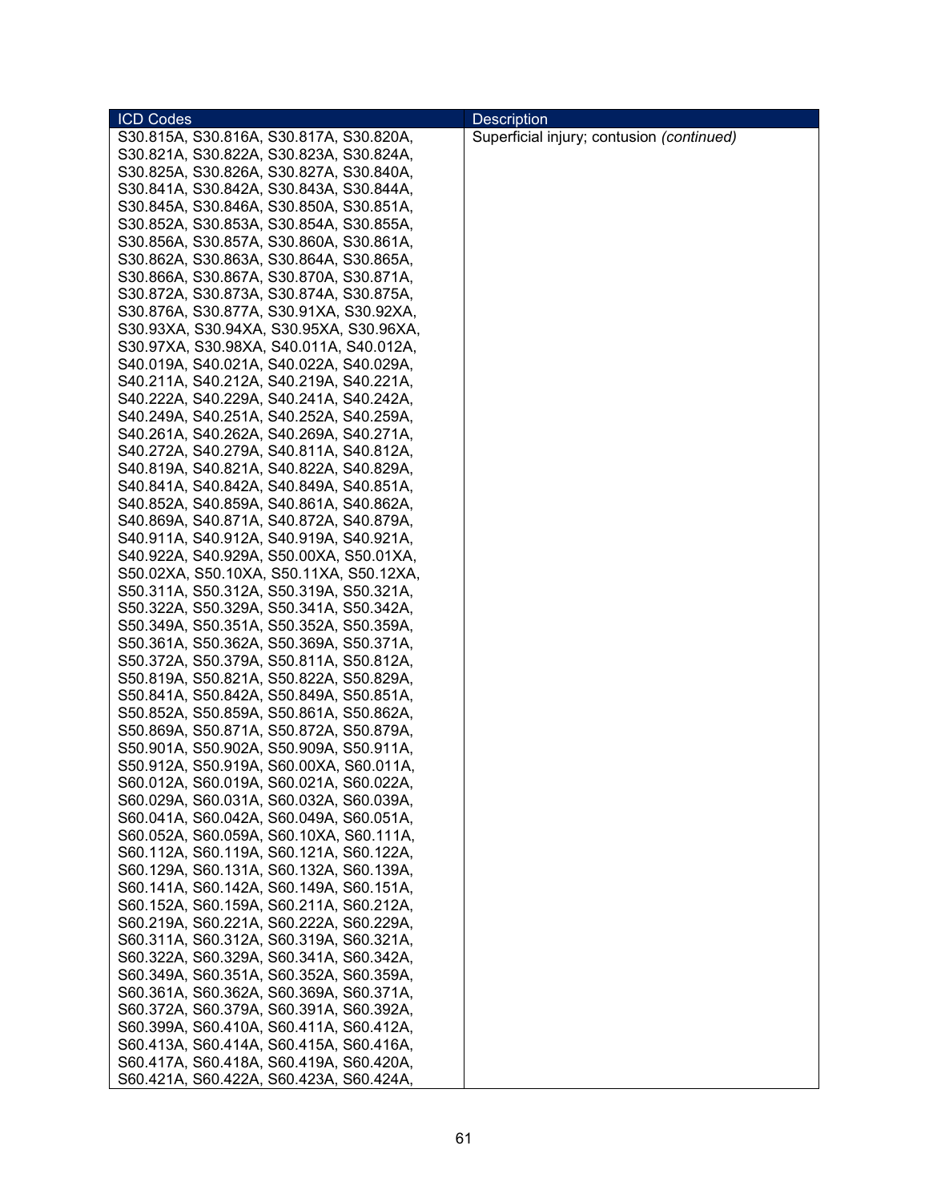| ICD Codes | Description |
|---|---|
| S30.815A, S30.816A, S30.817A, S30.820A, S30.821A, S30.822A, S30.823A, S30.824A, S30.825A, S30.826A, S30.827A, S30.840A, S30.841A, S30.842A, S30.843A, S30.844A, S30.845A, S30.846A, S30.850A, S30.851A, S30.852A, S30.853A, S30.854A, S30.855A, S30.856A, S30.857A, S30.860A, S30.861A, S30.862A, S30.863A, S30.864A, S30.865A, S30.866A, S30.867A, S30.870A, S30.871A, S30.872A, S30.873A, S30.874A, S30.875A, S30.876A, S30.877A, S30.91XA, S30.92XA, S30.93XA, S30.94XA, S30.95XA, S30.96XA, S30.97XA, S30.98XA, S40.011A, S40.012A, S40.019A, S40.021A, S40.022A, S40.029A, S40.211A, S40.212A, S40.219A, S40.221A, S40.222A, S40.229A, S40.241A, S40.242A, S40.249A, S40.251A, S40.252A, S40.259A, S40.261A, S40.262A, S40.269A, S40.271A, S40.272A, S40.279A, S40.811A, S40.812A, S40.819A, S40.821A, S40.822A, S40.829A, S40.841A, S40.842A, S40.849A, S40.851A, S40.852A, S40.859A, S40.861A, S40.862A, S40.869A, S40.871A, S40.872A, S40.879A, S40.911A, S40.912A, S40.919A, S40.921A, S40.922A, S40.929A, S50.00XA, S50.01XA, S50.02XA, S50.10XA, S50.11XA, S50.12XA, S50.311A, S50.312A, S50.319A, S50.321A, S50.322A, S50.329A, S50.341A, S50.342A, S50.349A, S50.351A, S50.352A, S50.359A, S50.361A, S50.362A, S50.369A, S50.371A, S50.372A, S50.379A, S50.811A, S50.812A, S50.819A, S50.821A, S50.822A, S50.829A, S50.841A, S50.842A, S50.849A, S50.851A, S50.852A, S50.859A, S50.861A, S50.862A, S50.869A, S50.871A, S50.872A, S50.879A, S50.901A, S50.902A, S50.909A, S50.911A, S50.912A, S50.919A, S60.00XA, S60.011A, S60.012A, S60.019A, S60.021A, S60.022A, S60.029A, S60.031A, S60.032A, S60.039A, S60.041A, S60.042A, S60.049A, S60.051A, S60.052A, S60.059A, S60.10XA, S60.111A, S60.112A, S60.119A, S60.121A, S60.122A, S60.129A, S60.131A, S60.132A, S60.139A, S60.141A, S60.142A, S60.149A, S60.151A, S60.152A, S60.159A, S60.211A, S60.212A, S60.219A, S60.221A, S60.222A, S60.229A, S60.311A, S60.312A, S60.319A, S60.321A, S60.322A, S60.329A, S60.341A, S60.342A, S60.349A, S60.351A, S60.352A, S60.359A, S60.361A, S60.362A, S60.369A, S60.371A, S60.372A, S60.379A, S60.391A, S60.392A, S60.399A, S60.410A, S60.411A, S60.412A, S60.413A, S60.414A, S60.415A, S60.416A, S60.417A, S60.418A, S60.419A, S60.420A, S60.421A, S60.422A, S60.423A, S60.424A, | Superficial injury; contusion *(continued)* |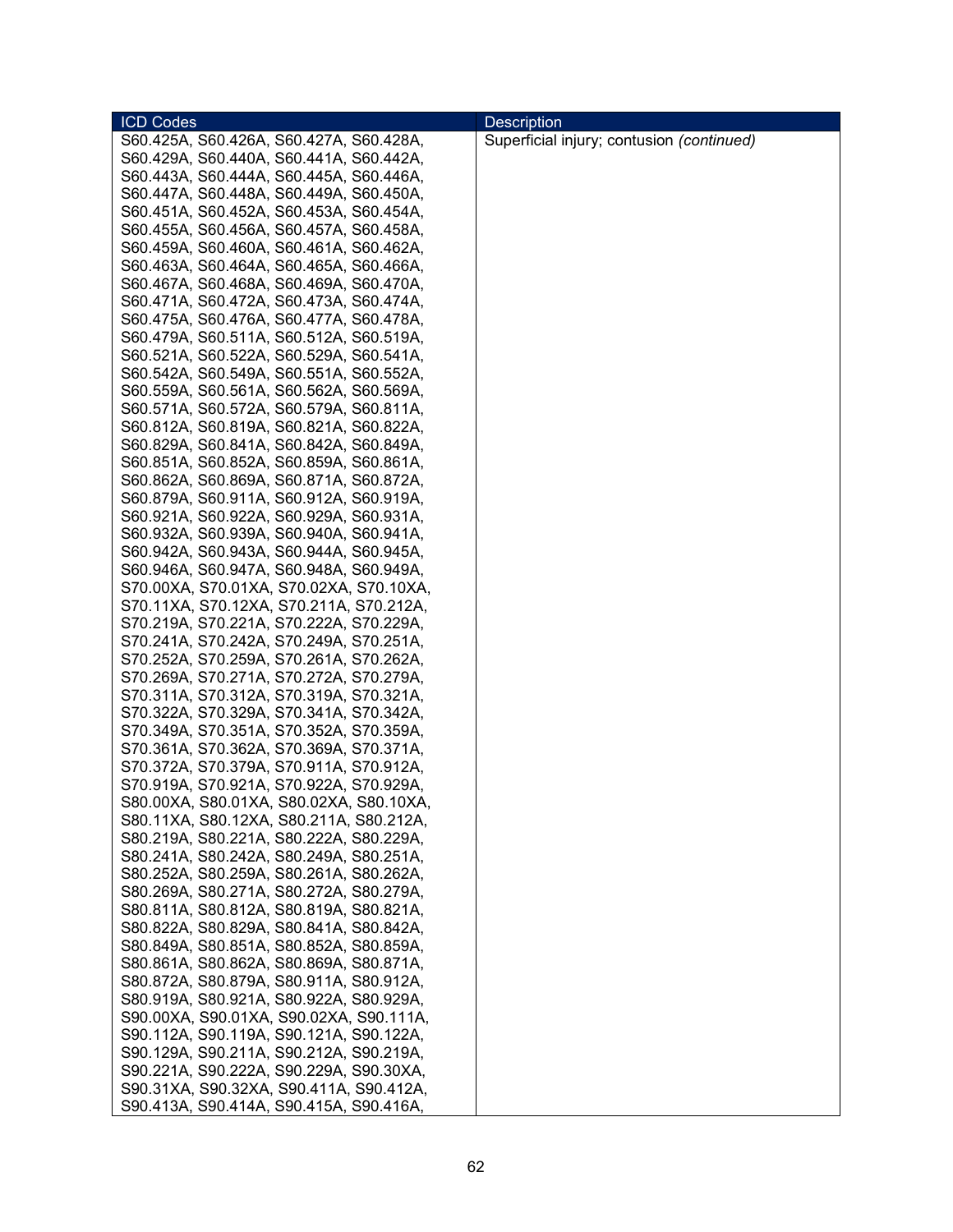| ICD Codes | Description |
| --- | --- |
| S60.425A, S60.426A, S60.427A, S60.428A, S60.429A, S60.440A, S60.441A, S60.442A, S60.443A, S60.444A, S60.445A, S60.446A, S60.447A, S60.448A, S60.449A, S60.450A, S60.451A, S60.452A, S60.453A, S60.454A, S60.455A, S60.456A, S60.457A, S60.458A, S60.459A, S60.460A, S60.461A, S60.462A, S60.463A, S60.464A, S60.465A, S60.466A, S60.467A, S60.468A, S60.469A, S60.470A, S60.471A, S60.472A, S60.473A, S60.474A, S60.475A, S60.476A, S60.477A, S60.478A, S60.479A, S60.511A, S60.512A, S60.519A, S60.521A, S60.522A, S60.529A, S60.541A, S60.542A, S60.549A, S60.551A, S60.552A, S60.559A, S60.561A, S60.562A, S60.569A, S60.571A, S60.572A, S60.579A, S60.811A, S60.812A, S60.819A, S60.821A, S60.822A, S60.829A, S60.841A, S60.842A, S60.849A, S60.851A, S60.852A, S60.859A, S60.861A, S60.862A, S60.869A, S60.871A, S60.872A, S60.879A, S60.911A, S60.912A, S60.919A, S60.921A, S60.922A, S60.929A, S60.931A, S60.932A, S60.939A, S60.940A, S60.941A, S60.942A, S60.943A, S60.944A, S60.945A, S60.946A, S60.947A, S60.948A, S60.949A, S70.00XA, S70.01XA, S70.02XA, S70.10XA, S70.11XA, S70.12XA, S70.211A, S70.212A, S70.219A, S70.221A, S70.222A, S70.229A, S70.241A, S70.242A, S70.249A, S70.251A, S70.252A, S70.259A, S70.261A, S70.262A, S70.269A, S70.271A, S70.272A, S70.279A, S70.311A, S70.312A, S70.319A, S70.321A, S70.322A, S70.329A, S70.341A, S70.342A, S70.349A, S70.351A, S70.352A, S70.359A, S70.361A, S70.362A, S70.369A, S70.371A, S70.372A, S70.379A, S70.911A, S70.912A, S70.919A, S70.921A, S70.922A, S70.929A, S80.00XA, S80.01XA, S80.02XA, S80.10XA, S80.11XA, S80.12XA, S80.211A, S80.212A, S80.219A, S80.221A, S80.222A, S80.229A, S80.241A, S80.242A, S80.249A, S80.251A, S80.252A, S80.259A, S80.261A, S80.262A, S80.269A, S80.271A, S80.272A, S80.279A, S80.811A, S80.812A, S80.819A, S80.821A, S80.822A, S80.829A, S80.841A, S80.842A, S80.849A, S80.851A, S80.852A, S80.859A, S80.861A, S80.862A, S80.869A, S80.871A, S80.872A, S80.879A, S80.911A, S80.912A, S80.919A, S80.921A, S80.922A, S80.929A, S90.00XA, S90.01XA, S90.02XA, S90.111A, S90.112A, S90.119A, S90.121A, S90.122A, S90.129A, S90.211A, S90.212A, S90.219A, S90.221A, S90.222A, S90.229A, S90.30XA, S90.31XA, S90.32XA, S90.411A, S90.412A, S90.413A, S90.414A, S90.415A, S90.416A, | Superficial injury; contusion *(continued)* |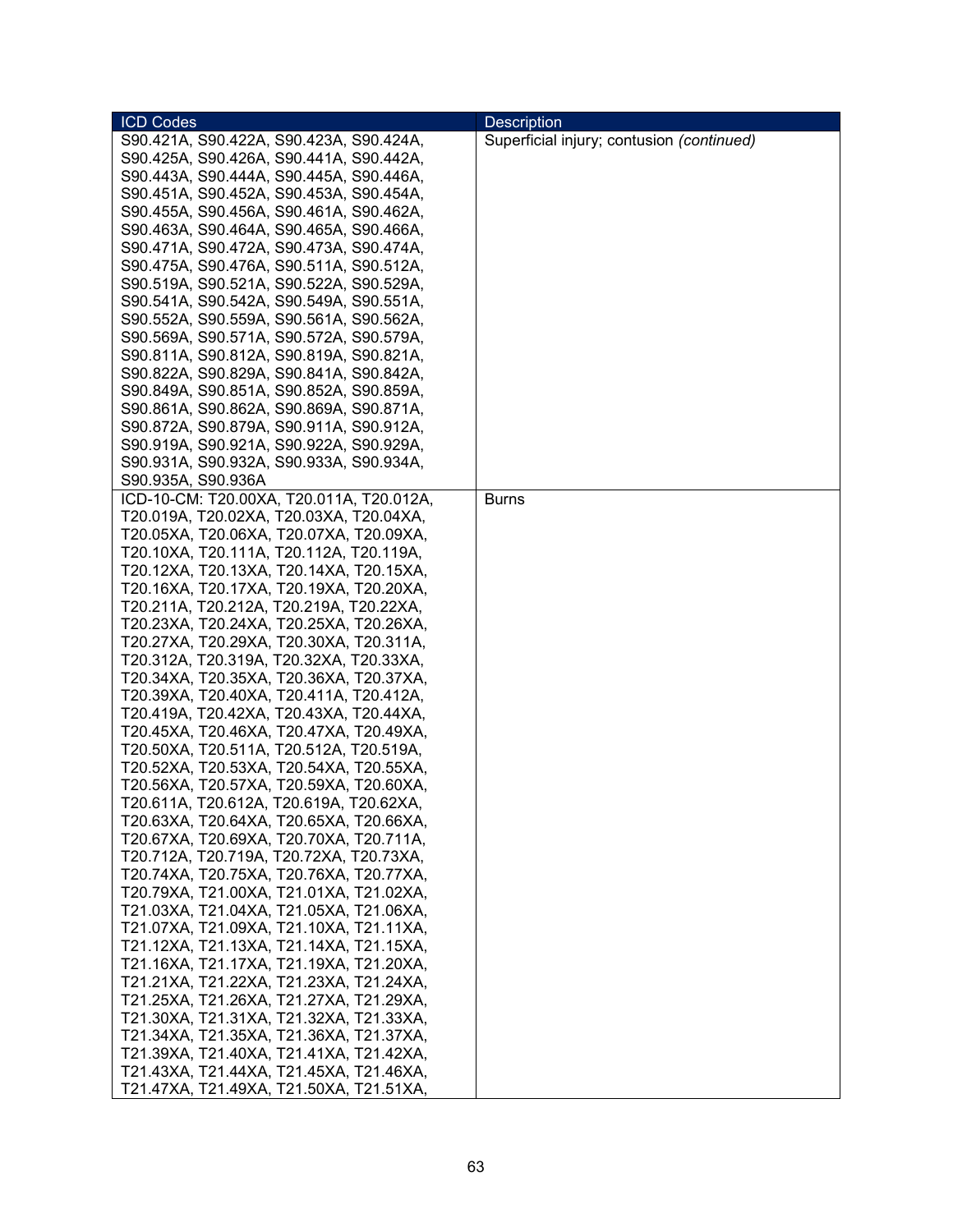| ICD Codes | Description |
| --- | --- |
| S90.421A, S90.422A, S90.423A, S90.424A, S90.425A, S90.426A, S90.441A, S90.442A, S90.443A, S90.444A, S90.445A, S90.446A, S90.451A, S90.452A, S90.453A, S90.454A, S90.455A, S90.456A, S90.461A, S90.462A, S90.463A, S90.464A, S90.465A, S90.466A, S90.471A, S90.472A, S90.473A, S90.474A, S90.475A, S90.476A, S90.511A, S90.512A, S90.519A, S90.521A, S90.522A, S90.529A, S90.541A, S90.542A, S90.549A, S90.551A, S90.552A, S90.559A, S90.561A, S90.562A, S90.569A, S90.571A, S90.572A, S90.579A, S90.811A, S90.812A, S90.819A, S90.821A, S90.822A, S90.829A, S90.841A, S90.842A, S90.849A, S90.851A, S90.852A, S90.859A, S90.861A, S90.862A, S90.869A, S90.871A, S90.872A, S90.879A, S90.911A, S90.912A, S90.919A, S90.921A, S90.922A, S90.929A, S90.931A, S90.932A, S90.933A, S90.934A, S90.935A, S90.936A | Superficial injury; contusion *(continued)* |
| ICD-10-CM: T20.00XA, T20.011A, T20.012A, T20.019A, T20.02XA, T20.03XA, T20.04XA, T20.05XA, T20.06XA, T20.07XA, T20.09XA, T20.10XA, T20.111A, T20.112A, T20.119A, T20.12XA, T20.13XA, T20.14XA, T20.15XA, T20.16XA, T20.17XA, T20.19XA, T20.20XA, T20.211A, T20.212A, T20.219A, T20.22XA, T20.23XA, T20.24XA, T20.25XA, T20.26XA, T20.27XA, T20.29XA, T20.30XA, T20.311A, T20.312A, T20.319A, T20.32XA, T20.33XA, T20.34XA, T20.35XA, T20.36XA, T20.37XA, T20.39XA, T20.40XA, T20.411A, T20.412A, T20.419A, T20.42XA, T20.43XA, T20.44XA, T20.45XA, T20.46XA, T20.47XA, T20.49XA, T20.50XA, T20.511A, T20.512A, T20.519A, T20.52XA, T20.53XA, T20.54XA, T20.55XA, T20.56XA, T20.57XA, T20.59XA, T20.60XA, T20.611A, T20.612A, T20.619A, T20.62XA, T20.63XA, T20.64XA, T20.65XA, T20.66XA, T20.67XA, T20.69XA, T20.70XA, T20.711A, T20.712A, T20.719A, T20.72XA, T20.73XA, T20.74XA, T20.75XA, T20.76XA, T20.77XA, T20.79XA, T21.00XA, T21.01XA, T21.02XA, T21.03XA, T21.04XA, T21.05XA, T21.06XA, T21.07XA, T21.09XA, T21.10XA, T21.11XA, T21.12XA, T21.13XA, T21.14XA, T21.15XA, T21.16XA, T21.17XA, T21.19XA, T21.20XA, T21.21XA, T21.22XA, T21.23XA, T21.24XA, T21.25XA, T21.26XA, T21.27XA, T21.29XA, T21.30XA, T21.31XA, T21.32XA, T21.33XA, T21.34XA, T21.35XA, T21.36XA, T21.37XA, T21.39XA, T21.40XA, T21.41XA, T21.42XA, T21.43XA, T21.44XA, T21.45XA, T21.46XA, T21.47XA, T21.49XA, T21.50XA, T21.51XA, | Burns |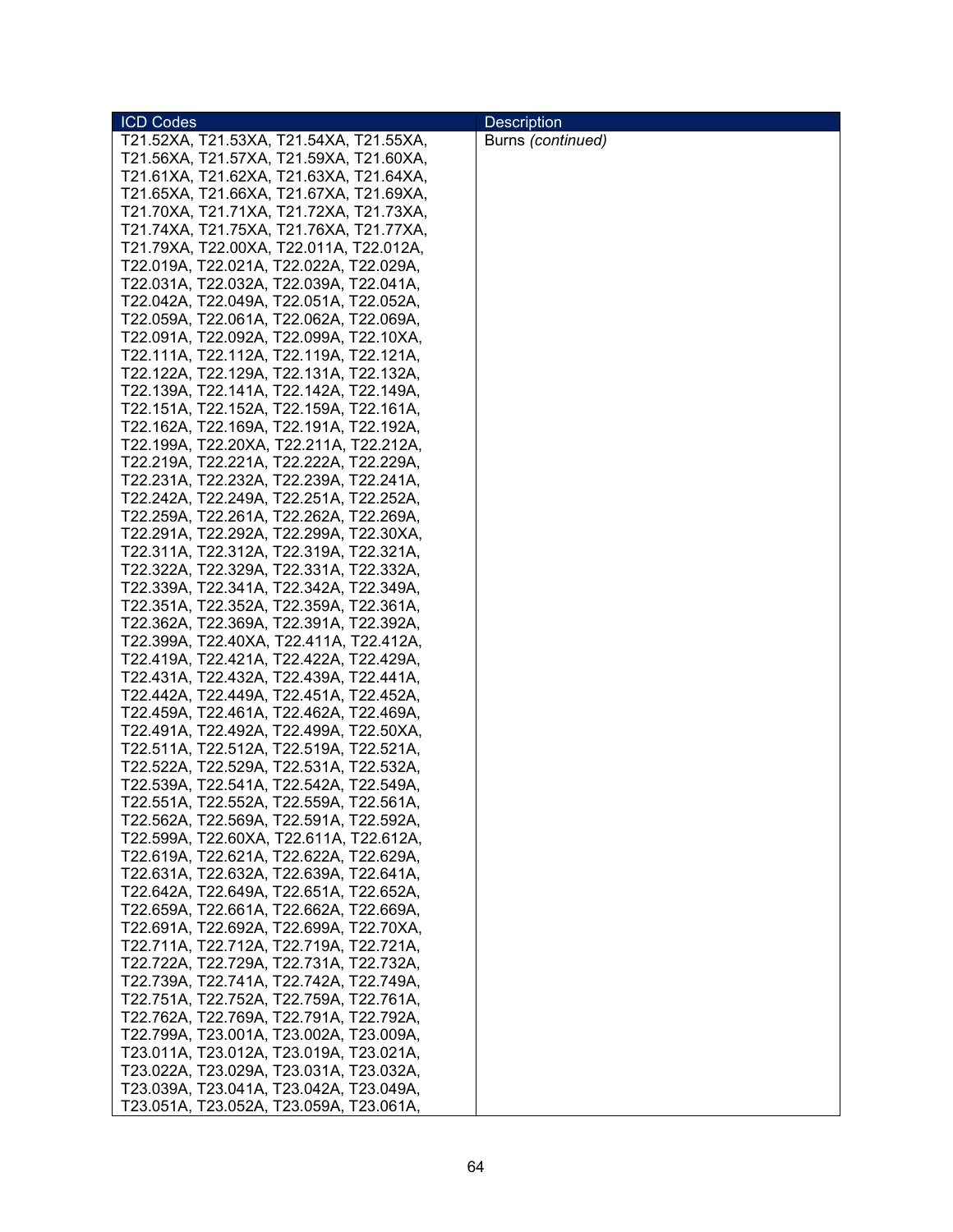| ICD Codes | Description |
| --- | --- |
| T21.52XA, T21.53XA, T21.54XA, T21.55XA, T21.56XA, T21.57XA, T21.59XA, T21.60XA, T21.61XA, T21.62XA, T21.63XA, T21.64XA, T21.65XA, T21.66XA, T21.67XA, T21.69XA, T21.70XA, T21.71XA, T21.72XA, T21.73XA, T21.74XA, T21.75XA, T21.76XA, T21.77XA, T21.79XA, T22.00XA, T22.011A, T22.012A, T22.019A, T22.021A, T22.022A, T22.029A, T22.031A, T22.032A, T22.039A, T22.041A, T22.042A, T22.049A, T22.051A, T22.052A, T22.059A, T22.061A, T22.062A, T22.069A, T22.091A, T22.092A, T22.099A, T22.10XA, T22.111A, T22.112A, T22.119A, T22.121A, T22.122A, T22.129A, T22.131A, T22.132A, T22.139A, T22.141A, T22.142A, T22.149A, T22.151A, T22.152A, T22.159A, T22.161A, T22.162A, T22.169A, T22.191A, T22.192A, T22.199A, T22.20XA, T22.211A, T22.212A, T22.219A, T22.221A, T22.222A, T22.229A, T22.231A, T22.232A, T22.239A, T22.241A, T22.242A, T22.249A, T22.251A, T22.252A, T22.259A, T22.261A, T22.262A, T22.269A, T22.291A, T22.292A, T22.299A, T22.30XA, T22.311A, T22.312A, T22.319A, T22.321A, T22.322A, T22.329A, T22.331A, T22.332A, T22.339A, T22.341A, T22.342A, T22.349A, T22.351A, T22.352A, T22.359A, T22.361A, T22.362A, T22.369A, T22.391A, T22.392A, T22.399A, T22.40XA, T22.411A, T22.412A, T22.419A, T22.421A, T22.422A, T22.429A, T22.431A, T22.432A, T22.439A, T22.441A, T22.442A, T22.449A, T22.451A, T22.452A, T22.459A, T22.461A, T22.462A, T22.469A, T22.491A, T22.492A, T22.499A, T22.50XA, T22.511A, T22.512A, T22.519A, T22.521A, T22.522A, T22.529A, T22.531A, T22.532A, T22.539A, T22.541A, T22.542A, T22.549A, T22.551A, T22.552A, T22.559A, T22.561A, T22.562A, T22.569A, T22.591A, T22.592A, T22.599A, T22.60XA, T22.611A, T22.612A, T22.619A, T22.621A, T22.622A, T22.629A, T22.631A, T22.632A, T22.639A, T22.641A, T22.642A, T22.649A, T22.651A, T22.652A, T22.659A, T22.661A, T22.662A, T22.669A, T22.691A, T22.692A, T22.699A, T22.70XA, T22.711A, T22.712A, T22.719A, T22.721A, T22.722A, T22.729A, T22.731A, T22.732A, T22.739A, T22.741A, T22.742A, T22.749A, T22.751A, T22.752A, T22.759A, T22.761A, T22.762A, T22.769A, T22.791A, T22.792A, T22.799A, T23.001A, T23.002A, T23.009A, T23.011A, T23.012A, T23.019A, T23.021A, T23.022A, T23.029A, T23.031A, T23.032A, T23.039A, T23.041A, T23.042A, T23.049A, T23.051A, T23.052A, T23.059A, T23.061A, | Burns *(continued)* |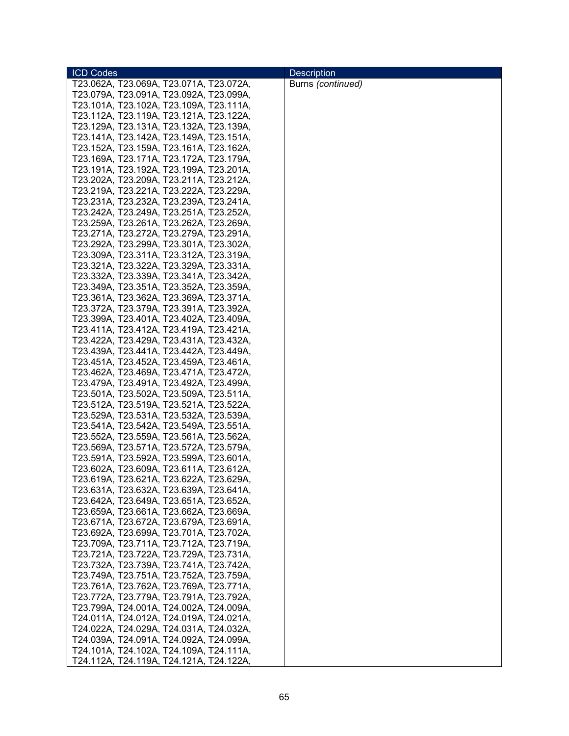| ICD Codes | Description |
|---|---|
| T23.062A, T23.069A, T23.071A, T23.072A, T23.079A, T23.091A, T23.092A, T23.099A, T23.101A, T23.102A, T23.109A, T23.111A, T23.112A, T23.119A, T23.121A, T23.122A, T23.129A, T23.131A, T23.132A, T23.139A, T23.141A, T23.142A, T23.149A, T23.151A, T23.152A, T23.159A, T23.161A, T23.162A, T23.169A, T23.171A, T23.172A, T23.179A, T23.191A, T23.192A, T23.199A, T23.201A, T23.202A, T23.209A, T23.211A, T23.212A, T23.219A, T23.221A, T23.222A, T23.229A, T23.231A, T23.232A, T23.239A, T23.241A, T23.242A, T23.249A, T23.251A, T23.252A, T23.259A, T23.261A, T23.262A, T23.269A, T23.271A, T23.272A, T23.279A, T23.291A, T23.292A, T23.299A, T23.301A, T23.302A, T23.309A, T23.311A, T23.312A, T23.319A, T23.321A, T23.322A, T23.329A, T23.331A, T23.332A, T23.339A, T23.341A, T23.342A, T23.349A, T23.351A, T23.352A, T23.359A, T23.361A, T23.362A, T23.369A, T23.371A, T23.372A, T23.379A, T23.391A, T23.392A, T23.399A, T23.401A, T23.402A, T23.409A, T23.411A, T23.412A, T23.419A, T23.421A, T23.422A, T23.429A, T23.431A, T23.432A, T23.439A, T23.441A, T23.442A, T23.449A, T23.451A, T23.452A, T23.459A, T23.461A, T23.462A, T23.469A, T23.471A, T23.472A, T23.479A, T23.491A, T23.492A, T23.499A, T23.501A, T23.502A, T23.509A, T23.511A, T23.512A, T23.519A, T23.521A, T23.522A, T23.529A, T23.531A, T23.532A, T23.539A, T23.541A, T23.542A, T23.549A, T23.551A, T23.552A, T23.559A, T23.561A, T23.562A, T23.569A, T23.571A, T23.572A, T23.579A, T23.591A, T23.592A, T23.599A, T23.601A, T23.602A, T23.609A, T23.611A, T23.612A, T23.619A, T23.621A, T23.622A, T23.629A, T23.631A, T23.632A, T23.639A, T23.641A, T23.642A, T23.649A, T23.651A, T23.652A, T23.659A, T23.661A, T23.662A, T23.669A, T23.671A, T23.672A, T23.679A, T23.691A, T23.692A, T23.699A, T23.701A, T23.702A, T23.709A, T23.711A, T23.712A, T23.719A, T23.721A, T23.722A, T23.729A, T23.731A, T23.732A, T23.739A, T23.741A, T23.742A, T23.749A, T23.751A, T23.752A, T23.759A, T23.761A, T23.762A, T23.769A, T23.771A, T23.772A, T23.779A, T23.791A, T23.792A, T23.799A, T24.001A, T24.002A, T24.009A, T24.011A, T24.012A, T24.019A, T24.021A, T24.022A, T24.029A, T24.031A, T24.032A, T24.039A, T24.091A, T24.092A, T24.099A, T24.101A, T24.102A, T24.109A, T24.111A, T24.112A, T24.119A, T24.121A, T24.122A, | Burns *(continued)* |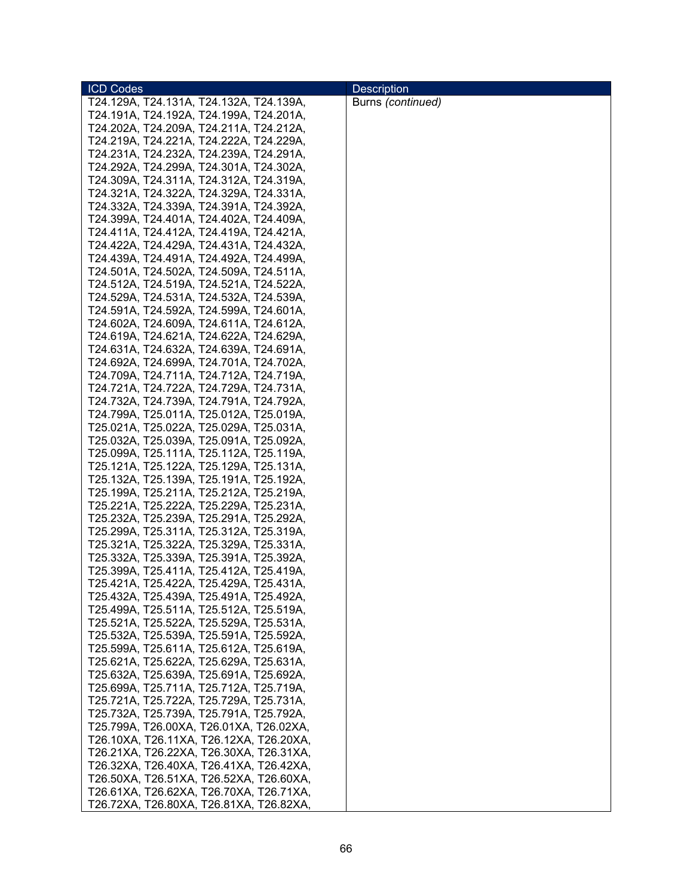| ICD Codes | Description |
| --- | --- |
| T24.129A, T24.131A, T24.132A, T24.139A, T24.191A, T24.192A, T24.199A, T24.201A, T24.202A, T24.209A, T24.211A, T24.212A, T24.219A, T24.221A, T24.222A, T24.229A, T24.231A, T24.232A, T24.239A, T24.291A, T24.292A, T24.299A, T24.301A, T24.302A, T24.309A, T24.311A, T24.312A, T24.319A, T24.321A, T24.322A, T24.329A, T24.331A, T24.332A, T24.339A, T24.391A, T24.392A, T24.399A, T24.401A, T24.402A, T24.409A, T24.411A, T24.412A, T24.419A, T24.421A, T24.422A, T24.429A, T24.431A, T24.432A, T24.439A, T24.491A, T24.492A, T24.499A, T24.501A, T24.502A, T24.509A, T24.511A, T24.512A, T24.519A, T24.521A, T24.522A, T24.529A, T24.531A, T24.532A, T24.539A, T24.591A, T24.592A, T24.599A, T24.601A, T24.602A, T24.609A, T24.611A, T24.612A, T24.619A, T24.621A, T24.622A, T24.629A, T24.631A, T24.632A, T24.639A, T24.691A, T24.692A, T24.699A, T24.701A, T24.702A, T24.709A, T24.711A, T24.712A, T24.719A, T24.721A, T24.722A, T24.729A, T24.731A, T24.732A, T24.739A, T24.791A, T24.792A, T24.799A, T25.011A, T25.012A, T25.019A, T25.021A, T25.022A, T25.029A, T25.031A, T25.032A, T25.039A, T25.091A, T25.092A, T25.099A, T25.111A, T25.112A, T25.119A, T25.121A, T25.122A, T25.129A, T25.131A, T25.132A, T25.139A, T25.191A, T25.192A, T25.199A, T25.211A, T25.212A, T25.219A, T25.221A, T25.222A, T25.229A, T25.231A, T25.232A, T25.239A, T25.291A, T25.292A, T25.299A, T25.311A, T25.312A, T25.319A, T25.321A, T25.322A, T25.329A, T25.331A, T25.332A, T25.339A, T25.391A, T25.392A, T25.399A, T25.411A, T25.412A, T25.419A, T25.421A, T25.422A, T25.429A, T25.431A, T25.432A, T25.439A, T25.491A, T25.492A, T25.499A, T25.511A, T25.512A, T25.519A, T25.521A, T25.522A, T25.529A, T25.531A, T25.532A, T25.539A, T25.591A, T25.592A, T25.599A, T25.611A, T25.612A, T25.619A, T25.621A, T25.622A, T25.629A, T25.631A, T25.632A, T25.639A, T25.691A, T25.692A, T25.699A, T25.711A, T25.712A, T25.719A, T25.721A, T25.722A, T25.729A, T25.731A, T25.732A, T25.739A, T25.791A, T25.792A, T25.799A, T26.00XA, T26.01XA, T26.02XA, T26.10XA, T26.11XA, T26.12XA, T26.20XA, T26.21XA, T26.22XA, T26.30XA, T26.31XA, T26.32XA, T26.40XA, T26.41XA, T26.42XA, T26.50XA, T26.51XA, T26.52XA, T26.60XA, T26.61XA, T26.62XA, T26.70XA, T26.71XA, T26.72XA, T26.80XA, T26.81XA, T26.82XA, | Burns *(continued)* |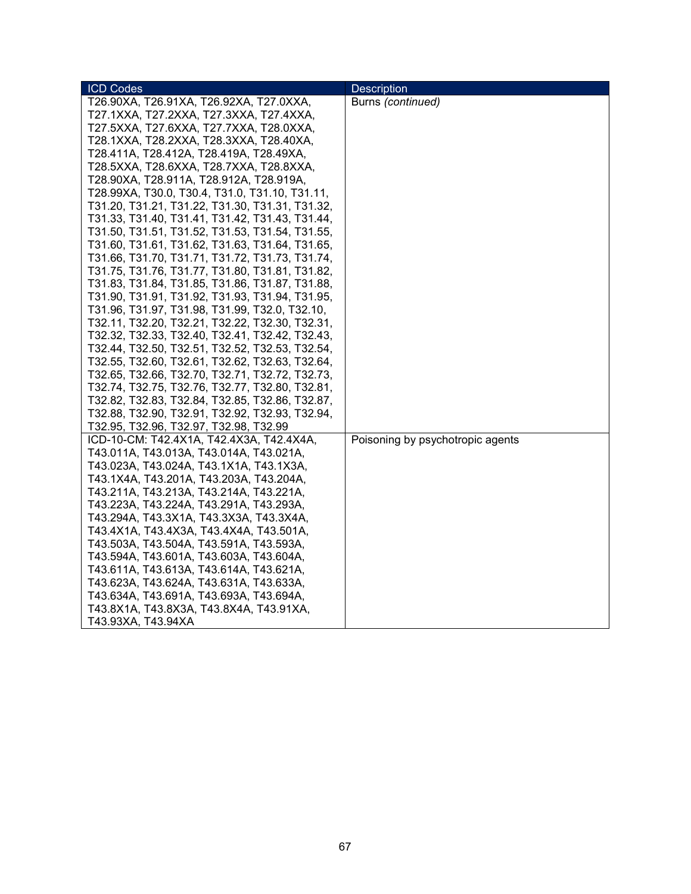| ICD Codes | Description |
| --- | --- |
| T26.90XA, T26.91XA, T26.92XA, T27.0XXA, T27.1XXA, T27.2XXA, T27.3XXA, T27.4XXA, T27.5XXA, T27.6XXA, T27.7XXA, T28.0XXA, T28.1XXA, T28.2XXA, T28.3XXA, T28.40XA, T28.411A, T28.412A, T28.419A, T28.49XA, T28.5XXA, T28.6XXA, T28.7XXA, T28.8XXA, T28.90XA, T28.911A, T28.912A, T28.919A, T28.99XA, T30.0, T30.4, T31.0, T31.10, T31.11, T31.20, T31.21, T31.22, T31.30, T31.31, T31.32, T31.33, T31.40, T31.41, T31.42, T31.43, T31.44, T31.50, T31.51, T31.52, T31.53, T31.54, T31.55, T31.60, T31.61, T31.62, T31.63, T31.64, T31.65, T31.66, T31.70, T31.71, T31.72, T31.73, T31.74, T31.75, T31.76, T31.77, T31.80, T31.81, T31.82, T31.83, T31.84, T31.85, T31.86, T31.87, T31.88, T31.90, T31.91, T31.92, T31.93, T31.94, T31.95, T31.96, T31.97, T31.98, T31.99, T32.0, T32.10, T32.11, T32.20, T32.21, T32.22, T32.30, T32.31, T32.32, T32.33, T32.40, T32.41, T32.42, T32.43, T32.44, T32.50, T32.51, T32.52, T32.53, T32.54, T32.55, T32.60, T32.61, T32.62, T32.63, T32.64, T32.65, T32.66, T32.70, T32.71, T32.72, T32.73, T32.74, T32.75, T32.76, T32.77, T32.80, T32.81, T32.82, T32.83, T32.84, T32.85, T32.86, T32.87, T32.88, T32.90, T32.91, T32.92, T32.93, T32.94, T32.95, T32.96, T32.97, T32.98, T32.99 | Burns *(continued)* |
| ICD-10-CM: T42.4X1A, T42.4X3A, T42.4X4A, T43.011A, T43.013A, T43.014A, T43.021A, T43.023A, T43.024A, T43.1X1A, T43.1X3A, T43.1X4A, T43.201A, T43.203A, T43.204A, T43.211A, T43.213A, T43.214A, T43.221A, T43.223A, T43.224A, T43.291A, T43.293A, T43.294A, T43.3X1A, T43.3X3A, T43.3X4A, T43.4X1A, T43.4X3A, T43.4X4A, T43.501A, T43.503A, T43.504A, T43.591A, T43.593A, T43.594A, T43.601A, T43.603A, T43.604A, T43.611A, T43.613A, T43.614A, T43.621A, T43.623A, T43.624A, T43.631A, T43.633A, T43.634A, T43.691A, T43.693A, T43.694A, T43.8X1A, T43.8X3A, T43.8X4A, T43.91XA, T43.93XA, T43.94XA | Poisoning by psychotropic agents |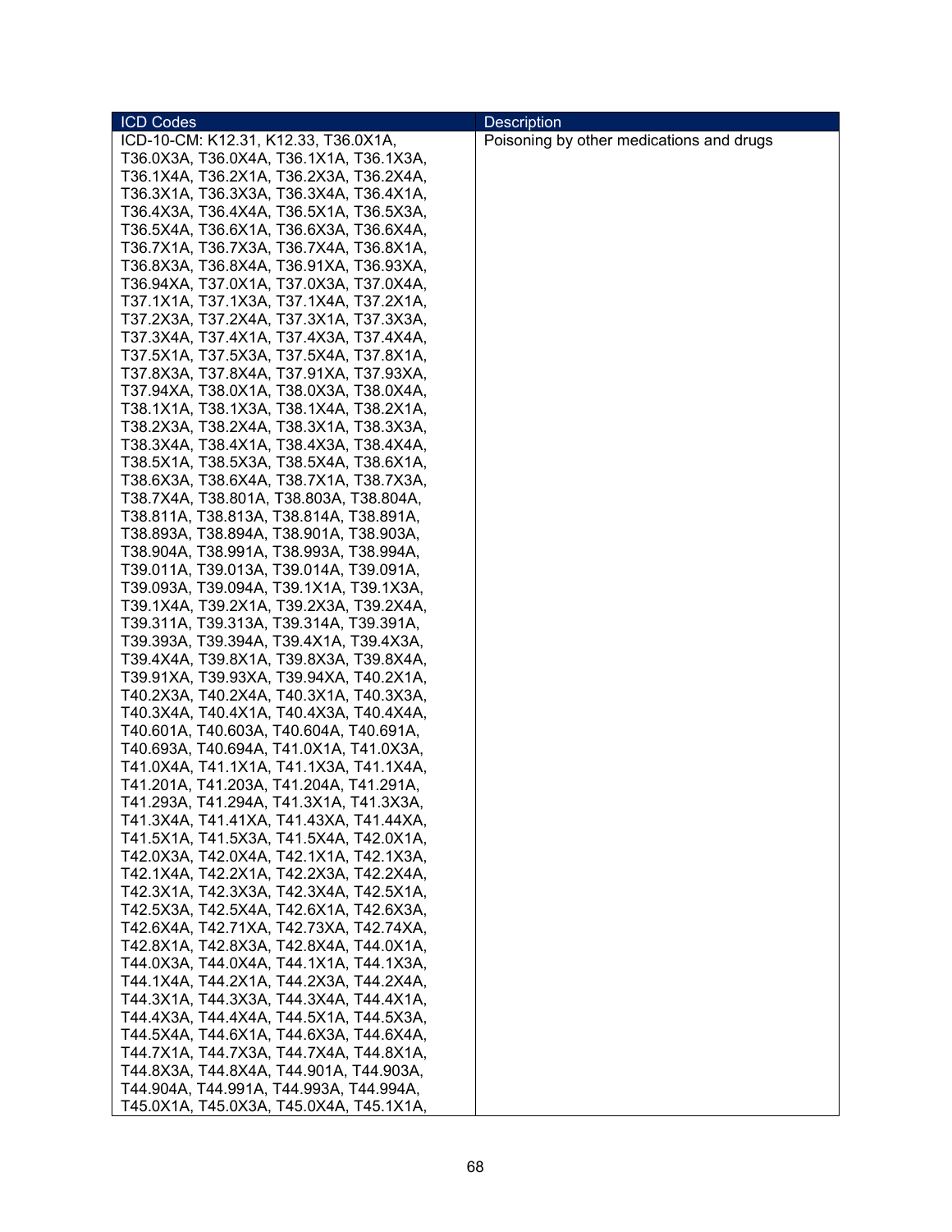| ICD Codes | Description |
|---|---|
| ICD-10-CM: K12.31, K12.33, T36.0X1A, T36.0X3A, T36.0X4A, T36.1X1A, T36.1X3A, T36.1X4A, T36.2X1A, T36.2X3A, T36.2X4A, T36.3X1A, T36.3X3A, T36.3X4A, T36.4X1A, T36.4X3A, T36.4X4A, T36.5X1A, T36.5X3A, T36.5X4A, T36.6X1A, T36.6X3A, T36.6X4A, T36.7X1A, T36.7X3A, T36.7X4A, T36.8X1A, T36.8X3A, T36.8X4A, T36.91XA, T36.93XA, T36.94XA, T37.0X1A, T37.0X3A, T37.0X4A, T37.1X1A, T37.1X3A, T37.1X4A, T37.2X1A, T37.2X3A, T37.2X4A, T37.3X1A, T37.3X3A, T37.3X4A, T37.4X1A, T37.4X3A, T37.4X4A, T37.5X1A, T37.5X3A, T37.5X4A, T37.8X1A, T37.8X3A, T37.8X4A, T37.91XA, T37.93XA, T37.94XA, T38.0X1A, T38.0X3A, T38.0X4A, T38.1X1A, T38.1X3A, T38.1X4A, T38.2X1A, T38.2X3A, T38.2X4A, T38.3X1A, T38.3X3A, T38.3X4A, T38.4X1A, T38.4X3A, T38.4X4A, T38.5X1A, T38.5X3A, T38.5X4A, T38.6X1A, T38.6X3A, T38.6X4A, T38.7X1A, T38.7X3A, T38.7X4A, T38.801A, T38.803A, T38.804A, T38.811A, T38.813A, T38.814A, T38.891A, T38.893A, T38.894A, T38.901A, T38.903A, T38.904A, T38.991A, T38.993A, T38.994A, T39.011A, T39.013A, T39.014A, T39.091A, T39.093A, T39.094A, T39.1X1A, T39.1X3A, T39.1X4A, T39.2X1A, T39.2X3A, T39.2X4A, T39.311A, T39.313A, T39.314A, T39.391A, T39.393A, T39.394A, T39.4X1A, T39.4X3A, T39.4X4A, T39.8X1A, T39.8X3A, T39.8X4A, T39.91XA, T39.93XA, T39.94XA, T40.2X1A, T40.2X3A, T40.2X4A, T40.3X1A, T40.3X3A, T40.3X4A, T40.4X1A, T40.4X3A, T40.4X4A, T40.601A, T40.603A, T40.604A, T40.691A, T40.693A, T40.694A, T41.0X1A, T41.0X3A, T41.0X4A, T41.1X1A, T41.1X3A, T41.1X4A, T41.201A, T41.203A, T41.204A, T41.291A, T41.293A, T41.294A, T41.3X1A, T41.3X3A, T41.3X4A, T41.41XA, T41.43XA, T41.44XA, T41.5X1A, T41.5X3A, T41.5X4A, T42.0X1A, T42.0X3A, T42.0X4A, T42.1X1A, T42.1X3A, T42.1X4A, T42.2X1A, T42.2X3A, T42.2X4A, T42.3X1A, T42.3X3A, T42.3X4A, T42.5X1A, T42.5X3A, T42.5X4A, T42.6X1A, T42.6X3A, T42.6X4A, T42.71XA, T42.73XA, T42.74XA, T42.8X1A, T42.8X3A, T42.8X4A, T44.0X1A, T44.0X3A, T44.0X4A, T44.1X1A, T44.1X3A, T44.1X4A, T44.2X1A, T44.2X3A, T44.2X4A, T44.3X1A, T44.3X3A, T44.3X4A, T44.4X1A, T44.4X3A, T44.4X4A, T44.5X1A, T44.5X3A, T44.5X4A, T44.6X1A, T44.6X3A, T44.6X4A, T44.7X1A, T44.7X3A, T44.7X4A, T44.8X1A, T44.8X3A, T44.8X4A, T44.901A, T44.903A, T44.904A, T44.991A, T44.993A, T44.994A, T45.0X1A, T45.0X3A, T45.0X4A, T45.1X1A, | Poisoning by other medications and drugs |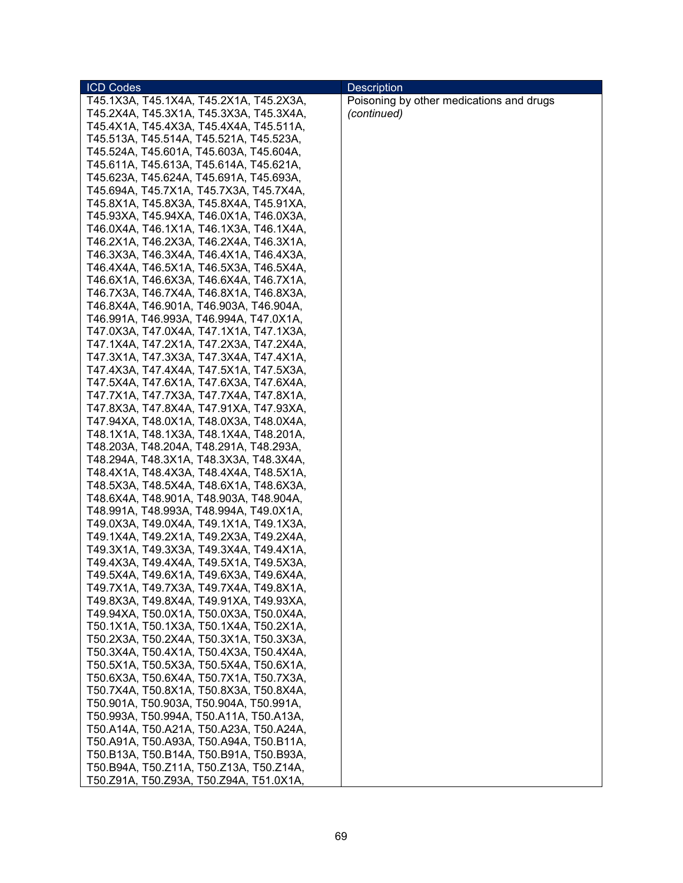| ICD Codes | Description |
|---|---|
| T45.1X3A, T45.1X4A, T45.2X1A, T45.2X3A, T45.2X4A, T45.3X1A, T45.3X3A, T45.3X4A, T45.4X1A, T45.4X3A, T45.4X4A, T45.511A, T45.513A, T45.514A, T45.521A, T45.523A, T45.524A, T45.601A, T45.603A, T45.604A, T45.611A, T45.613A, T45.614A, T45.621A, T45.623A, T45.624A, T45.691A, T45.693A, T45.694A, T45.7X1A, T45.7X3A, T45.7X4A, T45.8X1A, T45.8X3A, T45.8X4A, T45.91XA, T45.93XA, T45.94XA, T46.0X1A, T46.0X3A, T46.0X4A, T46.1X1A, T46.1X3A, T46.1X4A, T46.2X1A, T46.2X3A, T46.2X4A, T46.3X1A, T46.3X3A, T46.3X4A, T46.4X1A, T46.4X3A, T46.4X4A, T46.5X1A, T46.5X3A, T46.5X4A, T46.6X1A, T46.6X3A, T46.6X4A, T46.7X1A, T46.7X3A, T46.7X4A, T46.8X1A, T46.8X3A, T46.8X4A, T46.901A, T46.903A, T46.904A, T46.991A, T46.993A, T46.994A, T47.0X1A, T47.0X3A, T47.0X4A, T47.1X1A, T47.1X3A, T47.1X4A, T47.2X1A, T47.2X3A, T47.2X4A, T47.3X1A, T47.3X3A, T47.3X4A, T47.4X1A, T47.4X3A, T47.4X4A, T47.5X1A, T47.5X3A, T47.5X4A, T47.6X1A, T47.6X3A, T47.6X4A, T47.7X1A, T47.7X3A, T47.7X4A, T47.8X1A, T47.8X3A, T47.8X4A, T47.91XA, T47.93XA, T47.94XA, T48.0X1A, T48.0X3A, T48.0X4A, T48.1X1A, T48.1X3A, T48.1X4A, T48.201A, T48.203A, T48.204A, T48.291A, T48.293A, T48.294A, T48.3X1A, T48.3X3A, T48.3X4A, T48.4X1A, T48.4X3A, T48.4X4A, T48.5X1A, T48.5X3A, T48.5X4A, T48.6X1A, T48.6X3A, T48.6X4A, T48.901A, T48.903A, T48.904A, T48.991A, T48.993A, T48.994A, T49.0X1A, T49.0X3A, T49.0X4A, T49.1X1A, T49.1X3A, T49.1X4A, T49.2X1A, T49.2X3A, T49.2X4A, T49.3X1A, T49.3X3A, T49.3X4A, T49.4X1A, T49.4X3A, T49.4X4A, T49.5X1A, T49.5X3A, T49.5X4A, T49.6X1A, T49.6X3A, T49.6X4A, T49.7X1A, T49.7X3A, T49.7X4A, T49.8X1A, T49.8X3A, T49.8X4A, T49.91XA, T49.93XA, T49.94XA, T50.0X1A, T50.0X3A, T50.0X4A, T50.1X1A, T50.1X3A, T50.1X4A, T50.2X1A, T50.2X3A, T50.2X4A, T50.3X1A, T50.3X3A, T50.3X4A, T50.4X1A, T50.4X3A, T50.4X4A, T50.5X1A, T50.5X3A, T50.5X4A, T50.6X1A, T50.6X3A, T50.6X4A, T50.7X1A, T50.7X3A, T50.7X4A, T50.8X1A, T50.8X3A, T50.8X4A, T50.901A, T50.903A, T50.904A, T50.991A, T50.993A, T50.994A, T50.A11A, T50.A13A, T50.A14A, T50.A21A, T50.A23A, T50.A24A, T50.A91A, T50.A93A, T50.A94A, T50.B11A, T50.B13A, T50.B14A, T50.B91A, T50.B93A, T50.B94A, T50.Z11A, T50.Z13A, T50.Z14A, T50.Z91A, T50.Z93A, T50.Z94A, T51.0X1A, | Poisoning by other medications and drugs *(continued)* |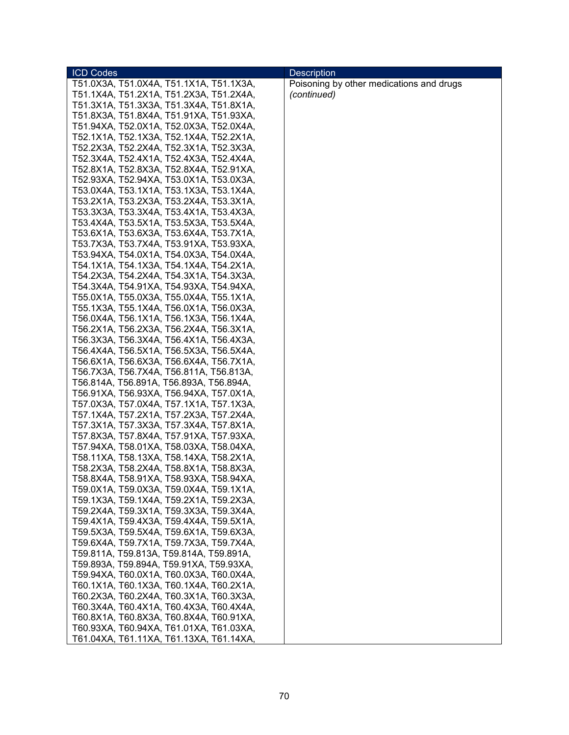| ICD Codes | Description |
|---|---|
| T51.0X3A, T51.0X4A, T51.1X1A, T51.1X3A, T51.1X4A, T51.2X1A, T51.2X3A, T51.2X4A, T51.3X1A, T51.3X3A, T51.3X4A, T51.8X1A, T51.8X3A, T51.8X4A, T51.91XA, T51.93XA, T51.94XA, T52.0X1A, T52.0X3A, T52.0X4A, T52.1X1A, T52.1X3A, T52.1X4A, T52.2X1A, T52.2X3A, T52.2X4A, T52.3X1A, T52.3X3A, T52.3X4A, T52.4X1A, T52.4X3A, T52.4X4A, T52.8X1A, T52.8X3A, T52.8X4A, T52.91XA, T52.93XA, T52.94XA, T53.0X1A, T53.0X3A, T53.0X4A, T53.1X1A, T53.1X3A, T53.1X4A, T53.2X1A, T53.2X3A, T53.2X4A, T53.3X1A, T53.3X3A, T53.3X4A, T53.4X1A, T53.4X3A, T53.4X4A, T53.5X1A, T53.5X3A, T53.5X4A, T53.6X1A, T53.6X3A, T53.6X4A, T53.7X1A, T53.7X3A, T53.7X4A, T53.91XA, T53.93XA, T53.94XA, T54.0X1A, T54.0X3A, T54.0X4A, T54.1X1A, T54.1X3A, T54.1X4A, T54.2X1A, T54.2X3A, T54.2X4A, T54.3X1A, T54.3X3A, T54.3X4A, T54.91XA, T54.93XA, T54.94XA, T55.0X1A, T55.0X3A, T55.0X4A, T55.1X1A, T55.1X3A, T55.1X4A, T56.0X1A, T56.0X3A, T56.0X4A, T56.1X1A, T56.1X3A, T56.1X4A, T56.2X1A, T56.2X3A, T56.2X4A, T56.3X1A, T56.3X3A, T56.3X4A, T56.4X1A, T56.4X3A, T56.4X4A, T56.5X1A, T56.5X3A, T56.5X4A, T56.6X1A, T56.6X3A, T56.6X4A, T56.7X1A, T56.7X3A, T56.7X4A, T56.811A, T56.813A, T56.814A, T56.891A, T56.893A, T56.894A, T56.91XA, T56.93XA, T56.94XA, T57.0X1A, T57.0X3A, T57.0X4A, T57.1X1A, T57.1X3A, T57.1X4A, T57.2X1A, T57.2X3A, T57.2X4A, T57.3X1A, T57.3X3A, T57.3X4A, T57.8X1A, T57.8X3A, T57.8X4A, T57.91XA, T57.93XA, T57.94XA, T58.01XA, T58.03XA, T58.04XA, T58.11XA, T58.13XA, T58.14XA, T58.2X1A, T58.2X3A, T58.2X4A, T58.8X1A, T58.8X3A, T58.8X4A, T58.91XA, T58.93XA, T58.94XA, T59.0X1A, T59.0X3A, T59.0X4A, T59.1X1A, T59.1X3A, T59.1X4A, T59.2X1A, T59.2X3A, T59.2X4A, T59.3X1A, T59.3X3A, T59.3X4A, T59.4X1A, T59.4X3A, T59.4X4A, T59.5X1A, T59.5X3A, T59.5X4A, T59.6X1A, T59.6X3A, T59.6X4A, T59.7X1A, T59.7X3A, T59.7X4A, T59.811A, T59.813A, T59.814A, T59.891A, T59.893A, T59.894A, T59.91XA, T59.93XA, T59.94XA, T60.0X1A, T60.0X3A, T60.0X4A, T60.1X1A, T60.1X3A, T60.1X4A, T60.2X1A, T60.2X3A, T60.2X4A, T60.3X1A, T60.3X3A, T60.3X4A, T60.4X1A, T60.4X3A, T60.4X4A, T60.8X1A, T60.8X3A, T60.8X4A, T60.91XA, T60.93XA, T60.94XA, T61.01XA, T61.03XA, T61.04XA, T61.11XA, T61.13XA, T61.14XA, | Poisoning by other medications and drugs *(continued)* |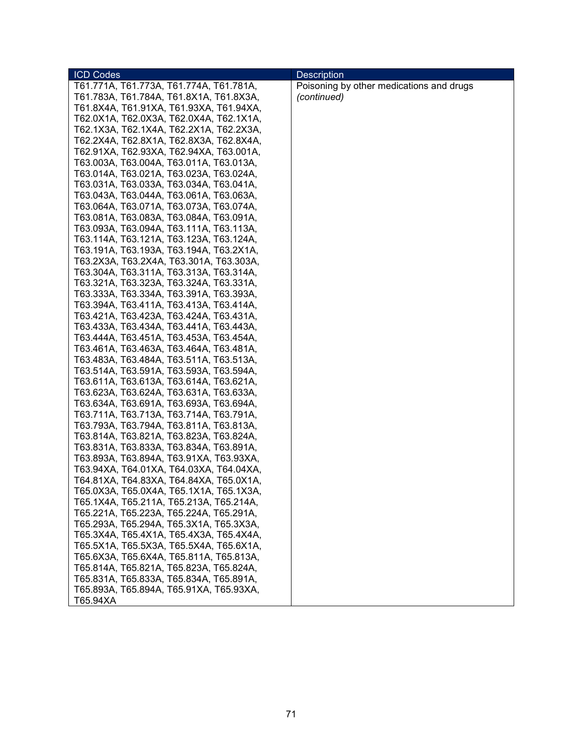| ICD Codes | Description |
| --- | --- |
| T61.771A, T61.773A, T61.774A, T61.781A, T61.783A, T61.784A, T61.8X1A, T61.8X3A, T61.8X4A, T61.91XA, T61.93XA, T61.94XA, T62.0X1A, T62.0X3A, T62.0X4A, T62.1X1A, T62.1X3A, T62.1X4A, T62.2X1A, T62.2X3A, T62.2X4A, T62.8X1A, T62.8X3A, T62.8X4A, T62.91XA, T62.93XA, T62.94XA, T63.001A, T63.003A, T63.004A, T63.011A, T63.013A, T63.014A, T63.021A, T63.023A, T63.024A, T63.031A, T63.033A, T63.034A, T63.041A, T63.043A, T63.044A, T63.061A, T63.063A, T63.064A, T63.071A, T63.073A, T63.074A, T63.081A, T63.083A, T63.084A, T63.091A, T63.093A, T63.094A, T63.111A, T63.113A, T63.114A, T63.121A, T63.123A, T63.124A, T63.191A, T63.193A, T63.194A, T63.2X1A, T63.2X3A, T63.2X4A, T63.301A, T63.303A, T63.304A, T63.311A, T63.313A, T63.314A, T63.321A, T63.323A, T63.324A, T63.331A, T63.333A, T63.334A, T63.391A, T63.393A, T63.394A, T63.411A, T63.413A, T63.414A, T63.421A, T63.423A, T63.424A, T63.431A, T63.433A, T63.434A, T63.441A, T63.443A, T63.444A, T63.451A, T63.453A, T63.454A, T63.461A, T63.463A, T63.464A, T63.481A, T63.483A, T63.484A, T63.511A, T63.513A, T63.514A, T63.591A, T63.593A, T63.594A, T63.611A, T63.613A, T63.614A, T63.621A, T63.623A, T63.624A, T63.631A, T63.633A, T63.634A, T63.691A, T63.693A, T63.694A, T63.711A, T63.713A, T63.714A, T63.791A, T63.793A, T63.794A, T63.811A, T63.813A, T63.814A, T63.821A, T63.823A, T63.824A, T63.831A, T63.833A, T63.834A, T63.891A, T63.893A, T63.894A, T63.91XA, T63.93XA, T63.94XA, T64.01XA, T64.03XA, T64.04XA, T64.81XA, T64.83XA, T64.84XA, T65.0X1A, T65.0X3A, T65.0X4A, T65.1X1A, T65.1X3A, T65.1X4A, T65.211A, T65.213A, T65.214A, T65.221A, T65.223A, T65.224A, T65.291A, T65.293A, T65.294A, T65.3X1A, T65.3X3A, T65.3X4A, T65.4X1A, T65.4X3A, T65.4X4A, T65.5X1A, T65.5X3A, T65.5X4A, T65.6X1A, T65.6X3A, T65.6X4A, T65.811A, T65.813A, T65.814A, T65.821A, T65.823A, T65.824A, T65.831A, T65.833A, T65.834A, T65.891A, T65.893A, T65.894A, T65.91XA, T65.93XA, T65.94XA | Poisoning by other medications and drugs *(continued)* |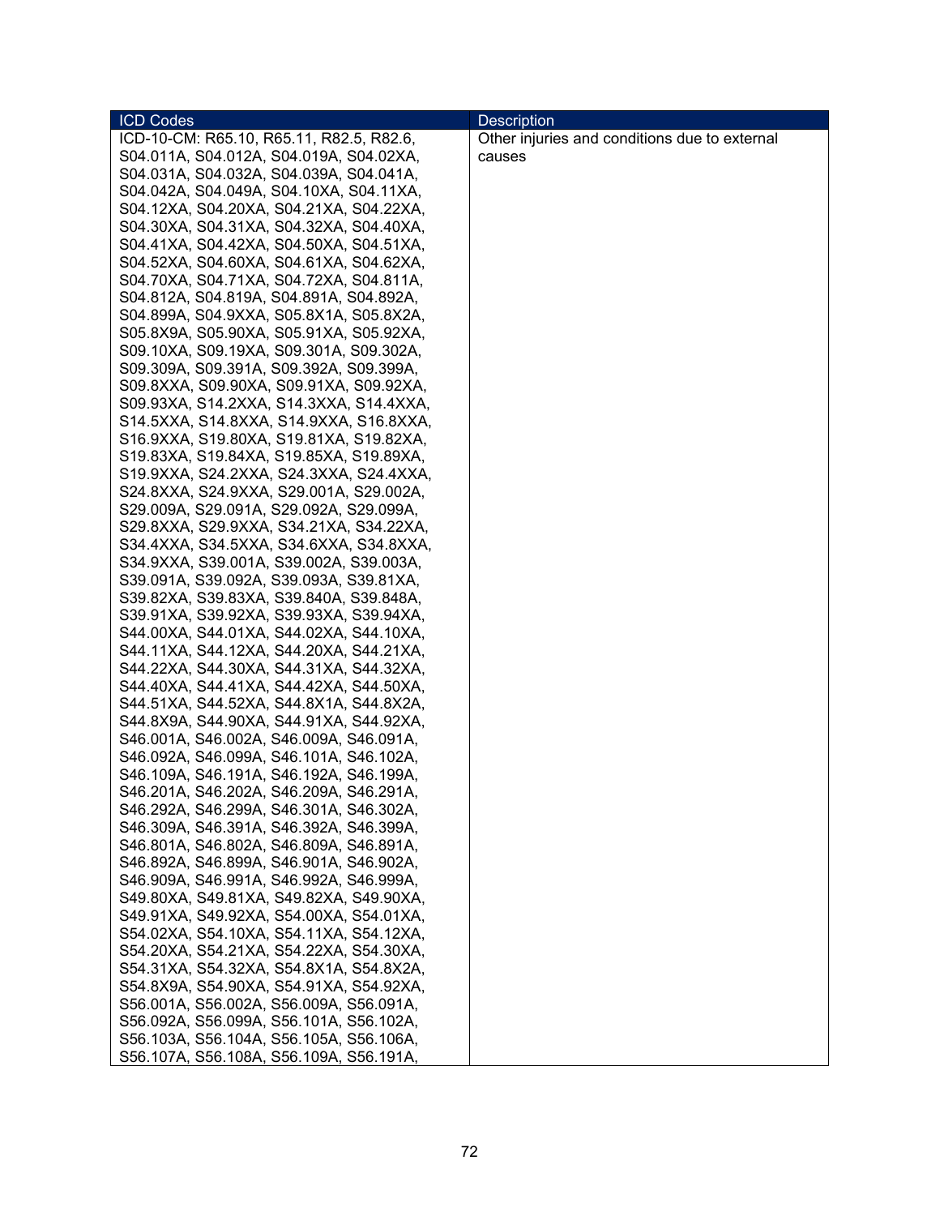| ICD Codes | Description |
|---|---|
| ICD-10-CM: R65.10, R65.11, R82.5, R82.6, S04.011A, S04.012A, S04.019A, S04.02XA, S04.031A, S04.032A, S04.039A, S04.041A, S04.042A, S04.049A, S04.10XA, S04.11XA, S04.12XA, S04.20XA, S04.21XA, S04.22XA, S04.30XA, S04.31XA, S04.32XA, S04.40XA, S04.41XA, S04.42XA, S04.50XA, S04.51XA, S04.52XA, S04.60XA, S04.61XA, S04.62XA, S04.70XA, S04.71XA, S04.72XA, S04.811A, S04.812A, S04.819A, S04.891A, S04.892A, S04.899A, S04.9XXA, S05.8X1A, S05.8X2A, S05.8X9A, S05.90XA, S05.91XA, S05.92XA, S09.10XA, S09.19XA, S09.301A, S09.302A, S09.309A, S09.391A, S09.392A, S09.399A, S09.8XXA, S09.90XA, S09.91XA, S09.92XA, S09.93XA, S14.2XXA, S14.3XXA, S14.4XXA, S14.5XXA, S14.8XXA, S14.9XXA, S16.8XXA, S16.9XXA, S19.80XA, S19.81XA, S19.82XA, S19.83XA, S19.84XA, S19.85XA, S19.89XA, S19.9XXA, S24.2XXA, S24.3XXA, S24.4XXA, S24.8XXA, S24.9XXA, S29.001A, S29.002A, S29.009A, S29.091A, S29.092A, S29.099A, S29.8XXA, S29.9XXA, S34.21XA, S34.22XA, S34.4XXA, S34.5XXA, S34.6XXA, S34.8XXA, S34.9XXA, S39.001A, S39.002A, S39.003A, S39.091A, S39.092A, S39.093A, S39.81XA, S39.82XA, S39.83XA, S39.840A, S39.848A, S39.91XA, S39.92XA, S39.93XA, S39.94XA, S44.00XA, S44.01XA, S44.02XA, S44.10XA, S44.11XA, S44.12XA, S44.20XA, S44.21XA, S44.22XA, S44.30XA, S44.31XA, S44.32XA, S44.40XA, S44.41XA, S44.42XA, S44.50XA, S44.51XA, S44.52XA, S44.8X1A, S44.8X2A, S44.8X9A, S44.90XA, S44.91XA, S44.92XA, S46.001A, S46.002A, S46.009A, S46.091A, S46.092A, S46.099A, S46.101A, S46.102A, S46.109A, S46.191A, S46.192A, S46.199A, S46.201A, S46.202A, S46.209A, S46.291A, S46.292A, S46.299A, S46.301A, S46.302A, S46.309A, S46.391A, S46.392A, S46.399A, S46.801A, S46.802A, S46.809A, S46.891A, S46.892A, S46.899A, S46.901A, S46.902A, S46.909A, S46.991A, S46.992A, S46.999A, S49.80XA, S49.81XA, S49.82XA, S49.90XA, S49.91XA, S49.92XA, S54.00XA, S54.01XA, S54.02XA, S54.10XA, S54.11XA, S54.12XA, S54.20XA, S54.21XA, S54.22XA, S54.30XA, S54.31XA, S54.32XA, S54.8X1A, S54.8X2A, S54.8X9A, S54.90XA, S54.91XA, S54.92XA, S56.001A, S56.002A, S56.009A, S56.091A, S56.092A, S56.099A, S56.101A, S56.102A, S56.103A, S56.104A, S56.105A, S56.106A, S56.107A, S56.108A, S56.109A, S56.191A, | Other injuries and conditions due to external causes |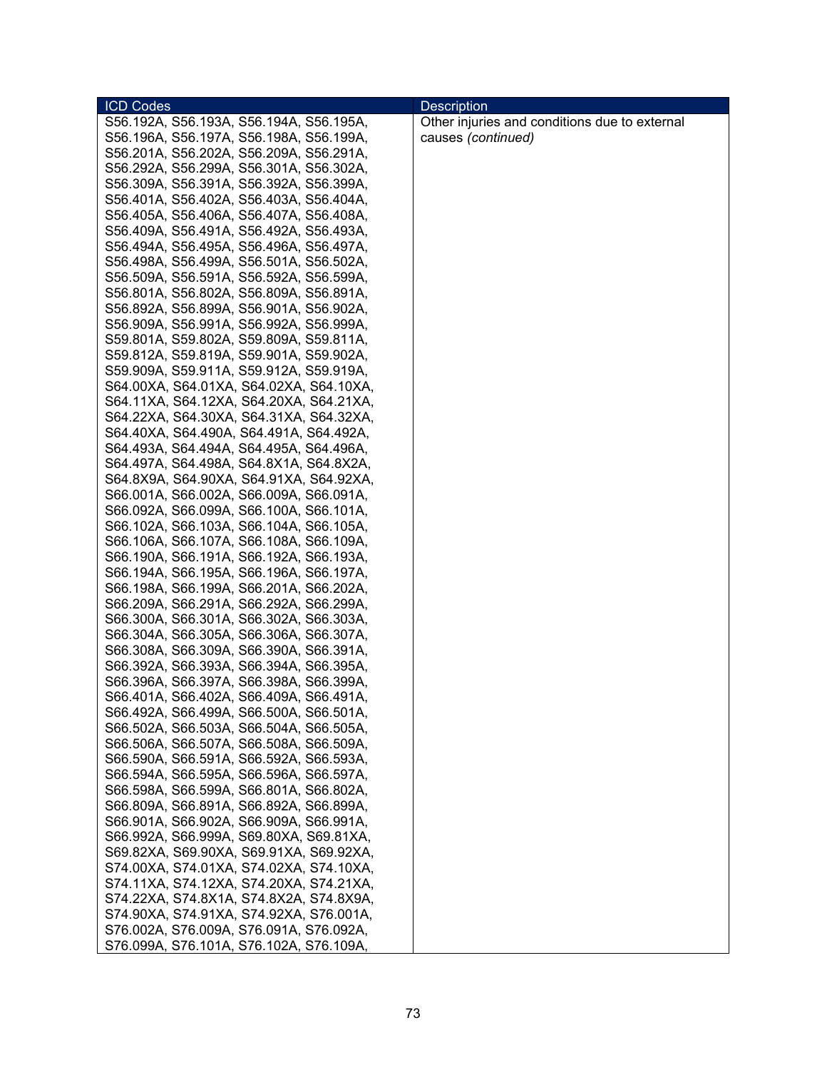| ICD Codes | Description |
| --- | --- |
| S56.192A, S56.193A, S56.194A, S56.195A, S56.196A, S56.197A, S56.198A, S56.199A, S56.201A, S56.202A, S56.209A, S56.291A, S56.292A, S56.299A, S56.301A, S56.302A, S56.309A, S56.391A, S56.392A, S56.399A, S56.401A, S56.402A, S56.403A, S56.404A, S56.405A, S56.406A, S56.407A, S56.408A, S56.409A, S56.491A, S56.492A, S56.493A, S56.494A, S56.495A, S56.496A, S56.497A, S56.498A, S56.499A, S56.501A, S56.502A, S56.509A, S56.591A, S56.592A, S56.599A, S56.801A, S56.802A, S56.809A, S56.891A, S56.892A, S56.899A, S56.901A, S56.902A, S56.909A, S56.991A, S56.992A, S56.999A, S59.801A, S59.802A, S59.809A, S59.811A, S59.812A, S59.819A, S59.901A, S59.902A, S59.909A, S59.911A, S59.912A, S59.919A, S64.00XA, S64.01XA, S64.02XA, S64.10XA, S64.11XA, S64.12XA, S64.20XA, S64.21XA, S64.22XA, S64.30XA, S64.31XA, S64.32XA, S64.40XA, S64.490A, S64.491A, S64.492A, S64.493A, S64.494A, S64.495A, S64.496A, S64.497A, S64.498A, S64.8X1A, S64.8X2A, S64.8X9A, S64.90XA, S64.91XA, S64.92XA, S66.001A, S66.002A, S66.009A, S66.091A, S66.092A, S66.099A, S66.100A, S66.101A, S66.102A, S66.103A, S66.104A, S66.105A, S66.106A, S66.107A, S66.108A, S66.109A, S66.190A, S66.191A, S66.192A, S66.193A, S66.194A, S66.195A, S66.196A, S66.197A, S66.198A, S66.199A, S66.201A, S66.202A, S66.209A, S66.291A, S66.292A, S66.299A, S66.300A, S66.301A, S66.302A, S66.303A, S66.304A, S66.305A, S66.306A, S66.307A, S66.308A, S66.309A, S66.390A, S66.391A, S66.392A, S66.393A, S66.394A, S66.395A, S66.396A, S66.397A, S66.398A, S66.399A, S66.401A, S66.402A, S66.409A, S66.491A, S66.492A, S66.499A, S66.500A, S66.501A, S66.502A, S66.503A, S66.504A, S66.505A, S66.506A, S66.507A, S66.508A, S66.509A, S66.590A, S66.591A, S66.592A, S66.593A, S66.594A, S66.595A, S66.596A, S66.597A, S66.598A, S66.599A, S66.801A, S66.802A, S66.809A, S66.891A, S66.892A, S66.899A, S66.901A, S66.902A, S66.909A, S66.991A, S66.992A, S66.999A, S69.80XA, S69.81XA, S69.82XA, S69.90XA, S69.91XA, S69.92XA, S74.00XA, S74.01XA, S74.02XA, S74.10XA, S74.11XA, S74.12XA, S74.20XA, S74.21XA, S74.22XA, S74.8X1A, S74.8X2A, S74.8X9A, S74.90XA, S74.91XA, S74.92XA, S76.001A, S76.002A, S76.009A, S76.091A, S76.092A, S76.099A, S76.101A, S76.102A, S76.109A, | Other injuries and conditions due to external causes *(continued)* |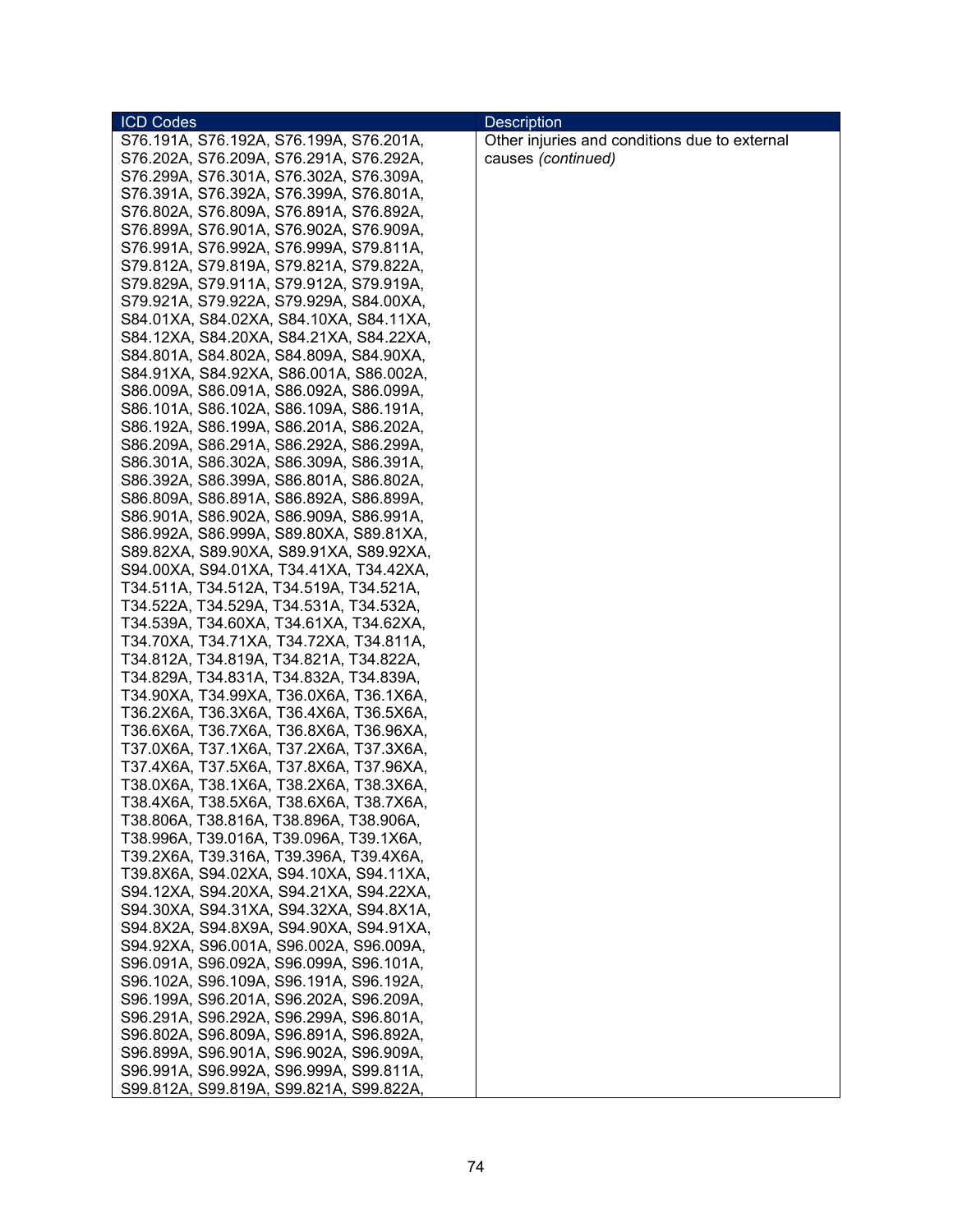| ICD Codes | Description |
|---|---|
| S76.191A, S76.192A, S76.199A, S76.201A, S76.202A, S76.209A, S76.291A, S76.292A, S76.299A, S76.301A, S76.302A, S76.309A, S76.391A, S76.392A, S76.399A, S76.801A, S76.802A, S76.809A, S76.891A, S76.892A, S76.899A, S76.901A, S76.902A, S76.909A, S76.991A, S76.992A, S76.999A, S79.811A, S79.812A, S79.819A, S79.821A, S79.822A, S79.829A, S79.911A, S79.912A, S79.919A, S79.921A, S79.922A, S79.929A, S84.00XA, S84.01XA, S84.02XA, S84.10XA, S84.11XA, S84.12XA, S84.20XA, S84.21XA, S84.22XA, S84.801A, S84.802A, S84.809A, S84.90XA, S84.91XA, S84.92XA, S86.001A, S86.002A, S86.009A, S86.091A, S86.092A, S86.099A, S86.101A, S86.102A, S86.109A, S86.191A, S86.192A, S86.199A, S86.201A, S86.202A, S86.209A, S86.291A, S86.292A, S86.299A, S86.301A, S86.302A, S86.309A, S86.391A, S86.392A, S86.399A, S86.801A, S86.802A, S86.809A, S86.891A, S86.892A, S86.899A, S86.901A, S86.902A, S86.909A, S86.991A, S86.992A, S86.999A, S89.80XA, S89.81XA, S89.82XA, S89.90XA, S89.91XA, S89.92XA, S94.00XA, S94.01XA, T34.41XA, T34.42XA, T34.511A, T34.512A, T34.519A, T34.521A, T34.522A, T34.529A, T34.531A, T34.532A, T34.539A, T34.60XA, T34.61XA, T34.62XA, T34.70XA, T34.71XA, T34.72XA, T34.811A, T34.812A, T34.819A, T34.821A, T34.822A, T34.829A, T34.831A, T34.832A, T34.839A, T34.90XA, T34.99XA, T36.0X6A, T36.1X6A, T36.2X6A, T36.3X6A, T36.4X6A, T36.5X6A, T36.6X6A, T36.7X6A, T36.8X6A, T36.96XA, T37.0X6A, T37.1X6A, T37.2X6A, T37.3X6A, T37.4X6A, T37.5X6A, T37.8X6A, T37.96XA, T38.0X6A, T38.1X6A, T38.2X6A, T38.3X6A, T38.4X6A, T38.5X6A, T38.6X6A, T38.7X6A, T38.806A, T38.816A, T38.896A, T38.906A, T38.996A, T39.016A, T39.096A, T39.1X6A, T39.2X6A, T39.316A, T39.396A, T39.4X6A, T39.8X6A, S94.02XA, S94.10XA, S94.11XA, S94.12XA, S94.20XA, S94.21XA, S94.22XA, S94.30XA, S94.31XA, S94.32XA, S94.8X1A, S94.8X2A, S94.8X9A, S94.90XA, S94.91XA, S94.92XA, S96.001A, S96.002A, S96.009A, S96.091A, S96.092A, S96.099A, S96.101A, S96.102A, S96.109A, S96.191A, S96.192A, S96.199A, S96.201A, S96.202A, S96.209A, S96.291A, S96.292A, S96.299A, S96.801A, S96.802A, S96.809A, S96.891A, S96.892A, S96.899A, S96.901A, S96.902A, S96.909A, S96.991A, S96.992A, S96.999A, S99.811A, S99.812A, S99.819A, S99.821A, S99.822A, | Other injuries and conditions due to external causes *(continued)* |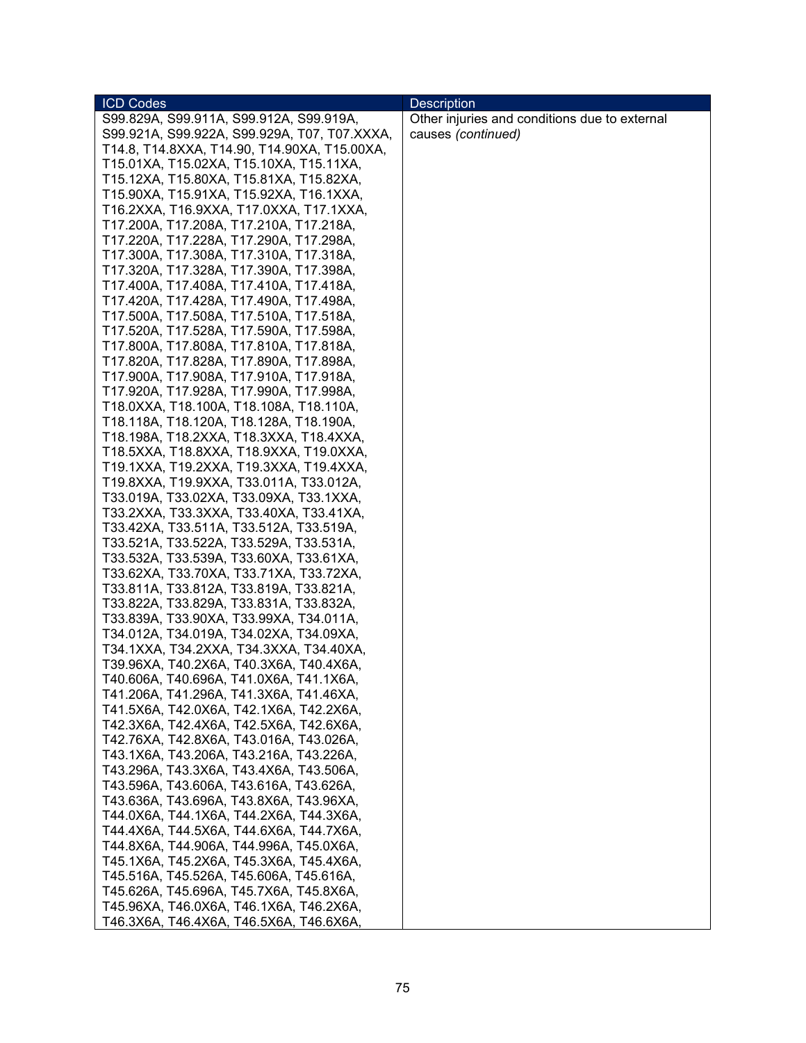| ICD Codes | Description |
| --- | --- |
| S99.829A, S99.911A, S99.912A, S99.919A, S99.921A, S99.922A, S99.929A, T07, T07.XXXA, T14.8, T14.8XXA, T14.90, T14.90XA, T15.00XA, T15.01XA, T15.02XA, T15.10XA, T15.11XA, T15.12XA, T15.80XA, T15.81XA, T15.82XA, T15.90XA, T15.91XA, T15.92XA, T16.1XXA, T16.2XXA, T16.9XXA, T17.0XXA, T17.1XXA, T17.200A, T17.208A, T17.210A, T17.218A, T17.220A, T17.228A, T17.290A, T17.298A, T17.300A, T17.308A, T17.310A, T17.318A, T17.320A, T17.328A, T17.390A, T17.398A, T17.400A, T17.408A, T17.410A, T17.418A, T17.420A, T17.428A, T17.490A, T17.498A, T17.500A, T17.508A, T17.510A, T17.518A, T17.520A, T17.528A, T17.590A, T17.598A, T17.800A, T17.808A, T17.810A, T17.818A, T17.820A, T17.828A, T17.890A, T17.898A, T17.900A, T17.908A, T17.910A, T17.918A, T17.920A, T17.928A, T17.990A, T17.998A, T18.0XXA, T18.100A, T18.108A, T18.110A, T18.118A, T18.120A, T18.128A, T18.190A, T18.198A, T18.2XXA, T18.3XXA, T18.4XXA, T18.5XXA, T18.8XXA, T18.9XXA, T19.0XXA, T19.1XXA, T19.2XXA, T19.3XXA, T19.4XXA, T19.8XXA, T19.9XXA, T33.011A, T33.012A, T33.019A, T33.02XA, T33.09XA, T33.1XXA, T33.2XXA, T33.3XXA, T33.40XA, T33.41XA, T33.42XA, T33.511A, T33.512A, T33.519A, T33.521A, T33.522A, T33.529A, T33.531A, T33.532A, T33.539A, T33.60XA, T33.61XA, T33.62XA, T33.70XA, T33.71XA, T33.72XA, T33.811A, T33.812A, T33.819A, T33.821A, T33.822A, T33.829A, T33.831A, T33.832A, T33.839A, T33.90XA, T33.99XA, T34.011A, T34.012A, T34.019A, T34.02XA, T34.09XA, T34.1XXA, T34.2XXA, T34.3XXA, T34.40XA, T39.96XA, T40.2X6A, T40.3X6A, T40.4X6A, T40.606A, T40.696A, T41.0X6A, T41.1X6A, T41.206A, T41.296A, T41.3X6A, T41.46XA, T41.5X6A, T42.0X6A, T42.1X6A, T42.2X6A, T42.3X6A, T42.4X6A, T42.5X6A, T42.6X6A, T42.76XA, T42.8X6A, T43.016A, T43.026A, T43.1X6A, T43.206A, T43.216A, T43.226A, T43.296A, T43.3X6A, T43.4X6A, T43.506A, T43.596A, T43.606A, T43.616A, T43.626A, T43.636A, T43.696A, T43.8X6A, T43.96XA, T44.0X6A, T44.1X6A, T44.2X6A, T44.3X6A, T44.4X6A, T44.5X6A, T44.6X6A, T44.7X6A, T44.8X6A, T44.906A, T44.996A, T45.0X6A, T45.1X6A, T45.2X6A, T45.3X6A, T45.4X6A, T45.516A, T45.526A, T45.606A, T45.616A, T45.626A, T45.696A, T45.7X6A, T45.8X6A, T45.96XA, T46.0X6A, T46.1X6A, T46.2X6A, T46.3X6A, T46.4X6A, T46.5X6A, T46.6X6A, | Other injuries and conditions due to external causes *(continued)* |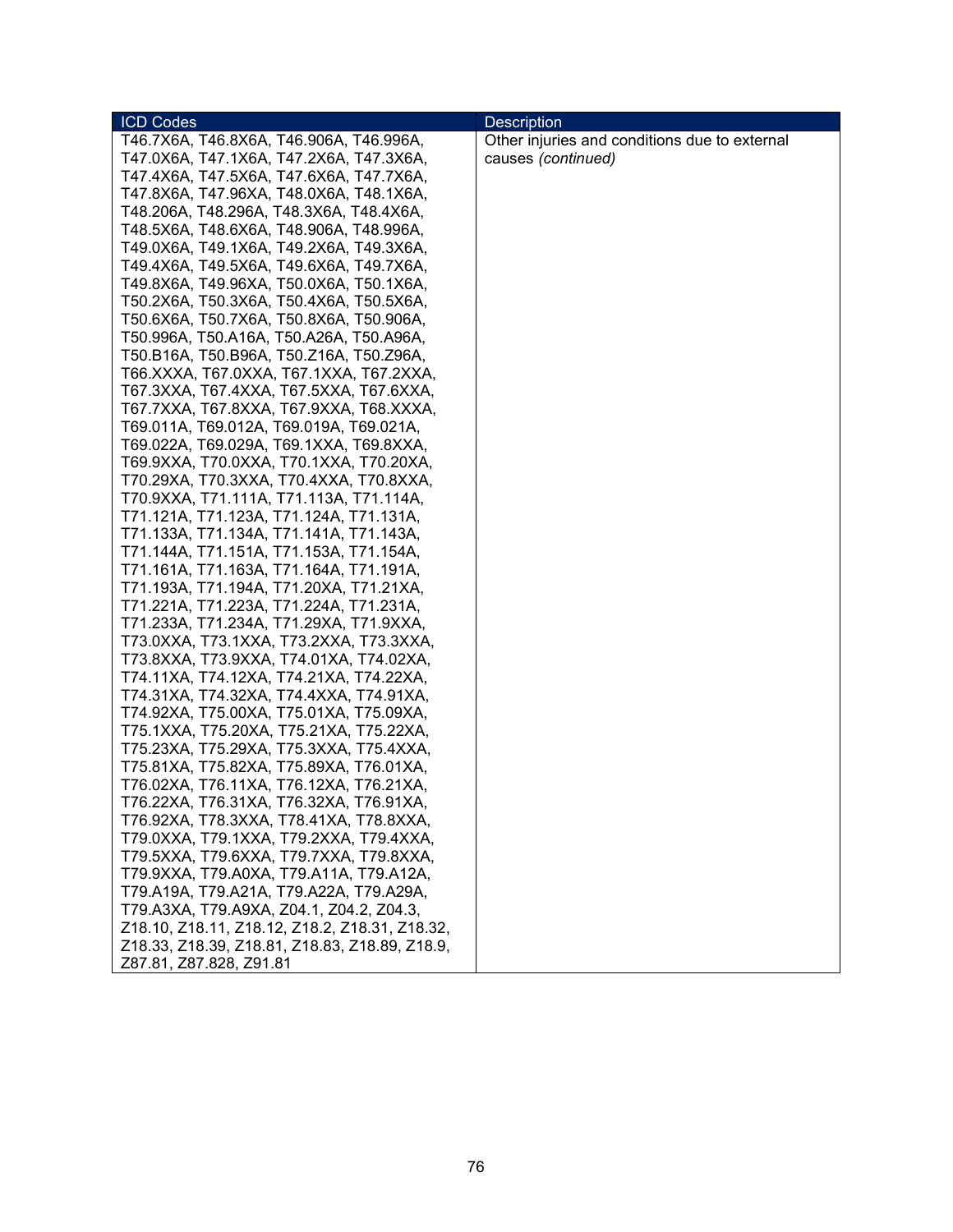| ICD Codes | Description |
|---|---|
| T46.7X6A, T46.8X6A, T46.906A, T46.996A, T47.0X6A, T47.1X6A, T47.2X6A, T47.3X6A, T47.4X6A, T47.5X6A, T47.6X6A, T47.7X6A, T47.8X6A, T47.96XA, T48.0X6A, T48.1X6A, T48.206A, T48.296A, T48.3X6A, T48.4X6A, T48.5X6A, T48.6X6A, T48.906A, T48.996A, T49.0X6A, T49.1X6A, T49.2X6A, T49.3X6A, T49.4X6A, T49.5X6A, T49.6X6A, T49.7X6A, T49.8X6A, T49.96XA, T50.0X6A, T50.1X6A, T50.2X6A, T50.3X6A, T50.4X6A, T50.5X6A, T50.6X6A, T50.7X6A, T50.8X6A, T50.906A, T50.996A, T50.A16A, T50.A26A, T50.A96A, T50.B16A, T50.B96A, T50.Z16A, T50.Z96A, T66.XXXA, T67.0XXA, T67.1XXA, T67.2XXA, T67.3XXA, T67.4XXA, T67.5XXA, T67.6XXA, T67.7XXA, T67.8XXA, T67.9XXA, T68.XXXA, T69.011A, T69.012A, T69.019A, T69.021A, T69.022A, T69.029A, T69.1XXA, T69.8XXA, T69.9XXA, T70.0XXA, T70.1XXA, T70.20XA, T70.29XA, T70.3XXA, T70.4XXA, T70.8XXA, T70.9XXA, T71.111A, T71.113A, T71.114A, T71.121A, T71.123A, T71.124A, T71.131A, T71.133A, T71.134A, T71.141A, T71.143A, T71.144A, T71.151A, T71.153A, T71.154A, T71.161A, T71.163A, T71.164A, T71.191A, T71.193A, T71.194A, T71.20XA, T71.21XA, T71.221A, T71.223A, T71.224A, T71.231A, T71.233A, T71.234A, T71.29XA, T71.9XXA, T73.0XXA, T73.1XXA, T73.2XXA, T73.3XXA, T73.8XXA, T73.9XXA, T74.01XA, T74.02XA, T74.11XA, T74.12XA, T74.21XA, T74.22XA, T74.31XA, T74.32XA, T74.4XXA, T74.91XA, T74.92XA, T75.00XA, T75.01XA, T75.09XA, T75.1XXA, T75.20XA, T75.21XA, T75.22XA, T75.23XA, T75.29XA, T75.3XXA, T75.4XXA, T75.81XA, T75.82XA, T75.89XA, T76.01XA, T76.02XA, T76.11XA, T76.12XA, T76.21XA, T76.22XA, T76.31XA, T76.32XA, T76.91XA, T76.92XA, T78.3XXA, T78.41XA, T78.8XXA, T79.0XXA, T79.1XXA, T79.2XXA, T79.4XXA, T79.5XXA, T79.6XXA, T79.7XXA, T79.8XXA, T79.9XXA, T79.A0XA, T79.A11A, T79.A12A, T79.A19A, T79.A21A, T79.A22A, T79.A29A, T79.A3XA, T79.A9XA, Z04.1, Z04.2, Z04.3, Z18.10, Z18.11, Z18.12, Z18.2, Z18.31, Z18.32, Z18.33, Z18.39, Z18.81, Z18.83, Z18.89, Z18.9, Z87.81, Z87.828, Z91.81 | Other injuries and conditions due to external causes *(continued)* |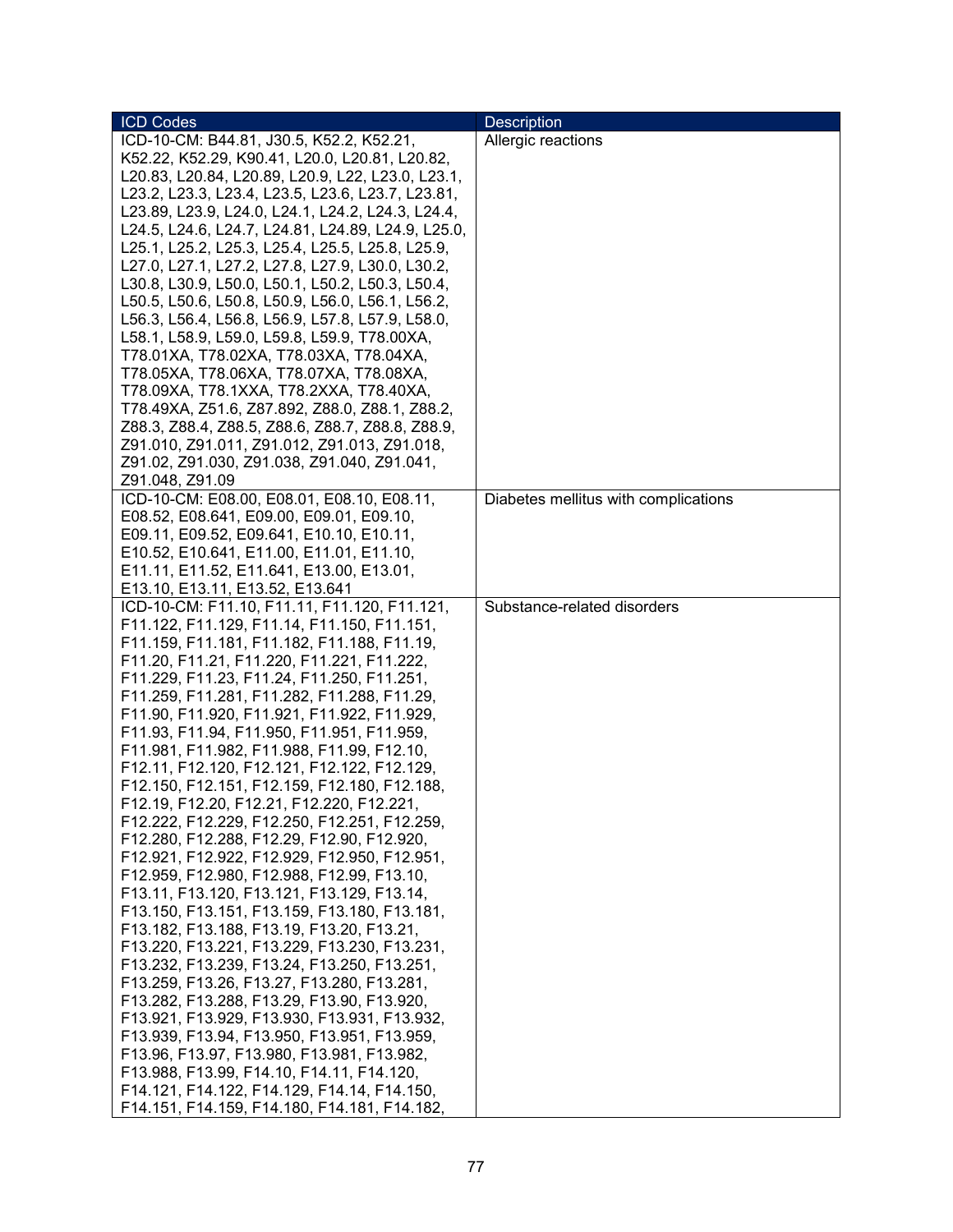| ICD Codes | Description |
|---|---|
| ICD-10-CM: B44.81, J30.5, K52.2, K52.21, K52.22, K52.29, K90.41, L20.0, L20.81, L20.82, L20.83, L20.84, L20.89, L20.9, L22, L23.0, L23.1, L23.2, L23.3, L23.4, L23.5, L23.6, L23.7, L23.81, L23.89, L23.9, L24.0, L24.1, L24.2, L24.3, L24.4, L24.5, L24.6, L24.7, L24.81, L24.89, L24.9, L25.0, L25.1, L25.2, L25.3, L25.4, L25.5, L25.8, L25.9, L27.0, L27.1, L27.2, L27.8, L27.9, L30.0, L30.2, L30.8, L30.9, L50.0, L50.1, L50.2, L50.3, L50.4, L50.5, L50.6, L50.8, L50.9, L56.0, L56.1, L56.2, L56.3, L56.4, L56.8, L56.9, L57.8, L57.9, L58.0, L58.1, L58.9, L59.0, L59.8, L59.9, T78.00XA, T78.01XA, T78.02XA, T78.03XA, T78.04XA, T78.05XA, T78.06XA, T78.07XA, T78.08XA, T78.09XA, T78.1XXA, T78.2XXA, T78.40XA, T78.49XA, Z51.6, Z87.892, Z88.0, Z88.1, Z88.2, Z88.3, Z88.4, Z88.5, Z88.6, Z88.7, Z88.8, Z88.9, Z91.010, Z91.011, Z91.012, Z91.013, Z91.018, Z91.02, Z91.030, Z91.038, Z91.040, Z91.041, Z91.048, Z91.09 | Allergic reactions |
| ICD-10-CM: E08.00, E08.01, E08.10, E08.11, E08.52, E08.641, E09.00, E09.01, E09.10, E09.11, E09.52, E09.641, E10.10, E10.11, E10.52, E10.641, E11.00, E11.01, E11.10, E11.11, E11.52, E11.641, E13.00, E13.01, E13.10, E13.11, E13.52, E13.641 | Diabetes mellitus with complications |
| ICD-10-CM: F11.10, F11.11, F11.120, F11.121, F11.122, F11.129, F11.14, F11.150, F11.151, F11.159, F11.181, F11.182, F11.188, F11.19, F11.20, F11.21, F11.220, F11.221, F11.222, F11.229, F11.23, F11.24, F11.250, F11.251, F11.259, F11.281, F11.282, F11.288, F11.29, F11.90, F11.920, F11.921, F11.922, F11.929, F11.93, F11.94, F11.950, F11.951, F11.959, F11.981, F11.982, F11.988, F11.99, F12.10, F12.11, F12.120, F12.121, F12.122, F12.129, F12.150, F12.151, F12.159, F12.180, F12.188, F12.19, F12.20, F12.21, F12.220, F12.221, F12.222, F12.229, F12.250, F12.251, F12.259, F12.280, F12.288, F12.29, F12.90, F12.920, F12.921, F12.922, F12.929, F12.950, F12.951, F12.959, F12.980, F12.988, F12.99, F13.10, F13.11, F13.120, F13.121, F13.129, F13.14, F13.150, F13.151, F13.159, F13.180, F13.181, F13.182, F13.188, F13.19, F13.20, F13.21, F13.220, F13.221, F13.229, F13.230, F13.231, F13.232, F13.239, F13.24, F13.250, F13.251, F13.259, F13.26, F13.27, F13.280, F13.281, F13.282, F13.288, F13.29, F13.90, F13.920, F13.921, F13.929, F13.930, F13.931, F13.932, F13.939, F13.94, F13.950, F13.951, F13.959, F13.96, F13.97, F13.980, F13.981, F13.982, F13.988, F13.99, F14.10, F14.11, F14.120, F14.121, F14.122, F14.129, F14.14, F14.150, F14.151, F14.159, F14.180, F14.181, F14.182, | Substance-related disorders |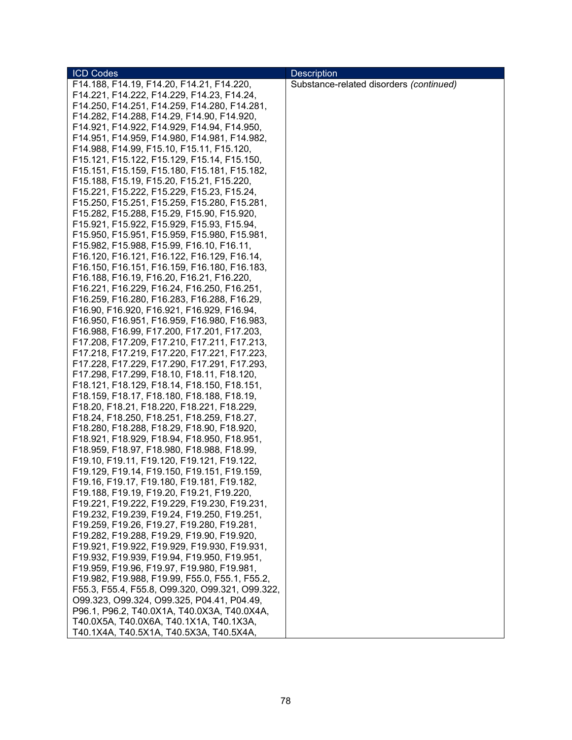| ICD Codes | Description |
| --- | --- |
| F14.188, F14.19, F14.20, F14.21, F14.220, F14.221, F14.222, F14.229, F14.23, F14.24, F14.250, F14.251, F14.259, F14.280, F14.281, F14.282, F14.288, F14.29, F14.90, F14.920, F14.921, F14.922, F14.929, F14.94, F14.950, F14.951, F14.959, F14.980, F14.981, F14.982, F14.988, F14.99, F15.10, F15.11, F15.120, F15.121, F15.122, F15.129, F15.14, F15.150, F15.151, F15.159, F15.180, F15.181, F15.182, F15.188, F15.19, F15.20, F15.21, F15.220, F15.221, F15.222, F15.229, F15.23, F15.24, F15.250, F15.251, F15.259, F15.280, F15.281, F15.282, F15.288, F15.29, F15.90, F15.920, F15.921, F15.922, F15.929, F15.93, F15.94, F15.950, F15.951, F15.959, F15.980, F15.981, F15.982, F15.988, F15.99, F16.10, F16.11, F16.120, F16.121, F16.122, F16.129, F16.14, F16.150, F16.151, F16.159, F16.180, F16.183, F16.188, F16.19, F16.20, F16.21, F16.220, F16.221, F16.229, F16.24, F16.250, F16.251, F16.259, F16.280, F16.283, F16.288, F16.29, F16.90, F16.920, F16.921, F16.929, F16.94, F16.950, F16.951, F16.959, F16.980, F16.983, F16.988, F16.99, F17.200, F17.201, F17.203, F17.208, F17.209, F17.210, F17.211, F17.213, F17.218, F17.219, F17.220, F17.221, F17.223, F17.228, F17.229, F17.290, F17.291, F17.293, F17.298, F17.299, F18.10, F18.11, F18.120, F18.121, F18.129, F18.14, F18.150, F18.151, F18.159, F18.17, F18.180, F18.188, F18.19, F18.20, F18.21, F18.220, F18.221, F18.229, F18.24, F18.250, F18.251, F18.259, F18.27, F18.280, F18.288, F18.29, F18.90, F18.920, F18.921, F18.929, F18.94, F18.950, F18.951, F18.959, F18.97, F18.980, F18.988, F18.99, F19.10, F19.11, F19.120, F19.121, F19.122, F19.129, F19.14, F19.150, F19.151, F19.159, F19.16, F19.17, F19.180, F19.181, F19.182, F19.188, F19.19, F19.20, F19.21, F19.220, F19.221, F19.222, F19.229, F19.230, F19.231, F19.232, F19.239, F19.24, F19.250, F19.251, F19.259, F19.26, F19.27, F19.280, F19.281, F19.282, F19.288, F19.29, F19.90, F19.920, F19.921, F19.922, F19.929, F19.930, F19.931, F19.932, F19.939, F19.94, F19.950, F19.951, F19.959, F19.96, F19.97, F19.980, F19.981, F19.982, F19.988, F19.99, F55.0, F55.1, F55.2, F55.3, F55.4, F55.8, O99.320, O99.321, O99.322, O99.323, O99.324, O99.325, P04.41, P04.49, P96.1, P96.2, T40.0X1A, T40.0X3A, T40.0X4A, T40.0X5A, T40.0X6A, T40.1X1A, T40.1X3A, T40.1X4A, T40.5X1A, T40.5X3A, T40.5X4A, | Substance-related disorders *(continued)* |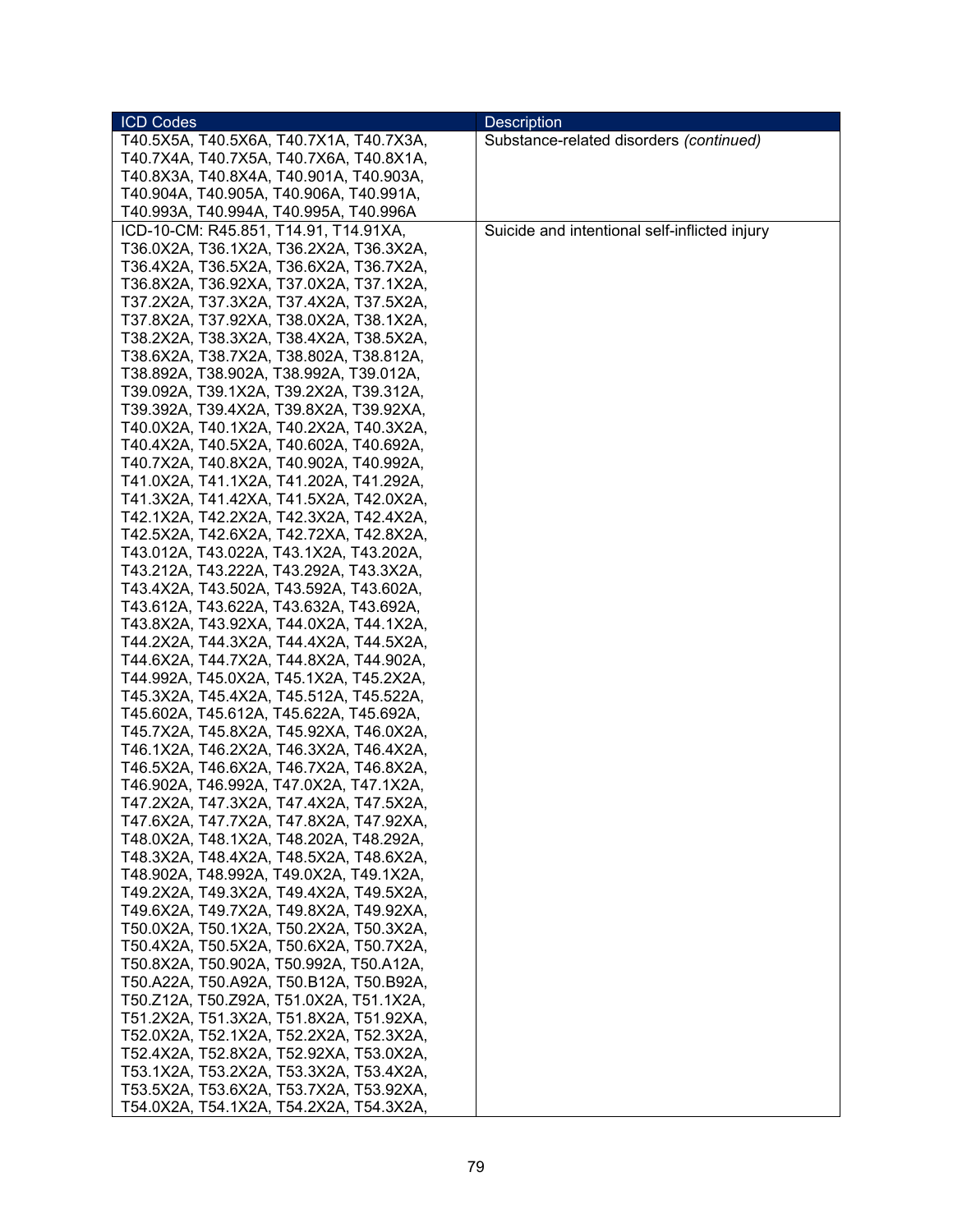| ICD Codes | Description |
| --- | --- |
| T40.5X5A, T40.5X6A, T40.7X1A, T40.7X3A, T40.7X4A, T40.7X5A, T40.7X6A, T40.8X1A, T40.8X3A, T40.8X4A, T40.901A, T40.903A, T40.904A, T40.905A, T40.906A, T40.991A, T40.993A, T40.994A, T40.995A, T40.996A | Substance-related disorders *(continued)* |
| ICD-10-CM: R45.851, T14.91, T14.91XA, T36.0X2A, T36.1X2A, T36.2X2A, T36.3X2A, T36.4X2A, T36.5X2A, T36.6X2A, T36.7X2A, T36.8X2A, T36.92XA, T37.0X2A, T37.1X2A, T37.2X2A, T37.3X2A, T37.4X2A, T37.5X2A, T37.8X2A, T37.92XA, T38.0X2A, T38.1X2A, T38.2X2A, T38.3X2A, T38.4X2A, T38.5X2A, T38.6X2A, T38.7X2A, T38.802A, T38.812A, T38.892A, T38.902A, T38.992A, T39.012A, T39.092A, T39.1X2A, T39.2X2A, T39.312A, T39.392A, T39.4X2A, T39.8X2A, T39.92XA, T40.0X2A, T40.1X2A, T40.2X2A, T40.3X2A, T40.4X2A, T40.5X2A, T40.602A, T40.692A, T40.7X2A, T40.8X2A, T40.902A, T40.992A, T41.0X2A, T41.1X2A, T41.202A, T41.292A, T41.3X2A, T41.42XA, T41.5X2A, T42.0X2A, T42.1X2A, T42.2X2A, T42.3X2A, T42.4X2A, T42.5X2A, T42.6X2A, T42.72XA, T42.8X2A, T43.012A, T43.022A, T43.1X2A, T43.202A, T43.212A, T43.222A, T43.292A, T43.3X2A, T43.4X2A, T43.502A, T43.592A, T43.602A, T43.612A, T43.622A, T43.632A, T43.692A, T43.8X2A, T43.92XA, T44.0X2A, T44.1X2A, T44.2X2A, T44.3X2A, T44.4X2A, T44.5X2A, T44.6X2A, T44.7X2A, T44.8X2A, T44.902A, T44.992A, T45.0X2A, T45.1X2A, T45.2X2A, T45.3X2A, T45.4X2A, T45.512A, T45.522A, T45.602A, T45.612A, T45.622A, T45.692A, T45.7X2A, T45.8X2A, T45.92XA, T46.0X2A, T46.1X2A, T46.2X2A, T46.3X2A, T46.4X2A, T46.5X2A, T46.6X2A, T46.7X2A, T46.8X2A, T46.902A, T46.992A, T47.0X2A, T47.1X2A, T47.2X2A, T47.3X2A, T47.4X2A, T47.5X2A, T47.6X2A, T47.7X2A, T47.8X2A, T47.92XA, T48.0X2A, T48.1X2A, T48.202A, T48.292A, T48.3X2A, T48.4X2A, T48.5X2A, T48.6X2A, T48.902A, T48.992A, T49.0X2A, T49.1X2A, T49.2X2A, T49.3X2A, T49.4X2A, T49.5X2A, T49.6X2A, T49.7X2A, T49.8X2A, T49.92XA, T50.0X2A, T50.1X2A, T50.2X2A, T50.3X2A, T50.4X2A, T50.5X2A, T50.6X2A, T50.7X2A, T50.8X2A, T50.902A, T50.992A, T50.A12A, T50.A22A, T50.A92A, T50.B12A, T50.B92A, T50.Z12A, T50.Z92A, T51.0X2A, T51.1X2A, T51.2X2A, T51.3X2A, T51.8X2A, T51.92XA, T52.0X2A, T52.1X2A, T52.2X2A, T52.3X2A, T52.4X2A, T52.8X2A, T52.92XA, T53.0X2A, T53.1X2A, T53.2X2A, T53.3X2A, T53.4X2A, T53.5X2A, T53.6X2A, T53.7X2A, T53.92XA, T54.0X2A, T54.1X2A, T54.2X2A, T54.3X2A, | Suicide and intentional self-inflicted injury |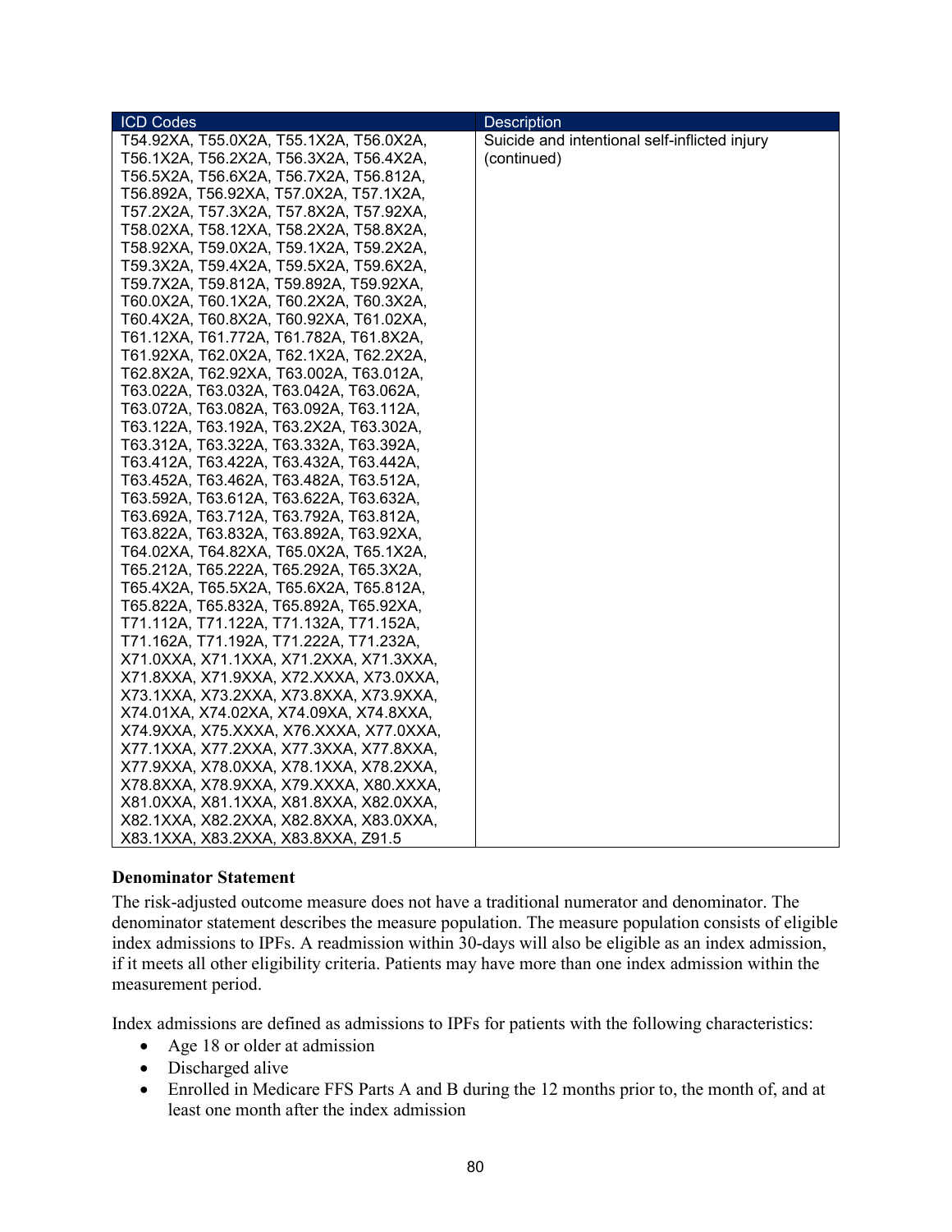| ICD Codes | Description |
|---|---|
| T54.92XA, T55.0X2A, T55.1X2A, T56.0X2A, T56.1X2A, T56.2X2A, T56.3X2A, T56.4X2A, T56.5X2A, T56.6X2A, T56.7X2A, T56.812A, T56.892A, T56.92XA, T57.0X2A, T57.1X2A, T57.2X2A, T57.3X2A, T57.8X2A, T57.92XA, T58.02XA, T58.12XA, T58.2X2A, T58.8X2A, T58.92XA, T59.0X2A, T59.1X2A, T59.2X2A, T59.3X2A, T59.4X2A, T59.5X2A, T59.6X2A, T59.7X2A, T59.812A, T59.892A, T59.92XA, T60.0X2A, T60.1X2A, T60.2X2A, T60.3X2A, T60.4X2A, T60.8X2A, T60.92XA, T61.02XA, T61.12XA, T61.772A, T61.782A, T61.8X2A, T61.92XA, T62.0X2A, T62.1X2A, T62.2X2A, T62.8X2A, T62.92XA, T63.002A, T63.012A, T63.022A, T63.032A, T63.042A, T63.062A, T63.072A, T63.082A, T63.092A, T63.112A, T63.122A, T63.192A, T63.2X2A, T63.302A, T63.312A, T63.322A, T63.332A, T63.392A, T63.412A, T63.422A, T63.432A, T63.442A, T63.452A, T63.462A, T63.482A, T63.512A, T63.592A, T63.612A, T63.622A, T63.632A, T63.692A, T63.712A, T63.792A, T63.812A, T63.822A, T63.832A, T63.892A, T63.92XA, T64.02XA, T64.82XA, T65.0X2A, T65.1X2A, T65.212A, T65.222A, T65.292A, T65.3X2A, T65.4X2A, T65.5X2A, T65.6X2A, T65.812A, T65.822A, T65.832A, T65.892A, T65.92XA, T71.112A, T71.122A, T71.132A, T71.152A, T71.162A, T71.192A, T71.222A, T71.232A, X71.0XXA, X71.1XXA, X71.2XXA, X71.3XXA, X71.8XXA, X71.9XXA, X72.XXXA, X73.0XXA, X73.1XXA, X73.2XXA, X73.8XXA, X73.9XXA, X74.01XA, X74.02XA, X74.09XA, X74.8XXA, X74.9XXA, X75.XXXA, X76.XXXA, X77.0XXA, X77.1XXA, X77.2XXA, X77.3XXA, X77.8XXA, X77.9XXA, X78.0XXA, X78.1XXA, X78.2XXA, X78.8XXA, X78.9XXA, X79.XXXA, X80.XXXA, X81.0XXA, X81.1XXA, X81.8XXA, X82.0XXA, X82.1XXA, X82.2XXA, X82.8XXA, X83.0XXA, X83.1XXA, X83.2XXA, X83.8XXA, Z91.5 | Suicide and intentional self-inflicted injury (continued) |

**Denominator Statement**

The risk-adjusted outcome measure does not have a traditional numerator and denominator. The denominator statement describes the measure population. The measure population consists of eligible index admissions to IPFs. A readmission within 30-days will also be eligible as an index admission, if it meets all other eligibility criteria. Patients may have more than one index admission within the measurement period.

Index admissions are defined as admissions to IPFs for patients with the following characteristics:

- Age 18 or older at admission
- Discharged alive
- Enrolled in Medicare FFS Parts A and B during the 12 months prior to, the month of, and at least one month after the index admission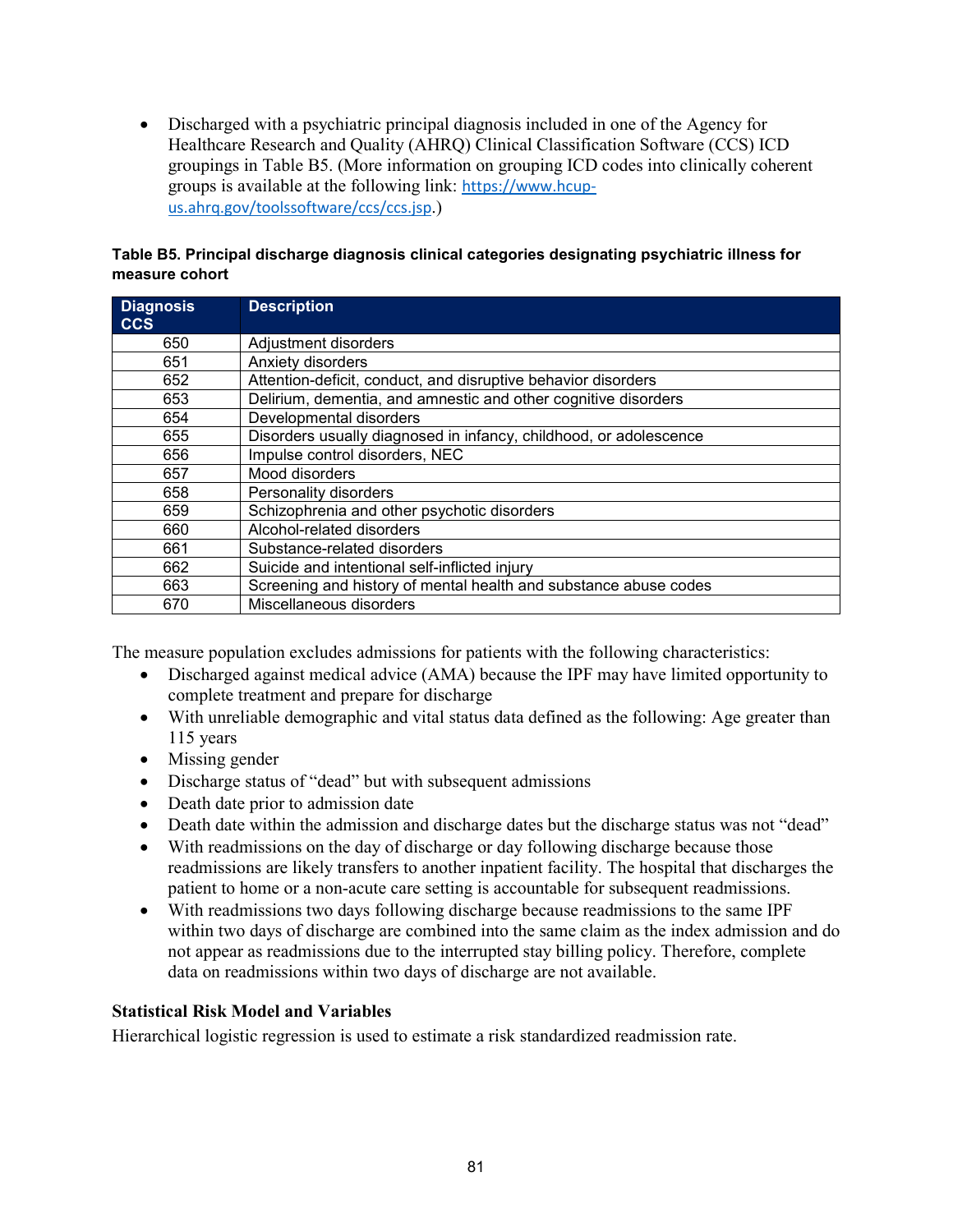- Discharged with a psychiatric principal diagnosis included in one of the Agency for Healthcare Research and Quality (AHRQ) Clinical Classification Software (CCS) ICD groupings in Table B5. (More information on grouping ICD codes into clinically coherent groups is available at the following link: https://www.hcup-us.ahrq.gov/toolssoftware/ccs/ccs.jsp.)

**Table B5. Principal discharge diagnosis clinical categories designating psychiatric illness for measure cohort**

| Diagnosis CCS | Description |
|---|---|
| 650 | Adjustment disorders |
| 651 | Anxiety disorders |
| 652 | Attention-deficit, conduct, and disruptive behavior disorders |
| 653 | Delirium, dementia, and amnestic and other cognitive disorders |
| 654 | Developmental disorders |
| 655 | Disorders usually diagnosed in infancy, childhood, or adolescence |
| 656 | Impulse control disorders, NEC |
| 657 | Mood disorders |
| 658 | Personality disorders |
| 659 | Schizophrenia and other psychotic disorders |
| 660 | Alcohol-related disorders |
| 661 | Substance-related disorders |
| 662 | Suicide and intentional self-inflicted injury |
| 663 | Screening and history of mental health and substance abuse codes |
| 670 | Miscellaneous disorders |

The measure population excludes admissions for patients with the following characteristics:

- Discharged against medical advice (AMA) because the IPF may have limited opportunity to complete treatment and prepare for discharge
- With unreliable demographic and vital status data defined as the following: Age greater than 115 years
- Missing gender
- Discharge status of "dead" but with subsequent admissions
- Death date prior to admission date
- Death date within the admission and discharge dates but the discharge status was not "dead"
- With readmissions on the day of discharge or day following discharge because those readmissions are likely transfers to another inpatient facility. The hospital that discharges the patient to home or a non-acute care setting is accountable for subsequent readmissions.
- With readmissions two days following discharge because readmissions to the same IPF within two days of discharge are combined into the same claim as the index admission and do not appear as readmissions due to the interrupted stay billing policy. Therefore, complete data on readmissions within two days of discharge are not available.

### Statistical Risk Model and Variables

Hierarchical logistic regression is used to estimate a risk standardized readmission rate.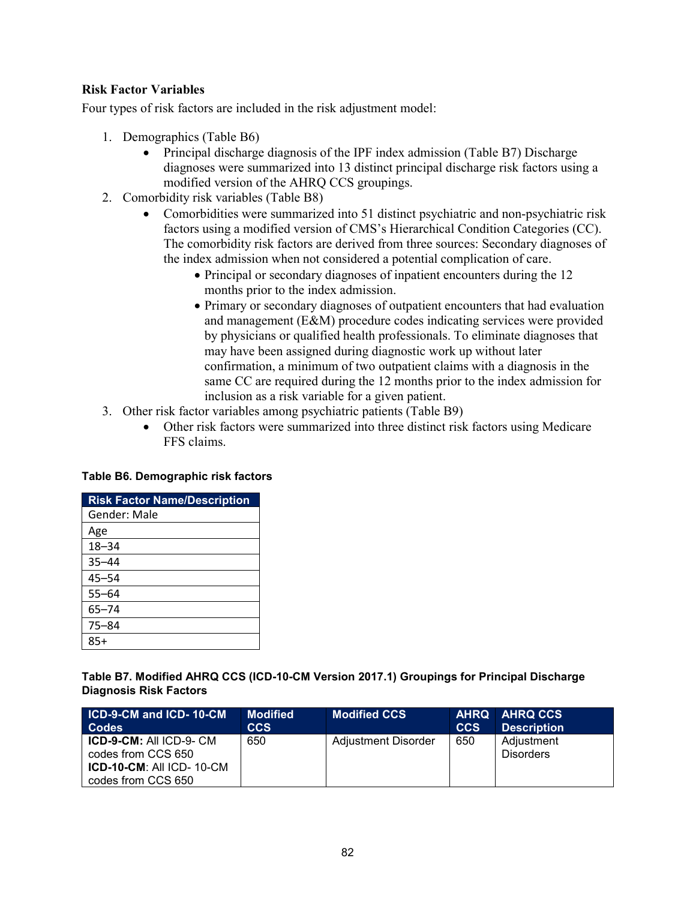### Risk Factor Variables

Four types of risk factors are included in the risk adjustment model:

1. Demographics (Table B6)
   - Principal discharge diagnosis of the IPF index admission (Table B7) Discharge diagnoses were summarized into 13 distinct principal discharge risk factors using a modified version of the AHRQ CCS groupings.
2. Comorbidity risk variables (Table B8)
   - Comorbidities were summarized into 51 distinct psychiatric and non-psychiatric risk factors using a modified version of CMS's Hierarchical Condition Categories (CC). The comorbidity risk factors are derived from three sources: Secondary diagnoses of the index admission when not considered a potential complication of care.
     - Principal or secondary diagnoses of inpatient encounters during the 12 months prior to the index admission.
     - Primary or secondary diagnoses of outpatient encounters that had evaluation and management (E&M) procedure codes indicating services were provided by physicians or qualified health professionals. To eliminate diagnoses that may have been assigned during diagnostic work up without later confirmation, a minimum of two outpatient claims with a diagnosis in the same CC are required during the 12 months prior to the index admission for inclusion as a risk variable for a given patient.
3. Other risk factor variables among psychiatric patients (Table B9)
   - Other risk factors were summarized into three distinct risk factors using Medicare FFS claims.

**Table B6. Demographic risk factors**

| Risk Factor Name/Description |
|---|
| Gender: Male |
| Age |
| 18–34 |
| 35–44 |
| 45–54 |
| 55–64 |
| 65–74 |
| 75–84 |
| 85+ |

**Table B7. Modified AHRQ CCS (ICD-10-CM Version 2017.1) Groupings for Principal Discharge Diagnosis Risk Factors**

| ICD-9-CM and ICD- 10-CM Codes | Modified CCS | Modified CCS | AHRQ CCS | AHRQ CCS Description |
|---|---|---|---|---|
| **ICD-9-CM:** All ICD-9- CM codes from CCS 650 **ICD-10-CM**: All ICD- 10-CM codes from CCS 650 | 650 | Adjustment Disorder | 650 | Adjustment Disorders |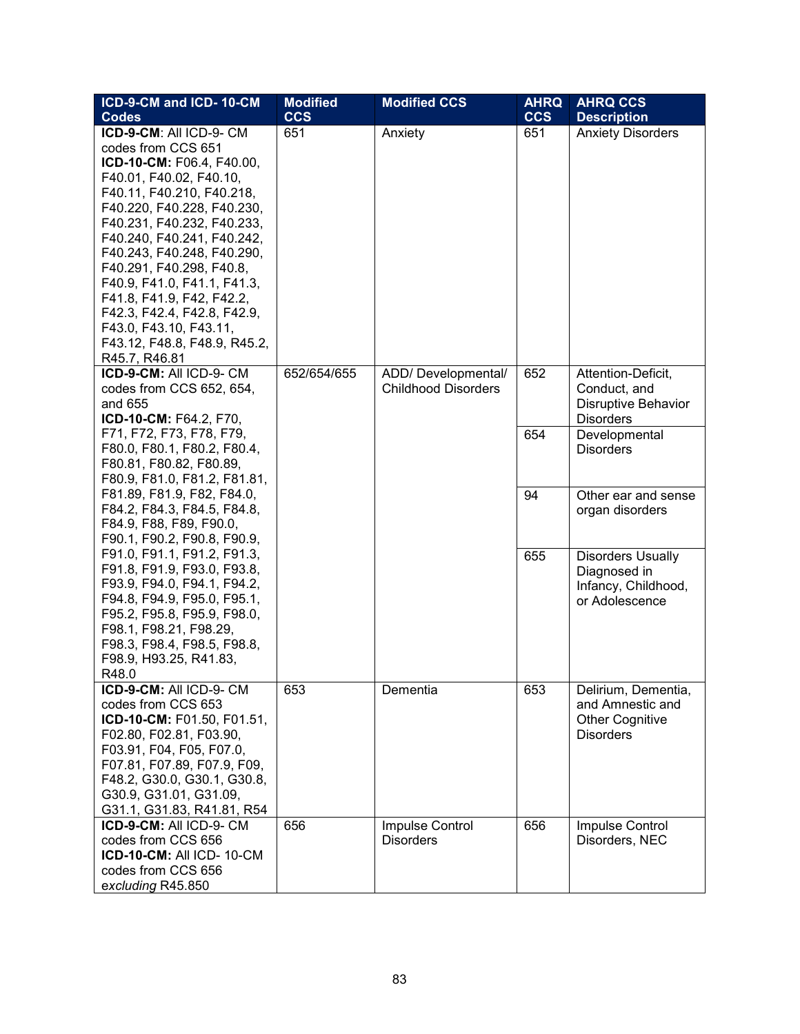| ICD-9-CM and ICD- 10-CM Codes | Modified CCS | Modified CCS | AHRQ CCS | AHRQ CCS Description |
|---|---|---|---|---|
| **ICD-9-CM**: All ICD-9- CM codes from CCS 651<br>**ICD-10-CM:** F06.4, F40.00, F40.01, F40.02, F40.10, F40.11, F40.210, F40.218, F40.220, F40.228, F40.230, F40.231, F40.232, F40.233, F40.240, F40.241, F40.242, F40.243, F40.248, F40.290, F40.291, F40.298, F40.8, F40.9, F41.0, F41.1, F41.3, F41.8, F41.9, F42, F42.2, F42.3, F42.4, F42.8, F42.9, F43.0, F43.10, F43.11, F43.12, F48.8, F48.9, R45.2, R45.7, R46.81 | 651 | Anxiety | 651 | Anxiety Disorders |
| **ICD-9-CM:** All ICD-9- CM codes from CCS 652, 654, and 655<br>**ICD-10-CM:** F64.2, F70, F71, F72, F73, F78, F79, F80.0, F80.1, F80.2, F80.4, F80.81, F80.82, F80.89, F80.9, F81.0, F81.2, F81.81, F81.89, F81.9, F82, F84.0, F84.2, F84.3, F84.5, F84.8, F84.9, F88, F89, F90.0, F90.1, F90.2, F90.8, F90.9, F91.0, F91.1, F91.2, F91.3, F91.8, F91.9, F93.0, F93.8, F93.9, F94.0, F94.1, F94.2, F94.8, F94.9, F95.0, F95.1, F95.2, F95.8, F95.9, F98.0, F98.1, F98.21, F98.29, F98.3, F98.4, F98.5, F98.8, F98.9, H93.25, R41.83, R48.0 | 652/654/655 | ADD/ Developmental/ Childhood Disorders | 652 | Attention-Deficit, Conduct, and Disruptive Behavior Disorders |
| | | | 654 | Developmental Disorders |
| | | | 94 | Other ear and sense organ disorders |
| | | | 655 | Disorders Usually Diagnosed in Infancy, Childhood, or Adolescence |
| **ICD-9-CM:** All ICD-9- CM codes from CCS 653<br>**ICD-10-CM:** F01.50, F01.51, F02.80, F02.81, F03.90, F03.91, F04, F05, F07.0, F07.81, F07.89, F07.9, F09, F48.2, G30.0, G30.1, G30.8, G30.9, G31.01, G31.09, G31.1, G31.83, R41.81, R54 | 653 | Dementia | 653 | Delirium, Dementia, and Amnestic and Other Cognitive Disorders |
| **ICD-9-CM:** All ICD-9- CM codes from CCS 656<br>**ICD-10-CM:** All ICD- 10-CM codes from CCS 656 *excluding* R45.850 | 656 | Impulse Control Disorders | 656 | Impulse Control Disorders, NEC |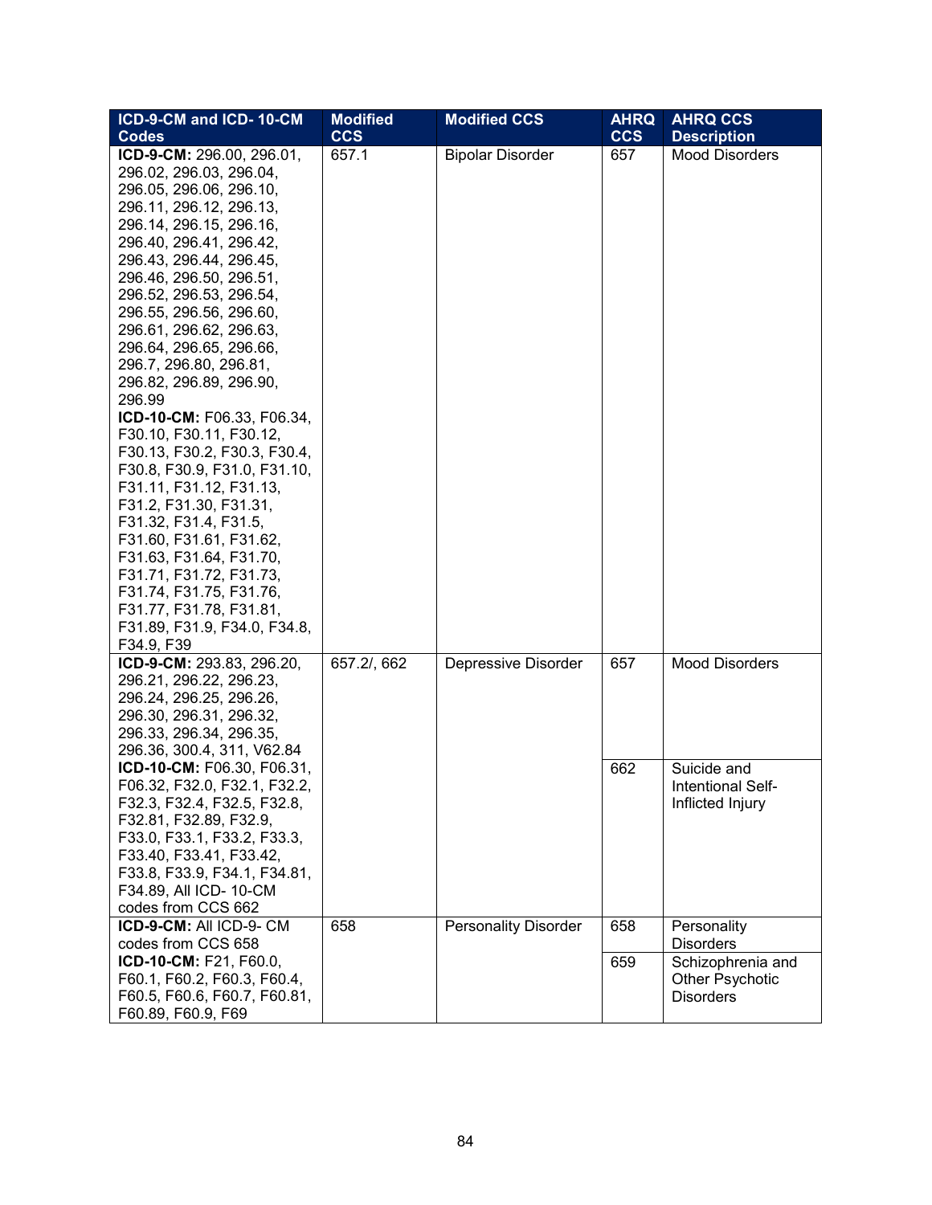| ICD-9-CM and ICD- 10-CM Codes | Modified CCS | Modified CCS | AHRQ CCS | AHRQ CCS Description |
|---|---|---|---|---|
| **ICD-9-CM:** 296.00, 296.01, 296.02, 296.03, 296.04, 296.05, 296.06, 296.10, 296.11, 296.12, 296.13, 296.14, 296.15, 296.16, 296.40, 296.41, 296.42, 296.43, 296.44, 296.45, 296.46, 296.50, 296.51, 296.52, 296.53, 296.54, 296.55, 296.56, 296.60, 296.61, 296.62, 296.63, 296.64, 296.65, 296.66, 296.7, 296.80, 296.81, 296.82, 296.89, 296.90, 296.99 **ICD-10-CM:** F06.33, F06.34, F30.10, F30.11, F30.12, F30.13, F30.2, F30.3, F30.4, F30.8, F30.9, F31.0, F31.10, F31.11, F31.12, F31.13, F31.2, F31.30, F31.31, F31.32, F31.4, F31.5, F31.60, F31.61, F31.62, F31.63, F31.64, F31.70, F31.71, F31.72, F31.73, F31.74, F31.75, F31.76, F31.77, F31.78, F31.81, F31.89, F31.9, F34.0, F34.8, F34.9, F39 | 657.1 | Bipolar Disorder | 657 | Mood Disorders |
| **ICD-9-CM:** 293.83, 296.20, 296.21, 296.22, 296.23, 296.24, 296.25, 296.26, 296.30, 296.31, 296.32, 296.33, 296.34, 296.35, 296.36, 300.4, 311, V62.84 **ICD-10-CM:** F06.30, F06.31, F06.32, F32.0, F32.1, F32.2, F32.3, F32.4, F32.5, F32.8, F32.81, F32.89, F32.9, F33.0, F33.1, F33.2, F33.3, F33.40, F33.41, F33.42, F33.8, F33.9, F34.1, F34.81, F34.89, All ICD- 10-CM codes from CCS 662 | 657.2/, 662 | Depressive Disorder | 657 | Mood Disorders |
| | | | 662 | Suicide and Intentional Self-Inflicted Injury |
| **ICD-9-CM:** All ICD-9- CM codes from CCS 658 **ICD-10-CM:** F21, F60.0, F60.1, F60.2, F60.3, F60.4, F60.5, F60.6, F60.7, F60.81, F60.89, F60.9, F69 | 658 | Personality Disorder | 658 | Personality Disorders |
| | | | 659 | Schizophrenia and Other Psychotic Disorders |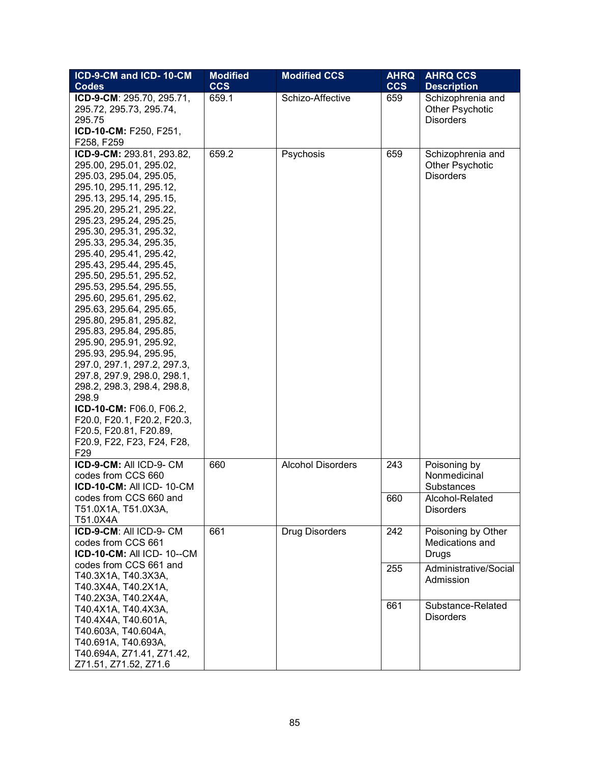| ICD-9-CM and ICD- 10-CM Codes | Modified CCS | Modified CCS | AHRQ CCS | AHRQ CCS Description |
|---|---|---|---|---|
| **ICD-9-CM**: 295.70, 295.71, 295.72, 295.73, 295.74, 295.75<br>**ICD-10-CM:** F250, F251, F258, F259 | 659.1 | Schizo-Affective | 659 | Schizophrenia and Other Psychotic Disorders |
| **ICD-9-CM:** 293.81, 293.82, 295.00, 295.01, 295.02, 295.03, 295.04, 295.05, 295.10, 295.11, 295.12, 295.13, 295.14, 295.15, 295.20, 295.21, 295.22, 295.23, 295.24, 295.25, 295.30, 295.31, 295.32, 295.33, 295.34, 295.35, 295.40, 295.41, 295.42, 295.43, 295.44, 295.45, 295.50, 295.51, 295.52, 295.53, 295.54, 295.55, 295.60, 295.61, 295.62, 295.63, 295.64, 295.65, 295.80, 295.81, 295.82, 295.83, 295.84, 295.85, 295.90, 295.91, 295.92, 295.93, 295.94, 295.95, 297.0, 297.1, 297.2, 297.3, 297.8, 297.9, 298.0, 298.1, 298.2, 298.3, 298.4, 298.8, 298.9<br>**ICD-10-CM:** F06.0, F06.2, F20.0, F20.1, F20.2, F20.3, F20.5, F20.81, F20.89, F20.9, F22, F23, F24, F28, F29 | 659.2 | Psychosis | 659 | Schizophrenia and Other Psychotic Disorders |
| **ICD-9-CM:** All ICD-9- CM codes from CCS 660<br>**ICD-10-CM:** All ICD- 10-CM codes from CCS 660 and T51.0X1A, T51.0X3A, T51.0X4A | 660 | Alcohol Disorders | 243 | Poisoning by Nonmedicinal Substances |
| | | | 660 | Alcohol-Related Disorders |
| **ICD-9-CM**: All ICD-9- CM codes from CCS 661<br>**ICD-10-CM:** All ICD- 10--CM codes from CCS 661 and T40.3X1A, T40.3X3A, T40.3X4A, T40.2X1A, T40.2X3A, T40.2X4A, T40.4X1A, T40.4X3A, T40.4X4A, T40.601A, T40.603A, T40.604A, T40.691A, T40.693A, T40.694A, Z71.41, Z71.42, Z71.51, Z71.52, Z71.6 | 661 | Drug Disorders | 242 | Poisoning by Other Medications and Drugs |
| | | | 255 | Administrative/Social Admission |
| | | | 661 | Substance-Related Disorders |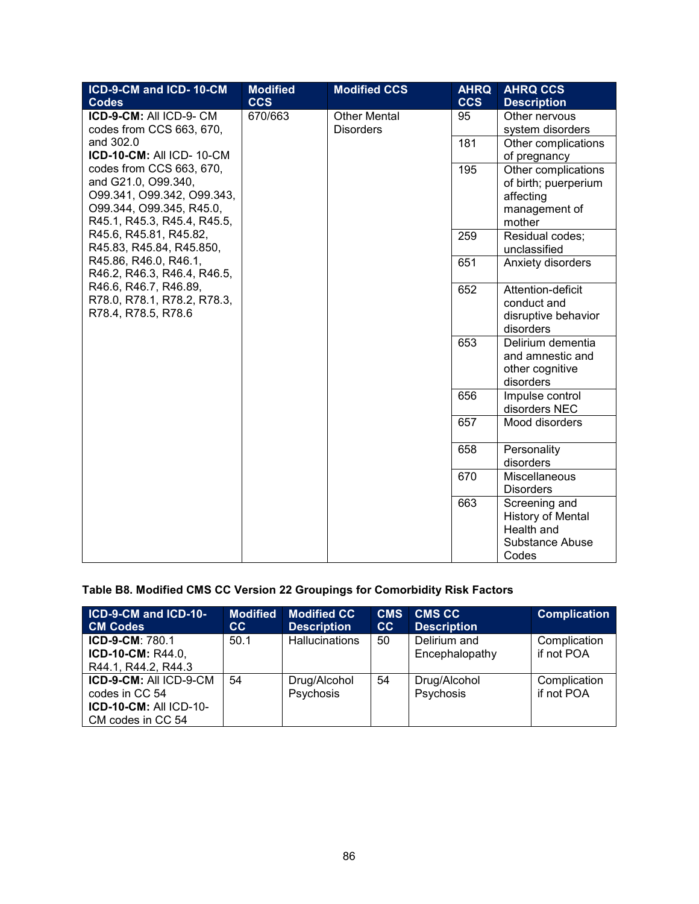| ICD-9-CM and ICD- 10-CM Codes | Modified CCS | Modified CCS | AHRQ CCS | AHRQ CCS Description |
|---|---|---|---|---|
| **ICD-9-CM:** All ICD-9- CM codes from CCS 663, 670, and 302.0 **ICD-10-CM:** All ICD- 10-CM codes from CCS 663, 670, and G21.0, O99.340, O99.341, O99.342, O99.343, O99.344, O99.345, R45.0, R45.1, R45.3, R45.4, R45.5, R45.6, R45.81, R45.82, R45.83, R45.84, R45.850, R45.86, R46.0, R46.1, R46.2, R46.3, R46.4, R46.5, R46.6, R46.7, R46.89, R78.0, R78.1, R78.2, R78.3, R78.4, R78.5, R78.6 | 670/663 | Other Mental Disorders | 95 | Other nervous system disorders |
| | | | 181 | Other complications of pregnancy |
| | | | 195 | Other complications of birth; puerperium affecting management of mother |
| | | | 259 | Residual codes; unclassified |
| | | | 651 | Anxiety disorders |
| | | | 652 | Attention-deficit conduct and disruptive behavior disorders |
| | | | 653 | Delirium dementia and amnestic and other cognitive disorders |
| | | | 656 | Impulse control disorders NEC |
| | | | 657 | Mood disorders |
| | | | 658 | Personality disorders |
| | | | 670 | Miscellaneous Disorders |
| | | | 663 | Screening and History of Mental Health and Substance Abuse Codes |

**Table B8. Modified CMS CC Version 22 Groupings for Comorbidity Risk Factors**

| ICD-9-CM and ICD-10-CM Codes | Modified CC | Modified CC Description | CMS CC | CMS CC Description | Complication |
|---|---|---|---|---|---|
| **ICD-9-CM**: 780.1 **ICD-10-CM:** R44.0, R44.1, R44.2, R44.3 | 50.1 | Hallucinations | 50 | Delirium and Encephalopathy | Complication if not POA |
| **ICD-9-CM:** All ICD-9-CM codes in CC 54 **ICD-10-CM:** All ICD-10-CM codes in CC 54 | 54 | Drug/Alcohol Psychosis | 54 | Drug/Alcohol Psychosis | Complication if not POA |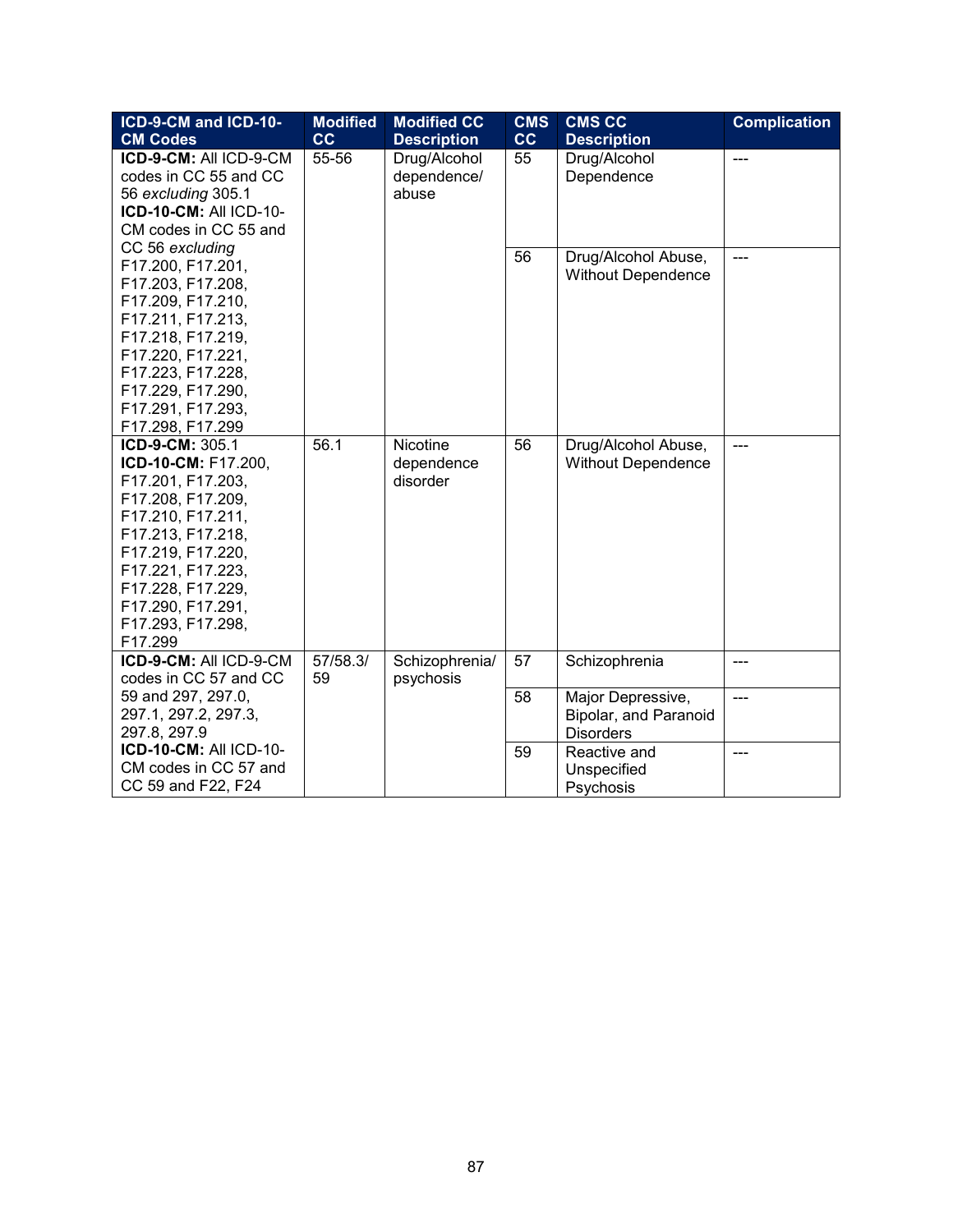| ICD-9-CM and ICD-10-CM Codes | Modified CC | Modified CC Description | CMS CC | CMS CC Description | Complication |
|---|---|---|---|---|---|
| **ICD-9-CM:** All ICD-9-CM codes in CC 55 and CC 56 *excluding* 305.1 **ICD-10-CM:** All ICD-10-CM codes in CC 55 and CC 56 *excluding* F17.200, F17.201, F17.203, F17.208, F17.209, F17.210, F17.211, F17.213, F17.218, F17.219, F17.220, F17.221, F17.223, F17.228, F17.229, F17.290, F17.291, F17.293, F17.298, F17.299 | 55-56 | Drug/Alcohol dependence/ abuse | 55 | Drug/Alcohol Dependence | --- |
| | | | 56 | Drug/Alcohol Abuse, Without Dependence | --- |
| **ICD-9-CM:** 305.1 **ICD-10-CM:** F17.200, F17.201, F17.203, F17.208, F17.209, F17.210, F17.211, F17.213, F17.218, F17.219, F17.220, F17.221, F17.223, F17.228, F17.229, F17.290, F17.291, F17.293, F17.298, F17.299 | 56.1 | Nicotine dependence disorder | 56 | Drug/Alcohol Abuse, Without Dependence | --- |
| **ICD-9-CM:** All ICD-9-CM codes in CC 57 and CC 59 and 297, 297.0, 297.1, 297.2, 297.3, 297.8, 297.9 **ICD-10-CM:** All ICD-10-CM codes in CC 57 and CC 59 and F22, F24 | 57/58.3/ 59 | Schizophrenia/ psychosis | 57 | Schizophrenia | --- |
| | | | 58 | Major Depressive, Bipolar, and Paranoid Disorders | --- |
| | | | 59 | Reactive and Unspecified Psychosis | --- |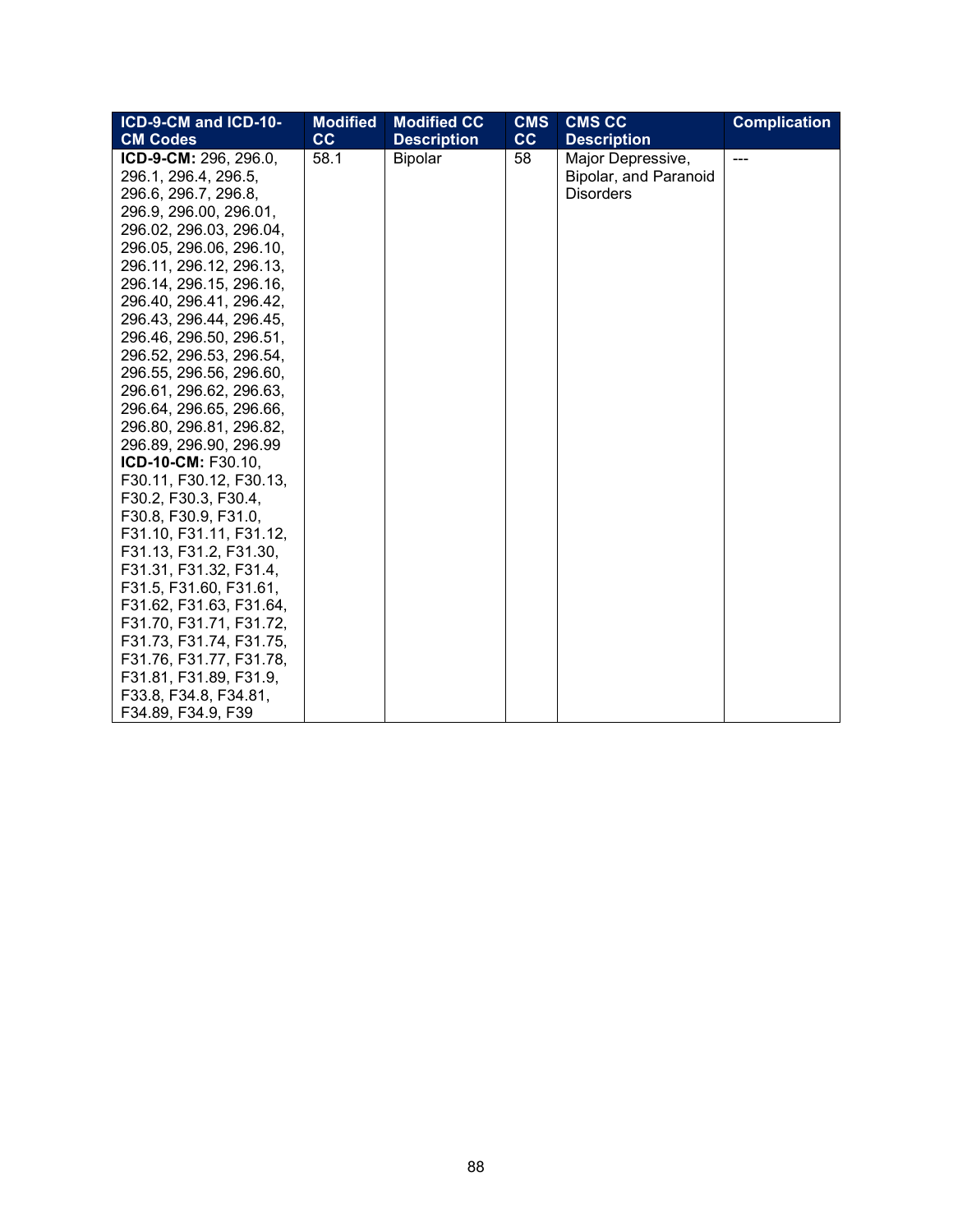| ICD-9-CM and ICD-10-CM Codes | Modified CC | Modified CC Description | CMS CC | CMS CC Description | Complication |
|---|---|---|---|---|---|
| **ICD-9-CM:** 296, 296.0, 296.1, 296.4, 296.5, 296.6, 296.7, 296.8, 296.9, 296.00, 296.01, 296.02, 296.03, 296.04, 296.05, 296.06, 296.10, 296.11, 296.12, 296.13, 296.14, 296.15, 296.16, 296.40, 296.41, 296.42, 296.43, 296.44, 296.45, 296.46, 296.50, 296.51, 296.52, 296.53, 296.54, 296.55, 296.56, 296.60, 296.61, 296.62, 296.63, 296.64, 296.65, 296.66, 296.80, 296.81, 296.82, 296.89, 296.90, 296.99 **ICD-10-CM:** F30.10, F30.11, F30.12, F30.13, F30.2, F30.3, F30.4, F30.8, F30.9, F31.0, F31.10, F31.11, F31.12, F31.13, F31.2, F31.30, F31.31, F31.32, F31.4, F31.5, F31.60, F31.61, F31.62, F31.63, F31.64, F31.70, F31.71, F31.72, F31.73, F31.74, F31.75, F31.76, F31.77, F31.78, F31.81, F31.89, F31.9, F33.8, F34.8, F34.81, F34.89, F34.9, F39 | 58.1 | Bipolar | 58 | Major Depressive, Bipolar, and Paranoid Disorders | --- |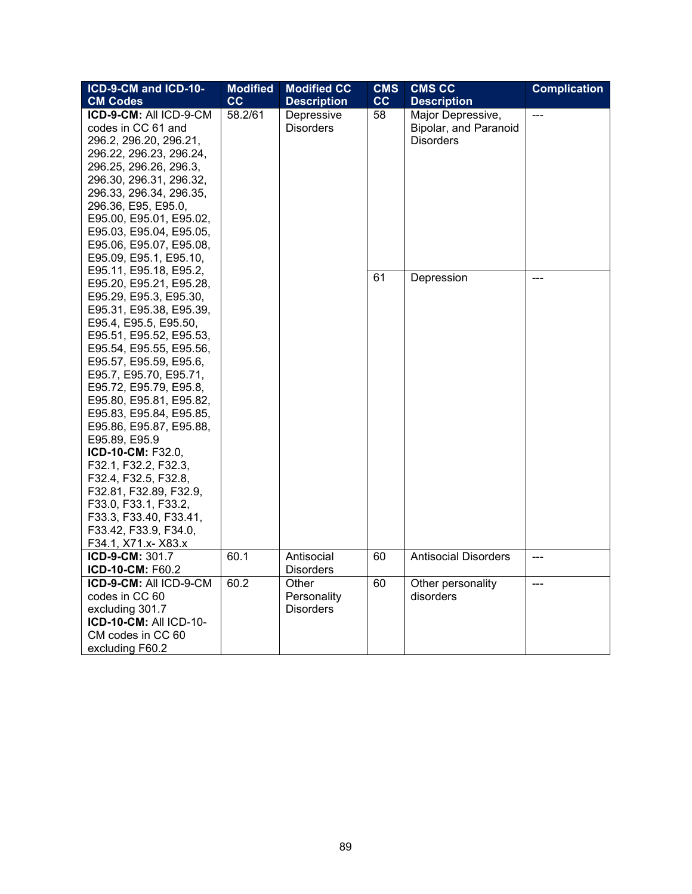| ICD-9-CM and ICD-10-CM Codes | Modified CC | Modified CC Description | CMS CC | CMS CC Description | Complication |
|---|---|---|---|---|---|
| **ICD-9-CM:** All ICD-9-CM codes in CC 61 and 296.2, 296.20, 296.21, 296.22, 296.23, 296.24, 296.25, 296.26, 296.3, 296.30, 296.31, 296.32, 296.33, 296.34, 296.35, 296.36, E95, E95.0, E95.00, E95.01, E95.02, E95.03, E95.04, E95.05, E95.06, E95.07, E95.08, E95.09, E95.1, E95.10, E95.11, E95.18, E95.2, E95.20, E95.21, E95.28, E95.29, E95.3, E95.30, E95.31, E95.38, E95.39, E95.4, E95.5, E95.50, E95.51, E95.52, E95.53, E95.54, E95.55, E95.56, E95.57, E95.59, E95.6, E95.7, E95.70, E95.71, E95.72, E95.79, E95.8, E95.80, E95.81, E95.82, E95.83, E95.84, E95.85, E95.86, E95.87, E95.88, E95.89, E95.9 **ICD-10-CM:** F32.0, F32.1, F32.2, F32.3, F32.4, F32.5, F32.8, F32.81, F32.89, F32.9, F33.0, F33.1, F33.2, F33.3, F33.40, F33.41, F33.42, F33.9, F34.0, F34.1, X71.x- X83.x | 58.2/61 | Depressive Disorders | 58 | Major Depressive, Bipolar, and Paranoid Disorders | --- |
| | | | 61 | Depression | --- |
| **ICD-9-CM:** 301.7 **ICD-10-CM:** F60.2 | 60.1 | Antisocial Disorders | 60 | Antisocial Disorders | --- |
| **ICD-9-CM:** All ICD-9-CM codes in CC 60 excluding 301.7 **ICD-10-CM:** All ICD-10-CM codes in CC 60 excluding F60.2 | 60.2 | Other Personality Disorders | 60 | Other personality disorders | --- |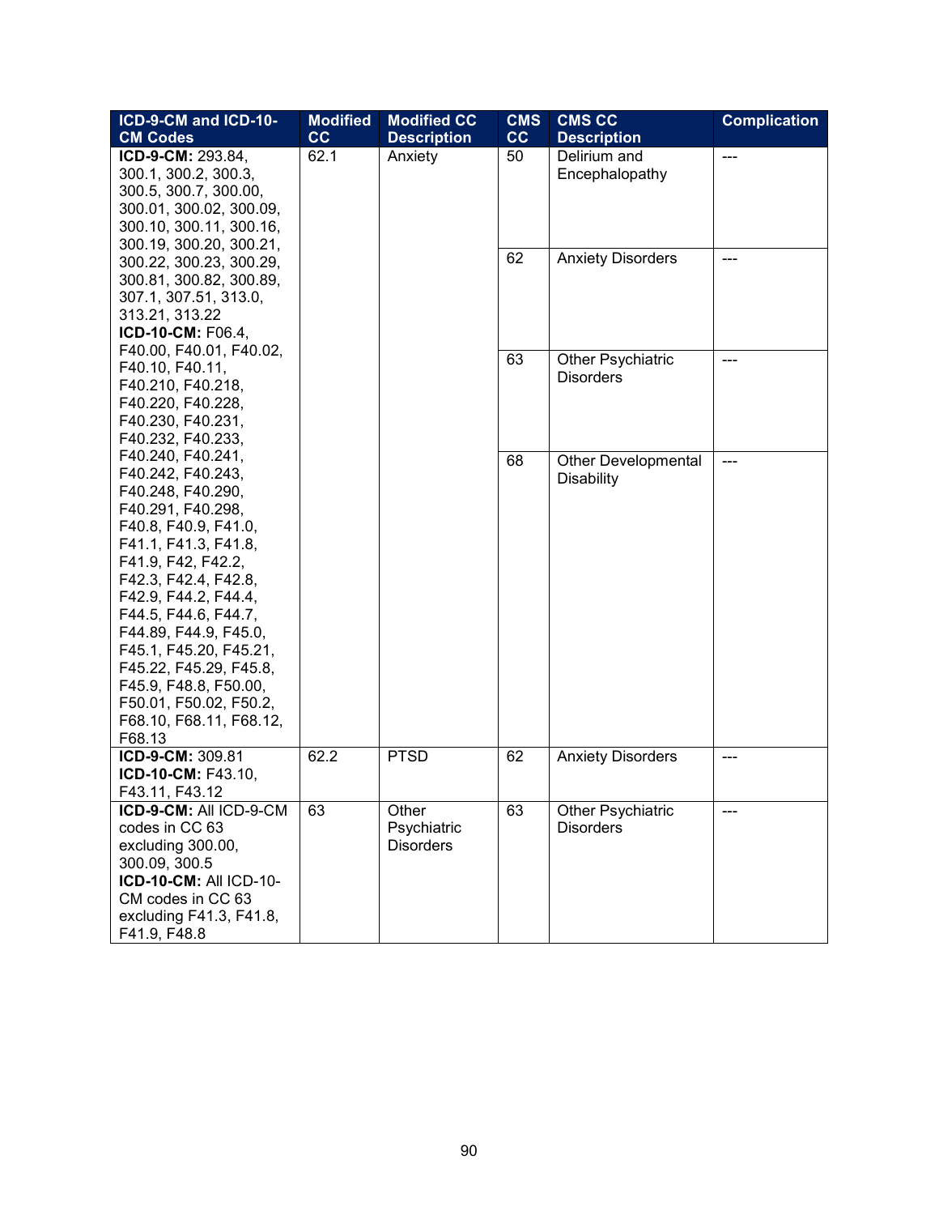| ICD-9-CM and ICD-10-CM Codes | Modified CC | Modified CC Description | CMS CC | CMS CC Description | Complication |
|---|---|---|---|---|---|
| **ICD-9-CM:** 293.84, 300.1, 300.2, 300.3, 300.5, 300.7, 300.00, 300.01, 300.02, 300.09, 300.10, 300.11, 300.16, 300.19, 300.20, 300.21, 300.22, 300.23, 300.29, 300.81, 300.82, 300.89, 307.1, 307.51, 313.0, 313.21, 313.22 **ICD-10-CM:** F06.4, F40.00, F40.01, F40.02, F40.10, F40.11, F40.210, F40.218, F40.220, F40.228, F40.230, F40.231, F40.232, F40.233, F40.240, F40.241, F40.242, F40.243, F40.248, F40.290, F40.291, F40.298, F40.8, F40.9, F41.0, F41.1, F41.3, F41.8, F41.9, F42, F42.2, F42.3, F42.4, F42.8, F42.9, F44.2, F44.4, F44.5, F44.6, F44.7, F44.89, F44.9, F45.0, F45.1, F45.20, F45.21, F45.22, F45.29, F45.8, F45.9, F48.8, F50.00, F50.01, F50.02, F50.2, F68.10, F68.11, F68.12, F68.13 | 62.1 | Anxiety | 50 | Delirium and Encephalopathy | --- |
| | | | 62 | Anxiety Disorders | --- |
| | | | 63 | Other Psychiatric Disorders | --- |
| | | | 68 | Other Developmental Disability | --- |
| **ICD-9-CM:** 309.81 **ICD-10-CM:** F43.10, F43.11, F43.12 | 62.2 | PTSD | 62 | Anxiety Disorders | --- |
| **ICD-9-CM:** All ICD-9-CM codes in CC 63 excluding 300.00, 300.09, 300.5 **ICD-10-CM:** All ICD-10-CM codes in CC 63 excluding F41.3, F41.8, F41.9, F48.8 | 63 | Other Psychiatric Disorders | 63 | Other Psychiatric Disorders | --- |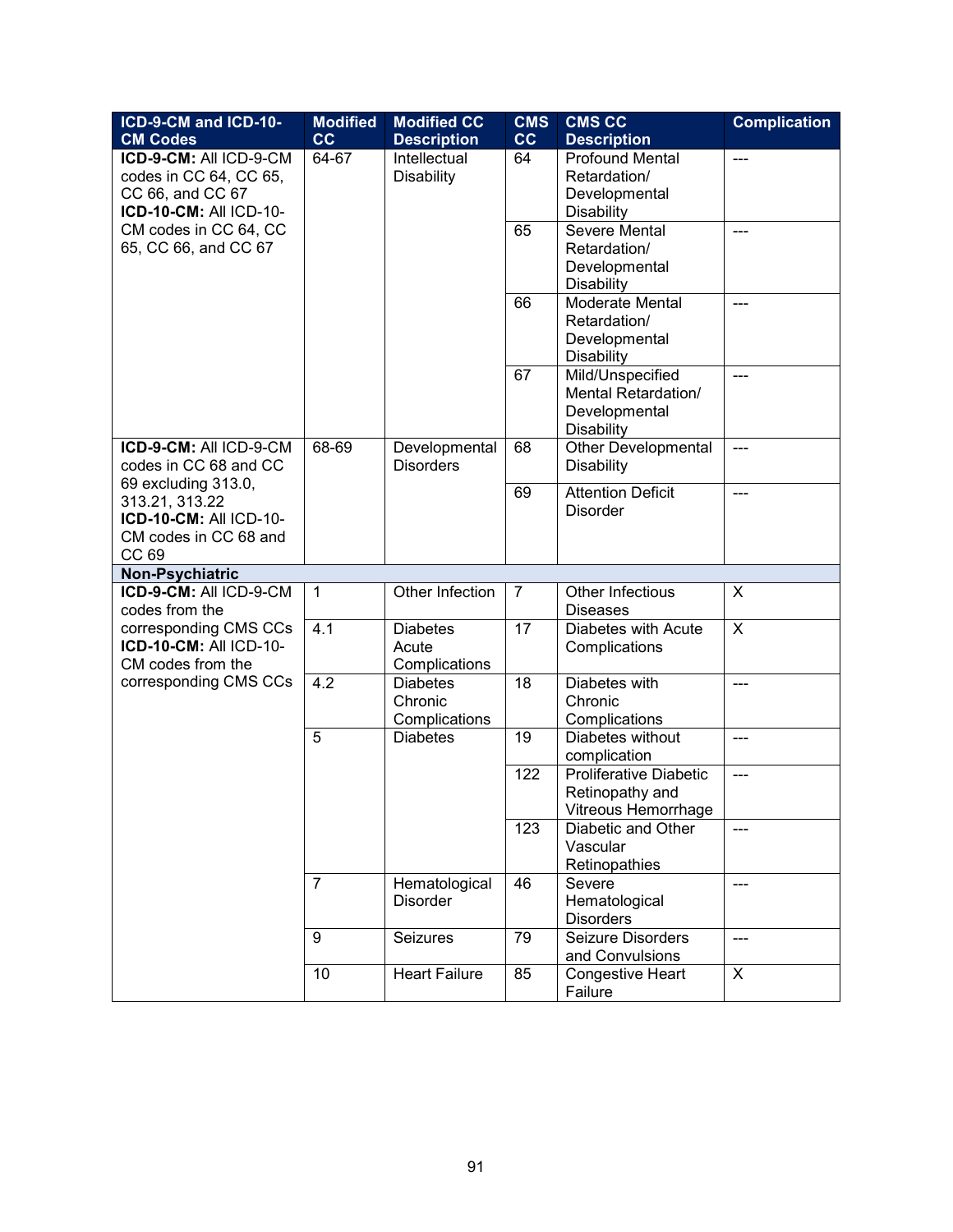| ICD-9-CM and ICD-10-CM Codes | Modified CC | Modified CC Description | CMS CC | CMS CC Description | Complication |
|---|---|---|---|---|---|
| **ICD-9-CM:** All ICD-9-CM codes in CC 64, CC 65, CC 66, and CC 67 **ICD-10-CM:** All ICD-10-CM codes in CC 64, CC 65, CC 66, and CC 67 | 64-67 | Intellectual Disability | 64 | Profound Mental Retardation/ Developmental Disability | --- |
| | | | 65 | Severe Mental Retardation/ Developmental Disability | --- |
| | | | 66 | Moderate Mental Retardation/ Developmental Disability | --- |
| | | | 67 | Mild/Unspecified Mental Retardation/ Developmental Disability | --- |
| **ICD-9-CM:** All ICD-9-CM codes in CC 68 and CC 69 excluding 313.0, 313.21, 313.22 **ICD-10-CM:** All ICD-10-CM codes in CC 68 and CC 69 | 68-69 | Developmental Disorders | 68 | Other Developmental Disability | --- |
| | | | 69 | Attention Deficit Disorder | --- |
| **Non-Psychiatric** | | | | | |
| **ICD-9-CM:** All ICD-9-CM codes from the corresponding CMS CCs **ICD-10-CM:** All ICD-10-CM codes from the corresponding CMS CCs | 1 | Other Infection | 7 | Other Infectious Diseases | X |
| | 4.1 | Diabetes Acute Complications | 17 | Diabetes with Acute Complications | X |
| | 4.2 | Diabetes Chronic Complications | 18 | Diabetes with Chronic Complications | --- |
| | 5 | Diabetes | 19 | Diabetes without complication | --- |
| | | | 122 | Proliferative Diabetic Retinopathy and Vitreous Hemorrhage | --- |
| | | | 123 | Diabetic and Other Vascular Retinopathies | --- |
| | 7 | Hematological Disorder | 46 | Severe Hematological Disorders | --- |
| | 9 | Seizures | 79 | Seizure Disorders and Convulsions | --- |
| | 10 | Heart Failure | 85 | Congestive Heart Failure | X |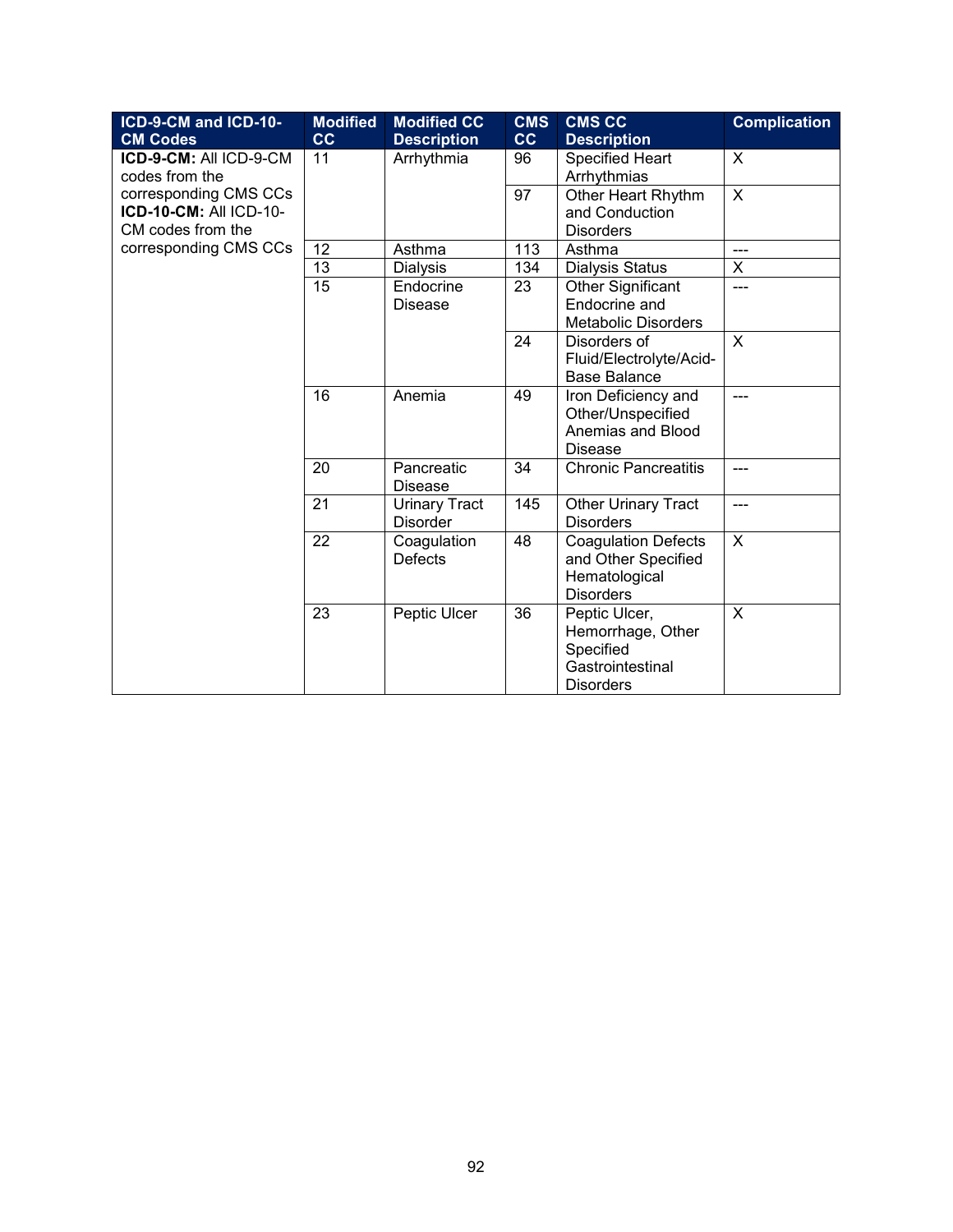| ICD-9-CM and ICD-10-CM Codes | Modified CC | Modified CC Description | CMS CC | CMS CC Description | Complication |
|---|---|---|---|---|---|
| **ICD-9-CM:** All ICD-9-CM codes from the corresponding CMS CCs **ICD-10-CM:** All ICD-10-CM codes from the corresponding CMS CCs | 11 | Arrhythmia | 96 | Specified Heart Arrhythmias | X |
| | | | 97 | Other Heart Rhythm and Conduction Disorders | X |
| | 12 | Asthma | 113 | Asthma | --- |
| | 13 | Dialysis | 134 | Dialysis Status | X |
| | 15 | Endocrine Disease | 23 | Other Significant Endocrine and Metabolic Disorders | --- |
| | | | 24 | Disorders of Fluid/Electrolyte/Acid-Base Balance | X |
| | 16 | Anemia | 49 | Iron Deficiency and Other/Unspecified Anemias and Blood Disease | --- |
| | 20 | Pancreatic Disease | 34 | Chronic Pancreatitis | --- |
| | 21 | Urinary Tract Disorder | 145 | Other Urinary Tract Disorders | --- |
| | 22 | Coagulation Defects | 48 | Coagulation Defects and Other Specified Hematological Disorders | X |
| | 23 | Peptic Ulcer | 36 | Peptic Ulcer, Hemorrhage, Other Specified Gastrointestinal Disorders | X |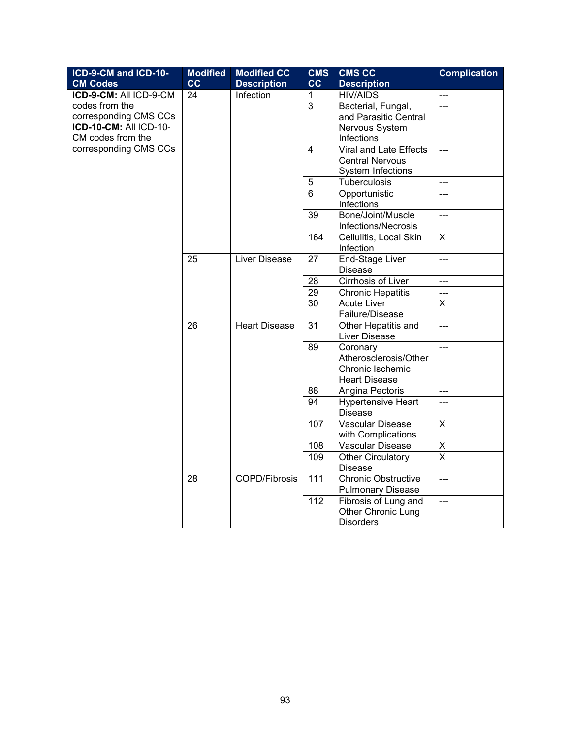| ICD-9-CM and ICD-10-CM Codes | Modified CC | Modified CC Description | CMS CC | CMS CC Description | Complication |
|---|---|---|---|---|---|
| **ICD-9-CM:** All ICD-9-CM codes from the corresponding CMS CCs **ICD-10-CM:** All ICD-10-CM codes from the corresponding CMS CCs | 24 | Infection | 1 | HIV/AIDS | --- |
| | | | 3 | Bacterial, Fungal, and Parasitic Central Nervous System Infections | --- |
| | | | 4 | Viral and Late Effects Central Nervous System Infections | --- |
| | | | 5 | Tuberculosis | --- |
| | | | 6 | Opportunistic Infections | --- |
| | | | 39 | Bone/Joint/Muscle Infections/Necrosis | --- |
| | | | 164 | Cellulitis, Local Skin Infection | X |
| | 25 | Liver Disease | 27 | End-Stage Liver Disease | --- |
| | | | 28 | Cirrhosis of Liver | --- |
| | | | 29 | Chronic Hepatitis | --- |
| | | | 30 | Acute Liver Failure/Disease | X |
| | 26 | Heart Disease | 31 | Other Hepatitis and Liver Disease | --- |
| | | | 89 | Coronary Atherosclerosis/Other Chronic Ischemic Heart Disease | --- |
| | | | 88 | Angina Pectoris | --- |
| | | | 94 | Hypertensive Heart Disease | --- |
| | | | 107 | Vascular Disease with Complications | X |
| | | | 108 | Vascular Disease | X |
| | | | 109 | Other Circulatory Disease | X |
| | 28 | COPD/Fibrosis | 111 | Chronic Obstructive Pulmonary Disease | --- |
| | | | 112 | Fibrosis of Lung and Other Chronic Lung Disorders | --- |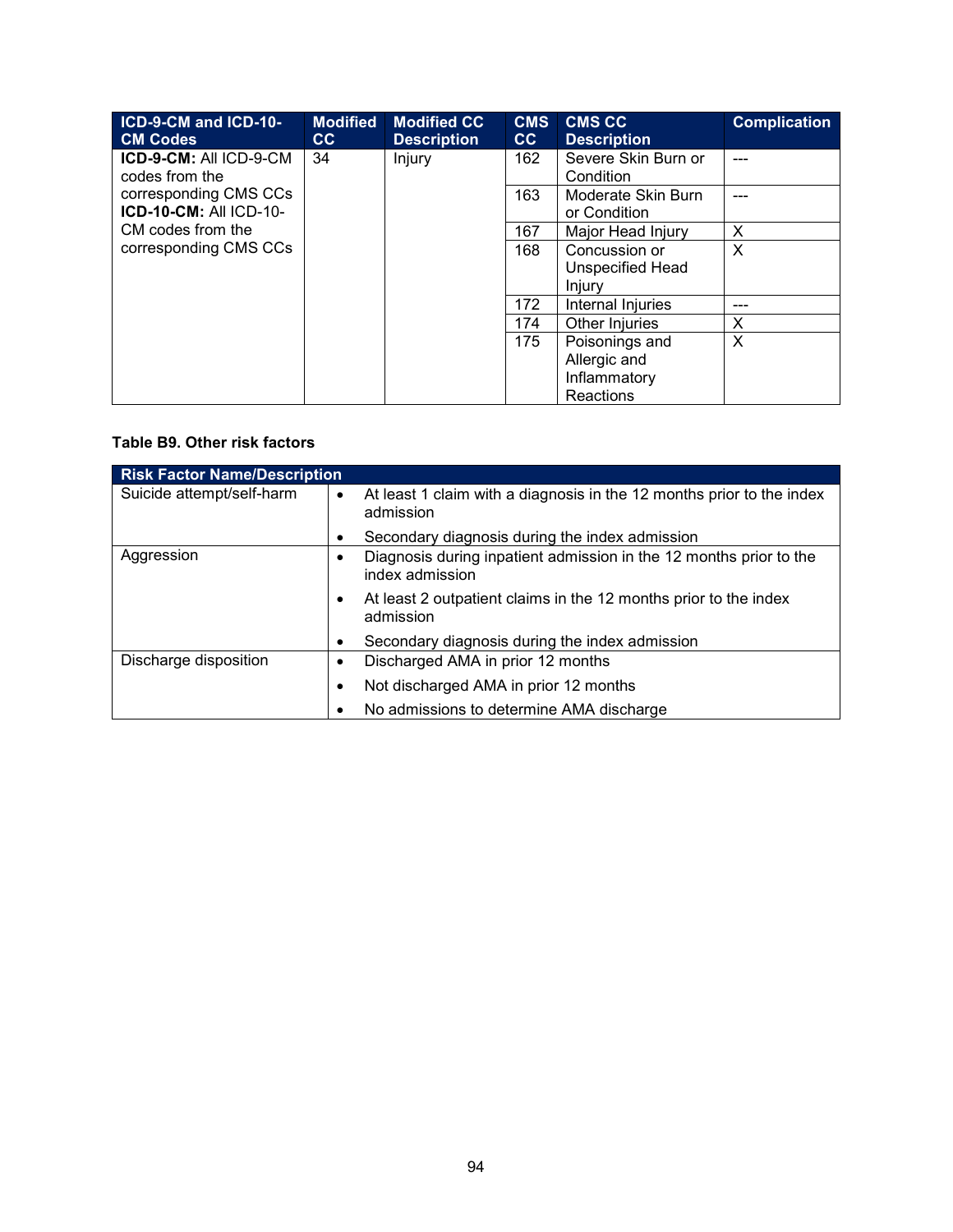| ICD-9-CM and ICD-10-CM Codes | Modified CC | Modified CC Description | CMS CC | CMS CC Description | Complication |
|---|---|---|---|---|---|
| **ICD-9-CM:** All ICD-9-CM codes from the corresponding CMS CCs **ICD-10-CM:** All ICD-10-CM codes from the corresponding CMS CCs | 34 | Injury | 162 | Severe Skin Burn or Condition | --- |
| | | | 163 | Moderate Skin Burn or Condition | --- |
| | | | 167 | Major Head Injury | X |
| | | | 168 | Concussion or Unspecified Head Injury | X |
| | | | 172 | Internal Injuries | --- |
| | | | 174 | Other Injuries | X |
| | | | 175 | Poisonings and Allergic and Inflammatory Reactions | X |

**Table B9. Other risk factors**

| Risk Factor Name/Description | |
|---|---|
| Suicide attempt/self-harm | • At least 1 claim with a diagnosis in the 12 months prior to the index admission<br>• Secondary diagnosis during the index admission |
| Aggression | • Diagnosis during inpatient admission in the 12 months prior to the index admission<br>• At least 2 outpatient claims in the 12 months prior to the index admission<br>• Secondary diagnosis during the index admission |
| Discharge disposition | • Discharged AMA in prior 12 months<br>• Not discharged AMA in prior 12 months<br>• No admissions to determine AMA discharge |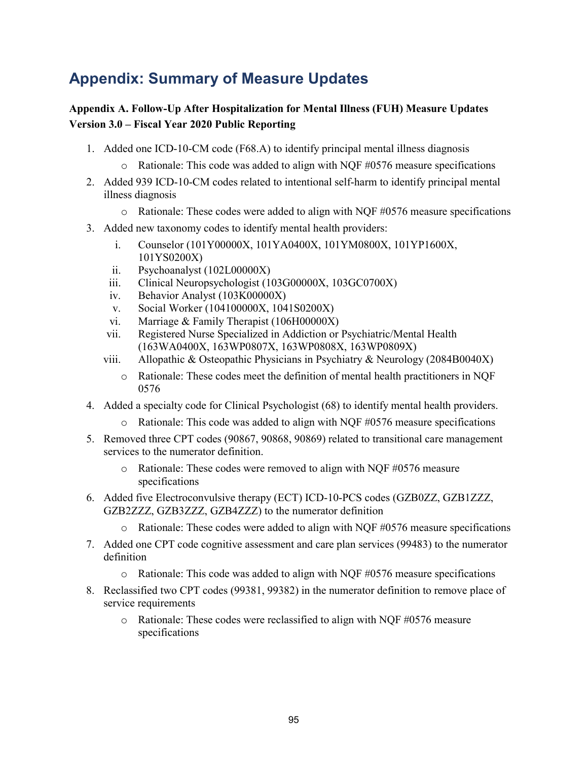# Appendix: Summary of Measure Updates

**Appendix A. Follow-Up After Hospitalization for Mental Illness (FUH) Measure Updates Version 3.0 – Fiscal Year 2020 Public Reporting**

1. Added one ICD-10-CM code (F68.A) to identify principal mental illness diagnosis
   - Rationale: This code was added to align with NQF #0576 measure specifications
2. Added 939 ICD-10-CM codes related to intentional self-harm to identify principal mental illness diagnosis
   - Rationale: These codes were added to align with NQF #0576 measure specifications
3. Added new taxonomy codes to identify mental health providers:
   i. Counselor (101Y00000X, 101YA0400X, 101YM0800X, 101YP1600X, 101YS0200X)
   ii. Psychoanalyst (102L00000X)
   iii. Clinical Neuropsychologist (103G00000X, 103GC0700X)
   iv. Behavior Analyst (103K00000X)
   v. Social Worker (104100000X, 1041S0200X)
   vi. Marriage & Family Therapist (106H00000X)
   vii. Registered Nurse Specialized in Addiction or Psychiatric/Mental Health (163WA0400X, 163WP0807X, 163WP0808X, 163WP0809X)
   viii. Allopathic & Osteopathic Physicians in Psychiatry & Neurology (2084B0040X)
   - Rationale: These codes meet the definition of mental health practitioners in NQF 0576
4. Added a specialty code for Clinical Psychologist (68) to identify mental health providers.
   - Rationale: This code was added to align with NQF #0576 measure specifications
5. Removed three CPT codes (90867, 90868, 90869) related to transitional care management services to the numerator definition.
   - Rationale: These codes were removed to align with NQF #0576 measure specifications
6. Added five Electroconvulsive therapy (ECT) ICD-10-PCS codes (GZB0ZZ, GZB1ZZZ, GZB2ZZZ, GZB3ZZZ, GZB4ZZZ) to the numerator definition
   - Rationale: These codes were added to align with NQF #0576 measure specifications
7. Added one CPT code cognitive assessment and care plan services (99483) to the numerator definition
   - Rationale: This code was added to align with NQF #0576 measure specifications
8. Reclassified two CPT codes (99381, 99382) in the numerator definition to remove place of service requirements
   - Rationale: These codes were reclassified to align with NQF #0576 measure specifications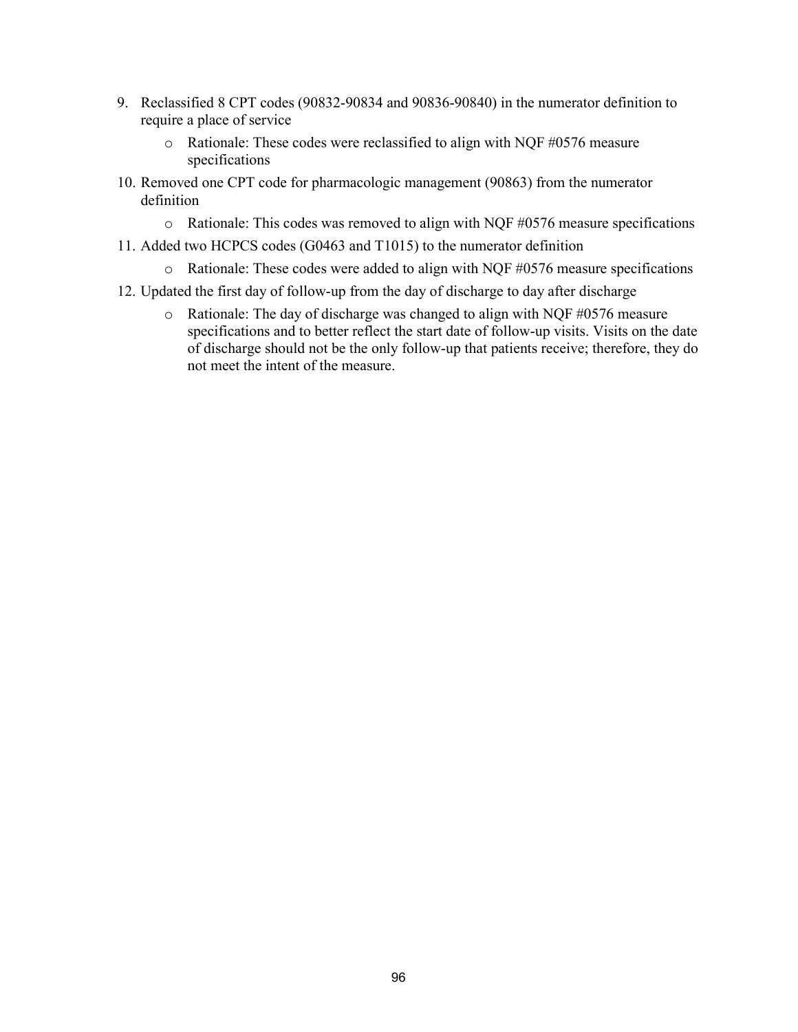9. Reclassified 8 CPT codes (90832-90834 and 90836-90840) in the numerator definition to require a place of service
    - Rationale: These codes were reclassified to align with NQF #0576 measure specifications
10. Removed one CPT code for pharmacologic management (90863) from the numerator definition
    - Rationale: This codes was removed to align with NQF #0576 measure specifications
11. Added two HCPCS codes (G0463 and T1015) to the numerator definition
    - Rationale: These codes were added to align with NQF #0576 measure specifications
12. Updated the first day of follow-up from the day of discharge to day after discharge
    - Rationale: The day of discharge was changed to align with NQF #0576 measure specifications and to better reflect the start date of follow-up visits. Visits on the date of discharge should not be the only follow-up that patients receive; therefore, they do not meet the intent of the measure.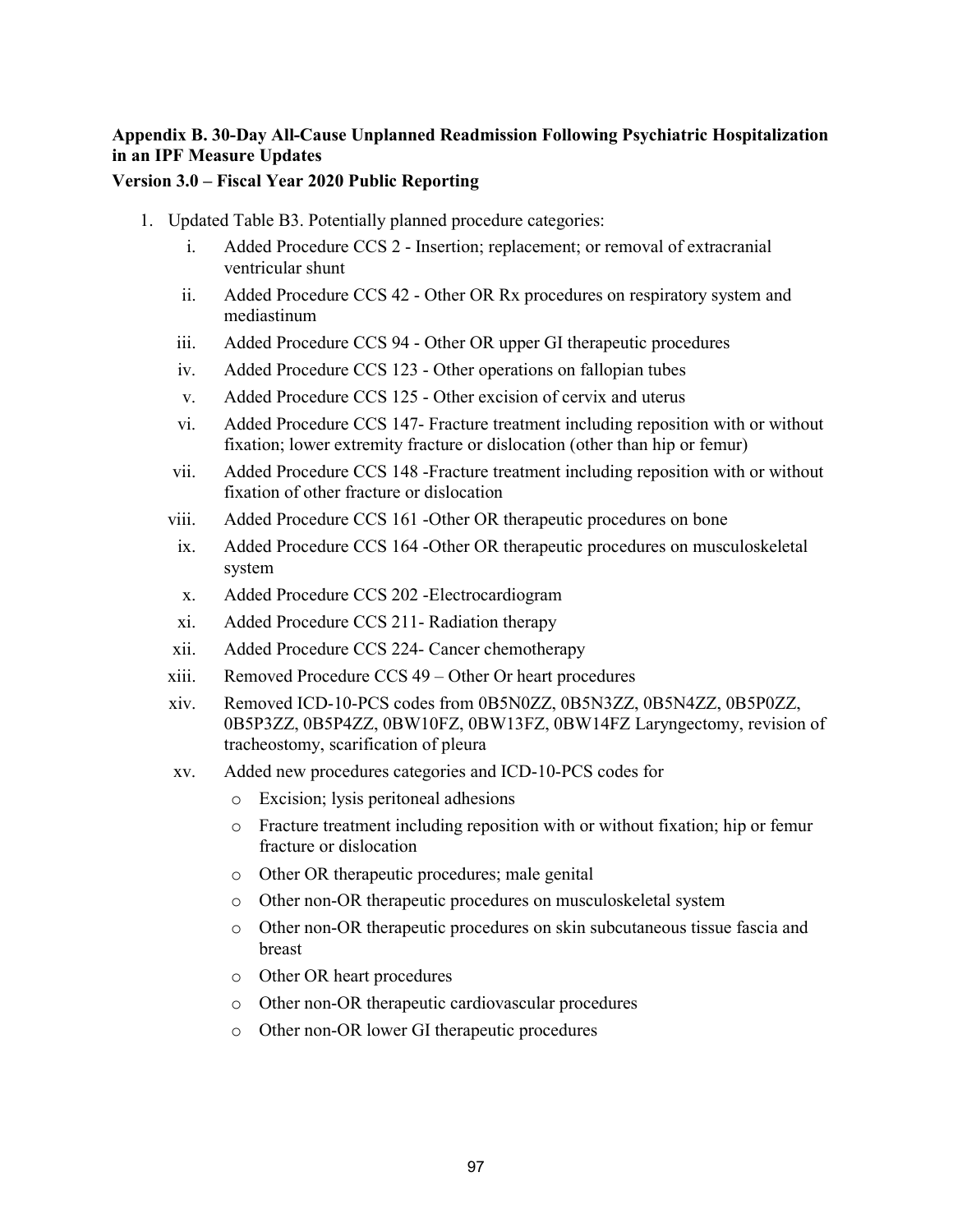**Appendix B. 30-Day All-Cause Unplanned Readmission Following Psychiatric Hospitalization in an IPF Measure Updates**

**Version 3.0 – Fiscal Year 2020 Public Reporting**

1. Updated Table B3. Potentially planned procedure categories:
   i. Added Procedure CCS 2 - Insertion; replacement; or removal of extracranial ventricular shunt
   ii. Added Procedure CCS 42 - Other OR Rx procedures on respiratory system and mediastinum
   iii. Added Procedure CCS 94 - Other OR upper GI therapeutic procedures
   iv. Added Procedure CCS 123 - Other operations on fallopian tubes
   v. Added Procedure CCS 125 - Other excision of cervix and uterus
   vi. Added Procedure CCS 147- Fracture treatment including reposition with or without fixation; lower extremity fracture or dislocation (other than hip or femur)
   vii. Added Procedure CCS 148 -Fracture treatment including reposition with or without fixation of other fracture or dislocation
   viii. Added Procedure CCS 161 -Other OR therapeutic procedures on bone
   ix. Added Procedure CCS 164 -Other OR therapeutic procedures on musculoskeletal system
   x. Added Procedure CCS 202 -Electrocardiogram
   xi. Added Procedure CCS 211- Radiation therapy
   xii. Added Procedure CCS 224- Cancer chemotherapy
   xiii. Removed Procedure CCS 49 – Other Or heart procedures
   xiv. Removed ICD-10-PCS codes from 0B5N0ZZ, 0B5N3ZZ, 0B5N4ZZ, 0B5P0ZZ, 0B5P3ZZ, 0B5P4ZZ, 0BW10FZ, 0BW13FZ, 0BW14FZ Laryngectomy, revision of tracheostomy, scarification of pleura
   xv. Added new procedures categories and ICD-10-PCS codes for
      - Excision; lysis peritoneal adhesions
      - Fracture treatment including reposition with or without fixation; hip or femur fracture or dislocation
      - Other OR therapeutic procedures; male genital
      - Other non-OR therapeutic procedures on musculoskeletal system
      - Other non-OR therapeutic procedures on skin subcutaneous tissue fascia and breast
      - Other OR heart procedures
      - Other non-OR therapeutic cardiovascular procedures
      - Other non-OR lower GI therapeutic procedures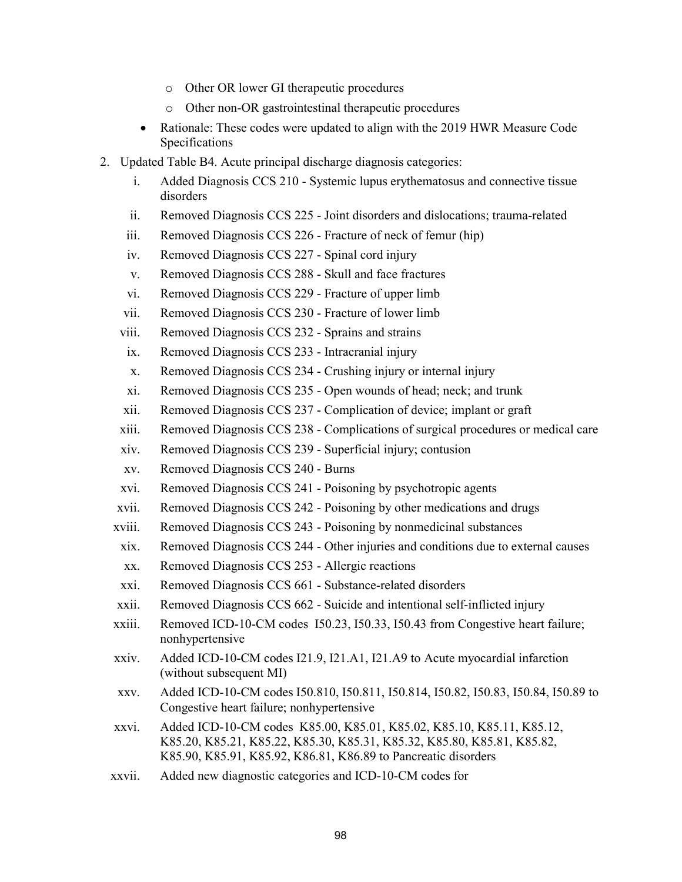- Other OR lower GI therapeutic procedures
    - Other non-OR gastrointestinal therapeutic procedures
  - Rationale: These codes were updated to align with the 2019 HWR Measure Code Specifications

2. Updated Table B4. Acute principal discharge diagnosis categories:

   i. Added Diagnosis CCS 210 - Systemic lupus erythematosus and connective tissue disorders

   ii. Removed Diagnosis CCS 225 - Joint disorders and dislocations; trauma-related

   iii. Removed Diagnosis CCS 226 - Fracture of neck of femur (hip)

   iv. Removed Diagnosis CCS 227 - Spinal cord injury

   v. Removed Diagnosis CCS 288 - Skull and face fractures

   vi. Removed Diagnosis CCS 229 - Fracture of upper limb

   vii. Removed Diagnosis CCS 230 - Fracture of lower limb

   viii. Removed Diagnosis CCS 232 - Sprains and strains

   ix. Removed Diagnosis CCS 233 - Intracranial injury

   x. Removed Diagnosis CCS 234 - Crushing injury or internal injury

   xi. Removed Diagnosis CCS 235 - Open wounds of head; neck; and trunk

   xii. Removed Diagnosis CCS 237 - Complication of device; implant or graft

   xiii. Removed Diagnosis CCS 238 - Complications of surgical procedures or medical care

   xiv. Removed Diagnosis CCS 239 - Superficial injury; contusion

   xv. Removed Diagnosis CCS 240 - Burns

   xvi. Removed Diagnosis CCS 241 - Poisoning by psychotropic agents

   xvii. Removed Diagnosis CCS 242 - Poisoning by other medications and drugs

   xviii. Removed Diagnosis CCS 243 - Poisoning by nonmedicinal substances

   xix. Removed Diagnosis CCS 244 - Other injuries and conditions due to external causes

   xx. Removed Diagnosis CCS 253 - Allergic reactions

   xxi. Removed Diagnosis CCS 661 - Substance-related disorders

   xxii. Removed Diagnosis CCS 662 - Suicide and intentional self-inflicted injury

   xxiii. Removed ICD-10-CM codes I50.23, I50.33, I50.43 from Congestive heart failure; nonhypertensive

   xxiv. Added ICD-10-CM codes I21.9, I21.A1, I21.A9 to Acute myocardial infarction (without subsequent MI)

   xxv. Added ICD-10-CM codes I50.810, I50.811, I50.814, I50.82, I50.83, I50.84, I50.89 to Congestive heart failure; nonhypertensive

   xxvi. Added ICD-10-CM codes K85.00, K85.01, K85.02, K85.10, K85.11, K85.12, K85.20, K85.21, K85.22, K85.30, K85.31, K85.32, K85.80, K85.81, K85.82, K85.90, K85.91, K85.92, K86.81, K86.89 to Pancreatic disorders

   xxvii. Added new diagnostic categories and ICD-10-CM codes for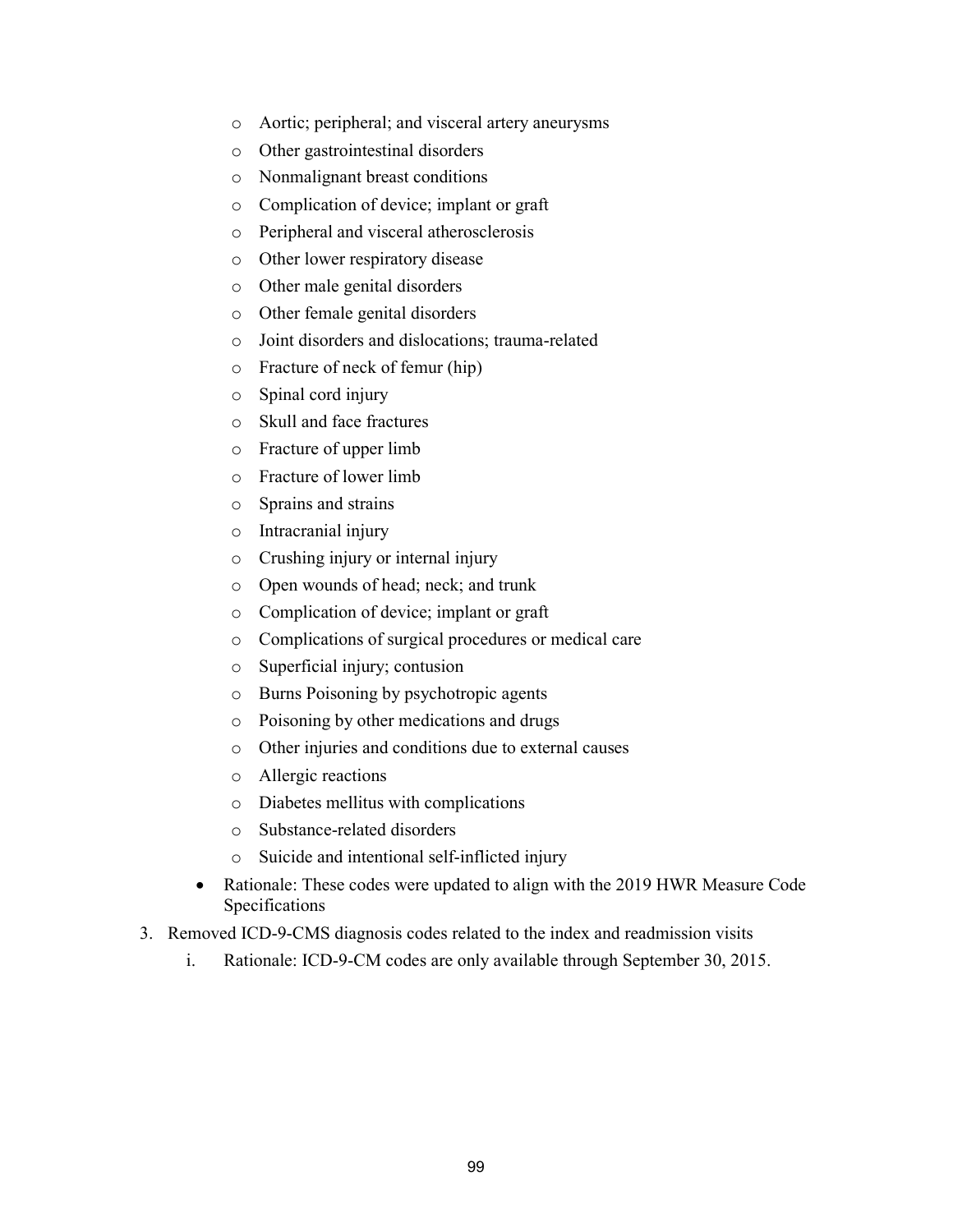- Aortic; peripheral; and visceral artery aneurysms
- Other gastrointestinal disorders
- Nonmalignant breast conditions
- Complication of device; implant or graft
- Peripheral and visceral atherosclerosis
- Other lower respiratory disease
- Other male genital disorders
- Other female genital disorders
- Joint disorders and dislocations; trauma-related
- Fracture of neck of femur (hip)
- Spinal cord injury
- Skull and face fractures
- Fracture of upper limb
- Fracture of lower limb
- Sprains and strains
- Intracranial injury
- Crushing injury or internal injury
- Open wounds of head; neck; and trunk
- Complication of device; implant or graft
- Complications of surgical procedures or medical care
- Superficial injury; contusion
- Burns Poisoning by psychotropic agents
- Poisoning by other medications and drugs
- Other injuries and conditions due to external causes
- Allergic reactions
- Diabetes mellitus with complications
- Substance-related disorders
- Suicide and intentional self-inflicted injury

- Rationale: These codes were updated to align with the 2019 HWR Measure Code Specifications

3. Removed ICD-9-CMS diagnosis codes related to the index and readmission visits
   i. Rationale: ICD-9-CM codes are only available through September 30, 2015.